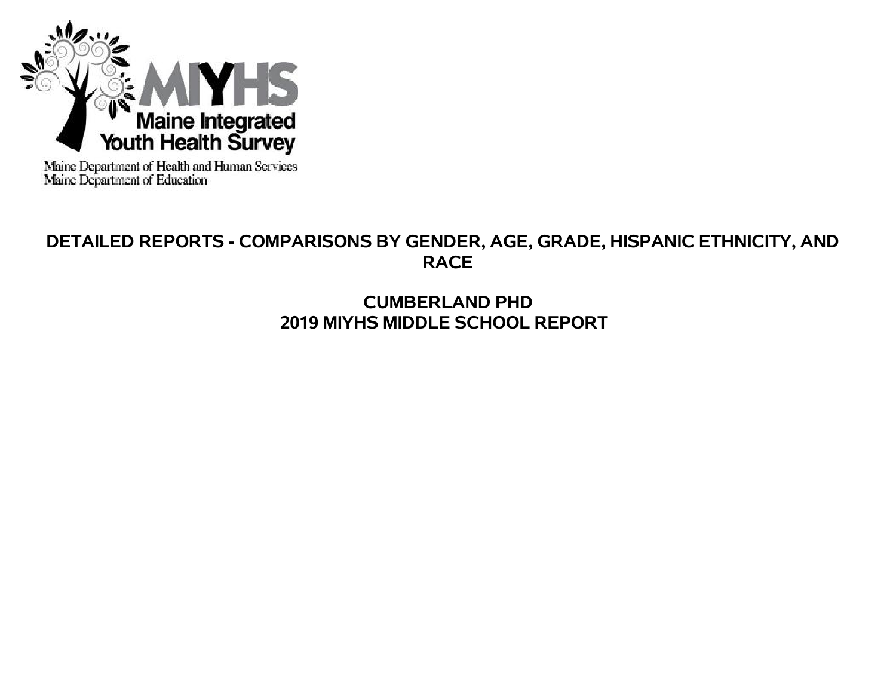MIYHS

Maine Integrated Youth Health Survey

Maine Department of Health and Human Services
Maine Department of Education

# DETAILED REPORTS - COMPARISONS BY GENDER, AGE, GRADE, HISPANIC ETHNICITY, AND RACE

## CUMBERLAND PHD
## 2019 MIYHS MIDDLE SCHOOL REPORT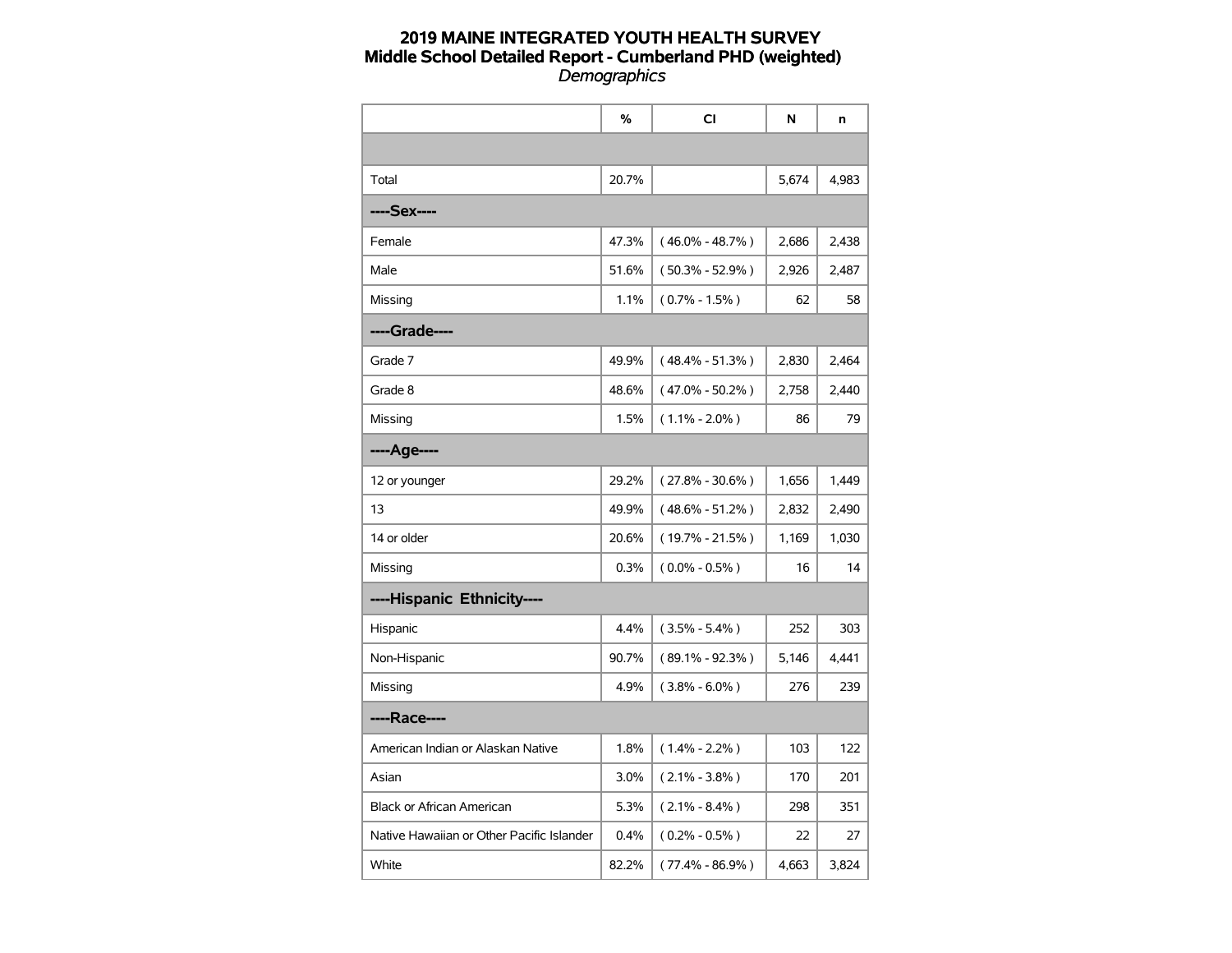# 2019 MAINE INTEGRATED YOUTH HEALTH SURVEY
## Middle School Detailed Report - Cumberland PHD (weighted)
*Demographics*

| | % | CI | N | n |
|---|---|---|---|---|
| | | | | |
| Total | 20.7% | | 5,674 | 4,983 |
| **----Sex----** | | | | |
| Female | 47.3% | ( 46.0% - 48.7% ) | 2,686 | 2,438 |
| Male | 51.6% | ( 50.3% - 52.9% ) | 2,926 | 2,487 |
| Missing | 1.1% | ( 0.7% - 1.5% ) | 62 | 58 |
| **----Grade----** | | | | |
| Grade 7 | 49.9% | ( 48.4% - 51.3% ) | 2,830 | 2,464 |
| Grade 8 | 48.6% | ( 47.0% - 50.2% ) | 2,758 | 2,440 |
| Missing | 1.5% | ( 1.1% - 2.0% ) | 86 | 79 |
| **----Age----** | | | | |
| 12 or younger | 29.2% | ( 27.8% - 30.6% ) | 1,656 | 1,449 |
| 13 | 49.9% | ( 48.6% - 51.2% ) | 2,832 | 2,490 |
| 14 or older | 20.6% | ( 19.7% - 21.5% ) | 1,169 | 1,030 |
| Missing | 0.3% | ( 0.0% - 0.5% ) | 16 | 14 |
| **----Hispanic Ethnicity----** | | | | |
| Hispanic | 4.4% | ( 3.5% - 5.4% ) | 252 | 303 |
| Non-Hispanic | 90.7% | ( 89.1% - 92.3% ) | 5,146 | 4,441 |
| Missing | 4.9% | ( 3.8% - 6.0% ) | 276 | 239 |
| **----Race----** | | | | |
| American Indian or Alaskan Native | 1.8% | ( 1.4% - 2.2% ) | 103 | 122 |
| Asian | 3.0% | ( 2.1% - 3.8% ) | 170 | 201 |
| Black or African American | 5.3% | ( 2.1% - 8.4% ) | 298 | 351 |
| Native Hawaiian or Other Pacific Islander | 0.4% | ( 0.2% - 0.5% ) | 22 | 27 |
| White | 82.2% | ( 77.4% - 86.9% ) | 4,663 | 3,824 |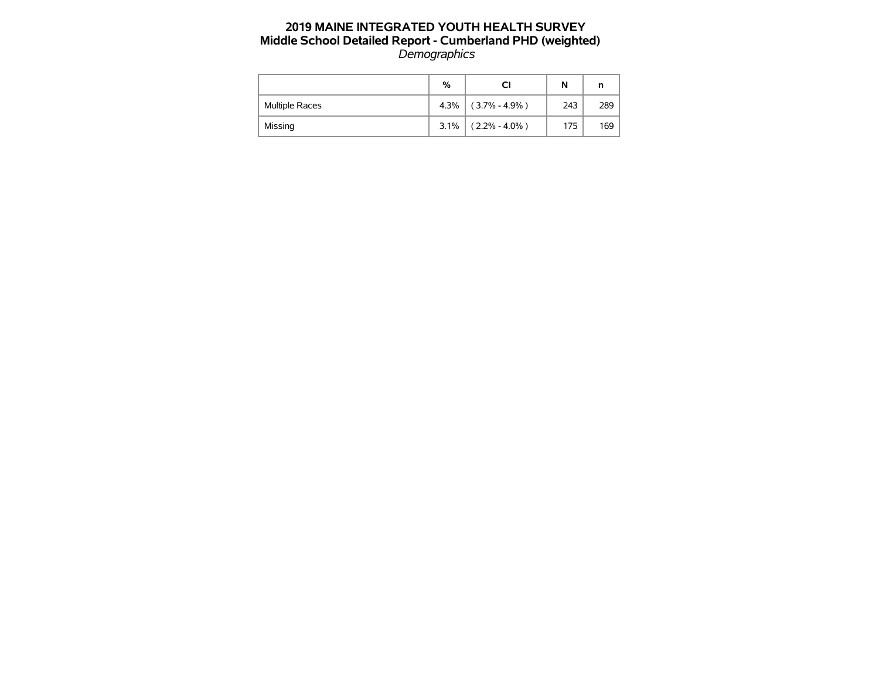# 2019 MAINE INTEGRATED YOUTH HEALTH SURVEY

## Middle School Detailed Report - Cumberland PHD (weighted)

*Demographics*

| | % | CI | N | n |
|---|---|---|---|---|
| Multiple Races | 4.3% | ( 3.7% - 4.9% ) | 243 | 289 |
| Missing | 3.1% | ( 2.2% - 4.0% ) | 175 | 169 |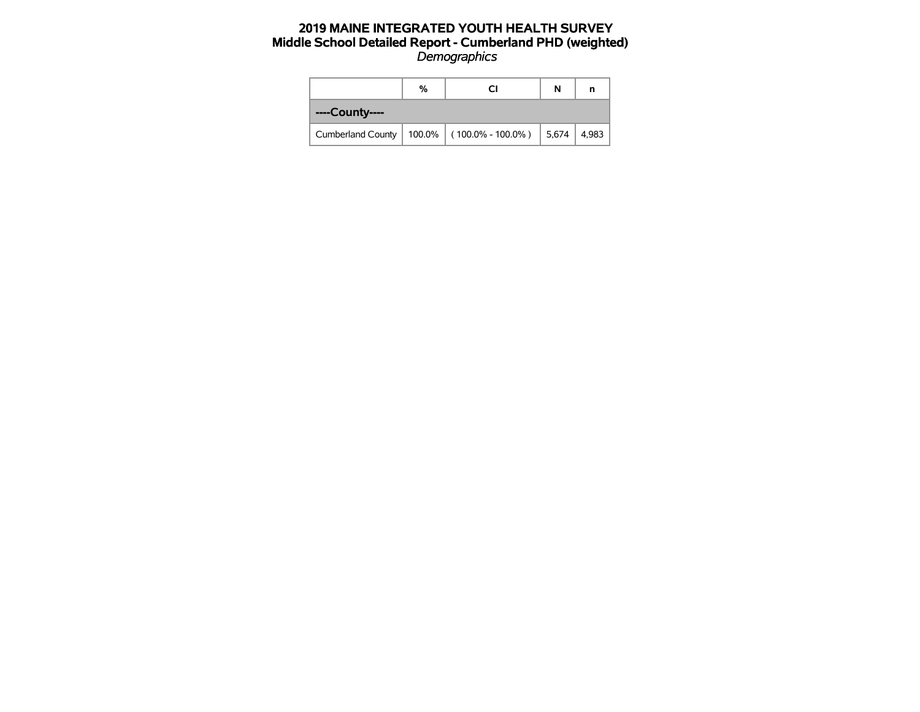# 2019 MAINE INTEGRATED YOUTH HEALTH SURVEY
## Middle School Detailed Report - Cumberland PHD (weighted)
*Demographics*

| | % | CI | N | n |
|---|---|---|---|---|
| **----County----** | | | | |
| Cumberland County | 100.0% | ( 100.0% - 100.0% ) | 5,674 | 4,983 |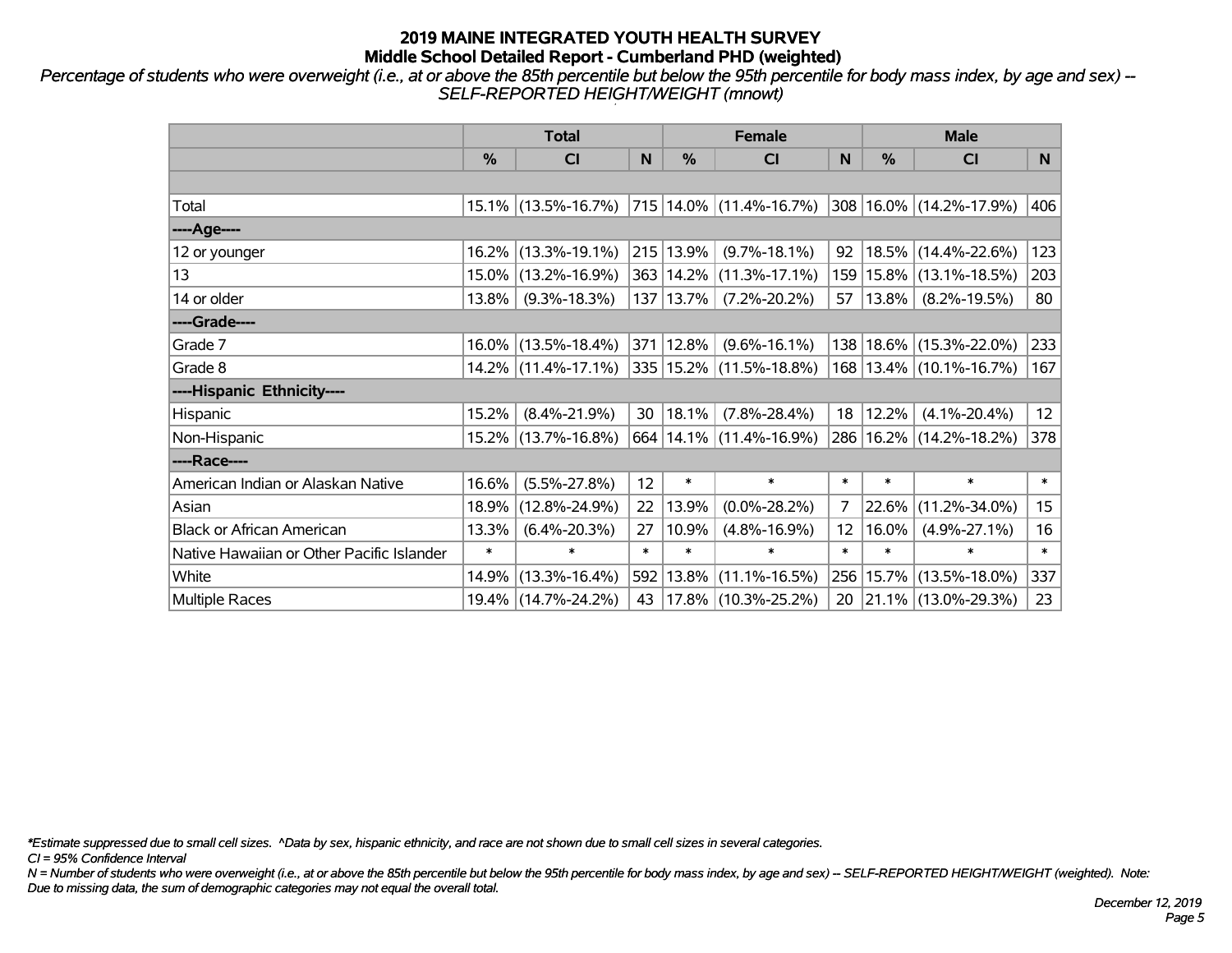# 2019 MAINE INTEGRATED YOUTH HEALTH SURVEY
## Middle School Detailed Report - Cumberland PHD (weighted)

*Percentage of students who were overweight (i.e., at or above the 85th percentile but below the 95th percentile for body mass index, by age and sex) -- SELF-REPORTED HEIGHT/WEIGHT (mnowt)*

| | Total | | | Female | | | Male | | |
|---|---|---|---|---|---|---|---|---|---|
| | % | CI | N | % | CI | N | % | CI | N |
| | | | | | | | | | |
| Total | 15.1% | (13.5%-16.7%) | 715 | 14.0% | (11.4%-16.7%) | 308 | 16.0% | (14.2%-17.9%) | 406 |
| ----Age---- | | | | | | | | | |
| 12 or younger | 16.2% | (13.3%-19.1%) | 215 | 13.9% | (9.7%-18.1%) | 92 | 18.5% | (14.4%-22.6%) | 123 |
| 13 | 15.0% | (13.2%-16.9%) | 363 | 14.2% | (11.3%-17.1%) | 159 | 15.8% | (13.1%-18.5%) | 203 |
| 14 or older | 13.8% | (9.3%-18.3%) | 137 | 13.7% | (7.2%-20.2%) | 57 | 13.8% | (8.2%-19.5%) | 80 |
| ----Grade---- | | | | | | | | | |
| Grade 7 | 16.0% | (13.5%-18.4%) | 371 | 12.8% | (9.6%-16.1%) | 138 | 18.6% | (15.3%-22.0%) | 233 |
| Grade 8 | 14.2% | (11.4%-17.1%) | 335 | 15.2% | (11.5%-18.8%) | 168 | 13.4% | (10.1%-16.7%) | 167 |
| ----Hispanic Ethnicity---- | | | | | | | | | |
| Hispanic | 15.2% | (8.4%-21.9%) | 30 | 18.1% | (7.8%-28.4%) | 18 | 12.2% | (4.1%-20.4%) | 12 |
| Non-Hispanic | 15.2% | (13.7%-16.8%) | 664 | 14.1% | (11.4%-16.9%) | 286 | 16.2% | (14.2%-18.2%) | 378 |
| ----Race---- | | | | | | | | | |
| American Indian or Alaskan Native | 16.6% | (5.5%-27.8%) | 12 | * | * | * | * | * | * |
| Asian | 18.9% | (12.8%-24.9%) | 22 | 13.9% | (0.0%-28.2%) | 7 | 22.6% | (11.2%-34.0%) | 15 |
| Black or African American | 13.3% | (6.4%-20.3%) | 27 | 10.9% | (4.8%-16.9%) | 12 | 16.0% | (4.9%-27.1%) | 16 |
| Native Hawaiian or Other Pacific Islander | * | * | * | * | * | * | * | * | * |
| White | 14.9% | (13.3%-16.4%) | 592 | 13.8% | (11.1%-16.5%) | 256 | 15.7% | (13.5%-18.0%) | 337 |
| Multiple Races | 19.4% | (14.7%-24.2%) | 43 | 17.8% | (10.3%-25.2%) | 20 | 21.1% | (13.0%-29.3%) | 23 |

*\*Estimate suppressed due to small cell sizes. ^Data by sex, hispanic ethnicity, and race are not shown due to small cell sizes in several categories.*

*CI = 95% Confidence Interval*

*N = Number of students who were overweight (i.e., at or above the 85th percentile but below the 95th percentile for body mass index, by age and sex) -- SELF-REPORTED HEIGHT/WEIGHT (weighted). Note: Due to missing data, the sum of demographic categories may not equal the overall total.*

*December 12, 2019*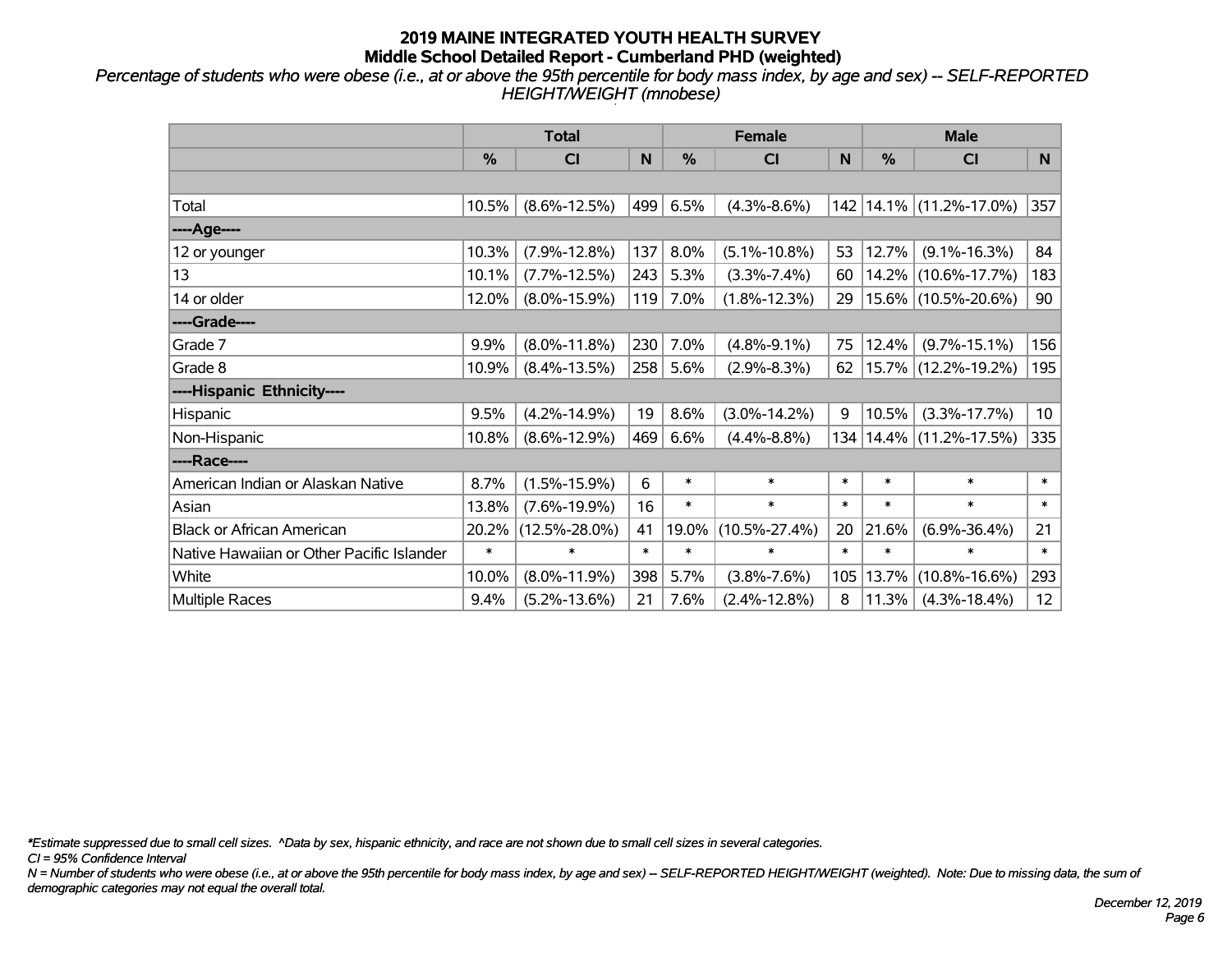# 2019 MAINE INTEGRATED YOUTH HEALTH SURVEY
## Middle School Detailed Report - Cumberland PHD (weighted)

*Percentage of students who were obese (i.e., at or above the 95th percentile for body mass index, by age and sex) -- SELF-REPORTED HEIGHT/WEIGHT (mnobese)*

| | Total | | | Female | | | Male | | |
|---|---|---|---|---|---|---|---|---|---|
| | % | CI | N | % | CI | N | % | CI | N |
| | | | | | | | | | |
| Total | 10.5% | (8.6%-12.5%) | 499 | 6.5% | (4.3%-8.6%) | 142 | 14.1% | (11.2%-17.0%) | 357 |
| ----Age---- | | | | | | | | | |
| 12 or younger | 10.3% | (7.9%-12.8%) | 137 | 8.0% | (5.1%-10.8%) | 53 | 12.7% | (9.1%-16.3%) | 84 |
| 13 | 10.1% | (7.7%-12.5%) | 243 | 5.3% | (3.3%-7.4%) | 60 | 14.2% | (10.6%-17.7%) | 183 |
| 14 or older | 12.0% | (8.0%-15.9%) | 119 | 7.0% | (1.8%-12.3%) | 29 | 15.6% | (10.5%-20.6%) | 90 |
| ----Grade---- | | | | | | | | | |
| Grade 7 | 9.9% | (8.0%-11.8%) | 230 | 7.0% | (4.8%-9.1%) | 75 | 12.4% | (9.7%-15.1%) | 156 |
| Grade 8 | 10.9% | (8.4%-13.5%) | 258 | 5.6% | (2.9%-8.3%) | 62 | 15.7% | (12.2%-19.2%) | 195 |
| ----Hispanic Ethnicity---- | | | | | | | | | |
| Hispanic | 9.5% | (4.2%-14.9%) | 19 | 8.6% | (3.0%-14.2%) | 9 | 10.5% | (3.3%-17.7%) | 10 |
| Non-Hispanic | 10.8% | (8.6%-12.9%) | 469 | 6.6% | (4.4%-8.8%) | 134 | 14.4% | (11.2%-17.5%) | 335 |
| ----Race---- | | | | | | | | | |
| American Indian or Alaskan Native | 8.7% | (1.5%-15.9%) | 6 | * | * | * | * | * | * |
| Asian | 13.8% | (7.6%-19.9%) | 16 | * | * | * | * | * | * |
| Black or African American | 20.2% | (12.5%-28.0%) | 41 | 19.0% | (10.5%-27.4%) | 20 | 21.6% | (6.9%-36.4%) | 21 |
| Native Hawaiian or Other Pacific Islander | * | * | * | * | * | * | * | * | * |
| White | 10.0% | (8.0%-11.9%) | 398 | 5.7% | (3.8%-7.6%) | 105 | 13.7% | (10.8%-16.6%) | 293 |
| Multiple Races | 9.4% | (5.2%-13.6%) | 21 | 7.6% | (2.4%-12.8%) | 8 | 11.3% | (4.3%-18.4%) | 12 |

*\*Estimate suppressed due to small cell sizes. ^Data by sex, hispanic ethnicity, and race are not shown due to small cell sizes in several categories.*

*CI = 95% Confidence Interval*

*N = Number of students who were obese (i.e., at or above the 95th percentile for body mass index, by age and sex) -- SELF-REPORTED HEIGHT/WEIGHT (weighted). Note: Due to missing data, the sum of demographic categories may not equal the overall total.*

*December 12, 2019*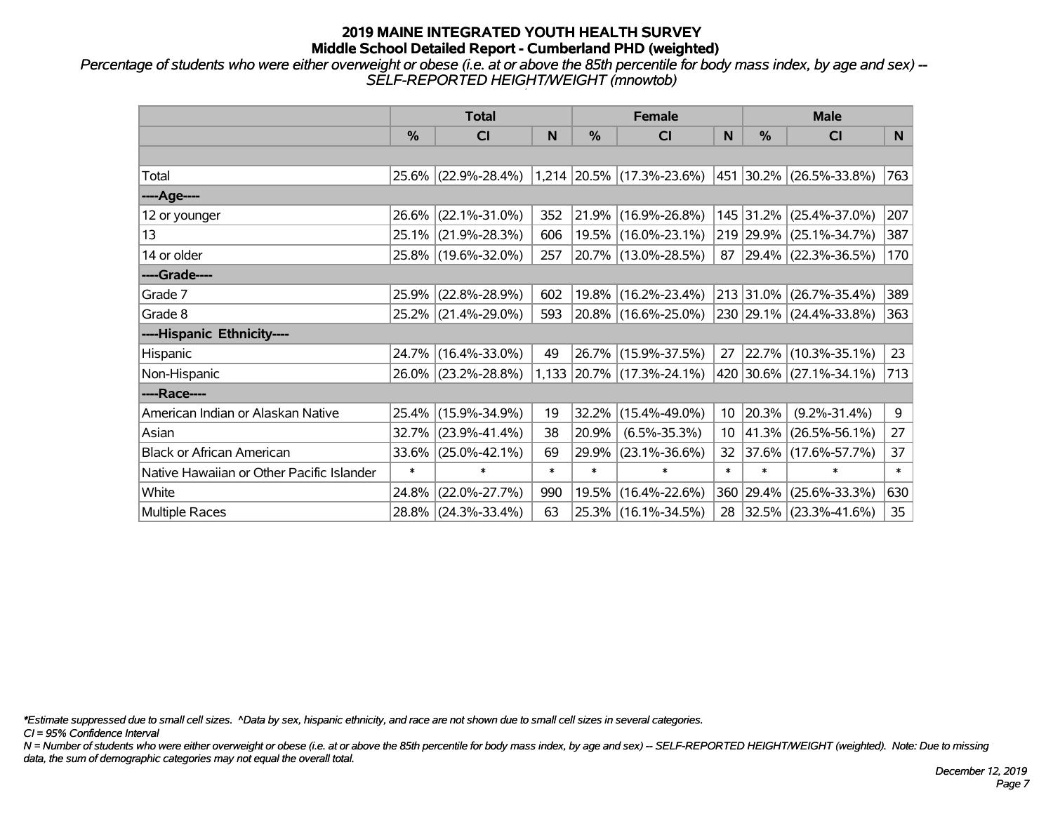# 2019 MAINE INTEGRATED YOUTH HEALTH SURVEY
## Middle School Detailed Report - Cumberland PHD (weighted)

*Percentage of students who were either overweight or obese (i.e. at or above the 85th percentile for body mass index, by age and sex) -- SELF-REPORTED HEIGHT/WEIGHT (mnowtob)*

| | Total | | | Female | | | Male | | |
|---|---|---|---|---|---|---|---|---|---|
| | % | CI | N | % | CI | N | % | CI | N |
| Total | 25.6% | (22.9%-28.4%) | 1,214 | 20.5% | (17.3%-23.6%) | 451 | 30.2% | (26.5%-33.8%) | 763 |
| ----Age---- | | | | | | | | | |
| 12 or younger | 26.6% | (22.1%-31.0%) | 352 | 21.9% | (16.9%-26.8%) | 145 | 31.2% | (25.4%-37.0%) | 207 |
| 13 | 25.1% | (21.9%-28.3%) | 606 | 19.5% | (16.0%-23.1%) | 219 | 29.9% | (25.1%-34.7%) | 387 |
| 14 or older | 25.8% | (19.6%-32.0%) | 257 | 20.7% | (13.0%-28.5%) | 87 | 29.4% | (22.3%-36.5%) | 170 |
| ----Grade---- | | | | | | | | | |
| Grade 7 | 25.9% | (22.8%-28.9%) | 602 | 19.8% | (16.2%-23.4%) | 213 | 31.0% | (26.7%-35.4%) | 389 |
| Grade 8 | 25.2% | (21.4%-29.0%) | 593 | 20.8% | (16.6%-25.0%) | 230 | 29.1% | (24.4%-33.8%) | 363 |
| ----Hispanic Ethnicity---- | | | | | | | | | |
| Hispanic | 24.7% | (16.4%-33.0%) | 49 | 26.7% | (15.9%-37.5%) | 27 | 22.7% | (10.3%-35.1%) | 23 |
| Non-Hispanic | 26.0% | (23.2%-28.8%) | 1,133 | 20.7% | (17.3%-24.1%) | 420 | 30.6% | (27.1%-34.1%) | 713 |
| ----Race---- | | | | | | | | | |
| American Indian or Alaskan Native | 25.4% | (15.9%-34.9%) | 19 | 32.2% | (15.4%-49.0%) | 10 | 20.3% | (9.2%-31.4%) | 9 |
| Asian | 32.7% | (23.9%-41.4%) | 38 | 20.9% | (6.5%-35.3%) | 10 | 41.3% | (26.5%-56.1%) | 27 |
| Black or African American | 33.6% | (25.0%-42.1%) | 69 | 29.9% | (23.1%-36.6%) | 32 | 37.6% | (17.6%-57.7%) | 37 |
| Native Hawaiian or Other Pacific Islander | * | * | * | * | * | * | * | * | * |
| White | 24.8% | (22.0%-27.7%) | 990 | 19.5% | (16.4%-22.6%) | 360 | 29.4% | (25.6%-33.3%) | 630 |
| Multiple Races | 28.8% | (24.3%-33.4%) | 63 | 25.3% | (16.1%-34.5%) | 28 | 32.5% | (23.3%-41.6%) | 35 |

*\*Estimate suppressed due to small cell sizes. ^Data by sex, hispanic ethnicity, and race are not shown due to small cell sizes in several categories.*

*CI = 95% Confidence Interval*

*N = Number of students who were either overweight or obese (i.e. at or above the 85th percentile for body mass index, by age and sex) -- SELF-REPORTED HEIGHT/WEIGHT (weighted). Note: Due to missing data, the sum of demographic categories may not equal the overall total.*

*December 12, 2019*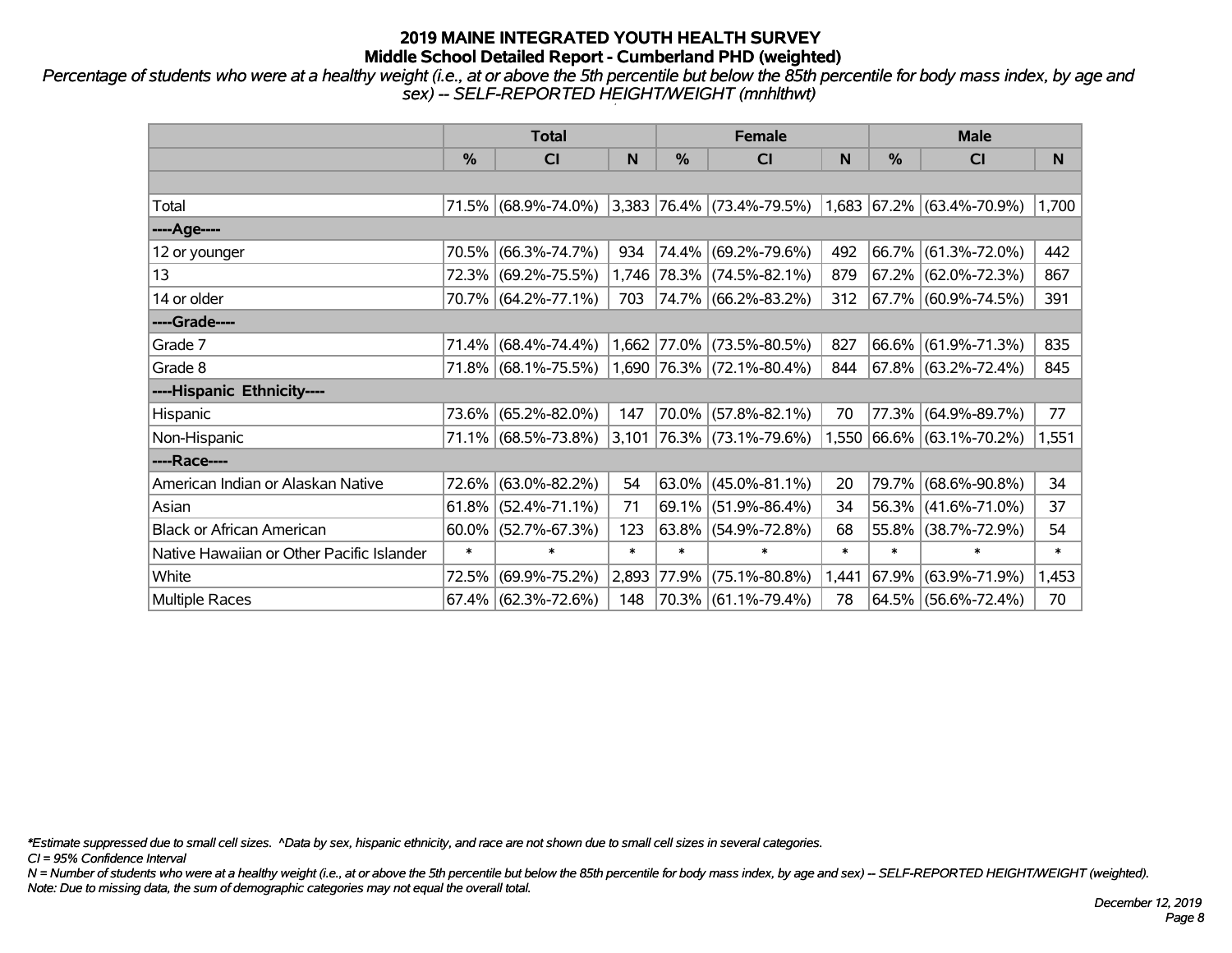# 2019 MAINE INTEGRATED YOUTH HEALTH SURVEY
## Middle School Detailed Report - Cumberland PHD (weighted)

*Percentage of students who were at a healthy weight (i.e., at or above the 5th percentile but below the 85th percentile for body mass index, by age and sex) -- SELF-REPORTED HEIGHT/WEIGHT (mnhlthwt)*

| | Total | | | Female | | | Male | | |
|---|---|---|---|---|---|---|---|---|---|
| | % | CI | N | % | CI | N | % | CI | N |
| | | | | | | | | | |
| Total | 71.5% | (68.9%-74.0%) | 3,383 | 76.4% | (73.4%-79.5%) | 1,683 | 67.2% | (63.4%-70.9%) | 1,700 |
| ----Age---- | | | | | | | | | |
| 12 or younger | 70.5% | (66.3%-74.7%) | 934 | 74.4% | (69.2%-79.6%) | 492 | 66.7% | (61.3%-72.0%) | 442 |
| 13 | 72.3% | (69.2%-75.5%) | 1,746 | 78.3% | (74.5%-82.1%) | 879 | 67.2% | (62.0%-72.3%) | 867 |
| 14 or older | 70.7% | (64.2%-77.1%) | 703 | 74.7% | (66.2%-83.2%) | 312 | 67.7% | (60.9%-74.5%) | 391 |
| ----Grade---- | | | | | | | | | |
| Grade 7 | 71.4% | (68.4%-74.4%) | 1,662 | 77.0% | (73.5%-80.5%) | 827 | 66.6% | (61.9%-71.3%) | 835 |
| Grade 8 | 71.8% | (68.1%-75.5%) | 1,690 | 76.3% | (72.1%-80.4%) | 844 | 67.8% | (63.2%-72.4%) | 845 |
| ----Hispanic Ethnicity---- | | | | | | | | | |
| Hispanic | 73.6% | (65.2%-82.0%) | 147 | 70.0% | (57.8%-82.1%) | 70 | 77.3% | (64.9%-89.7%) | 77 |
| Non-Hispanic | 71.1% | (68.5%-73.8%) | 3,101 | 76.3% | (73.1%-79.6%) | 1,550 | 66.6% | (63.1%-70.2%) | 1,551 |
| ----Race---- | | | | | | | | | |
| American Indian or Alaskan Native | 72.6% | (63.0%-82.2%) | 54 | 63.0% | (45.0%-81.1%) | 20 | 79.7% | (68.6%-90.8%) | 34 |
| Asian | 61.8% | (52.4%-71.1%) | 71 | 69.1% | (51.9%-86.4%) | 34 | 56.3% | (41.6%-71.0%) | 37 |
| Black or African American | 60.0% | (52.7%-67.3%) | 123 | 63.8% | (54.9%-72.8%) | 68 | 55.8% | (38.7%-72.9%) | 54 |
| Native Hawaiian or Other Pacific Islander | * | * | * | * | * | * | * | * | * |
| White | 72.5% | (69.9%-75.2%) | 2,893 | 77.9% | (75.1%-80.8%) | 1,441 | 67.9% | (63.9%-71.9%) | 1,453 |
| Multiple Races | 67.4% | (62.3%-72.6%) | 148 | 70.3% | (61.1%-79.4%) | 78 | 64.5% | (56.6%-72.4%) | 70 |

*\*Estimate suppressed due to small cell sizes. ^Data by sex, hispanic ethnicity, and race are not shown due to small cell sizes in several categories.*

*CI = 95% Confidence Interval*

*N = Number of students who were at a healthy weight (i.e., at or above the 5th percentile but below the 85th percentile for body mass index, by age and sex) -- SELF-REPORTED HEIGHT/WEIGHT (weighted).*

*Note: Due to missing data, the sum of demographic categories may not equal the overall total.*

*December 12, 2019*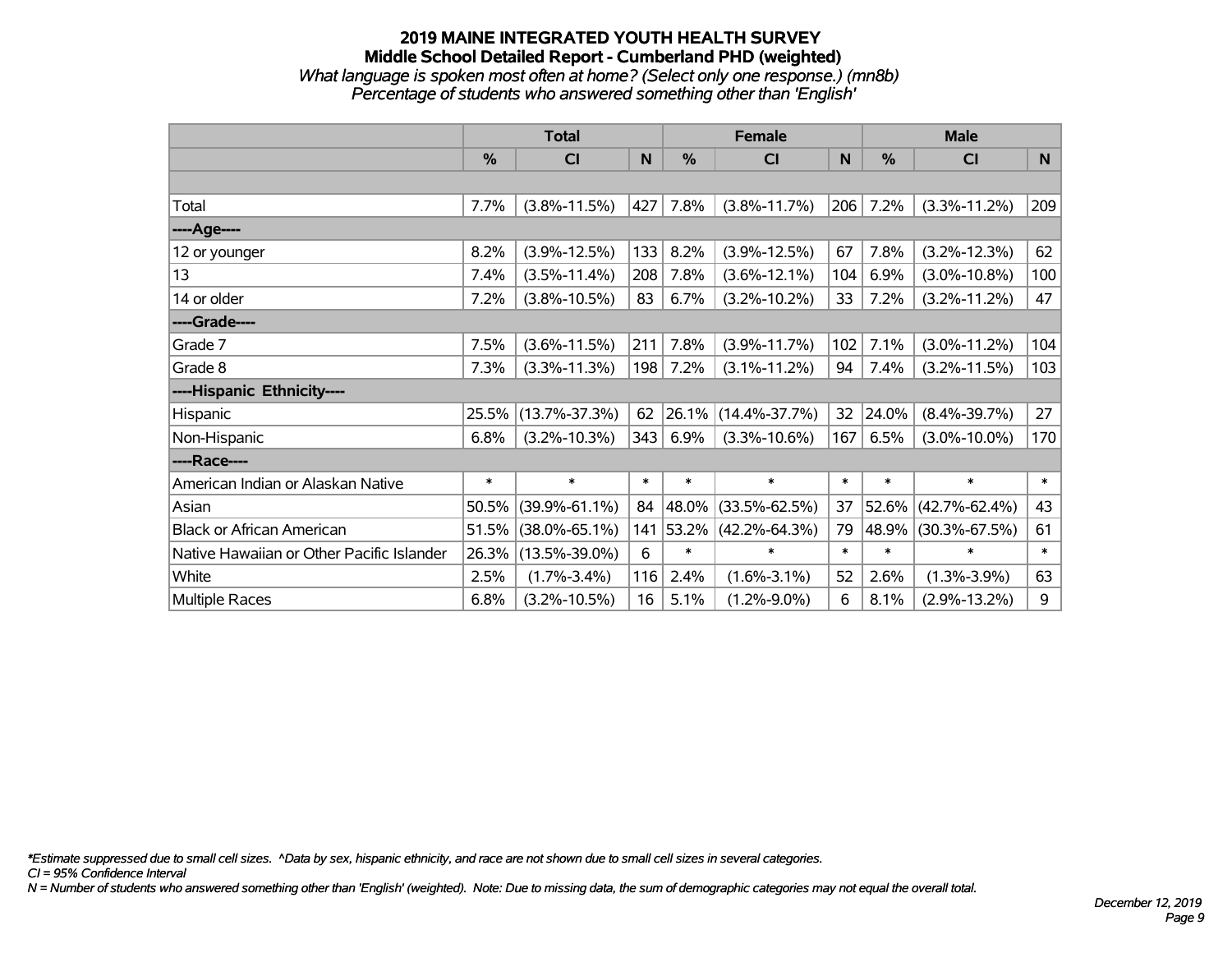# 2019 MAINE INTEGRATED YOUTH HEALTH SURVEY

## Middle School Detailed Report - Cumberland PHD (weighted)

*What language is spoken most often at home? (Select only one response.) (mn8b)*

*Percentage of students who answered something other than 'English'*

| | Total | | | Female | | | Male | | |
|---|---|---|---|---|---|---|---|---|---|
| | % | CI | N | % | CI | N | % | CI | N |
| | | | | | | | | | |
| Total | 7.7% | (3.8%-11.5%) | 427 | 7.8% | (3.8%-11.7%) | 206 | 7.2% | (3.3%-11.2%) | 209 |
| ----Age---- | | | | | | | | | |
| 12 or younger | 8.2% | (3.9%-12.5%) | 133 | 8.2% | (3.9%-12.5%) | 67 | 7.8% | (3.2%-12.3%) | 62 |
| 13 | 7.4% | (3.5%-11.4%) | 208 | 7.8% | (3.6%-12.1%) | 104 | 6.9% | (3.0%-10.8%) | 100 |
| 14 or older | 7.2% | (3.8%-10.5%) | 83 | 6.7% | (3.2%-10.2%) | 33 | 7.2% | (3.2%-11.2%) | 47 |
| ----Grade---- | | | | | | | | | |
| Grade 7 | 7.5% | (3.6%-11.5%) | 211 | 7.8% | (3.9%-11.7%) | 102 | 7.1% | (3.0%-11.2%) | 104 |
| Grade 8 | 7.3% | (3.3%-11.3%) | 198 | 7.2% | (3.1%-11.2%) | 94 | 7.4% | (3.2%-11.5%) | 103 |
| ----Hispanic Ethnicity---- | | | | | | | | | |
| Hispanic | 25.5% | (13.7%-37.3%) | 62 | 26.1% | (14.4%-37.7%) | 32 | 24.0% | (8.4%-39.7%) | 27 |
| Non-Hispanic | 6.8% | (3.2%-10.3%) | 343 | 6.9% | (3.3%-10.6%) | 167 | 6.5% | (3.0%-10.0%) | 170 |
| ----Race---- | | | | | | | | | |
| American Indian or Alaskan Native | * | * | * | * | * | * | * | * | * |
| Asian | 50.5% | (39.9%-61.1%) | 84 | 48.0% | (33.5%-62.5%) | 37 | 52.6% | (42.7%-62.4%) | 43 |
| Black or African American | 51.5% | (38.0%-65.1%) | 141 | 53.2% | (42.2%-64.3%) | 79 | 48.9% | (30.3%-67.5%) | 61 |
| Native Hawaiian or Other Pacific Islander | 26.3% | (13.5%-39.0%) | 6 | * | * | * | * | * | * |
| White | 2.5% | (1.7%-3.4%) | 116 | 2.4% | (1.6%-3.1%) | 52 | 2.6% | (1.3%-3.9%) | 63 |
| Multiple Races | 6.8% | (3.2%-10.5%) | 16 | 5.1% | (1.2%-9.0%) | 6 | 8.1% | (2.9%-13.2%) | 9 |

*\*Estimate suppressed due to small cell sizes. ^Data by sex, hispanic ethnicity, and race are not shown due to small cell sizes in several categories.*

*CI = 95% Confidence Interval*

*N = Number of students who answered something other than 'English' (weighted). Note: Due to missing data, the sum of demographic categories may not equal the overall total.*

*December 12, 2019*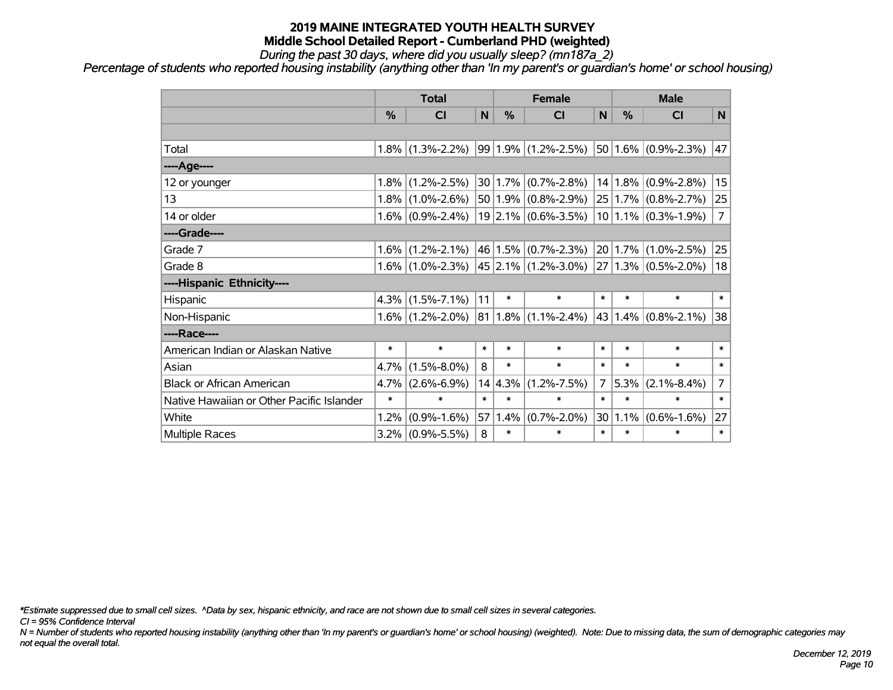# 2019 MAINE INTEGRATED YOUTH HEALTH SURVEY
## Middle School Detailed Report - Cumberland PHD (weighted)
*During the past 30 days, where did you usually sleep? (mn187a_2)*
*Percentage of students who reported housing instability (anything other than 'In my parent's or guardian's home' or school housing)*

| | Total | | | Female | | | Male | | |
|---|---|---|---|---|---|---|---|---|---|
| | % | CI | N | % | CI | N | % | CI | N |
| | | | | | | | | | |
| Total | 1.8% | (1.3%-2.2%) | 99 | 1.9% | (1.2%-2.5%) | 50 | 1.6% | (0.9%-2.3%) | 47 |
| ----Age---- | | | | | | | | | |
| 12 or younger | 1.8% | (1.2%-2.5%) | 30 | 1.7% | (0.7%-2.8%) | 14 | 1.8% | (0.9%-2.8%) | 15 |
| 13 | 1.8% | (1.0%-2.6%) | 50 | 1.9% | (0.8%-2.9%) | 25 | 1.7% | (0.8%-2.7%) | 25 |
| 14 or older | 1.6% | (0.9%-2.4%) | 19 | 2.1% | (0.6%-3.5%) | 10 | 1.1% | (0.3%-1.9%) | 7 |
| ----Grade---- | | | | | | | | | |
| Grade 7 | 1.6% | (1.2%-2.1%) | 46 | 1.5% | (0.7%-2.3%) | 20 | 1.7% | (1.0%-2.5%) | 25 |
| Grade 8 | 1.6% | (1.0%-2.3%) | 45 | 2.1% | (1.2%-3.0%) | 27 | 1.3% | (0.5%-2.0%) | 18 |
| ----Hispanic Ethnicity---- | | | | | | | | | |
| Hispanic | 4.3% | (1.5%-7.1%) | 11 | * | * | * | * | * | * |
| Non-Hispanic | 1.6% | (1.2%-2.0%) | 81 | 1.8% | (1.1%-2.4%) | 43 | 1.4% | (0.8%-2.1%) | 38 |
| ----Race---- | | | | | | | | | |
| American Indian or Alaskan Native | * | * | * | * | * | * | * | * | * |
| Asian | 4.7% | (1.5%-8.0%) | 8 | * | * | * | * | * | * |
| Black or African American | 4.7% | (2.6%-6.9%) | 14 | 4.3% | (1.2%-7.5%) | 7 | 5.3% | (2.1%-8.4%) | 7 |
| Native Hawaiian or Other Pacific Islander | * | * | * | * | * | * | * | * | * |
| White | 1.2% | (0.9%-1.6%) | 57 | 1.4% | (0.7%-2.0%) | 30 | 1.1% | (0.6%-1.6%) | 27 |
| Multiple Races | 3.2% | (0.9%-5.5%) | 8 | * | * | * | * | * | * |

*Estimate suppressed due to small cell sizes. ^Data by sex, hispanic ethnicity, and race are not shown due to small cell sizes in several categories.

CI = 95% Confidence Interval

N = Number of students who reported housing instability (anything other than 'In my parent's or guardian's home' or school housing) (weighted). Note: Due to missing data, the sum of demographic categories may not equal the overall total.

December 12, 2019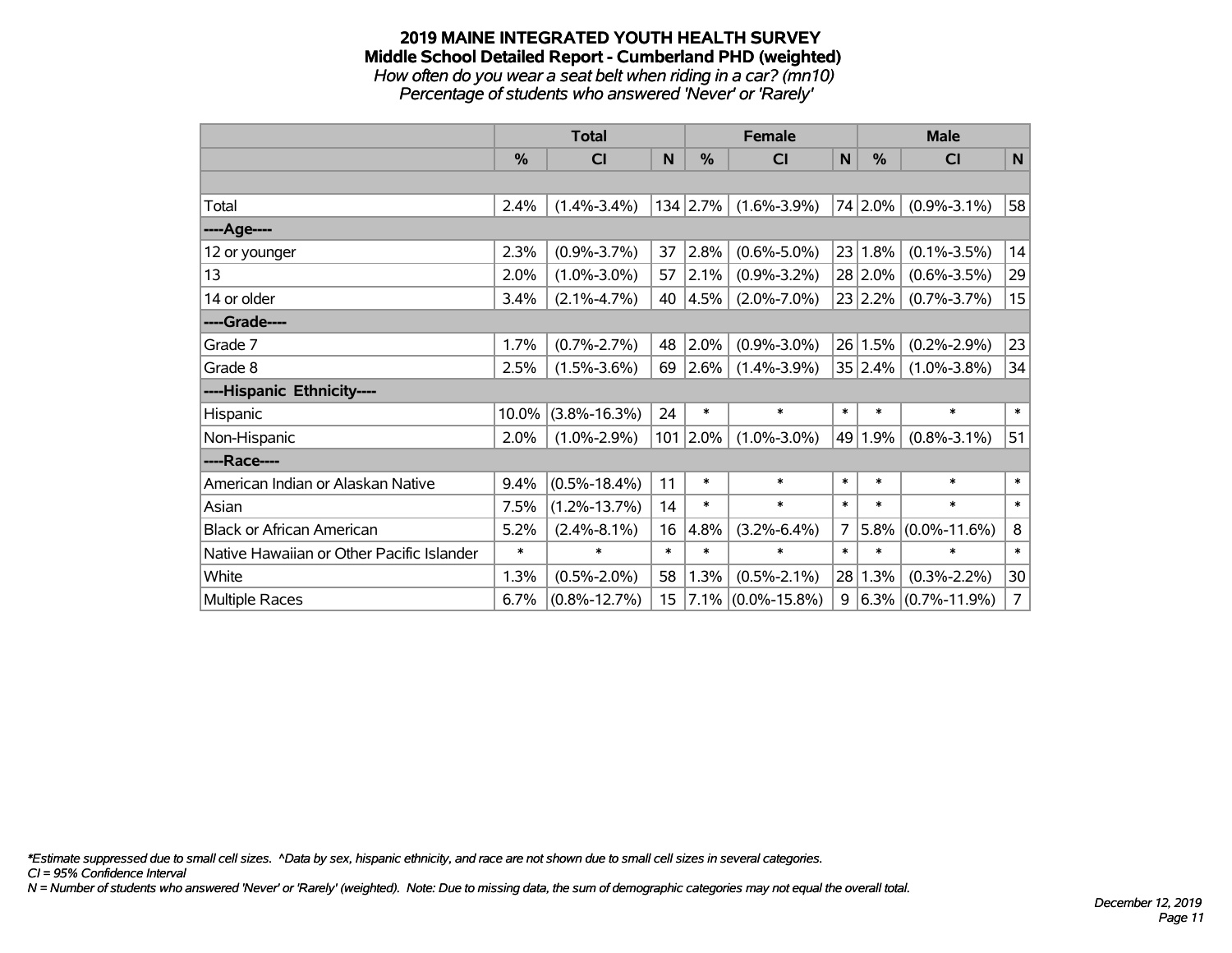# 2019 MAINE INTEGRATED YOUTH HEALTH SURVEY

## Middle School Detailed Report - Cumberland PHD (weighted)

*How often do you wear a seat belt when riding in a car? (mn10)*

*Percentage of students who answered 'Never' or 'Rarely'*

| | Total | | | Female | | | Male | | |
|---|---|---|---|---|---|---|---|---|---|
| | % | CI | N | % | CI | N | % | CI | N |
| Total | 2.4% | (1.4%-3.4%) | 134 | 2.7% | (1.6%-3.9%) | 74 | 2.0% | (0.9%-3.1%) | 58 |
| ----Age---- | | | | | | | | | |
| 12 or younger | 2.3% | (0.9%-3.7%) | 37 | 2.8% | (0.6%-5.0%) | 23 | 1.8% | (0.1%-3.5%) | 14 |
| 13 | 2.0% | (1.0%-3.0%) | 57 | 2.1% | (0.9%-3.2%) | 28 | 2.0% | (0.6%-3.5%) | 29 |
| 14 or older | 3.4% | (2.1%-4.7%) | 40 | 4.5% | (2.0%-7.0%) | 23 | 2.2% | (0.7%-3.7%) | 15 |
| ----Grade---- | | | | | | | | | |
| Grade 7 | 1.7% | (0.7%-2.7%) | 48 | 2.0% | (0.9%-3.0%) | 26 | 1.5% | (0.2%-2.9%) | 23 |
| Grade 8 | 2.5% | (1.5%-3.6%) | 69 | 2.6% | (1.4%-3.9%) | 35 | 2.4% | (1.0%-3.8%) | 34 |
| ----Hispanic Ethnicity---- | | | | | | | | | |
| Hispanic | 10.0% | (3.8%-16.3%) | 24 | * | * | * | * | * | * |
| Non-Hispanic | 2.0% | (1.0%-2.9%) | 101 | 2.0% | (1.0%-3.0%) | 49 | 1.9% | (0.8%-3.1%) | 51 |
| ----Race---- | | | | | | | | | |
| American Indian or Alaskan Native | 9.4% | (0.5%-18.4%) | 11 | * | * | * | * | * | * |
| Asian | 7.5% | (1.2%-13.7%) | 14 | * | * | * | * | * | * |
| Black or African American | 5.2% | (2.4%-8.1%) | 16 | 4.8% | (3.2%-6.4%) | 7 | 5.8% | (0.0%-11.6%) | 8 |
| Native Hawaiian or Other Pacific Islander | * | * | * | * | * | * | * | * | * |
| White | 1.3% | (0.5%-2.0%) | 58 | 1.3% | (0.5%-2.1%) | 28 | 1.3% | (0.3%-2.2%) | 30 |
| Multiple Races | 6.7% | (0.8%-12.7%) | 15 | 7.1% | (0.0%-15.8%) | 9 | 6.3% | (0.7%-11.9%) | 7 |

*Estimate suppressed due to small cell sizes. ^Data by sex, hispanic ethnicity, and race are not shown due to small cell sizes in several categories.

*CI = 95% Confidence Interval*

*N = Number of students who answered 'Never' or 'Rarely' (weighted). Note: Due to missing data, the sum of demographic categories may not equal the overall total.*

*December 12, 2019*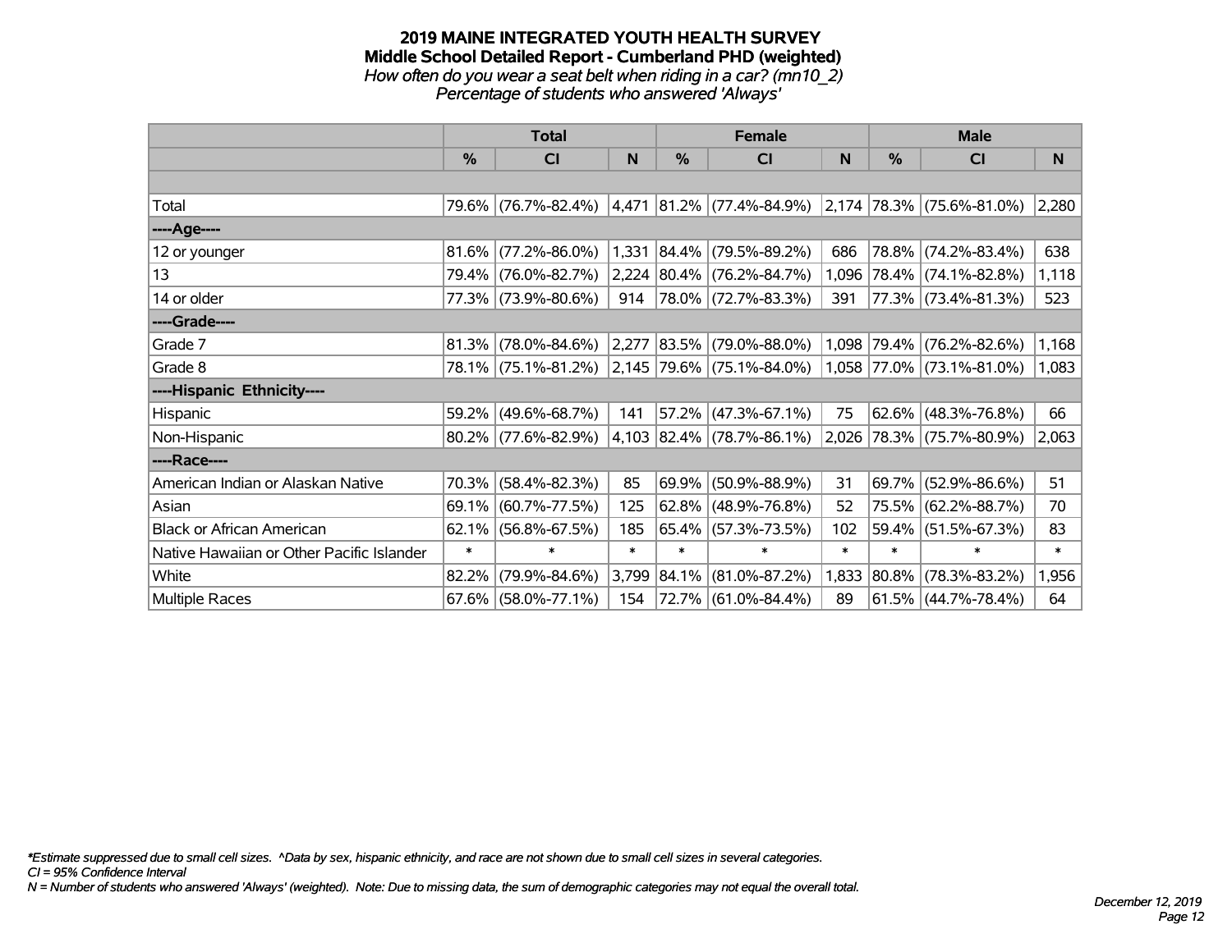**2019 MAINE INTEGRATED YOUTH HEALTH SURVEY**
**Middle School Detailed Report - Cumberland PHD (weighted)**
*How often do you wear a seat belt when riding in a car? (mn10_2)*
*Percentage of students who answered 'Always'*

| | Total | | | Female | | | Male | | |
|---|---|---|---|---|---|---|---|---|---|
| | % | CI | N | % | CI | N | % | CI | N |
| Total | 79.6% | (76.7%-82.4%) | 4,471 | 81.2% | (77.4%-84.9%) | 2,174 | 78.3% | (75.6%-81.0%) | 2,280 |
| ----Age---- | | | | | | | | | |
| 12 or younger | 81.6% | (77.2%-86.0%) | 1,331 | 84.4% | (79.5%-89.2%) | 686 | 78.8% | (74.2%-83.4%) | 638 |
| 13 | 79.4% | (76.0%-82.7%) | 2,224 | 80.4% | (76.2%-84.7%) | 1,096 | 78.4% | (74.1%-82.8%) | 1,118 |
| 14 or older | 77.3% | (73.9%-80.6%) | 914 | 78.0% | (72.7%-83.3%) | 391 | 77.3% | (73.4%-81.3%) | 523 |
| ----Grade---- | | | | | | | | | |
| Grade 7 | 81.3% | (78.0%-84.6%) | 2,277 | 83.5% | (79.0%-88.0%) | 1,098 | 79.4% | (76.2%-82.6%) | 1,168 |
| Grade 8 | 78.1% | (75.1%-81.2%) | 2,145 | 79.6% | (75.1%-84.0%) | 1,058 | 77.0% | (73.1%-81.0%) | 1,083 |
| ----Hispanic Ethnicity---- | | | | | | | | | |
| Hispanic | 59.2% | (49.6%-68.7%) | 141 | 57.2% | (47.3%-67.1%) | 75 | 62.6% | (48.3%-76.8%) | 66 |
| Non-Hispanic | 80.2% | (77.6%-82.9%) | 4,103 | 82.4% | (78.7%-86.1%) | 2,026 | 78.3% | (75.7%-80.9%) | 2,063 |
| ----Race---- | | | | | | | | | |
| American Indian or Alaskan Native | 70.3% | (58.4%-82.3%) | 85 | 69.9% | (50.9%-88.9%) | 31 | 69.7% | (52.9%-86.6%) | 51 |
| Asian | 69.1% | (60.7%-77.5%) | 125 | 62.8% | (48.9%-76.8%) | 52 | 75.5% | (62.2%-88.7%) | 70 |
| Black or African American | 62.1% | (56.8%-67.5%) | 185 | 65.4% | (57.3%-73.5%) | 102 | 59.4% | (51.5%-67.3%) | 83 |
| Native Hawaiian or Other Pacific Islander | * | * | * | * | * | * | * | * | * |
| White | 82.2% | (79.9%-84.6%) | 3,799 | 84.1% | (81.0%-87.2%) | 1,833 | 80.8% | (78.3%-83.2%) | 1,956 |
| Multiple Races | 67.6% | (58.0%-77.1%) | 154 | 72.7% | (61.0%-84.4%) | 89 | 61.5% | (44.7%-78.4%) | 64 |

*Estimate suppressed due to small cell sizes. ^Data by sex, hispanic ethnicity, and race are not shown due to small cell sizes in several categories.
CI = 95% Confidence Interval
N = Number of students who answered 'Always' (weighted). Note: Due to missing data, the sum of demographic categories may not equal the overall total.

December 12, 2019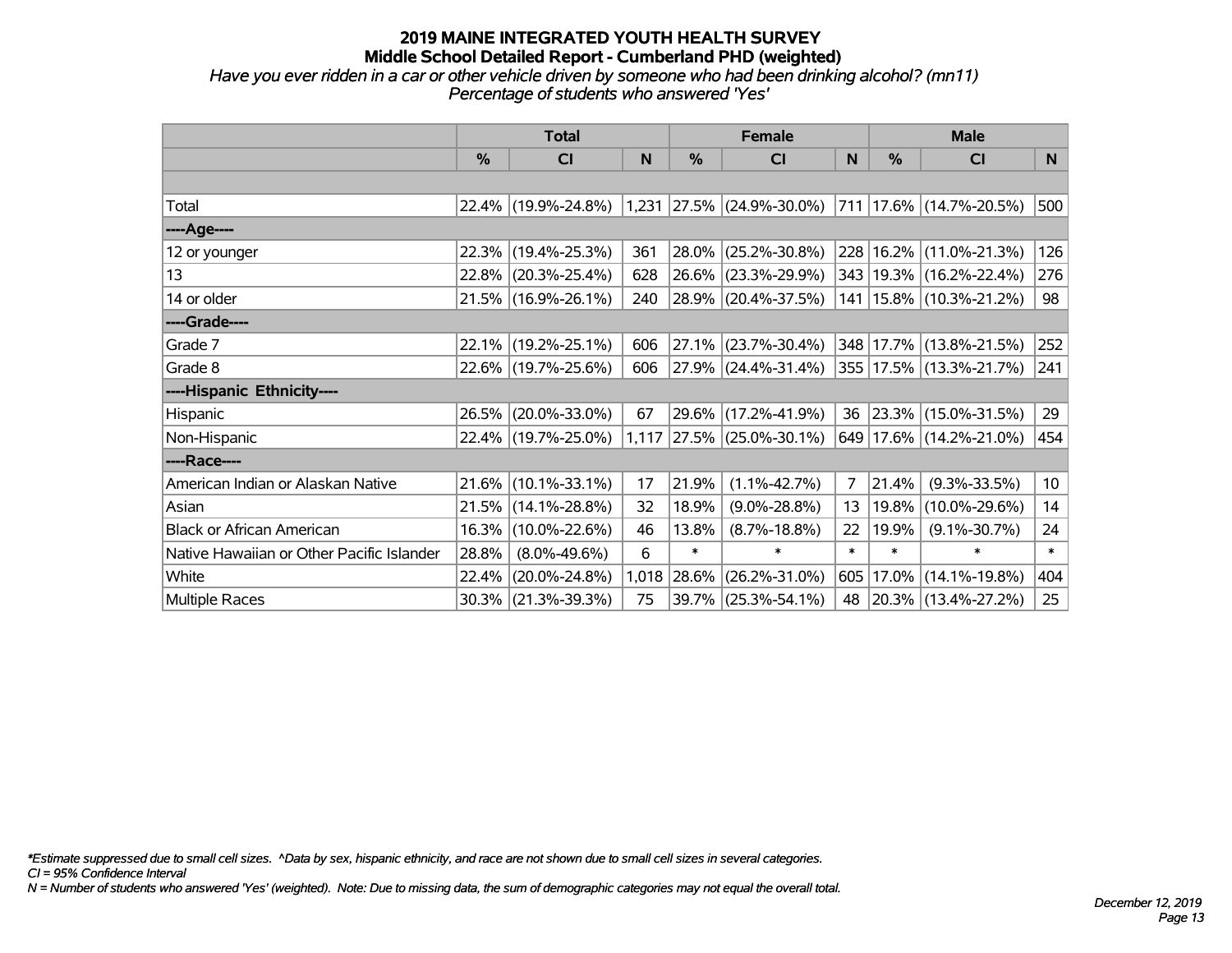# 2019 MAINE INTEGRATED YOUTH HEALTH SURVEY
## Middle School Detailed Report - Cumberland PHD (weighted)

*Have you ever ridden in a car or other vehicle driven by someone who had been drinking alcohol? (mn11)*
*Percentage of students who answered 'Yes'*

| | Total | | | Female | | | Male | | |
|---|---|---|---|---|---|---|---|---|---|
| | % | CI | N | % | CI | N | % | CI | N |
| | | | | | | | | | |
| Total | 22.4% | (19.9%-24.8%) | 1,231 | 27.5% | (24.9%-30.0%) | 711 | 17.6% | (14.7%-20.5%) | 500 |
| ----Age---- | | | | | | | | | |
| 12 or younger | 22.3% | (19.4%-25.3%) | 361 | 28.0% | (25.2%-30.8%) | 228 | 16.2% | (11.0%-21.3%) | 126 |
| 13 | 22.8% | (20.3%-25.4%) | 628 | 26.6% | (23.3%-29.9%) | 343 | 19.3% | (16.2%-22.4%) | 276 |
| 14 or older | 21.5% | (16.9%-26.1%) | 240 | 28.9% | (20.4%-37.5%) | 141 | 15.8% | (10.3%-21.2%) | 98 |
| ----Grade---- | | | | | | | | | |
| Grade 7 | 22.1% | (19.2%-25.1%) | 606 | 27.1% | (23.7%-30.4%) | 348 | 17.7% | (13.8%-21.5%) | 252 |
| Grade 8 | 22.6% | (19.7%-25.6%) | 606 | 27.9% | (24.4%-31.4%) | 355 | 17.5% | (13.3%-21.7%) | 241 |
| ----Hispanic Ethnicity---- | | | | | | | | | |
| Hispanic | 26.5% | (20.0%-33.0%) | 67 | 29.6% | (17.2%-41.9%) | 36 | 23.3% | (15.0%-31.5%) | 29 |
| Non-Hispanic | 22.4% | (19.7%-25.0%) | 1,117 | 27.5% | (25.0%-30.1%) | 649 | 17.6% | (14.2%-21.0%) | 454 |
| ----Race---- | | | | | | | | | |
| American Indian or Alaskan Native | 21.6% | (10.1%-33.1%) | 17 | 21.9% | (1.1%-42.7%) | 7 | 21.4% | (9.3%-33.5%) | 10 |
| Asian | 21.5% | (14.1%-28.8%) | 32 | 18.9% | (9.0%-28.8%) | 13 | 19.8% | (10.0%-29.6%) | 14 |
| Black or African American | 16.3% | (10.0%-22.6%) | 46 | 13.8% | (8.7%-18.8%) | 22 | 19.9% | (9.1%-30.7%) | 24 |
| Native Hawaiian or Other Pacific Islander | 28.8% | (8.0%-49.6%) | 6 | * | * | * | * | * | * |
| White | 22.4% | (20.0%-24.8%) | 1,018 | 28.6% | (26.2%-31.0%) | 605 | 17.0% | (14.1%-19.8%) | 404 |
| Multiple Races | 30.3% | (21.3%-39.3%) | 75 | 39.7% | (25.3%-54.1%) | 48 | 20.3% | (13.4%-27.2%) | 25 |

*Estimate suppressed due to small cell sizes. ^Data by sex, hispanic ethnicity, and race are not shown due to small cell sizes in several categories.
CI = 95% Confidence Interval
N = Number of students who answered 'Yes' (weighted). Note: Due to missing data, the sum of demographic categories may not equal the overall total.

*December 12, 2019*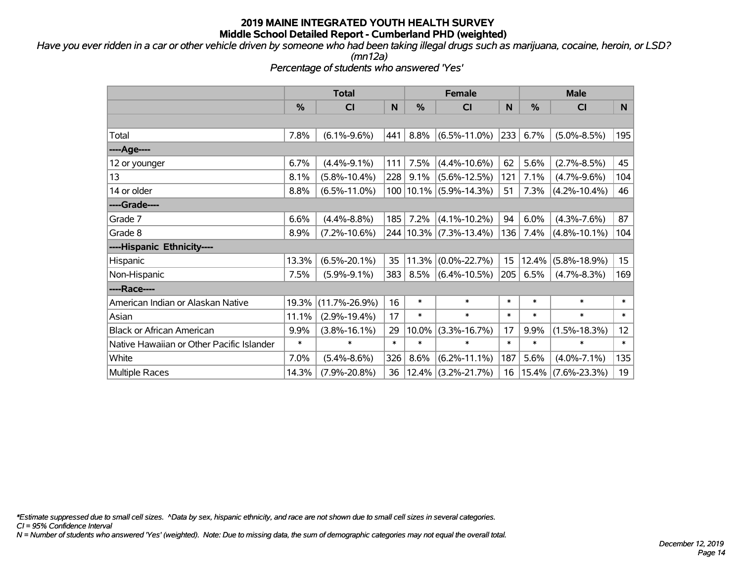# 2019 MAINE INTEGRATED YOUTH HEALTH SURVEY

## Middle School Detailed Report - Cumberland PHD (weighted)

*Have you ever ridden in a car or other vehicle driven by someone who had been taking illegal drugs such as marijuana, cocaine, heroin, or LSD? (mn12a)*

*Percentage of students who answered 'Yes'*

| | Total | | | Female | | | Male | | |
|---|---|---|---|---|---|---|---|---|---|
| | % | CI | N | % | CI | N | % | CI | N |
| | | | | | | | | | |
| Total | 7.8% | (6.1%-9.6%) | 441 | 8.8% | (6.5%-11.0%) | 233 | 6.7% | (5.0%-8.5%) | 195 |
| ----Age---- | | | | | | | | | |
| 12 or younger | 6.7% | (4.4%-9.1%) | 111 | 7.5% | (4.4%-10.6%) | 62 | 5.6% | (2.7%-8.5%) | 45 |
| 13 | 8.1% | (5.8%-10.4%) | 228 | 9.1% | (5.6%-12.5%) | 121 | 7.1% | (4.7%-9.6%) | 104 |
| 14 or older | 8.8% | (6.5%-11.0%) | 100 | 10.1% | (5.9%-14.3%) | 51 | 7.3% | (4.2%-10.4%) | 46 |
| ----Grade---- | | | | | | | | | |
| Grade 7 | 6.6% | (4.4%-8.8%) | 185 | 7.2% | (4.1%-10.2%) | 94 | 6.0% | (4.3%-7.6%) | 87 |
| Grade 8 | 8.9% | (7.2%-10.6%) | 244 | 10.3% | (7.3%-13.4%) | 136 | 7.4% | (4.8%-10.1%) | 104 |
| ----Hispanic Ethnicity---- | | | | | | | | | |
| Hispanic | 13.3% | (6.5%-20.1%) | 35 | 11.3% | (0.0%-22.7%) | 15 | 12.4% | (5.8%-18.9%) | 15 |
| Non-Hispanic | 7.5% | (5.9%-9.1%) | 383 | 8.5% | (6.4%-10.5%) | 205 | 6.5% | (4.7%-8.3%) | 169 |
| ----Race---- | | | | | | | | | |
| American Indian or Alaskan Native | 19.3% | (11.7%-26.9%) | 16 | * | * | * | * | * | * |
| Asian | 11.1% | (2.9%-19.4%) | 17 | * | * | * | * | * | * |
| Black or African American | 9.9% | (3.8%-16.1%) | 29 | 10.0% | (3.3%-16.7%) | 17 | 9.9% | (1.5%-18.3%) | 12 |
| Native Hawaiian or Other Pacific Islander | * | * | * | * | * | * | * | * | * |
| White | 7.0% | (5.4%-8.6%) | 326 | 8.6% | (6.2%-11.1%) | 187 | 5.6% | (4.0%-7.1%) | 135 |
| Multiple Races | 14.3% | (7.9%-20.8%) | 36 | 12.4% | (3.2%-21.7%) | 16 | 15.4% | (7.6%-23.3%) | 19 |

*Estimate suppressed due to small cell sizes. ^Data by sex, hispanic ethnicity, and race are not shown due to small cell sizes in several categories.

CI = 95% Confidence Interval

N = Number of students who answered 'Yes' (weighted). Note: Due to missing data, the sum of demographic categories may not equal the overall total.

December 12, 2019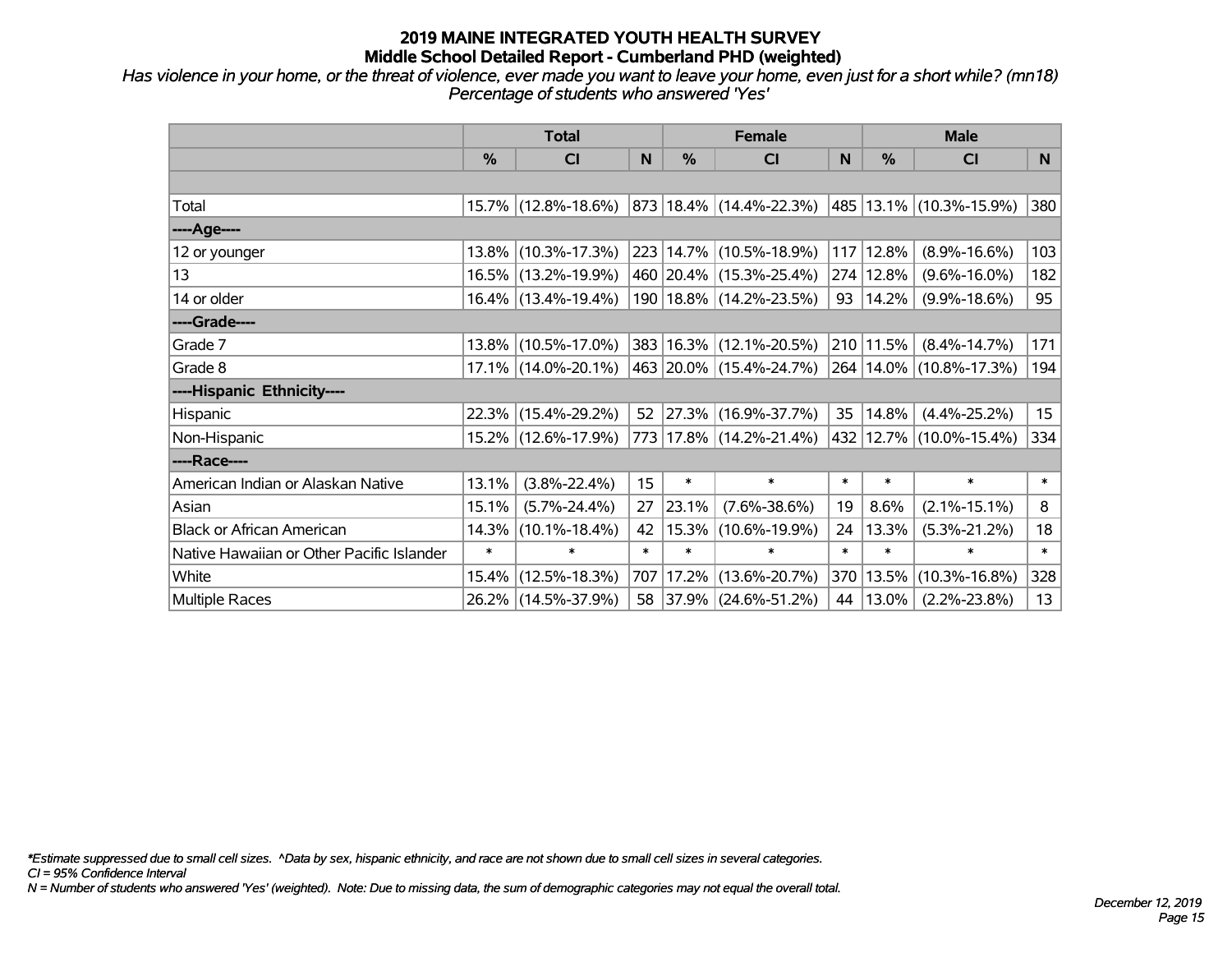# 2019 MAINE INTEGRATED YOUTH HEALTH SURVEY
## Middle School Detailed Report - Cumberland PHD (weighted)

*Has violence in your home, or the threat of violence, ever made you want to leave your home, even just for a short while? (mn18)*
*Percentage of students who answered 'Yes'*

| | Total | | | Female | | | Male | | |
|---|---|---|---|---|---|---|---|---|---|
| | % | CI | N | % | CI | N | % | CI | N |
| | | | | | | | | | |
| Total | 15.7% | (12.8%-18.6%) | 873 | 18.4% | (14.4%-22.3%) | 485 | 13.1% | (10.3%-15.9%) | 380 |
| ----Age---- | | | | | | | | | |
| 12 or younger | 13.8% | (10.3%-17.3%) | 223 | 14.7% | (10.5%-18.9%) | 117 | 12.8% | (8.9%-16.6%) | 103 |
| 13 | 16.5% | (13.2%-19.9%) | 460 | 20.4% | (15.3%-25.4%) | 274 | 12.8% | (9.6%-16.0%) | 182 |
| 14 or older | 16.4% | (13.4%-19.4%) | 190 | 18.8% | (14.2%-23.5%) | 93 | 14.2% | (9.9%-18.6%) | 95 |
| ----Grade---- | | | | | | | | | |
| Grade 7 | 13.8% | (10.5%-17.0%) | 383 | 16.3% | (12.1%-20.5%) | 210 | 11.5% | (8.4%-14.7%) | 171 |
| Grade 8 | 17.1% | (14.0%-20.1%) | 463 | 20.0% | (15.4%-24.7%) | 264 | 14.0% | (10.8%-17.3%) | 194 |
| ----Hispanic Ethnicity---- | | | | | | | | | |
| Hispanic | 22.3% | (15.4%-29.2%) | 52 | 27.3% | (16.9%-37.7%) | 35 | 14.8% | (4.4%-25.2%) | 15 |
| Non-Hispanic | 15.2% | (12.6%-17.9%) | 773 | 17.8% | (14.2%-21.4%) | 432 | 12.7% | (10.0%-15.4%) | 334 |
| ----Race---- | | | | | | | | | |
| American Indian or Alaskan Native | 13.1% | (3.8%-22.4%) | 15 | * | * | * | * | * | * |
| Asian | 15.1% | (5.7%-24.4%) | 27 | 23.1% | (7.6%-38.6%) | 19 | 8.6% | (2.1%-15.1%) | 8 |
| Black or African American | 14.3% | (10.1%-18.4%) | 42 | 15.3% | (10.6%-19.9%) | 24 | 13.3% | (5.3%-21.2%) | 18 |
| Native Hawaiian or Other Pacific Islander | * | * | * | * | * | * | * | * | * |
| White | 15.4% | (12.5%-18.3%) | 707 | 17.2% | (13.6%-20.7%) | 370 | 13.5% | (10.3%-16.8%) | 328 |
| Multiple Races | 26.2% | (14.5%-37.9%) | 58 | 37.9% | (24.6%-51.2%) | 44 | 13.0% | (2.2%-23.8%) | 13 |

*\*Estimate suppressed due to small cell sizes. ^Data by sex, hispanic ethnicity, and race are not shown due to small cell sizes in several categories.*
*CI = 95% Confidence Interval*
*N = Number of students who answered 'Yes' (weighted). Note: Due to missing data, the sum of demographic categories may not equal the overall total.*

*December 12, 2019*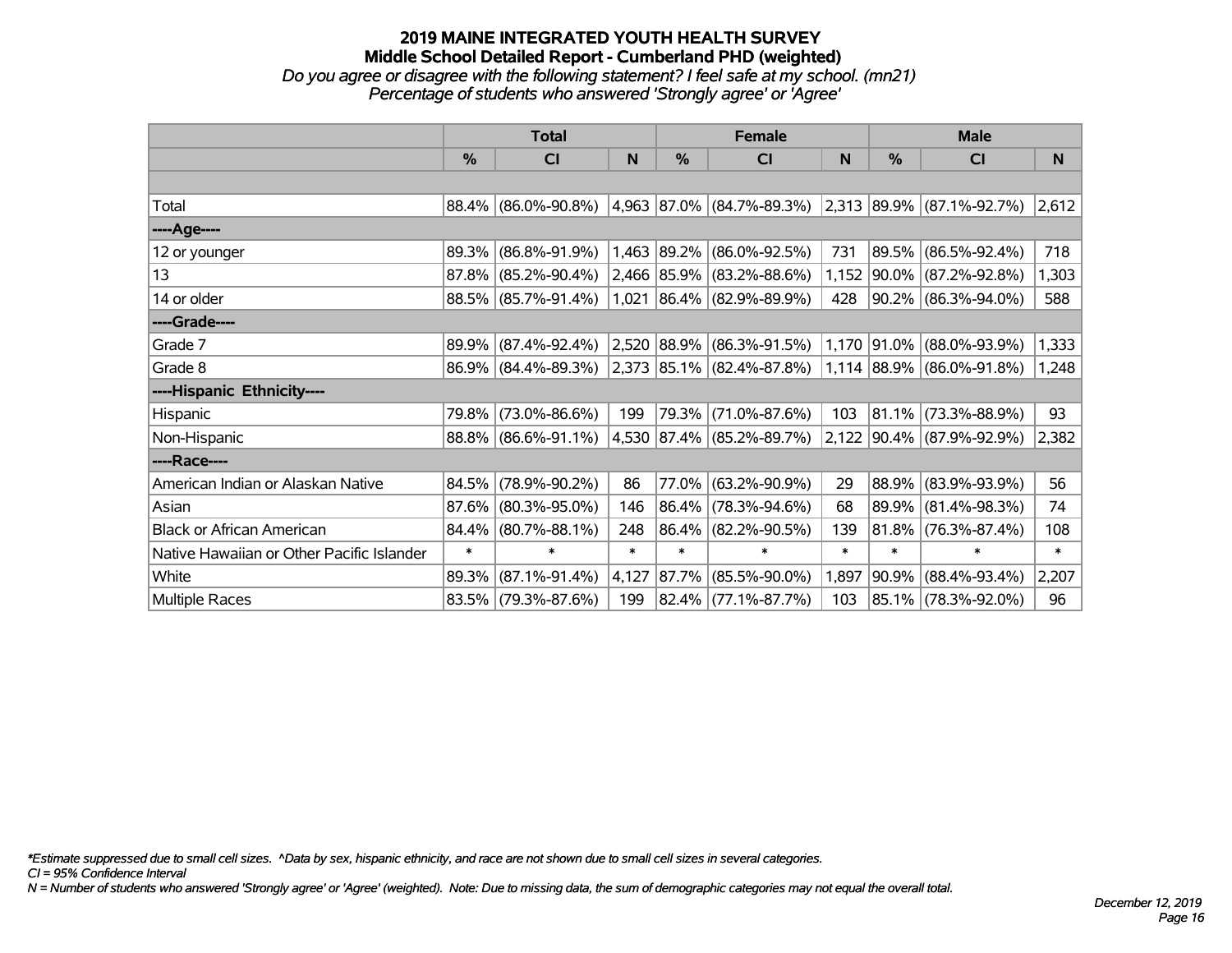# 2019 MAINE INTEGRATED YOUTH HEALTH SURVEY
## Middle School Detailed Report - Cumberland PHD (weighted)
*Do you agree or disagree with the following statement? I feel safe at my school. (mn21)*
*Percentage of students who answered 'Strongly agree' or 'Agree'*

| | Total | | | Female | | | Male | | |
|---|---|---|---|---|---|---|---|---|---|
| | % | CI | N | % | CI | N | % | CI | N |
| | | | | | | | | | |
| Total | 88.4% | (86.0%-90.8%) | 4,963 | 87.0% | (84.7%-89.3%) | 2,313 | 89.9% | (87.1%-92.7%) | 2,612 |
| ----Age---- | | | | | | | | | |
| 12 or younger | 89.3% | (86.8%-91.9%) | 1,463 | 89.2% | (86.0%-92.5%) | 731 | 89.5% | (86.5%-92.4%) | 718 |
| 13 | 87.8% | (85.2%-90.4%) | 2,466 | 85.9% | (83.2%-88.6%) | 1,152 | 90.0% | (87.2%-92.8%) | 1,303 |
| 14 or older | 88.5% | (85.7%-91.4%) | 1,021 | 86.4% | (82.9%-89.9%) | 428 | 90.2% | (86.3%-94.0%) | 588 |
| ----Grade---- | | | | | | | | | |
| Grade 7 | 89.9% | (87.4%-92.4%) | 2,520 | 88.9% | (86.3%-91.5%) | 1,170 | 91.0% | (88.0%-93.9%) | 1,333 |
| Grade 8 | 86.9% | (84.4%-89.3%) | 2,373 | 85.1% | (82.4%-87.8%) | 1,114 | 88.9% | (86.0%-91.8%) | 1,248 |
| ----Hispanic Ethnicity---- | | | | | | | | | |
| Hispanic | 79.8% | (73.0%-86.6%) | 199 | 79.3% | (71.0%-87.6%) | 103 | 81.1% | (73.3%-88.9%) | 93 |
| Non-Hispanic | 88.8% | (86.6%-91.1%) | 4,530 | 87.4% | (85.2%-89.7%) | 2,122 | 90.4% | (87.9%-92.9%) | 2,382 |
| ----Race---- | | | | | | | | | |
| American Indian or Alaskan Native | 84.5% | (78.9%-90.2%) | 86 | 77.0% | (63.2%-90.9%) | 29 | 88.9% | (83.9%-93.9%) | 56 |
| Asian | 87.6% | (80.3%-95.0%) | 146 | 86.4% | (78.3%-94.6%) | 68 | 89.9% | (81.4%-98.3%) | 74 |
| Black or African American | 84.4% | (80.7%-88.1%) | 248 | 86.4% | (82.2%-90.5%) | 139 | 81.8% | (76.3%-87.4%) | 108 |
| Native Hawaiian or Other Pacific Islander | * | * | * | * | * | * | * | * | * |
| White | 89.3% | (87.1%-91.4%) | 4,127 | 87.7% | (85.5%-90.0%) | 1,897 | 90.9% | (88.4%-93.4%) | 2,207 |
| Multiple Races | 83.5% | (79.3%-87.6%) | 199 | 82.4% | (77.1%-87.7%) | 103 | 85.1% | (78.3%-92.0%) | 96 |

*Estimate suppressed due to small cell sizes. ^Data by sex, hispanic ethnicity, and race are not shown due to small cell sizes in several categories.
CI = 95% Confidence Interval
N = Number of students who answered 'Strongly agree' or 'Agree' (weighted). Note: Due to missing data, the sum of demographic categories may not equal the overall total.

December 12, 2019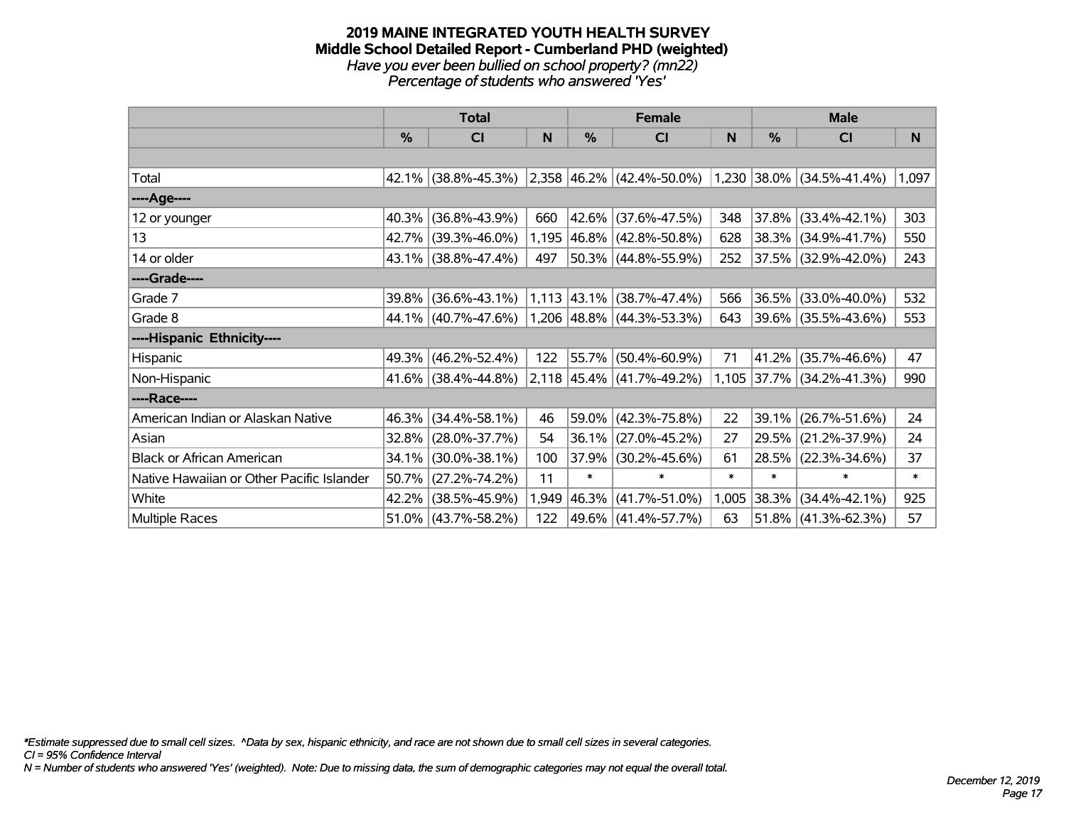# 2019 MAINE INTEGRATED YOUTH HEALTH SURVEY
## Middle School Detailed Report - Cumberland PHD (weighted)
*Have you ever been bullied on school property? (mn22)*
*Percentage of students who answered 'Yes'*

| | Total | | | Female | | | Male | | |
|---|---|---|---|---|---|---|---|---|---|
| | % | CI | N | % | CI | N | % | CI | N |
| | | | | | | | | | |
| Total | 42.1% | (38.8%-45.3%) | 2,358 | 46.2% | (42.4%-50.0%) | 1,230 | 38.0% | (34.5%-41.4%) | 1,097 |
| ----Age---- | | | | | | | | | |
| 12 or younger | 40.3% | (36.8%-43.9%) | 660 | 42.6% | (37.6%-47.5%) | 348 | 37.8% | (33.4%-42.1%) | 303 |
| 13 | 42.7% | (39.3%-46.0%) | 1,195 | 46.8% | (42.8%-50.8%) | 628 | 38.3% | (34.9%-41.7%) | 550 |
| 14 or older | 43.1% | (38.8%-47.4%) | 497 | 50.3% | (44.8%-55.9%) | 252 | 37.5% | (32.9%-42.0%) | 243 |
| ----Grade---- | | | | | | | | | |
| Grade 7 | 39.8% | (36.6%-43.1%) | 1,113 | 43.1% | (38.7%-47.4%) | 566 | 36.5% | (33.0%-40.0%) | 532 |
| Grade 8 | 44.1% | (40.7%-47.6%) | 1,206 | 48.8% | (44.3%-53.3%) | 643 | 39.6% | (35.5%-43.6%) | 553 |
| ----Hispanic Ethnicity---- | | | | | | | | | |
| Hispanic | 49.3% | (46.2%-52.4%) | 122 | 55.7% | (50.4%-60.9%) | 71 | 41.2% | (35.7%-46.6%) | 47 |
| Non-Hispanic | 41.6% | (38.4%-44.8%) | 2,118 | 45.4% | (41.7%-49.2%) | 1,105 | 37.7% | (34.2%-41.3%) | 990 |
| ----Race---- | | | | | | | | | |
| American Indian or Alaskan Native | 46.3% | (34.4%-58.1%) | 46 | 59.0% | (42.3%-75.8%) | 22 | 39.1% | (26.7%-51.6%) | 24 |
| Asian | 32.8% | (28.0%-37.7%) | 54 | 36.1% | (27.0%-45.2%) | 27 | 29.5% | (21.2%-37.9%) | 24 |
| Black or African American | 34.1% | (30.0%-38.1%) | 100 | 37.9% | (30.2%-45.6%) | 61 | 28.5% | (22.3%-34.6%) | 37 |
| Native Hawaiian or Other Pacific Islander | 50.7% | (27.2%-74.2%) | 11 | * | * | * | * | * | * |
| White | 42.2% | (38.5%-45.9%) | 1,949 | 46.3% | (41.7%-51.0%) | 1,005 | 38.3% | (34.4%-42.1%) | 925 |
| Multiple Races | 51.0% | (43.7%-58.2%) | 122 | 49.6% | (41.4%-57.7%) | 63 | 51.8% | (41.3%-62.3%) | 57 |

*Estimate suppressed due to small cell sizes. ^Data by sex, hispanic ethnicity, and race are not shown due to small cell sizes in several categories.
CI = 95% Confidence Interval
N = Number of students who answered 'Yes' (weighted). Note: Due to missing data, the sum of demographic categories may not equal the overall total.

*December 12, 2019*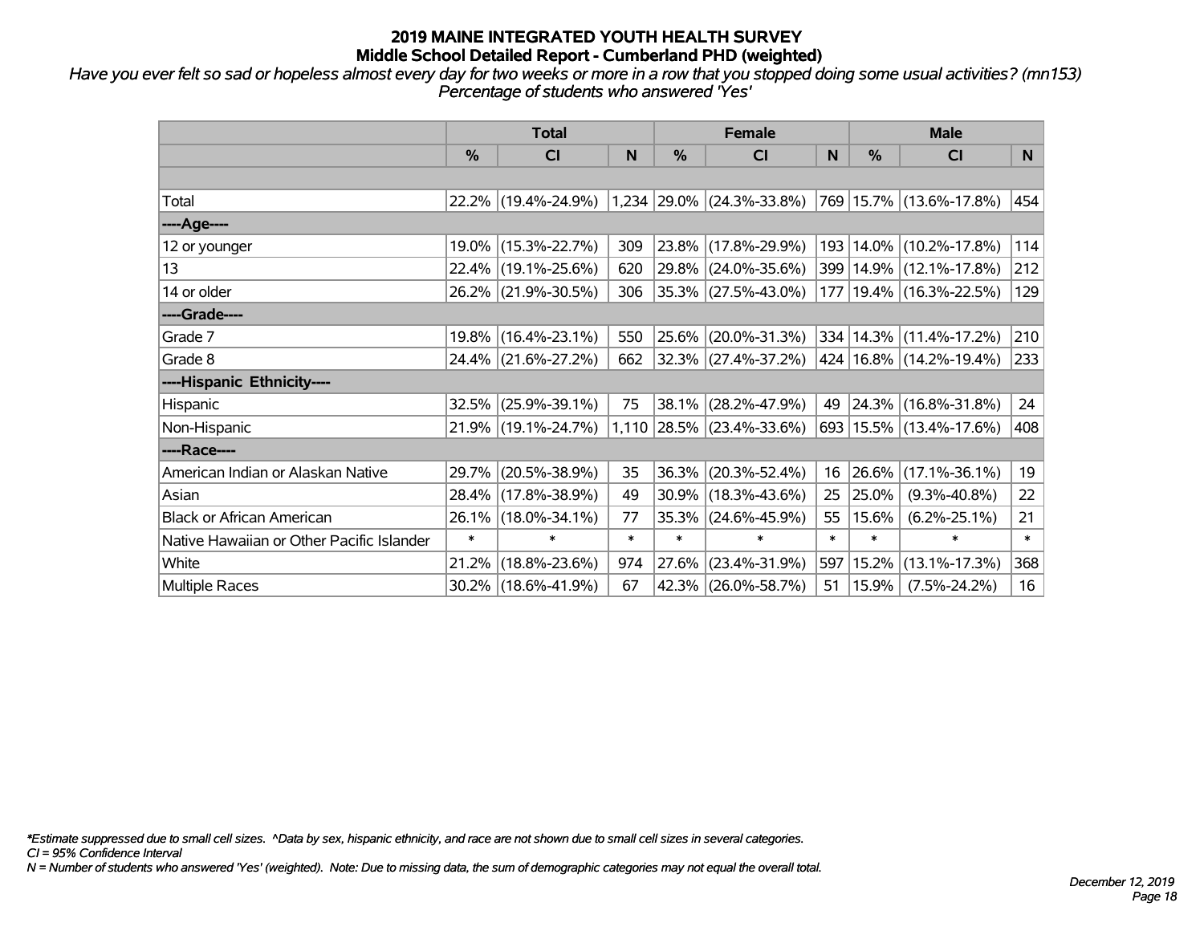# 2019 MAINE INTEGRATED YOUTH HEALTH SURVEY
## Middle School Detailed Report - Cumberland PHD (weighted)

*Have you ever felt so sad or hopeless almost every day for two weeks or more in a row that you stopped doing some usual activities? (mn153) Percentage of students who answered 'Yes'*

| | Total | | | Female | | | Male | | |
|---|---|---|---|---|---|---|---|---|---|
| | % | CI | N | % | CI | N | % | CI | N |
| | | | | | | | | | |
| Total | 22.2% | (19.4%-24.9%) | 1,234 | 29.0% | (24.3%-33.8%) | 769 | 15.7% | (13.6%-17.8%) | 454 |
| ----Age---- | | | | | | | | | |
| 12 or younger | 19.0% | (15.3%-22.7%) | 309 | 23.8% | (17.8%-29.9%) | 193 | 14.0% | (10.2%-17.8%) | 114 |
| 13 | 22.4% | (19.1%-25.6%) | 620 | 29.8% | (24.0%-35.6%) | 399 | 14.9% | (12.1%-17.8%) | 212 |
| 14 or older | 26.2% | (21.9%-30.5%) | 306 | 35.3% | (27.5%-43.0%) | 177 | 19.4% | (16.3%-22.5%) | 129 |
| ----Grade---- | | | | | | | | | |
| Grade 7 | 19.8% | (16.4%-23.1%) | 550 | 25.6% | (20.0%-31.3%) | 334 | 14.3% | (11.4%-17.2%) | 210 |
| Grade 8 | 24.4% | (21.6%-27.2%) | 662 | 32.3% | (27.4%-37.2%) | 424 | 16.8% | (14.2%-19.4%) | 233 |
| ----Hispanic Ethnicity---- | | | | | | | | | |
| Hispanic | 32.5% | (25.9%-39.1%) | 75 | 38.1% | (28.2%-47.9%) | 49 | 24.3% | (16.8%-31.8%) | 24 |
| Non-Hispanic | 21.9% | (19.1%-24.7%) | 1,110 | 28.5% | (23.4%-33.6%) | 693 | 15.5% | (13.4%-17.6%) | 408 |
| ----Race---- | | | | | | | | | |
| American Indian or Alaskan Native | 29.7% | (20.5%-38.9%) | 35 | 36.3% | (20.3%-52.4%) | 16 | 26.6% | (17.1%-36.1%) | 19 |
| Asian | 28.4% | (17.8%-38.9%) | 49 | 30.9% | (18.3%-43.6%) | 25 | 25.0% | (9.3%-40.8%) | 22 |
| Black or African American | 26.1% | (18.0%-34.1%) | 77 | 35.3% | (24.6%-45.9%) | 55 | 15.6% | (6.2%-25.1%) | 21 |
| Native Hawaiian or Other Pacific Islander | * | * | * | * | * | * | * | * | * |
| White | 21.2% | (18.8%-23.6%) | 974 | 27.6% | (23.4%-31.9%) | 597 | 15.2% | (13.1%-17.3%) | 368 |
| Multiple Races | 30.2% | (18.6%-41.9%) | 67 | 42.3% | (26.0%-58.7%) | 51 | 15.9% | (7.5%-24.2%) | 16 |

*Estimate suppressed due to small cell sizes. ^Data by sex, hispanic ethnicity, and race are not shown due to small cell sizes in several categories.
CI = 95% Confidence Interval
N = Number of students who answered 'Yes' (weighted). Note: Due to missing data, the sum of demographic categories may not equal the overall total.

December 12, 2019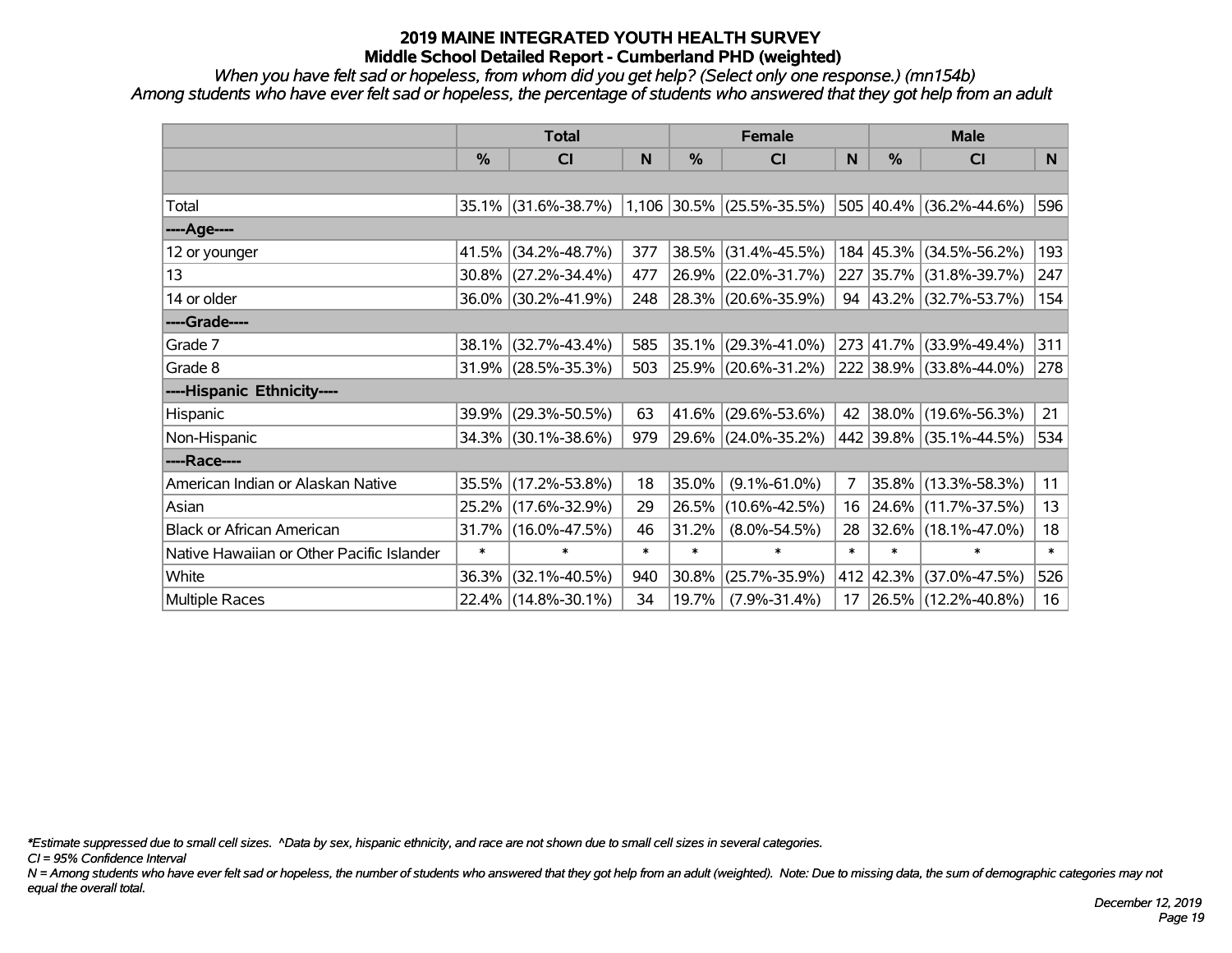# 2019 MAINE INTEGRATED YOUTH HEALTH SURVEY
## Middle School Detailed Report - Cumberland PHD (weighted)

*When you have felt sad or hopeless, from whom did you get help? (Select only one response.) (mn154b)*
*Among students who have ever felt sad or hopeless, the percentage of students who answered that they got help from an adult*

| | Total | | | Female | | | Male | | |
|---|---|---|---|---|---|---|---|---|---|
| | % | CI | N | % | CI | N | % | CI | N |
| Total | 35.1% | (31.6%-38.7%) | 1,106 | 30.5% | (25.5%-35.5%) | 505 | 40.4% | (36.2%-44.6%) | 596 |
| ----Age---- | | | | | | | | | |
| 12 or younger | 41.5% | (34.2%-48.7%) | 377 | 38.5% | (31.4%-45.5%) | 184 | 45.3% | (34.5%-56.2%) | 193 |
| 13 | 30.8% | (27.2%-34.4%) | 477 | 26.9% | (22.0%-31.7%) | 227 | 35.7% | (31.8%-39.7%) | 247 |
| 14 or older | 36.0% | (30.2%-41.9%) | 248 | 28.3% | (20.6%-35.9%) | 94 | 43.2% | (32.7%-53.7%) | 154 |
| ----Grade---- | | | | | | | | | |
| Grade 7 | 38.1% | (32.7%-43.4%) | 585 | 35.1% | (29.3%-41.0%) | 273 | 41.7% | (33.9%-49.4%) | 311 |
| Grade 8 | 31.9% | (28.5%-35.3%) | 503 | 25.9% | (20.6%-31.2%) | 222 | 38.9% | (33.8%-44.0%) | 278 |
| ----Hispanic Ethnicity---- | | | | | | | | | |
| Hispanic | 39.9% | (29.3%-50.5%) | 63 | 41.6% | (29.6%-53.6%) | 42 | 38.0% | (19.6%-56.3%) | 21 |
| Non-Hispanic | 34.3% | (30.1%-38.6%) | 979 | 29.6% | (24.0%-35.2%) | 442 | 39.8% | (35.1%-44.5%) | 534 |
| ----Race---- | | | | | | | | | |
| American Indian or Alaskan Native | 35.5% | (17.2%-53.8%) | 18 | 35.0% | (9.1%-61.0%) | 7 | 35.8% | (13.3%-58.3%) | 11 |
| Asian | 25.2% | (17.6%-32.9%) | 29 | 26.5% | (10.6%-42.5%) | 16 | 24.6% | (11.7%-37.5%) | 13 |
| Black or African American | 31.7% | (16.0%-47.5%) | 46 | 31.2% | (8.0%-54.5%) | 28 | 32.6% | (18.1%-47.0%) | 18 |
| Native Hawaiian or Other Pacific Islander | * | * | * | * | * | * | * | * | * |
| White | 36.3% | (32.1%-40.5%) | 940 | 30.8% | (25.7%-35.9%) | 412 | 42.3% | (37.0%-47.5%) | 526 |
| Multiple Races | 22.4% | (14.8%-30.1%) | 34 | 19.7% | (7.9%-31.4%) | 17 | 26.5% | (12.2%-40.8%) | 16 |

*Estimate suppressed due to small cell sizes. ^Data by sex, hispanic ethnicity, and race are not shown due to small cell sizes in several categories.
CI = 95% Confidence Interval
N = Among students who have ever felt sad or hopeless, the number of students who answered that they got help from an adult (weighted). Note: Due to missing data, the sum of demographic categories may not equal the overall total.

December 12, 2019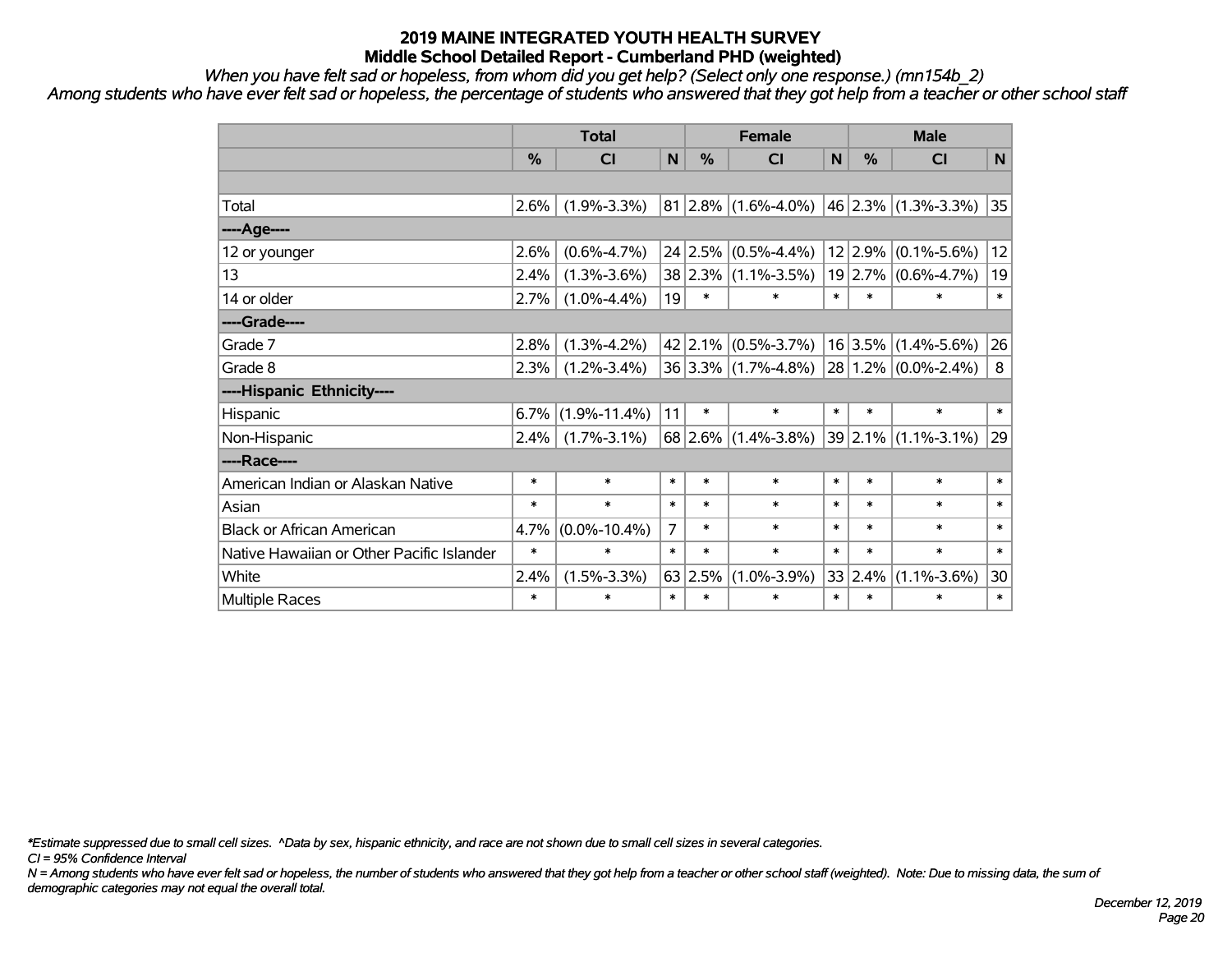# 2019 MAINE INTEGRATED YOUTH HEALTH SURVEY
## Middle School Detailed Report - Cumberland PHD (weighted)

*When you have felt sad or hopeless, from whom did you get help? (Select only one response.) (mn154b_2)*

*Among students who have ever felt sad or hopeless, the percentage of students who answered that they got help from a teacher or other school staff*

| | Total | | | Female | | | Male | | |
|---|---|---|---|---|---|---|---|---|---|
| | % | CI | N | % | CI | N | % | CI | N |
| | | | | | | | | | |
| Total | 2.6% | (1.9%-3.3%) | 81 | 2.8% | (1.6%-4.0%) | 46 | 2.3% | (1.3%-3.3%) | 35 |
| ----Age---- | | | | | | | | | |
| 12 or younger | 2.6% | (0.6%-4.7%) | 24 | 2.5% | (0.5%-4.4%) | 12 | 2.9% | (0.1%-5.6%) | 12 |
| 13 | 2.4% | (1.3%-3.6%) | 38 | 2.3% | (1.1%-3.5%) | 19 | 2.7% | (0.6%-4.7%) | 19 |
| 14 or older | 2.7% | (1.0%-4.4%) | 19 | * | * | * | * | * | * |
| ----Grade---- | | | | | | | | | |
| Grade 7 | 2.8% | (1.3%-4.2%) | 42 | 2.1% | (0.5%-3.7%) | 16 | 3.5% | (1.4%-5.6%) | 26 |
| Grade 8 | 2.3% | (1.2%-3.4%) | 36 | 3.3% | (1.7%-4.8%) | 28 | 1.2% | (0.0%-2.4%) | 8 |
| ----Hispanic Ethnicity---- | | | | | | | | | |
| Hispanic | 6.7% | (1.9%-11.4%) | 11 | * | * | * | * | * | * |
| Non-Hispanic | 2.4% | (1.7%-3.1%) | 68 | 2.6% | (1.4%-3.8%) | 39 | 2.1% | (1.1%-3.1%) | 29 |
| ----Race---- | | | | | | | | | |
| American Indian or Alaskan Native | * | * | * | * | * | * | * | * | * |
| Asian | * | * | * | * | * | * | * | * | * |
| Black or African American | 4.7% | (0.0%-10.4%) | 7 | * | * | * | * | * | * |
| Native Hawaiian or Other Pacific Islander | * | * | * | * | * | * | * | * | * |
| White | 2.4% | (1.5%-3.3%) | 63 | 2.5% | (1.0%-3.9%) | 33 | 2.4% | (1.1%-3.6%) | 30 |
| Multiple Races | * | * | * | * | * | * | * | * | * |

*\*Estimate suppressed due to small cell sizes. ^Data by sex, hispanic ethnicity, and race are not shown due to small cell sizes in several categories.*

*CI = 95% Confidence Interval*

*N = Among students who have ever felt sad or hopeless, the number of students who answered that they got help from a teacher or other school staff (weighted). Note: Due to missing data, the sum of demographic categories may not equal the overall total.*

*December 12, 2019*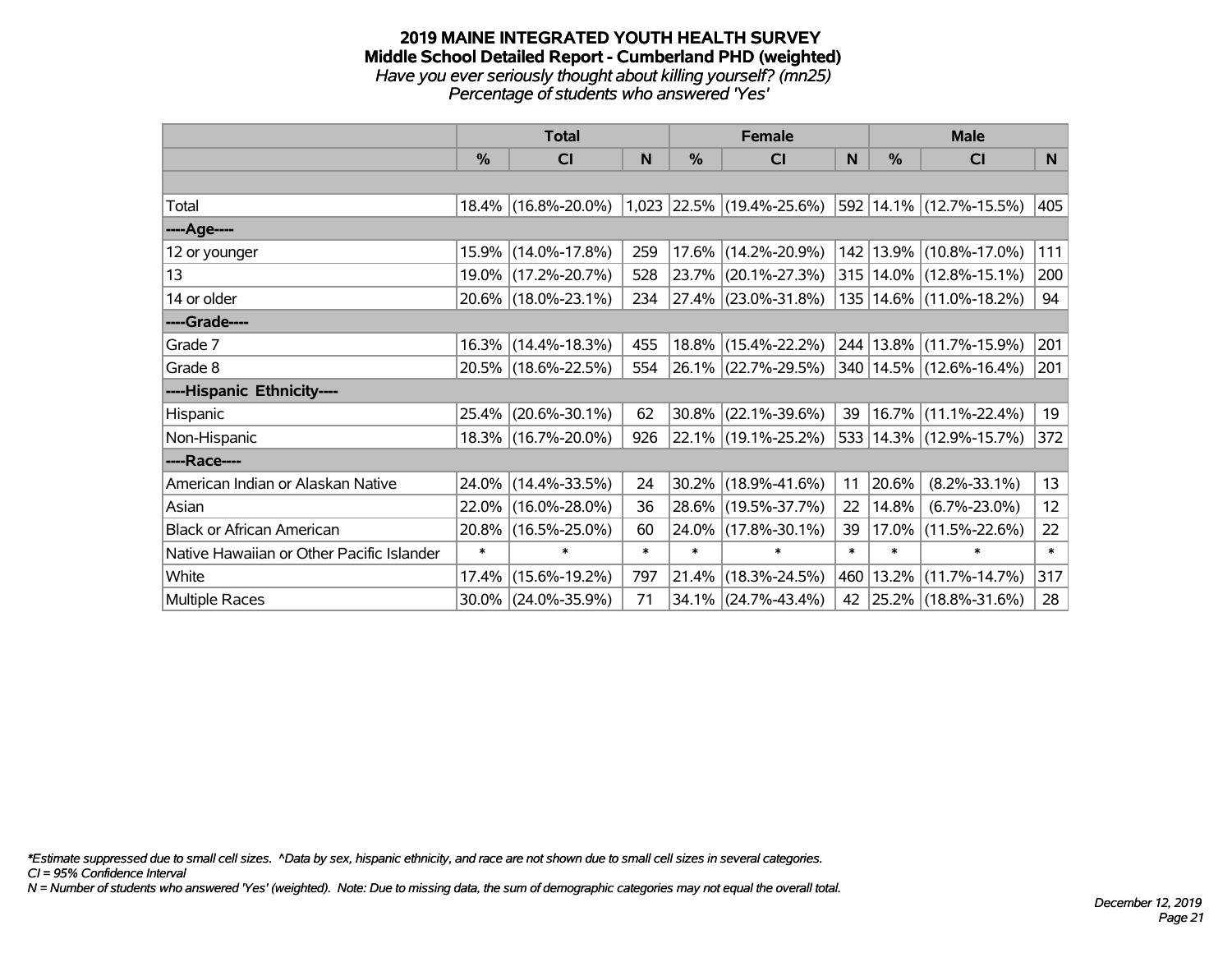# 2019 MAINE INTEGRATED YOUTH HEALTH SURVEY
## Middle School Detailed Report - Cumberland PHD (weighted)
*Have you ever seriously thought about killing yourself? (mn25)*
*Percentage of students who answered 'Yes'*

| | Total | | | Female | | | Male | | |
|---|---|---|---|---|---|---|---|---|---|
| | % | CI | N | % | CI | N | % | CI | N |
| Total | 18.4% | (16.8%-20.0%) | 1,023 | 22.5% | (19.4%-25.6%) | 592 | 14.1% | (12.7%-15.5%) | 405 |
| ----Age---- | | | | | | | | | |
| 12 or younger | 15.9% | (14.0%-17.8%) | 259 | 17.6% | (14.2%-20.9%) | 142 | 13.9% | (10.8%-17.0%) | 111 |
| 13 | 19.0% | (17.2%-20.7%) | 528 | 23.7% | (20.1%-27.3%) | 315 | 14.0% | (12.8%-15.1%) | 200 |
| 14 or older | 20.6% | (18.0%-23.1%) | 234 | 27.4% | (23.0%-31.8%) | 135 | 14.6% | (11.0%-18.2%) | 94 |
| ----Grade---- | | | | | | | | | |
| Grade 7 | 16.3% | (14.4%-18.3%) | 455 | 18.8% | (15.4%-22.2%) | 244 | 13.8% | (11.7%-15.9%) | 201 |
| Grade 8 | 20.5% | (18.6%-22.5%) | 554 | 26.1% | (22.7%-29.5%) | 340 | 14.5% | (12.6%-16.4%) | 201 |
| ----Hispanic Ethnicity---- | | | | | | | | | |
| Hispanic | 25.4% | (20.6%-30.1%) | 62 | 30.8% | (22.1%-39.6%) | 39 | 16.7% | (11.1%-22.4%) | 19 |
| Non-Hispanic | 18.3% | (16.7%-20.0%) | 926 | 22.1% | (19.1%-25.2%) | 533 | 14.3% | (12.9%-15.7%) | 372 |
| ----Race---- | | | | | | | | | |
| American Indian or Alaskan Native | 24.0% | (14.4%-33.5%) | 24 | 30.2% | (18.9%-41.6%) | 11 | 20.6% | (8.2%-33.1%) | 13 |
| Asian | 22.0% | (16.0%-28.0%) | 36 | 28.6% | (19.5%-37.7%) | 22 | 14.8% | (6.7%-23.0%) | 12 |
| Black or African American | 20.8% | (16.5%-25.0%) | 60 | 24.0% | (17.8%-30.1%) | 39 | 17.0% | (11.5%-22.6%) | 22 |
| Native Hawaiian or Other Pacific Islander | * | * | * | * | * | * | * | * | * |
| White | 17.4% | (15.6%-19.2%) | 797 | 21.4% | (18.3%-24.5%) | 460 | 13.2% | (11.7%-14.7%) | 317 |
| Multiple Races | 30.0% | (24.0%-35.9%) | 71 | 34.1% | (24.7%-43.4%) | 42 | 25.2% | (18.8%-31.6%) | 28 |

*Estimate suppressed due to small cell sizes. ^Data by sex, hispanic ethnicity, and race are not shown due to small cell sizes in several categories.
CI = 95% Confidence Interval
N = Number of students who answered 'Yes' (weighted). Note: Due to missing data, the sum of demographic categories may not equal the overall total.

December 12, 2019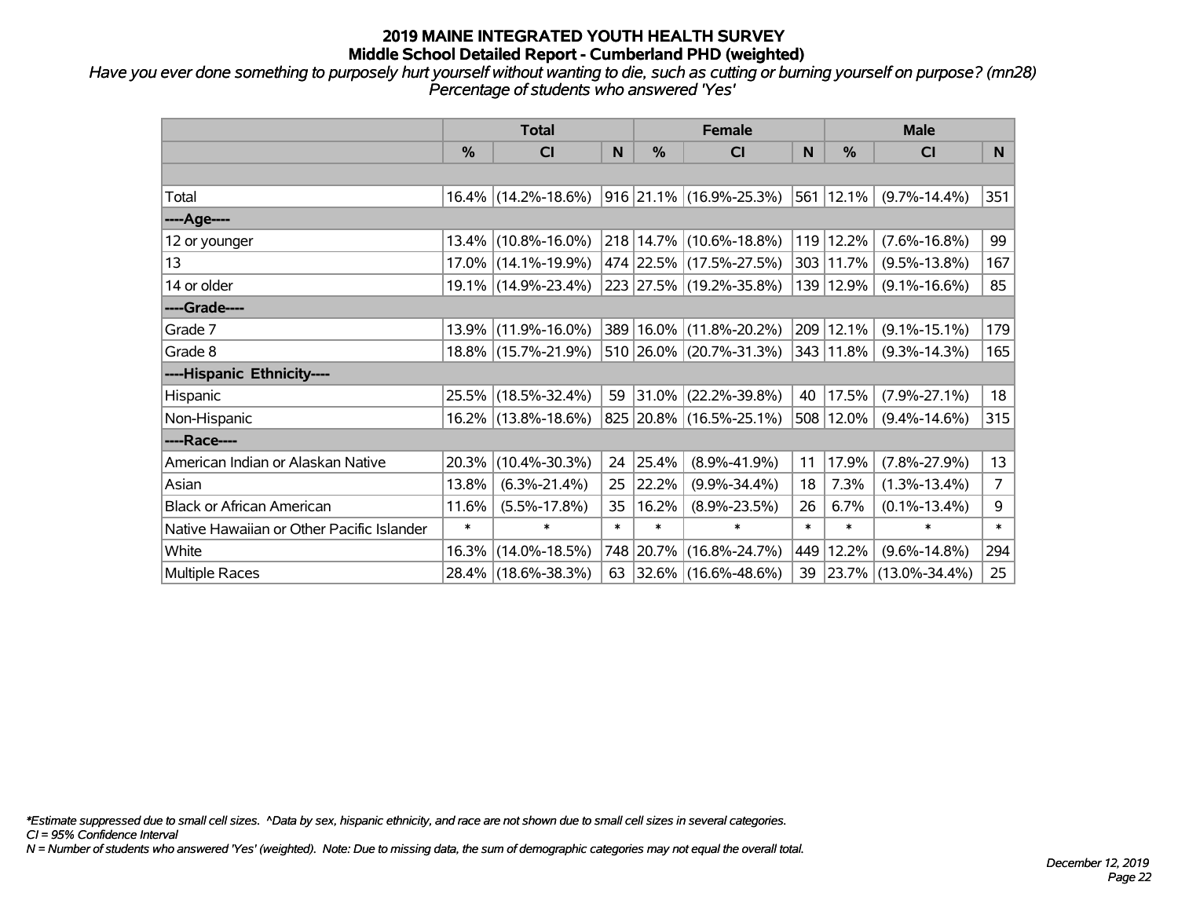# 2019 MAINE INTEGRATED YOUTH HEALTH SURVEY
## Middle School Detailed Report - Cumberland PHD (weighted)

*Have you ever done something to purposely hurt yourself without wanting to die, such as cutting or burning yourself on purpose? (mn28)*
*Percentage of students who answered 'Yes'*

| | Total | | | Female | | | Male | | |
|---|---|---|---|---|---|---|---|---|---|
| | % | CI | N | % | CI | N | % | CI | N |
| Total | 16.4% | (14.2%-18.6%) | 916 | 21.1% | (16.9%-25.3%) | 561 | 12.1% | (9.7%-14.4%) | 351 |
| ----Age---- | | | | | | | | | |
| 12 or younger | 13.4% | (10.8%-16.0%) | 218 | 14.7% | (10.6%-18.8%) | 119 | 12.2% | (7.6%-16.8%) | 99 |
| 13 | 17.0% | (14.1%-19.9%) | 474 | 22.5% | (17.5%-27.5%) | 303 | 11.7% | (9.5%-13.8%) | 167 |
| 14 or older | 19.1% | (14.9%-23.4%) | 223 | 27.5% | (19.2%-35.8%) | 139 | 12.9% | (9.1%-16.6%) | 85 |
| ----Grade---- | | | | | | | | | |
| Grade 7 | 13.9% | (11.9%-16.0%) | 389 | 16.0% | (11.8%-20.2%) | 209 | 12.1% | (9.1%-15.1%) | 179 |
| Grade 8 | 18.8% | (15.7%-21.9%) | 510 | 26.0% | (20.7%-31.3%) | 343 | 11.8% | (9.3%-14.3%) | 165 |
| ----Hispanic Ethnicity---- | | | | | | | | | |
| Hispanic | 25.5% | (18.5%-32.4%) | 59 | 31.0% | (22.2%-39.8%) | 40 | 17.5% | (7.9%-27.1%) | 18 |
| Non-Hispanic | 16.2% | (13.8%-18.6%) | 825 | 20.8% | (16.5%-25.1%) | 508 | 12.0% | (9.4%-14.6%) | 315 |
| ----Race---- | | | | | | | | | |
| American Indian or Alaskan Native | 20.3% | (10.4%-30.3%) | 24 | 25.4% | (8.9%-41.9%) | 11 | 17.9% | (7.8%-27.9%) | 13 |
| Asian | 13.8% | (6.3%-21.4%) | 25 | 22.2% | (9.9%-34.4%) | 18 | 7.3% | (1.3%-13.4%) | 7 |
| Black or African American | 11.6% | (5.5%-17.8%) | 35 | 16.2% | (8.9%-23.5%) | 26 | 6.7% | (0.1%-13.4%) | 9 |
| Native Hawaiian or Other Pacific Islander | * | * | * | * | * | * | * | * | * |
| White | 16.3% | (14.0%-18.5%) | 748 | 20.7% | (16.8%-24.7%) | 449 | 12.2% | (9.6%-14.8%) | 294 |
| Multiple Races | 28.4% | (18.6%-38.3%) | 63 | 32.6% | (16.6%-48.6%) | 39 | 23.7% | (13.0%-34.4%) | 25 |

*\*Estimate suppressed due to small cell sizes. ^Data by sex, hispanic ethnicity, and race are not shown due to small cell sizes in several categories.*
*CI = 95% Confidence Interval*
*N = Number of students who answered 'Yes' (weighted). Note: Due to missing data, the sum of demographic categories may not equal the overall total.*

*December 12, 2019*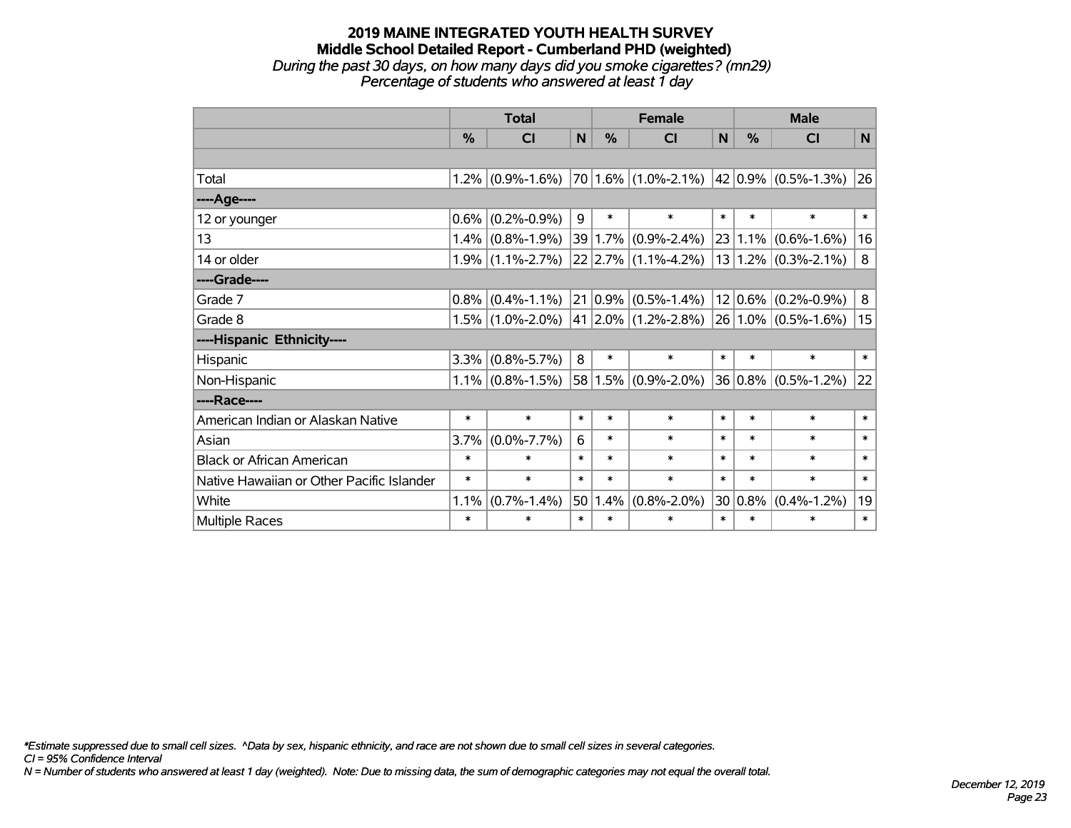# 2019 MAINE INTEGRATED YOUTH HEALTH SURVEY
## Middle School Detailed Report - Cumberland PHD (weighted)
*During the past 30 days, on how many days did you smoke cigarettes? (mn29)*
*Percentage of students who answered at least 1 day*

| | Total | | | Female | | | Male | | |
|---|---|---|---|---|---|---|---|---|---|
| | % | CI | N | % | CI | N | % | CI | N |
| | | | | | | | | | |
| Total | 1.2% | (0.9%-1.6%) | 70 | 1.6% | (1.0%-2.1%) | 42 | 0.9% | (0.5%-1.3%) | 26 |
| ----Age---- | | | | | | | | | |
| 12 or younger | 0.6% | (0.2%-0.9%) | 9 | * | * | * | * | * | * |
| 13 | 1.4% | (0.8%-1.9%) | 39 | 1.7% | (0.9%-2.4%) | 23 | 1.1% | (0.6%-1.6%) | 16 |
| 14 or older | 1.9% | (1.1%-2.7%) | 22 | 2.7% | (1.1%-4.2%) | 13 | 1.2% | (0.3%-2.1%) | 8 |
| ----Grade---- | | | | | | | | | |
| Grade 7 | 0.8% | (0.4%-1.1%) | 21 | 0.9% | (0.5%-1.4%) | 12 | 0.6% | (0.2%-0.9%) | 8 |
| Grade 8 | 1.5% | (1.0%-2.0%) | 41 | 2.0% | (1.2%-2.8%) | 26 | 1.0% | (0.5%-1.6%) | 15 |
| ----Hispanic Ethnicity---- | | | | | | | | | |
| Hispanic | 3.3% | (0.8%-5.7%) | 8 | * | * | * | * | * | * |
| Non-Hispanic | 1.1% | (0.8%-1.5%) | 58 | 1.5% | (0.9%-2.0%) | 36 | 0.8% | (0.5%-1.2%) | 22 |
| ----Race---- | | | | | | | | | |
| American Indian or Alaskan Native | * | * | * | * | * | * | * | * | * |
| Asian | 3.7% | (0.0%-7.7%) | 6 | * | * | * | * | * | * |
| Black or African American | * | * | * | * | * | * | * | * | * |
| Native Hawaiian or Other Pacific Islander | * | * | * | * | * | * | * | * | * |
| White | 1.1% | (0.7%-1.4%) | 50 | 1.4% | (0.8%-2.0%) | 30 | 0.8% | (0.4%-1.2%) | 19 |
| Multiple Races | * | * | * | * | * | * | * | * | * |

*\*Estimate suppressed due to small cell sizes. ^Data by sex, hispanic ethnicity, and race are not shown due to small cell sizes in several categories.*
*CI = 95% Confidence Interval*
*N = Number of students who answered at least 1 day (weighted). Note: Due to missing data, the sum of demographic categories may not equal the overall total.*

*December 12, 2019*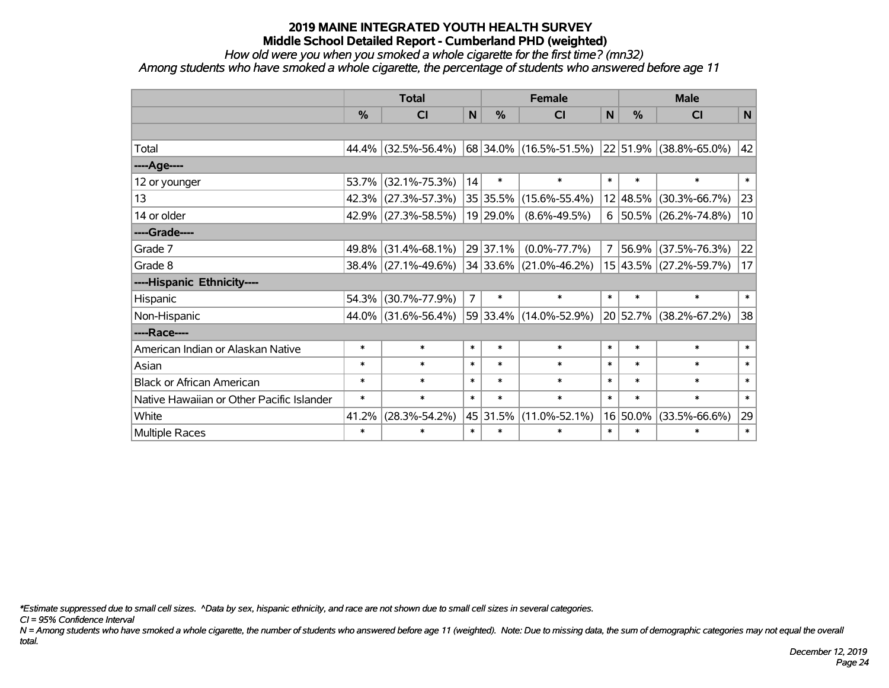# 2019 MAINE INTEGRATED YOUTH HEALTH SURVEY

## Middle School Detailed Report - Cumberland PHD (weighted)

*How old were you when you smoked a whole cigarette for the first time? (mn32)*

*Among students who have smoked a whole cigarette, the percentage of students who answered before age 11*

| | Total | | | Female | | | Male | | |
|---|---|---|---|---|---|---|---|---|---|
| | % | CI | N | % | CI | N | % | CI | N |
| | | | | | | | | | |
| Total | 44.4% | (32.5%-56.4%) | 68 | 34.0% | (16.5%-51.5%) | 22 | 51.9% | (38.8%-65.0%) | 42 |
| ----Age---- | | | | | | | | | |
| 12 or younger | 53.7% | (32.1%-75.3%) | 14 | * | * | * | * | * | * |
| 13 | 42.3% | (27.3%-57.3%) | 35 | 35.5% | (15.6%-55.4%) | 12 | 48.5% | (30.3%-66.7%) | 23 |
| 14 or older | 42.9% | (27.3%-58.5%) | 19 | 29.0% | (8.6%-49.5%) | 6 | 50.5% | (26.2%-74.8%) | 10 |
| ----Grade---- | | | | | | | | | |
| Grade 7 | 49.8% | (31.4%-68.1%) | 29 | 37.1% | (0.0%-77.7%) | 7 | 56.9% | (37.5%-76.3%) | 22 |
| Grade 8 | 38.4% | (27.1%-49.6%) | 34 | 33.6% | (21.0%-46.2%) | 15 | 43.5% | (27.2%-59.7%) | 17 |
| ----Hispanic Ethnicity---- | | | | | | | | | |
| Hispanic | 54.3% | (30.7%-77.9%) | 7 | * | * | * | * | * | * |
| Non-Hispanic | 44.0% | (31.6%-56.4%) | 59 | 33.4% | (14.0%-52.9%) | 20 | 52.7% | (38.2%-67.2%) | 38 |
| ----Race---- | | | | | | | | | |
| American Indian or Alaskan Native | * | * | * | * | * | * | * | * | * |
| Asian | * | * | * | * | * | * | * | * | * |
| Black or African American | * | * | * | * | * | * | * | * | * |
| Native Hawaiian or Other Pacific Islander | * | * | * | * | * | * | * | * | * |
| White | 41.2% | (28.3%-54.2%) | 45 | 31.5% | (11.0%-52.1%) | 16 | 50.0% | (33.5%-66.6%) | 29 |
| Multiple Races | * | * | * | * | * | * | * | * | * |

*\*Estimate suppressed due to small cell sizes. ^Data by sex, hispanic ethnicity, and race are not shown due to small cell sizes in several categories.*

*CI = 95% Confidence Interval*

*N = Among students who have smoked a whole cigarette, the number of students who answered before age 11 (weighted). Note: Due to missing data, the sum of demographic categories may not equal the overall total.*

*December 12, 2019*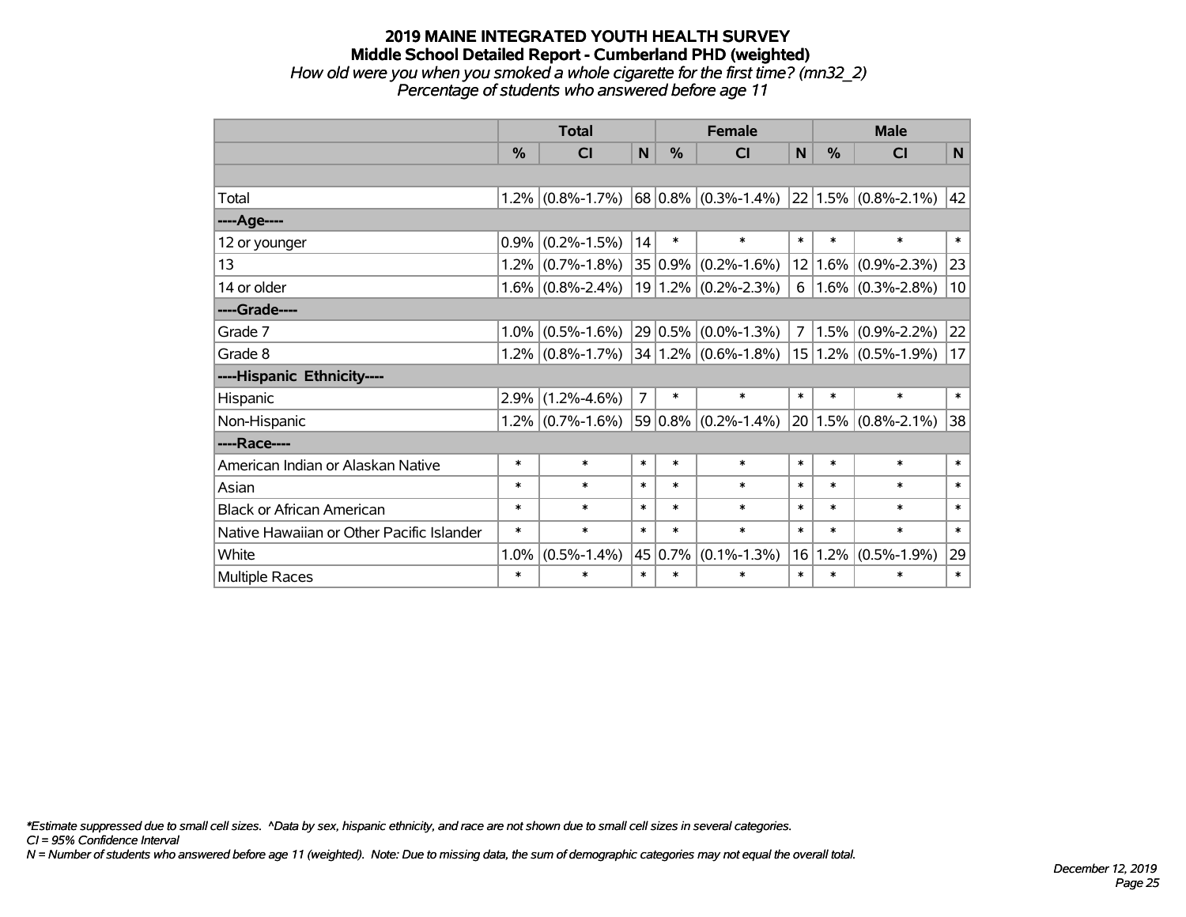# 2019 MAINE INTEGRATED YOUTH HEALTH SURVEY
## Middle School Detailed Report - Cumberland PHD (weighted)

*How old were you when you smoked a whole cigarette for the first time? (mn32_2)*
*Percentage of students who answered before age 11*

| | Total | | | Female | | | Male | | |
|---|---|---|---|---|---|---|---|---|---|
| | % | CI | N | % | CI | N | % | CI | N |
| | | | | | | | | | |
| Total | 1.2% | (0.8%-1.7%) | 68 | 0.8% | (0.3%-1.4%) | 22 | 1.5% | (0.8%-2.1%) | 42 |
| ----Age---- | | | | | | | | | |
| 12 or younger | 0.9% | (0.2%-1.5%) | 14 | * | * | * | * | * | * |
| 13 | 1.2% | (0.7%-1.8%) | 35 | 0.9% | (0.2%-1.6%) | 12 | 1.6% | (0.9%-2.3%) | 23 |
| 14 or older | 1.6% | (0.8%-2.4%) | 19 | 1.2% | (0.2%-2.3%) | 6 | 1.6% | (0.3%-2.8%) | 10 |
| ----Grade---- | | | | | | | | | |
| Grade 7 | 1.0% | (0.5%-1.6%) | 29 | 0.5% | (0.0%-1.3%) | 7 | 1.5% | (0.9%-2.2%) | 22 |
| Grade 8 | 1.2% | (0.8%-1.7%) | 34 | 1.2% | (0.6%-1.8%) | 15 | 1.2% | (0.5%-1.9%) | 17 |
| ----Hispanic Ethnicity---- | | | | | | | | | |
| Hispanic | 2.9% | (1.2%-4.6%) | 7 | * | * | * | * | * | * |
| Non-Hispanic | 1.2% | (0.7%-1.6%) | 59 | 0.8% | (0.2%-1.4%) | 20 | 1.5% | (0.8%-2.1%) | 38 |
| ----Race---- | | | | | | | | | |
| American Indian or Alaskan Native | * | * | * | * | * | * | * | * | * |
| Asian | * | * | * | * | * | * | * | * | * |
| Black or African American | * | * | * | * | * | * | * | * | * |
| Native Hawaiian or Other Pacific Islander | * | * | * | * | * | * | * | * | * |
| White | 1.0% | (0.5%-1.4%) | 45 | 0.7% | (0.1%-1.3%) | 16 | 1.2% | (0.5%-1.9%) | 29 |
| Multiple Races | * | * | * | * | * | * | * | * | * |

*\*Estimate suppressed due to small cell sizes. ^Data by sex, hispanic ethnicity, and race are not shown due to small cell sizes in several categories.*
*CI = 95% Confidence Interval*
*N = Number of students who answered before age 11 (weighted). Note: Due to missing data, the sum of demographic categories may not equal the overall total.*

*December 12, 2019*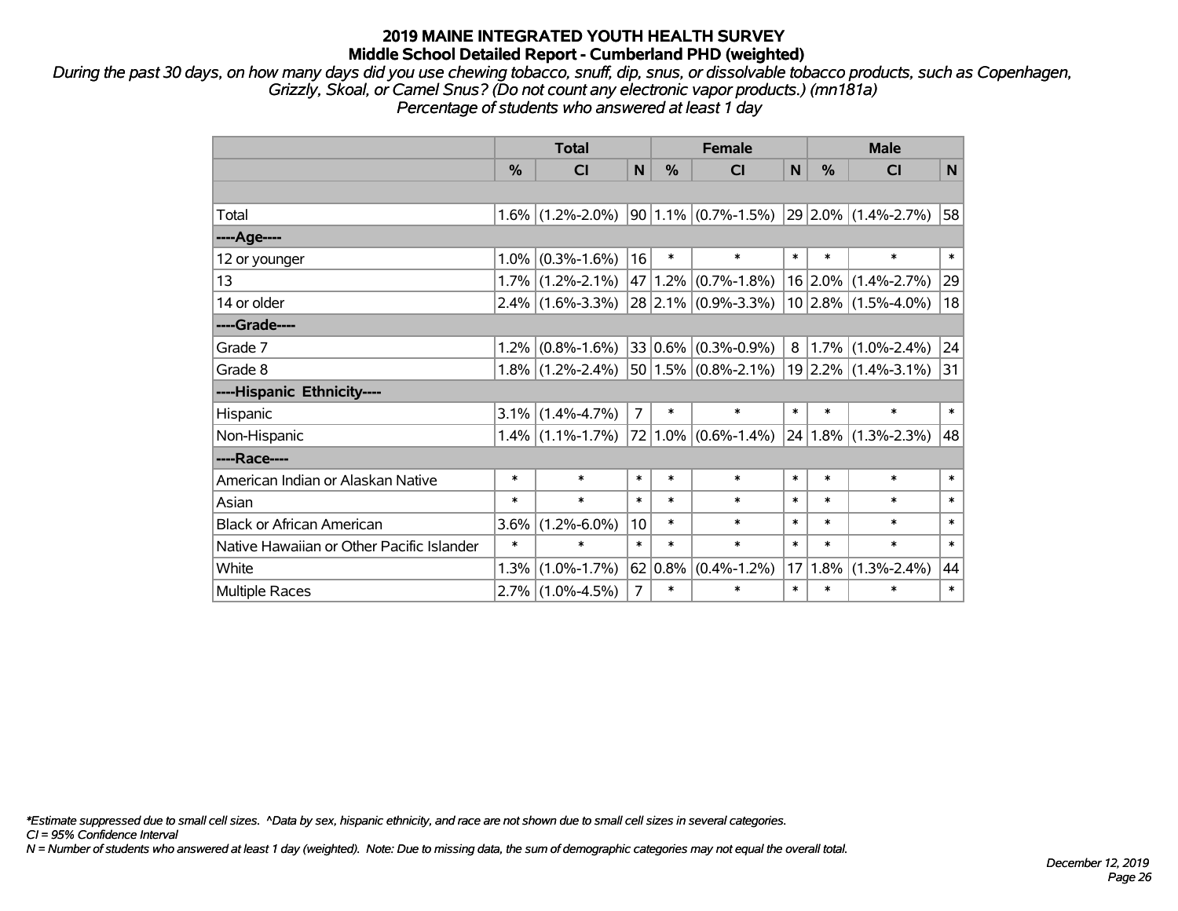# 2019 MAINE INTEGRATED YOUTH HEALTH SURVEY
## Middle School Detailed Report - Cumberland PHD (weighted)

*During the past 30 days, on how many days did you use chewing tobacco, snuff, dip, snus, or dissolvable tobacco products, such as Copenhagen, Grizzly, Skoal, or Camel Snus? (Do not count any electronic vapor products.) (mn181a)*
*Percentage of students who answered at least 1 day*

| | Total | | | Female | | | Male | | |
|---|---|---|---|---|---|---|---|---|---|
| | % | CI | N | % | CI | N | % | CI | N |
| | | | | | | | | | |
| Total | 1.6% | (1.2%-2.0%) | 90 | 1.1% | (0.7%-1.5%) | 29 | 2.0% | (1.4%-2.7%) | 58 |
| ----Age---- | | | | | | | | | |
| 12 or younger | 1.0% | (0.3%-1.6%) | 16 | * | * | * | * | * | * |
| 13 | 1.7% | (1.2%-2.1%) | 47 | 1.2% | (0.7%-1.8%) | 16 | 2.0% | (1.4%-2.7%) | 29 |
| 14 or older | 2.4% | (1.6%-3.3%) | 28 | 2.1% | (0.9%-3.3%) | 10 | 2.8% | (1.5%-4.0%) | 18 |
| ----Grade---- | | | | | | | | | |
| Grade 7 | 1.2% | (0.8%-1.6%) | 33 | 0.6% | (0.3%-0.9%) | 8 | 1.7% | (1.0%-2.4%) | 24 |
| Grade 8 | 1.8% | (1.2%-2.4%) | 50 | 1.5% | (0.8%-2.1%) | 19 | 2.2% | (1.4%-3.1%) | 31 |
| ----Hispanic Ethnicity---- | | | | | | | | | |
| Hispanic | 3.1% | (1.4%-4.7%) | 7 | * | * | * | * | * | * |
| Non-Hispanic | 1.4% | (1.1%-1.7%) | 72 | 1.0% | (0.6%-1.4%) | 24 | 1.8% | (1.3%-2.3%) | 48 |
| ----Race---- | | | | | | | | | |
| American Indian or Alaskan Native | * | * | * | * | * | * | * | * | * |
| Asian | * | * | * | * | * | * | * | * | * |
| Black or African American | 3.6% | (1.2%-6.0%) | 10 | * | * | * | * | * | * |
| Native Hawaiian or Other Pacific Islander | * | * | * | * | * | * | * | * | * |
| White | 1.3% | (1.0%-1.7%) | 62 | 0.8% | (0.4%-1.2%) | 17 | 1.8% | (1.3%-2.4%) | 44 |
| Multiple Races | 2.7% | (1.0%-4.5%) | 7 | * | * | * | * | * | * |

*\*Estimate suppressed due to small cell sizes. ^Data by sex, hispanic ethnicity, and race are not shown due to small cell sizes in several categories.*
*CI = 95% Confidence Interval*
*N = Number of students who answered at least 1 day (weighted). Note: Due to missing data, the sum of demographic categories may not equal the overall total.*

*December 12, 2019*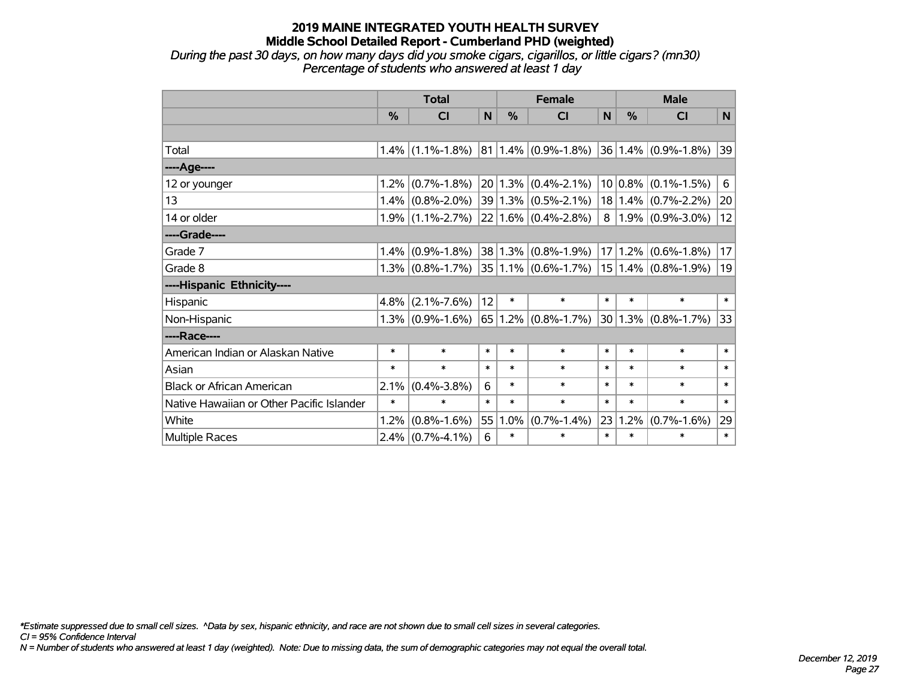# 2019 MAINE INTEGRATED YOUTH HEALTH SURVEY
## Middle School Detailed Report - Cumberland PHD (weighted)

*During the past 30 days, on how many days did you smoke cigars, cigarillos, or little cigars? (mn30)*
*Percentage of students who answered at least 1 day*

| | Total | | | Female | | | Male | | |
|---|---|---|---|---|---|---|---|---|---|
| | % | CI | N | % | CI | N | % | CI | N |
| Total | 1.4% | (1.1%-1.8%) | 81 | 1.4% | (0.9%-1.8%) | 36 | 1.4% | (0.9%-1.8%) | 39 |
| ----Age---- | | | | | | | | | |
| 12 or younger | 1.2% | (0.7%-1.8%) | 20 | 1.3% | (0.4%-2.1%) | 10 | 0.8% | (0.1%-1.5%) | 6 |
| 13 | 1.4% | (0.8%-2.0%) | 39 | 1.3% | (0.5%-2.1%) | 18 | 1.4% | (0.7%-2.2%) | 20 |
| 14 or older | 1.9% | (1.1%-2.7%) | 22 | 1.6% | (0.4%-2.8%) | 8 | 1.9% | (0.9%-3.0%) | 12 |
| ----Grade---- | | | | | | | | | |
| Grade 7 | 1.4% | (0.9%-1.8%) | 38 | 1.3% | (0.8%-1.9%) | 17 | 1.2% | (0.6%-1.8%) | 17 |
| Grade 8 | 1.3% | (0.8%-1.7%) | 35 | 1.1% | (0.6%-1.7%) | 15 | 1.4% | (0.8%-1.9%) | 19 |
| ----Hispanic Ethnicity---- | | | | | | | | | |
| Hispanic | 4.8% | (2.1%-7.6%) | 12 | * | * | * | * | * | * |
| Non-Hispanic | 1.3% | (0.9%-1.6%) | 65 | 1.2% | (0.8%-1.7%) | 30 | 1.3% | (0.8%-1.7%) | 33 |
| ----Race---- | | | | | | | | | |
| American Indian or Alaskan Native | * | * | * | * | * | * | * | * | * |
| Asian | * | * | * | * | * | * | * | * | * |
| Black or African American | 2.1% | (0.4%-3.8%) | 6 | * | * | * | * | * | * |
| Native Hawaiian or Other Pacific Islander | * | * | * | * | * | * | * | * | * |
| White | 1.2% | (0.8%-1.6%) | 55 | 1.0% | (0.7%-1.4%) | 23 | 1.2% | (0.7%-1.6%) | 29 |
| Multiple Races | 2.4% | (0.7%-4.1%) | 6 | * | * | * | * | * | * |

*\*Estimate suppressed due to small cell sizes. ^Data by sex, hispanic ethnicity, and race are not shown due to small cell sizes in several categories.*
*CI = 95% Confidence Interval*
*N = Number of students who answered at least 1 day (weighted). Note: Due to missing data, the sum of demographic categories may not equal the overall total.*

*December 12, 2019*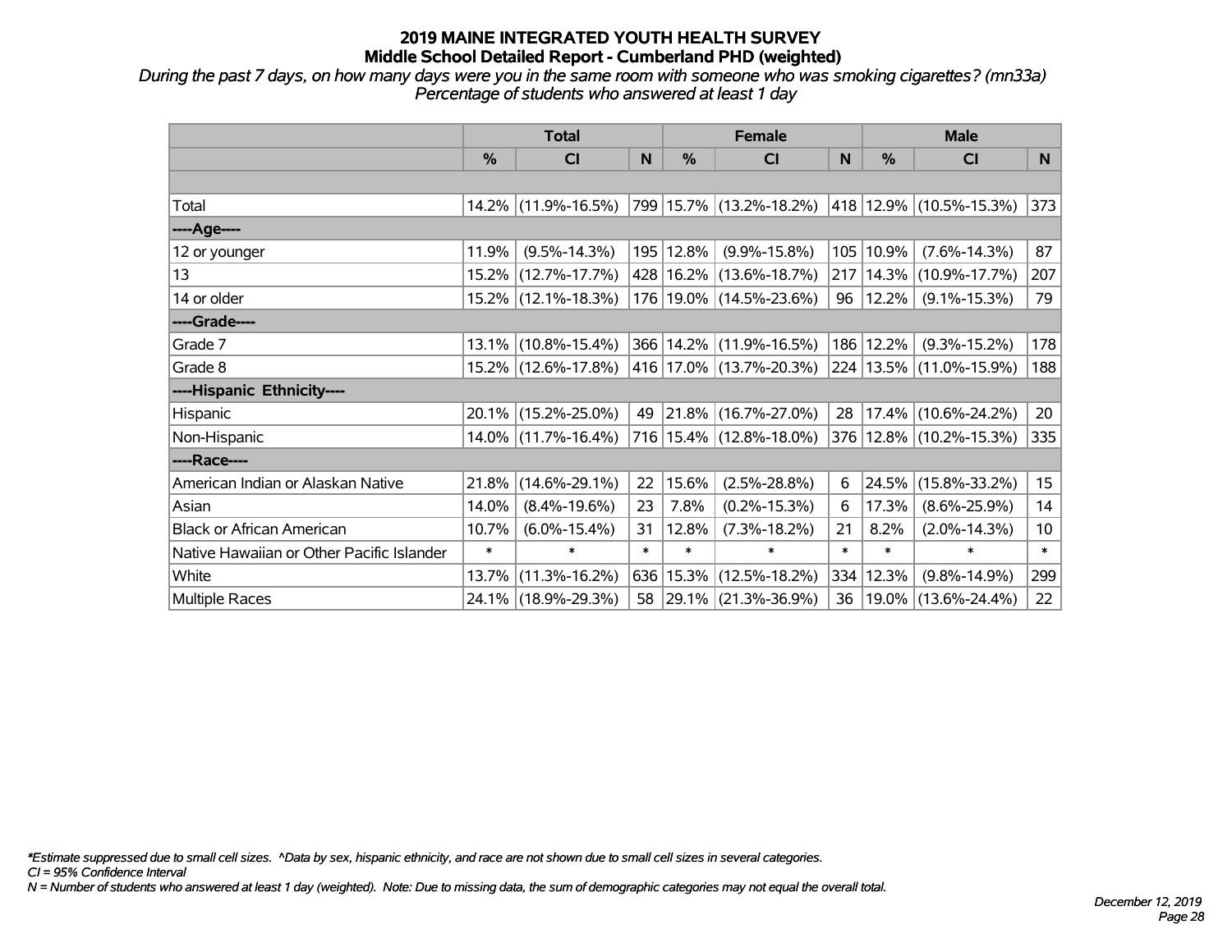# 2019 MAINE INTEGRATED YOUTH HEALTH SURVEY
## Middle School Detailed Report - Cumberland PHD (weighted)

*During the past 7 days, on how many days were you in the same room with someone who was smoking cigarettes? (mn33a)*
*Percentage of students who answered at least 1 day*

| | Total | | | Female | | | Male | | |
|---|---|---|---|---|---|---|---|---|---|
| | % | CI | N | % | CI | N | % | CI | N |
| | | | | | | | | | |
| Total | 14.2% | (11.9%-16.5%) | 799 | 15.7% | (13.2%-18.2%) | 418 | 12.9% | (10.5%-15.3%) | 373 |
| ----Age---- | | | | | | | | | |
| 12 or younger | 11.9% | (9.5%-14.3%) | 195 | 12.8% | (9.9%-15.8%) | 105 | 10.9% | (7.6%-14.3%) | 87 |
| 13 | 15.2% | (12.7%-17.7%) | 428 | 16.2% | (13.6%-18.7%) | 217 | 14.3% | (10.9%-17.7%) | 207 |
| 14 or older | 15.2% | (12.1%-18.3%) | 176 | 19.0% | (14.5%-23.6%) | 96 | 12.2% | (9.1%-15.3%) | 79 |
| ----Grade---- | | | | | | | | | |
| Grade 7 | 13.1% | (10.8%-15.4%) | 366 | 14.2% | (11.9%-16.5%) | 186 | 12.2% | (9.3%-15.2%) | 178 |
| Grade 8 | 15.2% | (12.6%-17.8%) | 416 | 17.0% | (13.7%-20.3%) | 224 | 13.5% | (11.0%-15.9%) | 188 |
| ----Hispanic Ethnicity---- | | | | | | | | | |
| Hispanic | 20.1% | (15.2%-25.0%) | 49 | 21.8% | (16.7%-27.0%) | 28 | 17.4% | (10.6%-24.2%) | 20 |
| Non-Hispanic | 14.0% | (11.7%-16.4%) | 716 | 15.4% | (12.8%-18.0%) | 376 | 12.8% | (10.2%-15.3%) | 335 |
| ----Race---- | | | | | | | | | |
| American Indian or Alaskan Native | 21.8% | (14.6%-29.1%) | 22 | 15.6% | (2.5%-28.8%) | 6 | 24.5% | (15.8%-33.2%) | 15 |
| Asian | 14.0% | (8.4%-19.6%) | 23 | 7.8% | (0.2%-15.3%) | 6 | 17.3% | (8.6%-25.9%) | 14 |
| Black or African American | 10.7% | (6.0%-15.4%) | 31 | 12.8% | (7.3%-18.2%) | 21 | 8.2% | (2.0%-14.3%) | 10 |
| Native Hawaiian or Other Pacific Islander | * | * | * | * | * | * | * | * | * |
| White | 13.7% | (11.3%-16.2%) | 636 | 15.3% | (12.5%-18.2%) | 334 | 12.3% | (9.8%-14.9%) | 299 |
| Multiple Races | 24.1% | (18.9%-29.3%) | 58 | 29.1% | (21.3%-36.9%) | 36 | 19.0% | (13.6%-24.4%) | 22 |

*\*Estimate suppressed due to small cell sizes. ^Data by sex, hispanic ethnicity, and race are not shown due to small cell sizes in several categories.*
*CI = 95% Confidence Interval*
*N = Number of students who answered at least 1 day (weighted). Note: Due to missing data, the sum of demographic categories may not equal the overall total.*

*December 12, 2019*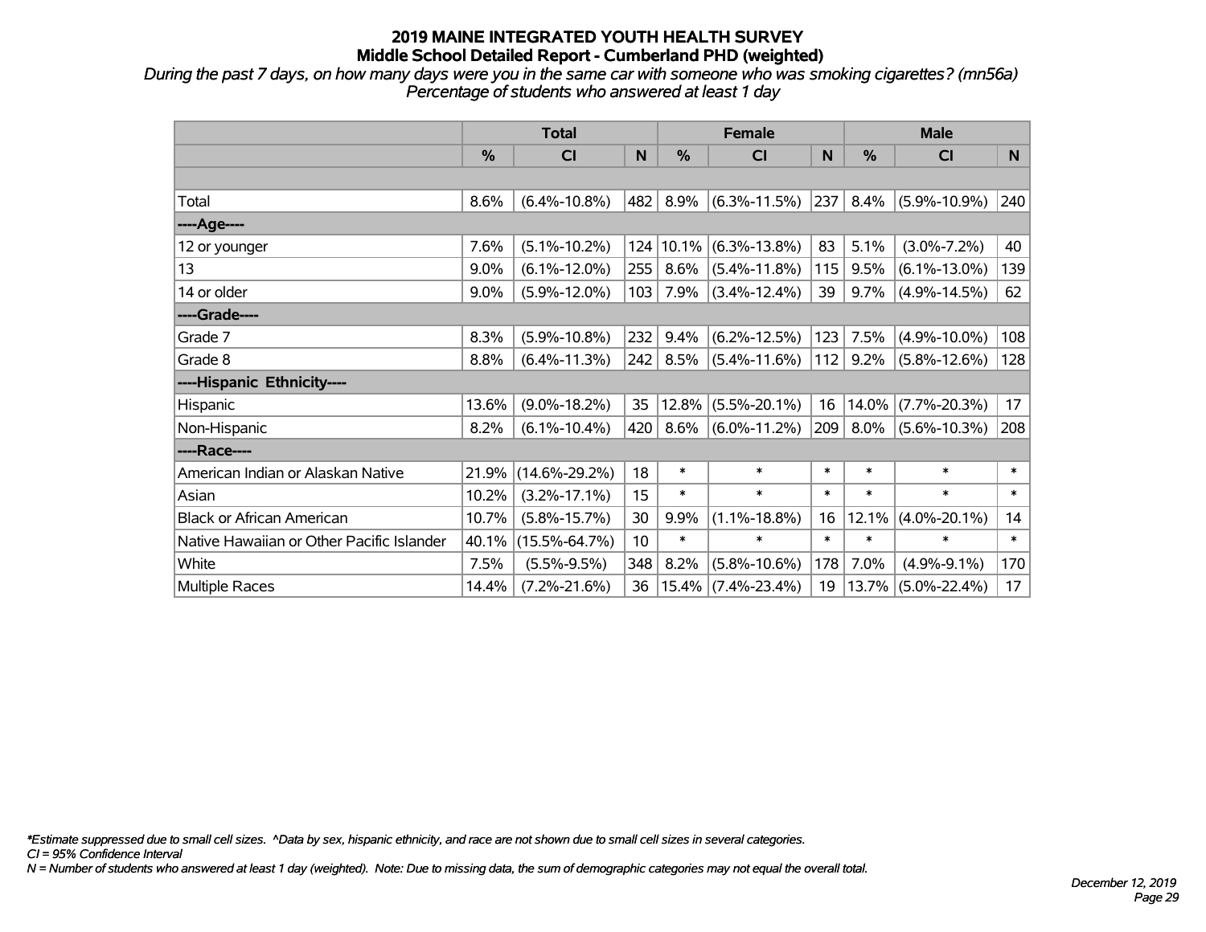# 2019 MAINE INTEGRATED YOUTH HEALTH SURVEY
## Middle School Detailed Report - Cumberland PHD (weighted)

*During the past 7 days, on how many days were you in the same car with someone who was smoking cigarettes? (mn56a)*
*Percentage of students who answered at least 1 day*

| | Total | | | Female | | | Male | | |
|---|---|---|---|---|---|---|---|---|---|
| | % | CI | N | % | CI | N | % | CI | N |
| | | | | | | | | | |
| Total | 8.6% | (6.4%-10.8%) | 482 | 8.9% | (6.3%-11.5%) | 237 | 8.4% | (5.9%-10.9%) | 240 |
| ----Age---- | | | | | | | | | |
| 12 or younger | 7.6% | (5.1%-10.2%) | 124 | 10.1% | (6.3%-13.8%) | 83 | 5.1% | (3.0%-7.2%) | 40 |
| 13 | 9.0% | (6.1%-12.0%) | 255 | 8.6% | (5.4%-11.8%) | 115 | 9.5% | (6.1%-13.0%) | 139 |
| 14 or older | 9.0% | (5.9%-12.0%) | 103 | 7.9% | (3.4%-12.4%) | 39 | 9.7% | (4.9%-14.5%) | 62 |
| ----Grade---- | | | | | | | | | |
| Grade 7 | 8.3% | (5.9%-10.8%) | 232 | 9.4% | (6.2%-12.5%) | 123 | 7.5% | (4.9%-10.0%) | 108 |
| Grade 8 | 8.8% | (6.4%-11.3%) | 242 | 8.5% | (5.4%-11.6%) | 112 | 9.2% | (5.8%-12.6%) | 128 |
| ----Hispanic Ethnicity---- | | | | | | | | | |
| Hispanic | 13.6% | (9.0%-18.2%) | 35 | 12.8% | (5.5%-20.1%) | 16 | 14.0% | (7.7%-20.3%) | 17 |
| Non-Hispanic | 8.2% | (6.1%-10.4%) | 420 | 8.6% | (6.0%-11.2%) | 209 | 8.0% | (5.6%-10.3%) | 208 |
| ----Race---- | | | | | | | | | |
| American Indian or Alaskan Native | 21.9% | (14.6%-29.2%) | 18 | * | * | * | * | * | * |
| Asian | 10.2% | (3.2%-17.1%) | 15 | * | * | * | * | * | * |
| Black or African American | 10.7% | (5.8%-15.7%) | 30 | 9.9% | (1.1%-18.8%) | 16 | 12.1% | (4.0%-20.1%) | 14 |
| Native Hawaiian or Other Pacific Islander | 40.1% | (15.5%-64.7%) | 10 | * | * | * | * | * | * |
| White | 7.5% | (5.5%-9.5%) | 348 | 8.2% | (5.8%-10.6%) | 178 | 7.0% | (4.9%-9.1%) | 170 |
| Multiple Races | 14.4% | (7.2%-21.6%) | 36 | 15.4% | (7.4%-23.4%) | 19 | 13.7% | (5.0%-22.4%) | 17 |

*Estimate suppressed due to small cell sizes. ^Data by sex, hispanic ethnicity, and race are not shown due to small cell sizes in several categories.

*CI = 95% Confidence Interval*

*N = Number of students who answered at least 1 day (weighted). Note: Due to missing data, the sum of demographic categories may not equal the overall total.*

*December 12, 2019*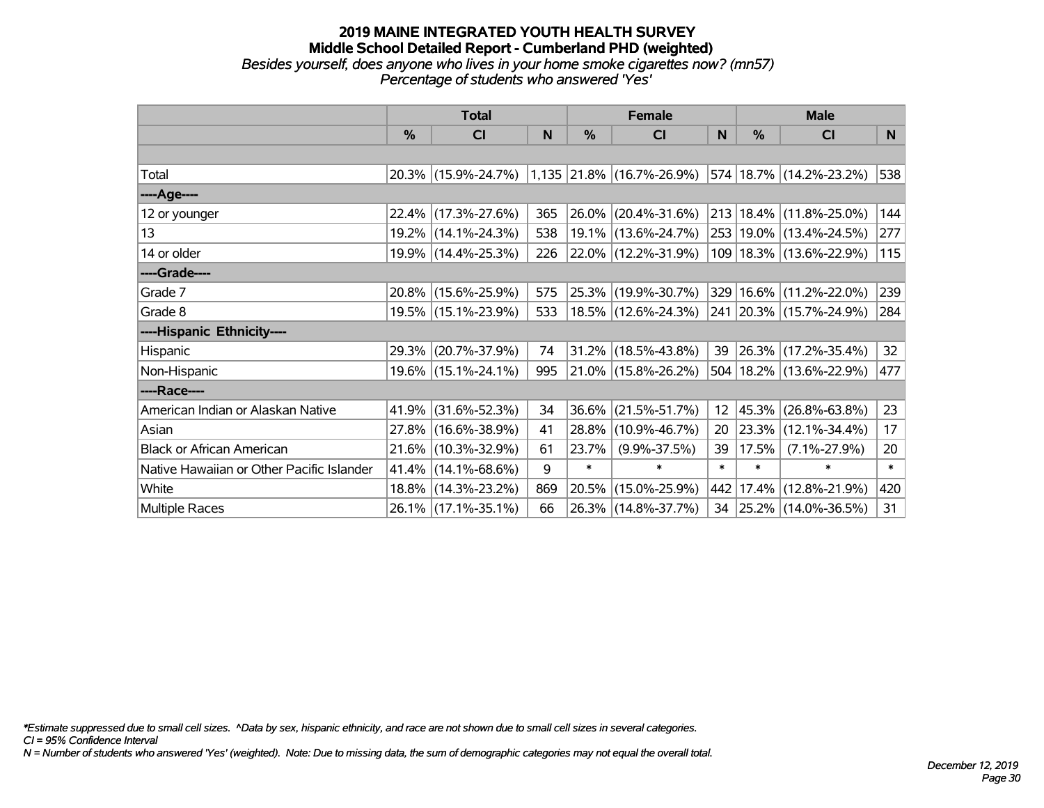# 2019 MAINE INTEGRATED YOUTH HEALTH SURVEY
## Middle School Detailed Report - Cumberland PHD (weighted)
*Besides yourself, does anyone who lives in your home smoke cigarettes now? (mn57)*
*Percentage of students who answered 'Yes'*

| | Total | | | Female | | | Male | | |
|---|---|---|---|---|---|---|---|---|---|
| | % | CI | N | % | CI | N | % | CI | N |
| Total | 20.3% | (15.9%-24.7%) | 1,135 | 21.8% | (16.7%-26.9%) | 574 | 18.7% | (14.2%-23.2%) | 538 |
| ----Age---- | | | | | | | | | |
| 12 or younger | 22.4% | (17.3%-27.6%) | 365 | 26.0% | (20.4%-31.6%) | 213 | 18.4% | (11.8%-25.0%) | 144 |
| 13 | 19.2% | (14.1%-24.3%) | 538 | 19.1% | (13.6%-24.7%) | 253 | 19.0% | (13.4%-24.5%) | 277 |
| 14 or older | 19.9% | (14.4%-25.3%) | 226 | 22.0% | (12.2%-31.9%) | 109 | 18.3% | (13.6%-22.9%) | 115 |
| ----Grade---- | | | | | | | | | |
| Grade 7 | 20.8% | (15.6%-25.9%) | 575 | 25.3% | (19.9%-30.7%) | 329 | 16.6% | (11.2%-22.0%) | 239 |
| Grade 8 | 19.5% | (15.1%-23.9%) | 533 | 18.5% | (12.6%-24.3%) | 241 | 20.3% | (15.7%-24.9%) | 284 |
| ----Hispanic Ethnicity---- | | | | | | | | | |
| Hispanic | 29.3% | (20.7%-37.9%) | 74 | 31.2% | (18.5%-43.8%) | 39 | 26.3% | (17.2%-35.4%) | 32 |
| Non-Hispanic | 19.6% | (15.1%-24.1%) | 995 | 21.0% | (15.8%-26.2%) | 504 | 18.2% | (13.6%-22.9%) | 477 |
| ----Race---- | | | | | | | | | |
| American Indian or Alaskan Native | 41.9% | (31.6%-52.3%) | 34 | 36.6% | (21.5%-51.7%) | 12 | 45.3% | (26.8%-63.8%) | 23 |
| Asian | 27.8% | (16.6%-38.9%) | 41 | 28.8% | (10.9%-46.7%) | 20 | 23.3% | (12.1%-34.4%) | 17 |
| Black or African American | 21.6% | (10.3%-32.9%) | 61 | 23.7% | (9.9%-37.5%) | 39 | 17.5% | (7.1%-27.9%) | 20 |
| Native Hawaiian or Other Pacific Islander | 41.4% | (14.1%-68.6%) | 9 | * | * | * | * | * | * |
| White | 18.8% | (14.3%-23.2%) | 869 | 20.5% | (15.0%-25.9%) | 442 | 17.4% | (12.8%-21.9%) | 420 |
| Multiple Races | 26.1% | (17.1%-35.1%) | 66 | 26.3% | (14.8%-37.7%) | 34 | 25.2% | (14.0%-36.5%) | 31 |

*\*Estimate suppressed due to small cell sizes. ^Data by sex, hispanic ethnicity, and race are not shown due to small cell sizes in several categories.*
*CI = 95% Confidence Interval*
*N = Number of students who answered 'Yes' (weighted). Note: Due to missing data, the sum of demographic categories may not equal the overall total.*

*December 12, 2019*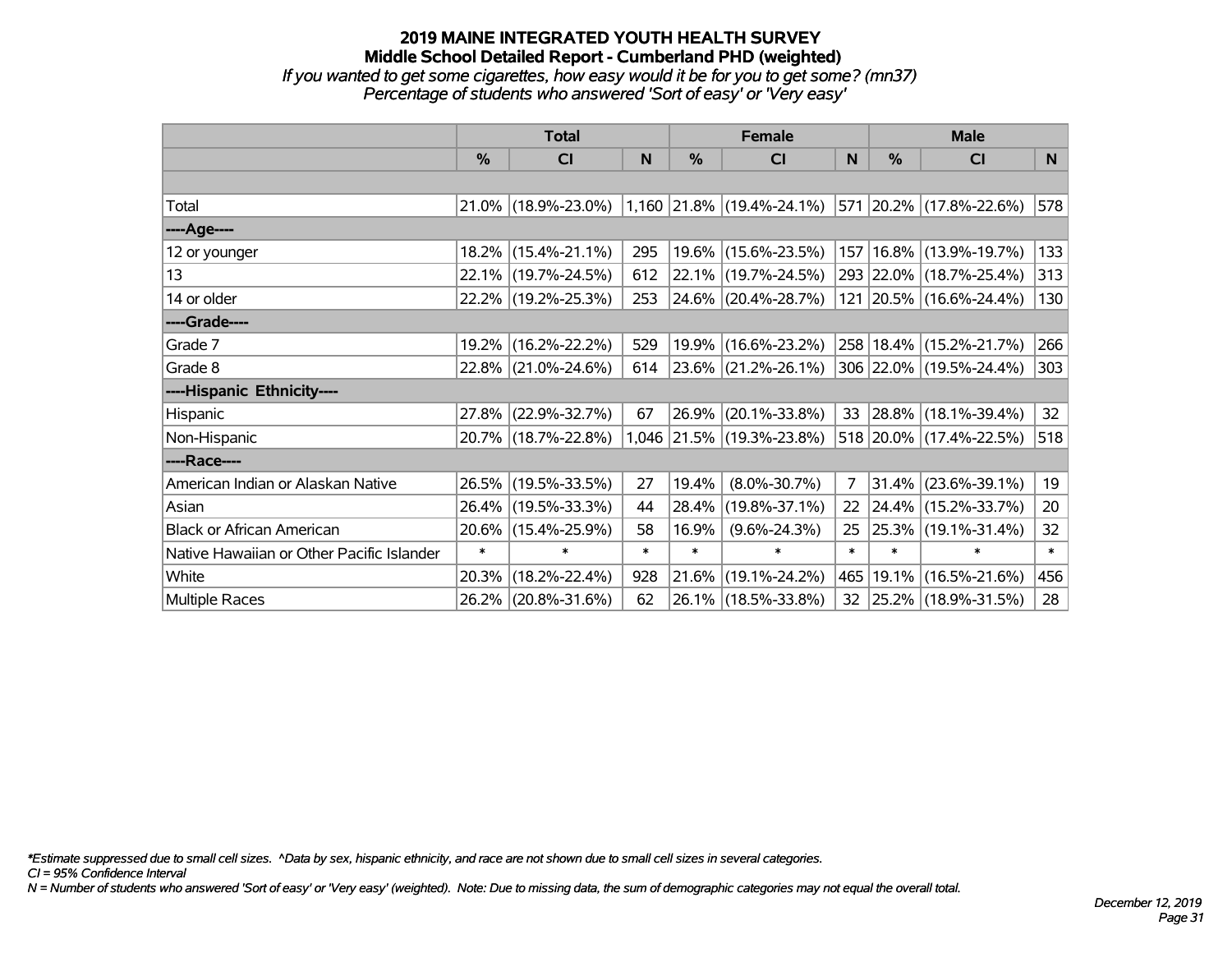# 2019 MAINE INTEGRATED YOUTH HEALTH SURVEY
## Middle School Detailed Report - Cumberland PHD (weighted)
*If you wanted to get some cigarettes, how easy would it be for you to get some? (mn37)*
*Percentage of students who answered 'Sort of easy' or 'Very easy'*

| | Total | | | Female | | | Male | | |
|---|---|---|---|---|---|---|---|---|---|
| | % | CI | N | % | CI | N | % | CI | N |
| Total | 21.0% | (18.9%-23.0%) | 1,160 | 21.8% | (19.4%-24.1%) | 571 | 20.2% | (17.8%-22.6%) | 578 |
| ----Age---- | | | | | | | | | |
| 12 or younger | 18.2% | (15.4%-21.1%) | 295 | 19.6% | (15.6%-23.5%) | 157 | 16.8% | (13.9%-19.7%) | 133 |
| 13 | 22.1% | (19.7%-24.5%) | 612 | 22.1% | (19.7%-24.5%) | 293 | 22.0% | (18.7%-25.4%) | 313 |
| 14 or older | 22.2% | (19.2%-25.3%) | 253 | 24.6% | (20.4%-28.7%) | 121 | 20.5% | (16.6%-24.4%) | 130 |
| ----Grade---- | | | | | | | | | |
| Grade 7 | 19.2% | (16.2%-22.2%) | 529 | 19.9% | (16.6%-23.2%) | 258 | 18.4% | (15.2%-21.7%) | 266 |
| Grade 8 | 22.8% | (21.0%-24.6%) | 614 | 23.6% | (21.2%-26.1%) | 306 | 22.0% | (19.5%-24.4%) | 303 |
| ----Hispanic Ethnicity---- | | | | | | | | | |
| Hispanic | 27.8% | (22.9%-32.7%) | 67 | 26.9% | (20.1%-33.8%) | 33 | 28.8% | (18.1%-39.4%) | 32 |
| Non-Hispanic | 20.7% | (18.7%-22.8%) | 1,046 | 21.5% | (19.3%-23.8%) | 518 | 20.0% | (17.4%-22.5%) | 518 |
| ----Race---- | | | | | | | | | |
| American Indian or Alaskan Native | 26.5% | (19.5%-33.5%) | 27 | 19.4% | (8.0%-30.7%) | 7 | 31.4% | (23.6%-39.1%) | 19 |
| Asian | 26.4% | (19.5%-33.3%) | 44 | 28.4% | (19.8%-37.1%) | 22 | 24.4% | (15.2%-33.7%) | 20 |
| Black or African American | 20.6% | (15.4%-25.9%) | 58 | 16.9% | (9.6%-24.3%) | 25 | 25.3% | (19.1%-31.4%) | 32 |
| Native Hawaiian or Other Pacific Islander | * | * | * | * | * | * | * | * | * |
| White | 20.3% | (18.2%-22.4%) | 928 | 21.6% | (19.1%-24.2%) | 465 | 19.1% | (16.5%-21.6%) | 456 |
| Multiple Races | 26.2% | (20.8%-31.6%) | 62 | 26.1% | (18.5%-33.8%) | 32 | 25.2% | (18.9%-31.5%) | 28 |

*Estimate suppressed due to small cell sizes. ^Data by sex, hispanic ethnicity, and race are not shown due to small cell sizes in several categories.
CI = 95% Confidence Interval
N = Number of students who answered 'Sort of easy' or 'Very easy' (weighted). Note: Due to missing data, the sum of demographic categories may not equal the overall total.

December 12, 2019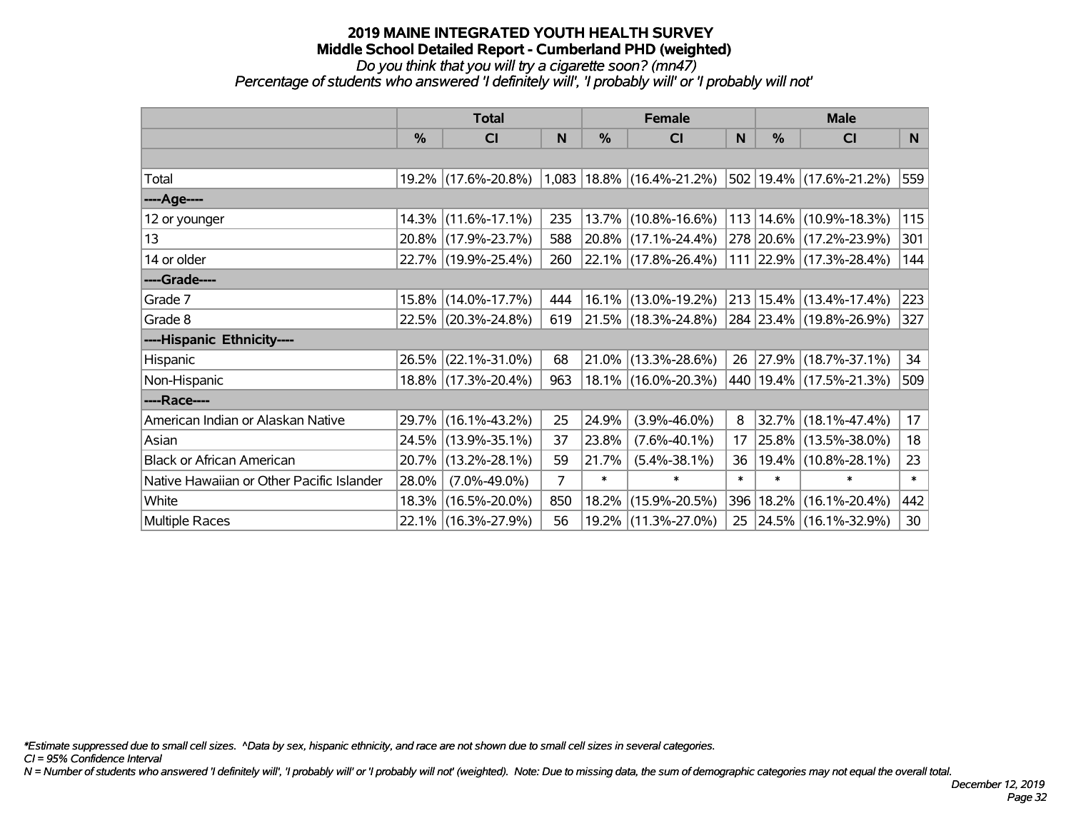# 2019 MAINE INTEGRATED YOUTH HEALTH SURVEY
## Middle School Detailed Report - Cumberland PHD (weighted)
*Do you think that you will try a cigarette soon? (mn47)*
*Percentage of students who answered 'I definitely will', 'I probably will' or 'I probably will not'*

| | Total | | | Female | | | Male | | |
|---|---|---|---|---|---|---|---|---|---|
| | % | CI | N | % | CI | N | % | CI | N |
| Total | 19.2% | (17.6%-20.8%) | 1,083 | 18.8% | (16.4%-21.2%) | 502 | 19.4% | (17.6%-21.2%) | 559 |
| ----Age---- | | | | | | | | | |
| 12 or younger | 14.3% | (11.6%-17.1%) | 235 | 13.7% | (10.8%-16.6%) | 113 | 14.6% | (10.9%-18.3%) | 115 |
| 13 | 20.8% | (17.9%-23.7%) | 588 | 20.8% | (17.1%-24.4%) | 278 | 20.6% | (17.2%-23.9%) | 301 |
| 14 or older | 22.7% | (19.9%-25.4%) | 260 | 22.1% | (17.8%-26.4%) | 111 | 22.9% | (17.3%-28.4%) | 144 |
| ----Grade---- | | | | | | | | | |
| Grade 7 | 15.8% | (14.0%-17.7%) | 444 | 16.1% | (13.0%-19.2%) | 213 | 15.4% | (13.4%-17.4%) | 223 |
| Grade 8 | 22.5% | (20.3%-24.8%) | 619 | 21.5% | (18.3%-24.8%) | 284 | 23.4% | (19.8%-26.9%) | 327 |
| ----Hispanic Ethnicity---- | | | | | | | | | |
| Hispanic | 26.5% | (22.1%-31.0%) | 68 | 21.0% | (13.3%-28.6%) | 26 | 27.9% | (18.7%-37.1%) | 34 |
| Non-Hispanic | 18.8% | (17.3%-20.4%) | 963 | 18.1% | (16.0%-20.3%) | 440 | 19.4% | (17.5%-21.3%) | 509 |
| ----Race---- | | | | | | | | | |
| American Indian or Alaskan Native | 29.7% | (16.1%-43.2%) | 25 | 24.9% | (3.9%-46.0%) | 8 | 32.7% | (18.1%-47.4%) | 17 |
| Asian | 24.5% | (13.9%-35.1%) | 37 | 23.8% | (7.6%-40.1%) | 17 | 25.8% | (13.5%-38.0%) | 18 |
| Black or African American | 20.7% | (13.2%-28.1%) | 59 | 21.7% | (5.4%-38.1%) | 36 | 19.4% | (10.8%-28.1%) | 23 |
| Native Hawaiian or Other Pacific Islander | 28.0% | (7.0%-49.0%) | 7 | * | * | * | * | * | * |
| White | 18.3% | (16.5%-20.0%) | 850 | 18.2% | (15.9%-20.5%) | 396 | 18.2% | (16.1%-20.4%) | 442 |
| Multiple Races | 22.1% | (16.3%-27.9%) | 56 | 19.2% | (11.3%-27.0%) | 25 | 24.5% | (16.1%-32.9%) | 30 |

*\*Estimate suppressed due to small cell sizes. ^Data by sex, hispanic ethnicity, and race are not shown due to small cell sizes in several categories.*
*CI = 95% Confidence Interval*
*N = Number of students who answered 'I definitely will', 'I probably will' or 'I probably will not' (weighted). Note: Due to missing data, the sum of demographic categories may not equal the overall total.*

*December 12, 2019*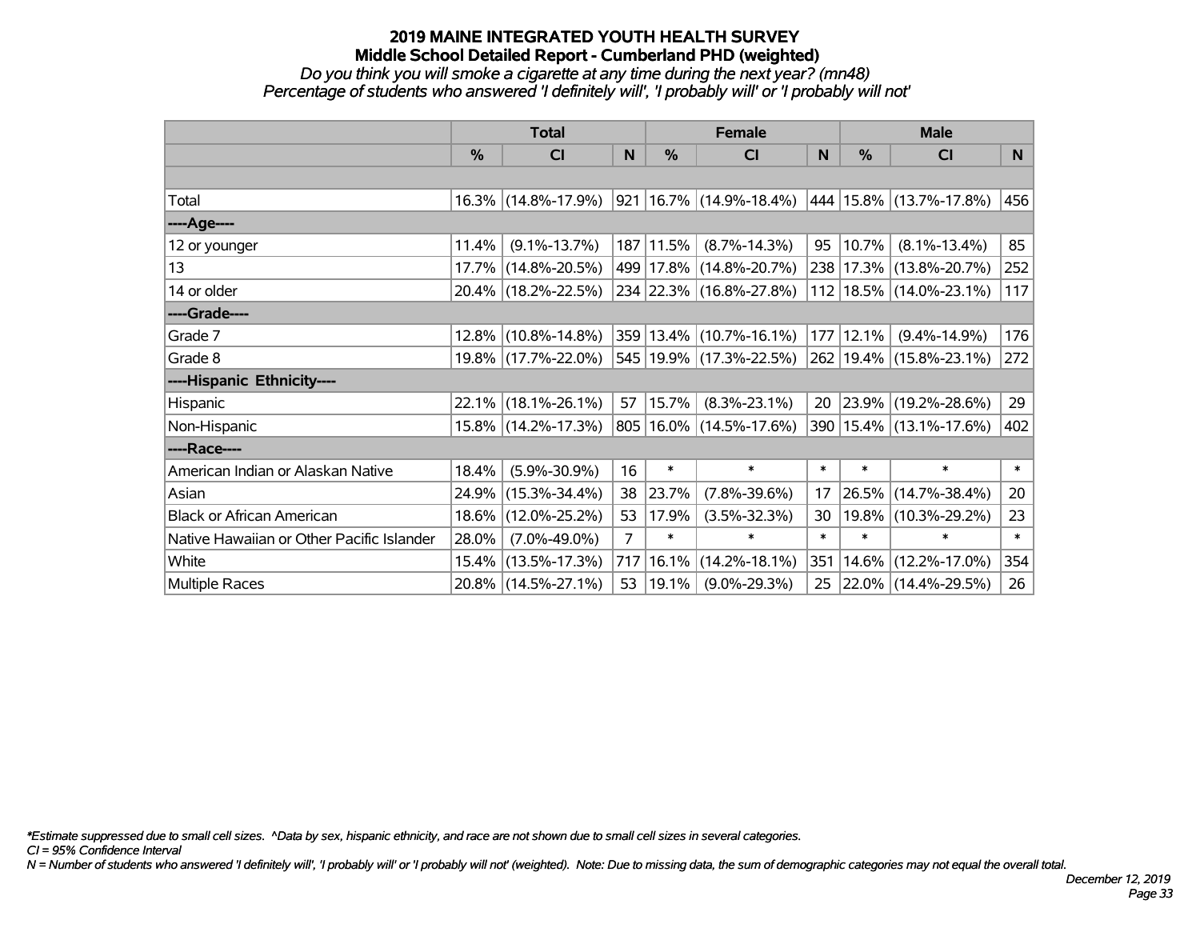# 2019 MAINE INTEGRATED YOUTH HEALTH SURVEY
## Middle School Detailed Report - Cumberland PHD (weighted)
*Do you think you will smoke a cigarette at any time during the next year? (mn48)*
*Percentage of students who answered 'I definitely will', 'I probably will' or 'I probably will not'*

| | Total | | | Female | | | Male | | |
|---|---|---|---|---|---|---|---|---|---|
| | % | CI | N | % | CI | N | % | CI | N |
| Total | 16.3% | (14.8%-17.9%) | 921 | 16.7% | (14.9%-18.4%) | 444 | 15.8% | (13.7%-17.8%) | 456 |
| ----Age---- | | | | | | | | | |
| 12 or younger | 11.4% | (9.1%-13.7%) | 187 | 11.5% | (8.7%-14.3%) | 95 | 10.7% | (8.1%-13.4%) | 85 |
| 13 | 17.7% | (14.8%-20.5%) | 499 | 17.8% | (14.8%-20.7%) | 238 | 17.3% | (13.8%-20.7%) | 252 |
| 14 or older | 20.4% | (18.2%-22.5%) | 234 | 22.3% | (16.8%-27.8%) | 112 | 18.5% | (14.0%-23.1%) | 117 |
| ----Grade---- | | | | | | | | | |
| Grade 7 | 12.8% | (10.8%-14.8%) | 359 | 13.4% | (10.7%-16.1%) | 177 | 12.1% | (9.4%-14.9%) | 176 |
| Grade 8 | 19.8% | (17.7%-22.0%) | 545 | 19.9% | (17.3%-22.5%) | 262 | 19.4% | (15.8%-23.1%) | 272 |
| ----Hispanic Ethnicity---- | | | | | | | | | |
| Hispanic | 22.1% | (18.1%-26.1%) | 57 | 15.7% | (8.3%-23.1%) | 20 | 23.9% | (19.2%-28.6%) | 29 |
| Non-Hispanic | 15.8% | (14.2%-17.3%) | 805 | 16.0% | (14.5%-17.6%) | 390 | 15.4% | (13.1%-17.6%) | 402 |
| ----Race---- | | | | | | | | | |
| American Indian or Alaskan Native | 18.4% | (5.9%-30.9%) | 16 | * | * | * | * | * | * |
| Asian | 24.9% | (15.3%-34.4%) | 38 | 23.7% | (7.8%-39.6%) | 17 | 26.5% | (14.7%-38.4%) | 20 |
| Black or African American | 18.6% | (12.0%-25.2%) | 53 | 17.9% | (3.5%-32.3%) | 30 | 19.8% | (10.3%-29.2%) | 23 |
| Native Hawaiian or Other Pacific Islander | 28.0% | (7.0%-49.0%) | 7 | * | * | * | * | * | * |
| White | 15.4% | (13.5%-17.3%) | 717 | 16.1% | (14.2%-18.1%) | 351 | 14.6% | (12.2%-17.0%) | 354 |
| Multiple Races | 20.8% | (14.5%-27.1%) | 53 | 19.1% | (9.0%-29.3%) | 25 | 22.0% | (14.4%-29.5%) | 26 |

*\*Estimate suppressed due to small cell sizes. ^Data by sex, hispanic ethnicity, and race are not shown due to small cell sizes in several categories.*

*CI = 95% Confidence Interval*

*N = Number of students who answered 'I definitely will', 'I probably will' or 'I probably will not' (weighted). Note: Due to missing data, the sum of demographic categories may not equal the overall total.*

*December 12, 2019*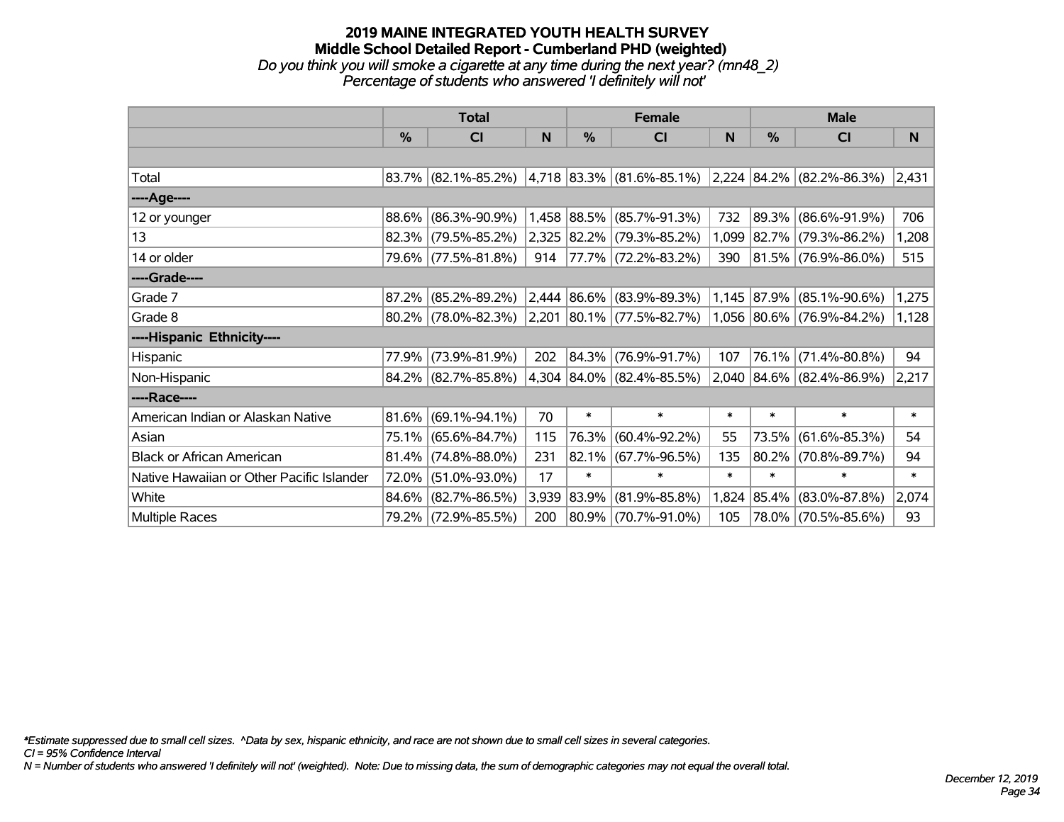# 2019 MAINE INTEGRATED YOUTH HEALTH SURVEY
## Middle School Detailed Report - Cumberland PHD (weighted)
*Do you think you will smoke a cigarette at any time during the next year? (mn48_2)*
*Percentage of students who answered 'I definitely will not'*

| | Total | | | Female | | | Male | | |
|---|---|---|---|---|---|---|---|---|---|
| | % | CI | N | % | CI | N | % | CI | N |
| Total | 83.7% | (82.1%-85.2%) | 4,718 | 83.3% | (81.6%-85.1%) | 2,224 | 84.2% | (82.2%-86.3%) | 2,431 |
| ----Age---- | | | | | | | | | |
| 12 or younger | 88.6% | (86.3%-90.9%) | 1,458 | 88.5% | (85.7%-91.3%) | 732 | 89.3% | (86.6%-91.9%) | 706 |
| 13 | 82.3% | (79.5%-85.2%) | 2,325 | 82.2% | (79.3%-85.2%) | 1,099 | 82.7% | (79.3%-86.2%) | 1,208 |
| 14 or older | 79.6% | (77.5%-81.8%) | 914 | 77.7% | (72.2%-83.2%) | 390 | 81.5% | (76.9%-86.0%) | 515 |
| ----Grade---- | | | | | | | | | |
| Grade 7 | 87.2% | (85.2%-89.2%) | 2,444 | 86.6% | (83.9%-89.3%) | 1,145 | 87.9% | (85.1%-90.6%) | 1,275 |
| Grade 8 | 80.2% | (78.0%-82.3%) | 2,201 | 80.1% | (77.5%-82.7%) | 1,056 | 80.6% | (76.9%-84.2%) | 1,128 |
| ----Hispanic Ethnicity---- | | | | | | | | | |
| Hispanic | 77.9% | (73.9%-81.9%) | 202 | 84.3% | (76.9%-91.7%) | 107 | 76.1% | (71.4%-80.8%) | 94 |
| Non-Hispanic | 84.2% | (82.7%-85.8%) | 4,304 | 84.0% | (82.4%-85.5%) | 2,040 | 84.6% | (82.4%-86.9%) | 2,217 |
| ----Race---- | | | | | | | | | |
| American Indian or Alaskan Native | 81.6% | (69.1%-94.1%) | 70 | * | * | * | * | * | * |
| Asian | 75.1% | (65.6%-84.7%) | 115 | 76.3% | (60.4%-92.2%) | 55 | 73.5% | (61.6%-85.3%) | 54 |
| Black or African American | 81.4% | (74.8%-88.0%) | 231 | 82.1% | (67.7%-96.5%) | 135 | 80.2% | (70.8%-89.7%) | 94 |
| Native Hawaiian or Other Pacific Islander | 72.0% | (51.0%-93.0%) | 17 | * | * | * | * | * | * |
| White | 84.6% | (82.7%-86.5%) | 3,939 | 83.9% | (81.9%-85.8%) | 1,824 | 85.4% | (83.0%-87.8%) | 2,074 |
| Multiple Races | 79.2% | (72.9%-85.5%) | 200 | 80.9% | (70.7%-91.0%) | 105 | 78.0% | (70.5%-85.6%) | 93 |

*Estimate suppressed due to small cell sizes. ^Data by sex, hispanic ethnicity, and race are not shown due to small cell sizes in several categories.
CI = 95% Confidence Interval
N = Number of students who answered 'I definitely will not' (weighted). Note: Due to missing data, the sum of demographic categories may not equal the overall total.

*December 12, 2019*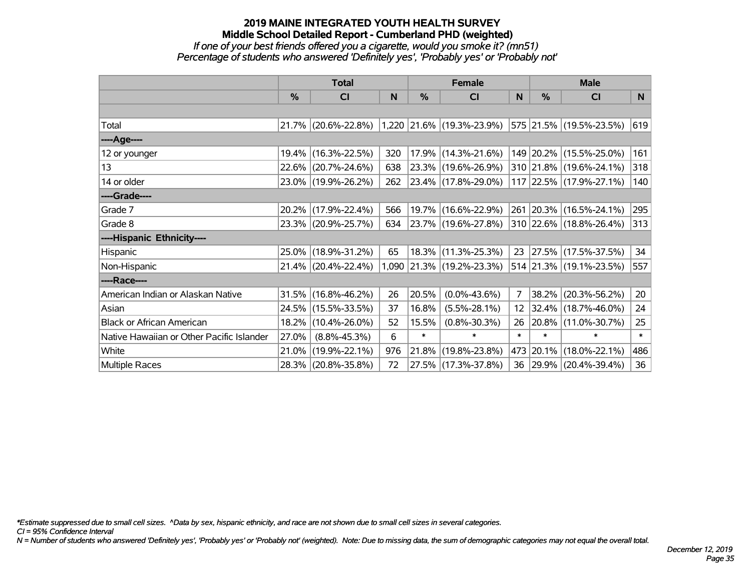# 2019 MAINE INTEGRATED YOUTH HEALTH SURVEY
## Middle School Detailed Report - Cumberland PHD (weighted)
*If one of your best friends offered you a cigarette, would you smoke it? (mn51)*
*Percentage of students who answered 'Definitely yes', 'Probably yes' or 'Probably not'*

| | Total | | | Female | | | Male | | |
|---|---|---|---|---|---|---|---|---|---|
| | % | CI | N | % | CI | N | % | CI | N |
| Total | 21.7% | (20.6%-22.8%) | 1,220 | 21.6% | (19.3%-23.9%) | 575 | 21.5% | (19.5%-23.5%) | 619 |
| ----Age---- | | | | | | | | | |
| 12 or younger | 19.4% | (16.3%-22.5%) | 320 | 17.9% | (14.3%-21.6%) | 149 | 20.2% | (15.5%-25.0%) | 161 |
| 13 | 22.6% | (20.7%-24.6%) | 638 | 23.3% | (19.6%-26.9%) | 310 | 21.8% | (19.6%-24.1%) | 318 |
| 14 or older | 23.0% | (19.9%-26.2%) | 262 | 23.4% | (17.8%-29.0%) | 117 | 22.5% | (17.9%-27.1%) | 140 |
| ----Grade---- | | | | | | | | | |
| Grade 7 | 20.2% | (17.9%-22.4%) | 566 | 19.7% | (16.6%-22.9%) | 261 | 20.3% | (16.5%-24.1%) | 295 |
| Grade 8 | 23.3% | (20.9%-25.7%) | 634 | 23.7% | (19.6%-27.8%) | 310 | 22.6% | (18.8%-26.4%) | 313 |
| ----Hispanic Ethnicity---- | | | | | | | | | |
| Hispanic | 25.0% | (18.9%-31.2%) | 65 | 18.3% | (11.3%-25.3%) | 23 | 27.5% | (17.5%-37.5%) | 34 |
| Non-Hispanic | 21.4% | (20.4%-22.4%) | 1,090 | 21.3% | (19.2%-23.3%) | 514 | 21.3% | (19.1%-23.5%) | 557 |
| ----Race---- | | | | | | | | | |
| American Indian or Alaskan Native | 31.5% | (16.8%-46.2%) | 26 | 20.5% | (0.0%-43.6%) | 7 | 38.2% | (20.3%-56.2%) | 20 |
| Asian | 24.5% | (15.5%-33.5%) | 37 | 16.8% | (5.5%-28.1%) | 12 | 32.4% | (18.7%-46.0%) | 24 |
| Black or African American | 18.2% | (10.4%-26.0%) | 52 | 15.5% | (0.8%-30.3%) | 26 | 20.8% | (11.0%-30.7%) | 25 |
| Native Hawaiian or Other Pacific Islander | 27.0% | (8.8%-45.3%) | 6 | * | * | * | * | * | * |
| White | 21.0% | (19.9%-22.1%) | 976 | 21.8% | (19.8%-23.8%) | 473 | 20.1% | (18.0%-22.1%) | 486 |
| Multiple Races | 28.3% | (20.8%-35.8%) | 72 | 27.5% | (17.3%-37.8%) | 36 | 29.9% | (20.4%-39.4%) | 36 |

*\*Estimate suppressed due to small cell sizes. ^Data by sex, hispanic ethnicity, and race are not shown due to small cell sizes in several categories.*
*CI = 95% Confidence Interval*
*N = Number of students who answered 'Definitely yes', 'Probably yes' or 'Probably not' (weighted). Note: Due to missing data, the sum of demographic categories may not equal the overall total.*

*December 12, 2019*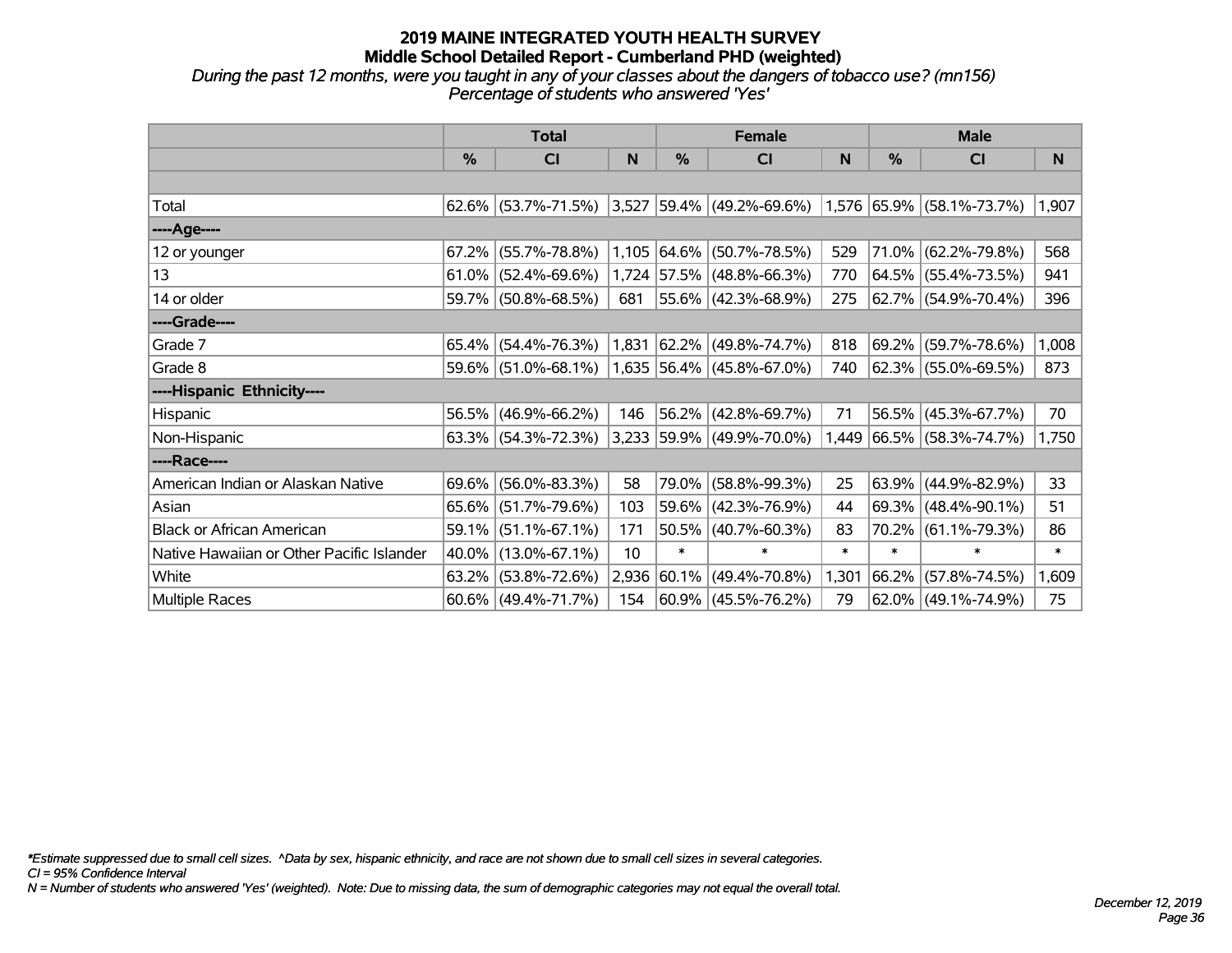# 2019 MAINE INTEGRATED YOUTH HEALTH SURVEY
## Middle School Detailed Report - Cumberland PHD (weighted)

*During the past 12 months, were you taught in any of your classes about the dangers of tobacco use? (mn156)*
*Percentage of students who answered 'Yes'*

| | Total | | | Female | | | Male | | |
|---|---|---|---|---|---|---|---|---|---|
| | % | CI | N | % | CI | N | % | CI | N |
| | | | | | | | | | |
| Total | 62.6% | (53.7%-71.5%) | 3,527 | 59.4% | (49.2%-69.6%) | 1,576 | 65.9% | (58.1%-73.7%) | 1,907 |
| ----Age---- | | | | | | | | | |
| 12 or younger | 67.2% | (55.7%-78.8%) | 1,105 | 64.6% | (50.7%-78.5%) | 529 | 71.0% | (62.2%-79.8%) | 568 |
| 13 | 61.0% | (52.4%-69.6%) | 1,724 | 57.5% | (48.8%-66.3%) | 770 | 64.5% | (55.4%-73.5%) | 941 |
| 14 or older | 59.7% | (50.8%-68.5%) | 681 | 55.6% | (42.3%-68.9%) | 275 | 62.7% | (54.9%-70.4%) | 396 |
| ----Grade---- | | | | | | | | | |
| Grade 7 | 65.4% | (54.4%-76.3%) | 1,831 | 62.2% | (49.8%-74.7%) | 818 | 69.2% | (59.7%-78.6%) | 1,008 |
| Grade 8 | 59.6% | (51.0%-68.1%) | 1,635 | 56.4% | (45.8%-67.0%) | 740 | 62.3% | (55.0%-69.5%) | 873 |
| ----Hispanic Ethnicity---- | | | | | | | | | |
| Hispanic | 56.5% | (46.9%-66.2%) | 146 | 56.2% | (42.8%-69.7%) | 71 | 56.5% | (45.3%-67.7%) | 70 |
| Non-Hispanic | 63.3% | (54.3%-72.3%) | 3,233 | 59.9% | (49.9%-70.0%) | 1,449 | 66.5% | (58.3%-74.7%) | 1,750 |
| ----Race---- | | | | | | | | | |
| American Indian or Alaskan Native | 69.6% | (56.0%-83.3%) | 58 | 79.0% | (58.8%-99.3%) | 25 | 63.9% | (44.9%-82.9%) | 33 |
| Asian | 65.6% | (51.7%-79.6%) | 103 | 59.6% | (42.3%-76.9%) | 44 | 69.3% | (48.4%-90.1%) | 51 |
| Black or African American | 59.1% | (51.1%-67.1%) | 171 | 50.5% | (40.7%-60.3%) | 83 | 70.2% | (61.1%-79.3%) | 86 |
| Native Hawaiian or Other Pacific Islander | 40.0% | (13.0%-67.1%) | 10 | * | * | * | * | * | * |
| White | 63.2% | (53.8%-72.6%) | 2,936 | 60.1% | (49.4%-70.8%) | 1,301 | 66.2% | (57.8%-74.5%) | 1,609 |
| Multiple Races | 60.6% | (49.4%-71.7%) | 154 | 60.9% | (45.5%-76.2%) | 79 | 62.0% | (49.1%-74.9%) | 75 |

*Estimate suppressed due to small cell sizes. ^Data by sex, hispanic ethnicity, and race are not shown due to small cell sizes in several categories.
CI = 95% Confidence Interval
N = Number of students who answered 'Yes' (weighted). Note: Due to missing data, the sum of demographic categories may not equal the overall total.

December 12, 2019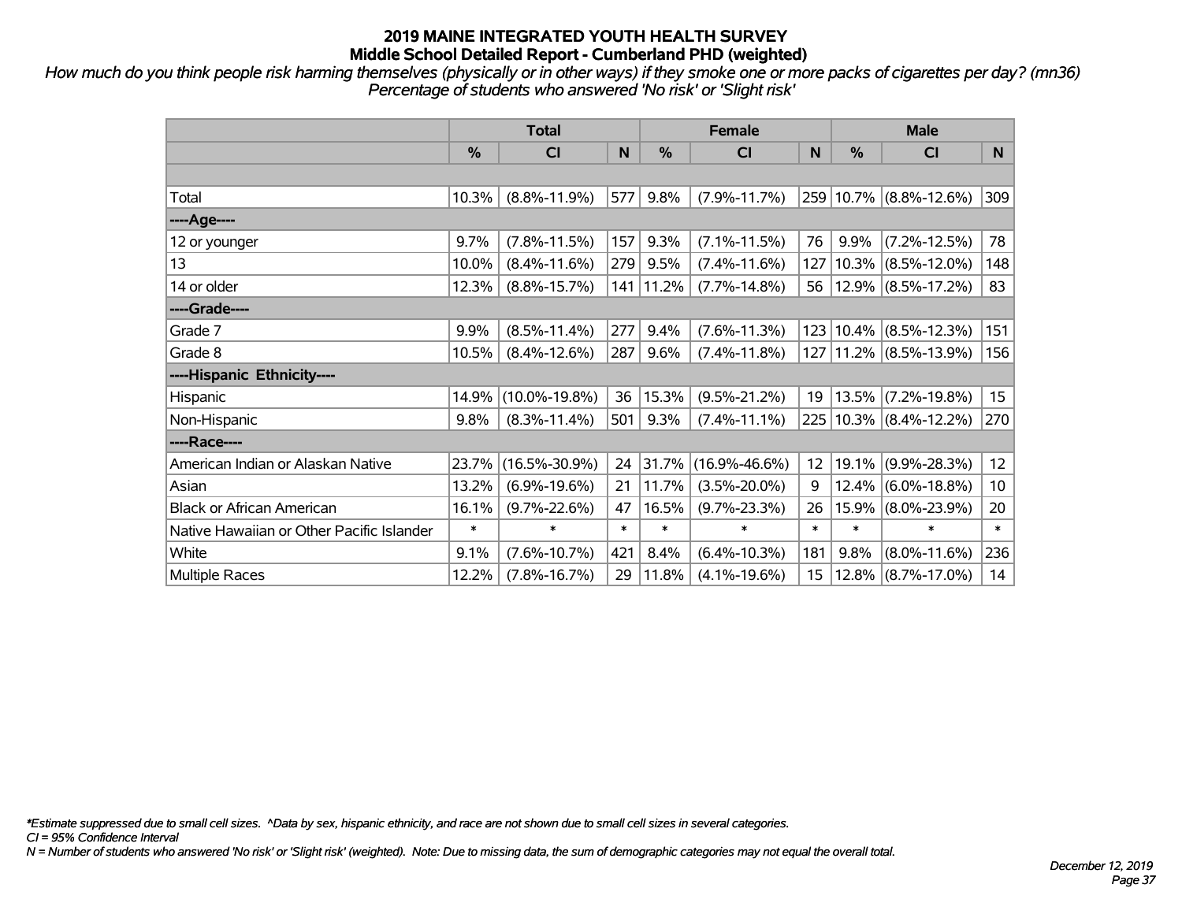# 2019 MAINE INTEGRATED YOUTH HEALTH SURVEY
## Middle School Detailed Report - Cumberland PHD (weighted)

*How much do you think people risk harming themselves (physically or in other ways) if they smoke one or more packs of cigarettes per day? (mn36)*
*Percentage of students who answered 'No risk' or 'Slight risk'*

| | Total | | | Female | | | Male | | |
|---|---|---|---|---|---|---|---|---|---|
| | % | CI | N | % | CI | N | % | CI | N |
| | | | | | | | | | |
| Total | 10.3% | (8.8%-11.9%) | 577 | 9.8% | (7.9%-11.7%) | 259 | 10.7% | (8.8%-12.6%) | 309 |
| ----Age---- | | | | | | | | | |
| 12 or younger | 9.7% | (7.8%-11.5%) | 157 | 9.3% | (7.1%-11.5%) | 76 | 9.9% | (7.2%-12.5%) | 78 |
| 13 | 10.0% | (8.4%-11.6%) | 279 | 9.5% | (7.4%-11.6%) | 127 | 10.3% | (8.5%-12.0%) | 148 |
| 14 or older | 12.3% | (8.8%-15.7%) | 141 | 11.2% | (7.7%-14.8%) | 56 | 12.9% | (8.5%-17.2%) | 83 |
| ----Grade---- | | | | | | | | | |
| Grade 7 | 9.9% | (8.5%-11.4%) | 277 | 9.4% | (7.6%-11.3%) | 123 | 10.4% | (8.5%-12.3%) | 151 |
| Grade 8 | 10.5% | (8.4%-12.6%) | 287 | 9.6% | (7.4%-11.8%) | 127 | 11.2% | (8.5%-13.9%) | 156 |
| ----Hispanic Ethnicity---- | | | | | | | | | |
| Hispanic | 14.9% | (10.0%-19.8%) | 36 | 15.3% | (9.5%-21.2%) | 19 | 13.5% | (7.2%-19.8%) | 15 |
| Non-Hispanic | 9.8% | (8.3%-11.4%) | 501 | 9.3% | (7.4%-11.1%) | 225 | 10.3% | (8.4%-12.2%) | 270 |
| ----Race---- | | | | | | | | | |
| American Indian or Alaskan Native | 23.7% | (16.5%-30.9%) | 24 | 31.7% | (16.9%-46.6%) | 12 | 19.1% | (9.9%-28.3%) | 12 |
| Asian | 13.2% | (6.9%-19.6%) | 21 | 11.7% | (3.5%-20.0%) | 9 | 12.4% | (6.0%-18.8%) | 10 |
| Black or African American | 16.1% | (9.7%-22.6%) | 47 | 16.5% | (9.7%-23.3%) | 26 | 15.9% | (8.0%-23.9%) | 20 |
| Native Hawaiian or Other Pacific Islander | * | * | * | * | * | * | * | * | * |
| White | 9.1% | (7.6%-10.7%) | 421 | 8.4% | (6.4%-10.3%) | 181 | 9.8% | (8.0%-11.6%) | 236 |
| Multiple Races | 12.2% | (7.8%-16.7%) | 29 | 11.8% | (4.1%-19.6%) | 15 | 12.8% | (8.7%-17.0%) | 14 |

*\*Estimate suppressed due to small cell sizes. ^Data by sex, hispanic ethnicity, and race are not shown due to small cell sizes in several categories.*
*CI = 95% Confidence Interval*
*N = Number of students who answered 'No risk' or 'Slight risk' (weighted). Note: Due to missing data, the sum of demographic categories may not equal the overall total.*

*December 12, 2019*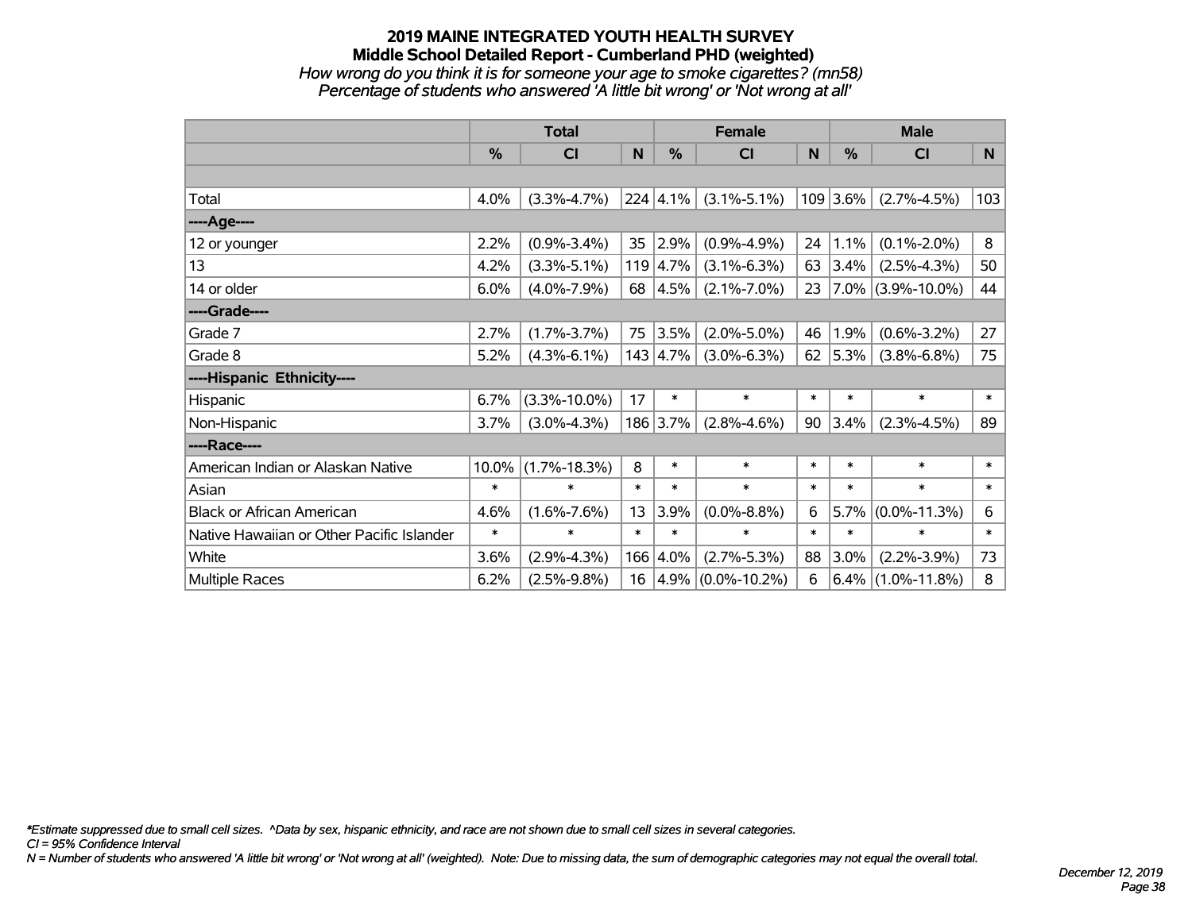# 2019 MAINE INTEGRATED YOUTH HEALTH SURVEY

## Middle School Detailed Report - Cumberland PHD (weighted)

*How wrong do you think it is for someone your age to smoke cigarettes? (mn58)*

*Percentage of students who answered 'A little bit wrong' or 'Not wrong at all'*

| | Total | | | Female | | | Male | | |
|---|---|---|---|---|---|---|---|---|---|
| | % | CI | N | % | CI | N | % | CI | N |
| Total | 4.0% | (3.3%-4.7%) | 224 | 4.1% | (3.1%-5.1%) | 109 | 3.6% | (2.7%-4.5%) | 103 |
| ----Age---- | | | | | | | | | |
| 12 or younger | 2.2% | (0.9%-3.4%) | 35 | 2.9% | (0.9%-4.9%) | 24 | 1.1% | (0.1%-2.0%) | 8 |
| 13 | 4.2% | (3.3%-5.1%) | 119 | 4.7% | (3.1%-6.3%) | 63 | 3.4% | (2.5%-4.3%) | 50 |
| 14 or older | 6.0% | (4.0%-7.9%) | 68 | 4.5% | (2.1%-7.0%) | 23 | 7.0% | (3.9%-10.0%) | 44 |
| ----Grade---- | | | | | | | | | |
| Grade 7 | 2.7% | (1.7%-3.7%) | 75 | 3.5% | (2.0%-5.0%) | 46 | 1.9% | (0.6%-3.2%) | 27 |
| Grade 8 | 5.2% | (4.3%-6.1%) | 143 | 4.7% | (3.0%-6.3%) | 62 | 5.3% | (3.8%-6.8%) | 75 |
| ----Hispanic Ethnicity---- | | | | | | | | | |
| Hispanic | 6.7% | (3.3%-10.0%) | 17 | * | * | * | * | * | * |
| Non-Hispanic | 3.7% | (3.0%-4.3%) | 186 | 3.7% | (2.8%-4.6%) | 90 | 3.4% | (2.3%-4.5%) | 89 |
| ----Race---- | | | | | | | | | |
| American Indian or Alaskan Native | 10.0% | (1.7%-18.3%) | 8 | * | * | * | * | * | * |
| Asian | * | * | * | * | * | * | * | * | * |
| Black or African American | 4.6% | (1.6%-7.6%) | 13 | 3.9% | (0.0%-8.8%) | 6 | 5.7% | (0.0%-11.3%) | 6 |
| Native Hawaiian or Other Pacific Islander | * | * | * | * | * | * | * | * | * |
| White | 3.6% | (2.9%-4.3%) | 166 | 4.0% | (2.7%-5.3%) | 88 | 3.0% | (2.2%-3.9%) | 73 |
| Multiple Races | 6.2% | (2.5%-9.8%) | 16 | 4.9% | (0.0%-10.2%) | 6 | 6.4% | (1.0%-11.8%) | 8 |

*Estimate suppressed due to small cell sizes. ^Data by sex, hispanic ethnicity, and race are not shown due to small cell sizes in several categories.

CI = 95% Confidence Interval

N = Number of students who answered 'A little bit wrong' or 'Not wrong at all' (weighted). Note: Due to missing data, the sum of demographic categories may not equal the overall total.

December 12, 2019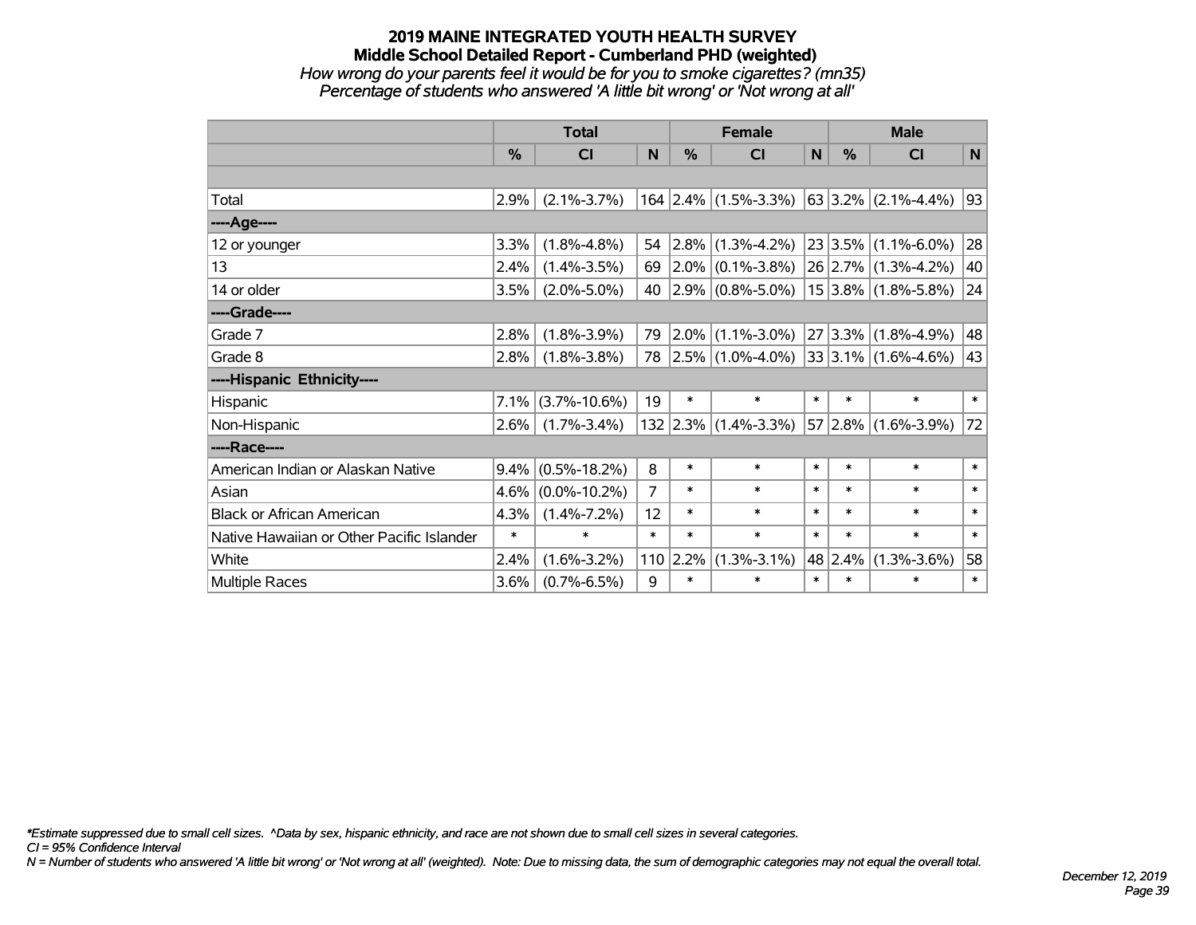# 2019 MAINE INTEGRATED YOUTH HEALTH SURVEY
## Middle School Detailed Report - Cumberland PHD (weighted)
*How wrong do your parents feel it would be for you to smoke cigarettes? (mn35)*
*Percentage of students who answered 'A little bit wrong' or 'Not wrong at all'*

| | Total | | | Female | | | Male | | |
|---|---|---|---|---|---|---|---|---|---|
| | % | CI | N | % | CI | N | % | CI | N |
| | | | | | | | | | |
| Total | 2.9% | (2.1%-3.7%) | 164 | 2.4% | (1.5%-3.3%) | 63 | 3.2% | (2.1%-4.4%) | 93 |
| ----Age---- | | | | | | | | | |
| 12 or younger | 3.3% | (1.8%-4.8%) | 54 | 2.8% | (1.3%-4.2%) | 23 | 3.5% | (1.1%-6.0%) | 28 |
| 13 | 2.4% | (1.4%-3.5%) | 69 | 2.0% | (0.1%-3.8%) | 26 | 2.7% | (1.3%-4.2%) | 40 |
| 14 or older | 3.5% | (2.0%-5.0%) | 40 | 2.9% | (0.8%-5.0%) | 15 | 3.8% | (1.8%-5.8%) | 24 |
| ----Grade---- | | | | | | | | | |
| Grade 7 | 2.8% | (1.8%-3.9%) | 79 | 2.0% | (1.1%-3.0%) | 27 | 3.3% | (1.8%-4.9%) | 48 |
| Grade 8 | 2.8% | (1.8%-3.8%) | 78 | 2.5% | (1.0%-4.0%) | 33 | 3.1% | (1.6%-4.6%) | 43 |
| ----Hispanic Ethnicity---- | | | | | | | | | |
| Hispanic | 7.1% | (3.7%-10.6%) | 19 | * | * | * | * | * | * |
| Non-Hispanic | 2.6% | (1.7%-3.4%) | 132 | 2.3% | (1.4%-3.3%) | 57 | 2.8% | (1.6%-3.9%) | 72 |
| ----Race---- | | | | | | | | | |
| American Indian or Alaskan Native | 9.4% | (0.5%-18.2%) | 8 | * | * | * | * | * | * |
| Asian | 4.6% | (0.0%-10.2%) | 7 | * | * | * | * | * | * |
| Black or African American | 4.3% | (1.4%-7.2%) | 12 | * | * | * | * | * | * |
| Native Hawaiian or Other Pacific Islander | * | * | * | * | * | * | * | * | * |
| White | 2.4% | (1.6%-3.2%) | 110 | 2.2% | (1.3%-3.1%) | 48 | 2.4% | (1.3%-3.6%) | 58 |
| Multiple Races | 3.6% | (0.7%-6.5%) | 9 | * | * | * | * | * | * |

*\*Estimate suppressed due to small cell sizes. ^Data by sex, hispanic ethnicity, and race are not shown due to small cell sizes in several categories.*
*CI = 95% Confidence Interval*
*N = Number of students who answered 'A little bit wrong' or 'Not wrong at all' (weighted). Note: Due to missing data, the sum of demographic categories may not equal the overall total.*

*December 12, 2019*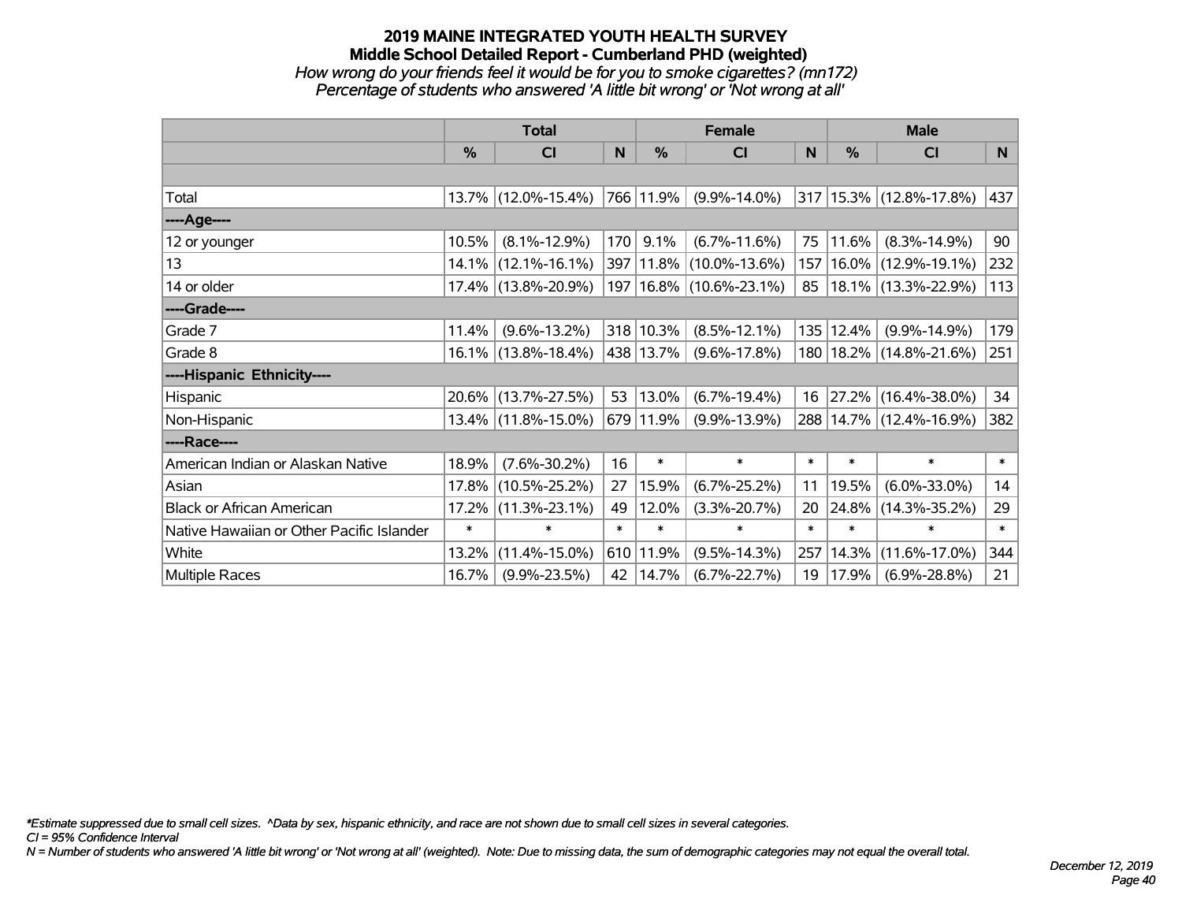# 2019 MAINE INTEGRATED YOUTH HEALTH SURVEY
## Middle School Detailed Report - Cumberland PHD (weighted)
*How wrong do your friends feel it would be for you to smoke cigarettes? (mn172)*
*Percentage of students who answered 'A little bit wrong' or 'Not wrong at all'*

| | Total | | | Female | | | Male | | |
|---|---|---|---|---|---|---|---|---|---|
| | % | CI | N | % | CI | N | % | CI | N |
| Total | 13.7% | (12.0%-15.4%) | 766 | 11.9% | (9.9%-14.0%) | 317 | 15.3% | (12.8%-17.8%) | 437 |
| ----Age---- | | | | | | | | | |
| 12 or younger | 10.5% | (8.1%-12.9%) | 170 | 9.1% | (6.7%-11.6%) | 75 | 11.6% | (8.3%-14.9%) | 90 |
| 13 | 14.1% | (12.1%-16.1%) | 397 | 11.8% | (10.0%-13.6%) | 157 | 16.0% | (12.9%-19.1%) | 232 |
| 14 or older | 17.4% | (13.8%-20.9%) | 197 | 16.8% | (10.6%-23.1%) | 85 | 18.1% | (13.3%-22.9%) | 113 |
| ----Grade---- | | | | | | | | | |
| Grade 7 | 11.4% | (9.6%-13.2%) | 318 | 10.3% | (8.5%-12.1%) | 135 | 12.4% | (9.9%-14.9%) | 179 |
| Grade 8 | 16.1% | (13.8%-18.4%) | 438 | 13.7% | (9.6%-17.8%) | 180 | 18.2% | (14.8%-21.6%) | 251 |
| ----Hispanic Ethnicity---- | | | | | | | | | |
| Hispanic | 20.6% | (13.7%-27.5%) | 53 | 13.0% | (6.7%-19.4%) | 16 | 27.2% | (16.4%-38.0%) | 34 |
| Non-Hispanic | 13.4% | (11.8%-15.0%) | 679 | 11.9% | (9.9%-13.9%) | 288 | 14.7% | (12.4%-16.9%) | 382 |
| ----Race---- | | | | | | | | | |
| American Indian or Alaskan Native | 18.9% | (7.6%-30.2%) | 16 | * | * | * | * | * | * |
| Asian | 17.8% | (10.5%-25.2%) | 27 | 15.9% | (6.7%-25.2%) | 11 | 19.5% | (6.0%-33.0%) | 14 |
| Black or African American | 17.2% | (11.3%-23.1%) | 49 | 12.0% | (3.3%-20.7%) | 20 | 24.8% | (14.3%-35.2%) | 29 |
| Native Hawaiian or Other Pacific Islander | * | * | * | * | * | * | * | * | * |
| White | 13.2% | (11.4%-15.0%) | 610 | 11.9% | (9.5%-14.3%) | 257 | 14.3% | (11.6%-17.0%) | 344 |
| Multiple Races | 16.7% | (9.9%-23.5%) | 42 | 14.7% | (6.7%-22.7%) | 19 | 17.9% | (6.9%-28.8%) | 21 |

*\*Estimate suppressed due to small cell sizes. ^Data by sex, hispanic ethnicity, and race are not shown due to small cell sizes in several categories.*
*CI = 95% Confidence Interval*
*N = Number of students who answered 'A little bit wrong' or 'Not wrong at all' (weighted). Note: Due to missing data, the sum of demographic categories may not equal the overall total.*

*December 12, 2019*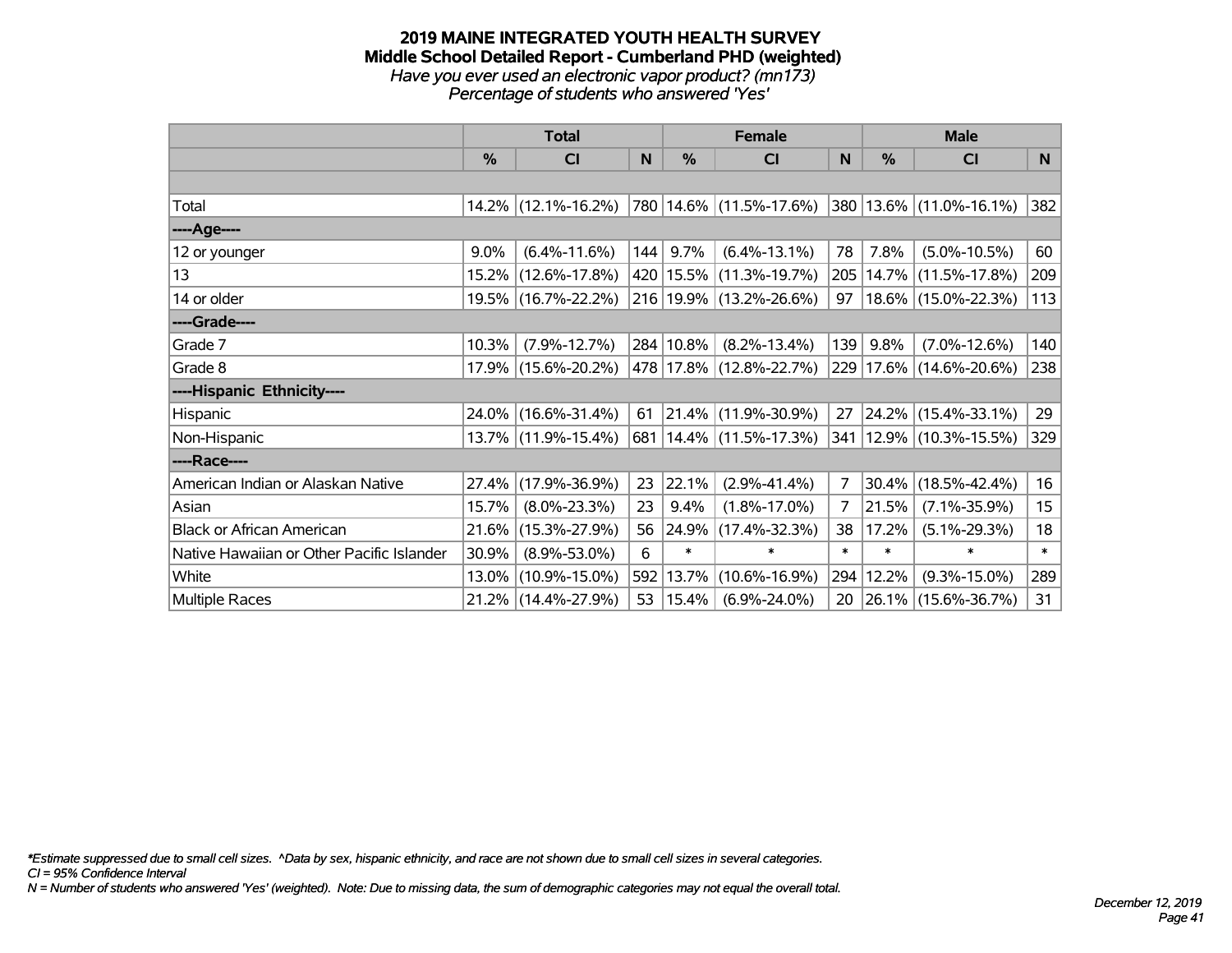# 2019 MAINE INTEGRATED YOUTH HEALTH SURVEY
## Middle School Detailed Report - Cumberland PHD (weighted)
*Have you ever used an electronic vapor product? (mn173)*
*Percentage of students who answered 'Yes'*

| | Total | | | Female | | | Male | | |
|---|---|---|---|---|---|---|---|---|---|
| | % | CI | N | % | CI | N | % | CI | N |
| Total | 14.2% | (12.1%-16.2%) | 780 | 14.6% | (11.5%-17.6%) | 380 | 13.6% | (11.0%-16.1%) | 382 |
| ----Age---- | | | | | | | | | |
| 12 or younger | 9.0% | (6.4%-11.6%) | 144 | 9.7% | (6.4%-13.1%) | 78 | 7.8% | (5.0%-10.5%) | 60 |
| 13 | 15.2% | (12.6%-17.8%) | 420 | 15.5% | (11.3%-19.7%) | 205 | 14.7% | (11.5%-17.8%) | 209 |
| 14 or older | 19.5% | (16.7%-22.2%) | 216 | 19.9% | (13.2%-26.6%) | 97 | 18.6% | (15.0%-22.3%) | 113 |
| ----Grade---- | | | | | | | | | |
| Grade 7 | 10.3% | (7.9%-12.7%) | 284 | 10.8% | (8.2%-13.4%) | 139 | 9.8% | (7.0%-12.6%) | 140 |
| Grade 8 | 17.9% | (15.6%-20.2%) | 478 | 17.8% | (12.8%-22.7%) | 229 | 17.6% | (14.6%-20.6%) | 238 |
| ----Hispanic Ethnicity---- | | | | | | | | | |
| Hispanic | 24.0% | (16.6%-31.4%) | 61 | 21.4% | (11.9%-30.9%) | 27 | 24.2% | (15.4%-33.1%) | 29 |
| Non-Hispanic | 13.7% | (11.9%-15.4%) | 681 | 14.4% | (11.5%-17.3%) | 341 | 12.9% | (10.3%-15.5%) | 329 |
| ----Race---- | | | | | | | | | |
| American Indian or Alaskan Native | 27.4% | (17.9%-36.9%) | 23 | 22.1% | (2.9%-41.4%) | 7 | 30.4% | (18.5%-42.4%) | 16 |
| Asian | 15.7% | (8.0%-23.3%) | 23 | 9.4% | (1.8%-17.0%) | 7 | 21.5% | (7.1%-35.9%) | 15 |
| Black or African American | 21.6% | (15.3%-27.9%) | 56 | 24.9% | (17.4%-32.3%) | 38 | 17.2% | (5.1%-29.3%) | 18 |
| Native Hawaiian or Other Pacific Islander | 30.9% | (8.9%-53.0%) | 6 | * | * | * | * | * | * |
| White | 13.0% | (10.9%-15.0%) | 592 | 13.7% | (10.6%-16.9%) | 294 | 12.2% | (9.3%-15.0%) | 289 |
| Multiple Races | 21.2% | (14.4%-27.9%) | 53 | 15.4% | (6.9%-24.0%) | 20 | 26.1% | (15.6%-36.7%) | 31 |

*\*Estimate suppressed due to small cell sizes. ^Data by sex, hispanic ethnicity, and race are not shown due to small cell sizes in several categories.*
*CI = 95% Confidence Interval*
*N = Number of students who answered 'Yes' (weighted). Note: Due to missing data, the sum of demographic categories may not equal the overall total.*

*December 12, 2019*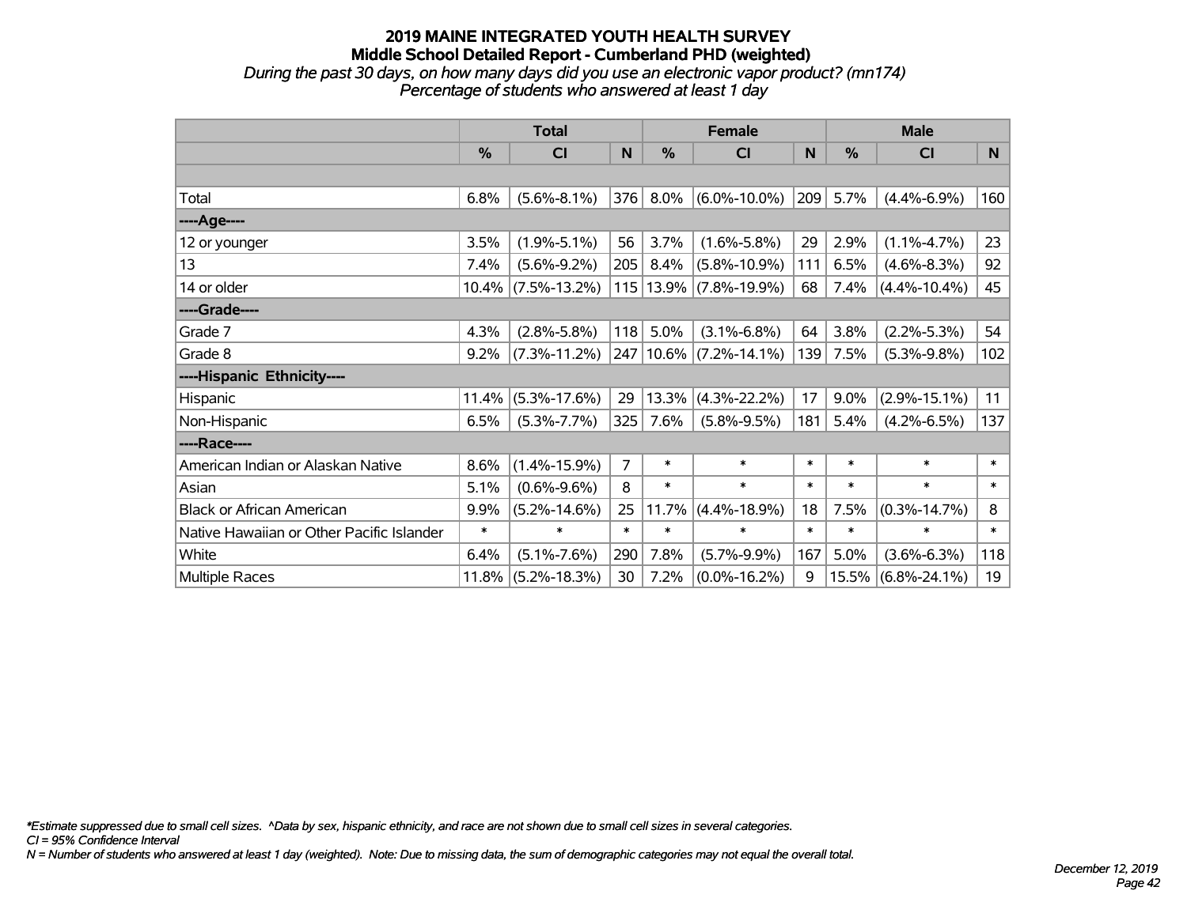# 2019 MAINE INTEGRATED YOUTH HEALTH SURVEY

## Middle School Detailed Report - Cumberland PHD (weighted)

*During the past 30 days, on how many days did you use an electronic vapor product? (mn174)*

*Percentage of students who answered at least 1 day*

| | Total | | | Female | | | Male | | |
|---|---|---|---|---|---|---|---|---|---|
| | % | CI | N | % | CI | N | % | CI | N |
| | | | | | | | | | |
| Total | 6.8% | (5.6%-8.1%) | 376 | 8.0% | (6.0%-10.0%) | 209 | 5.7% | (4.4%-6.9%) | 160 |
| ----Age---- | | | | | | | | | |
| 12 or younger | 3.5% | (1.9%-5.1%) | 56 | 3.7% | (1.6%-5.8%) | 29 | 2.9% | (1.1%-4.7%) | 23 |
| 13 | 7.4% | (5.6%-9.2%) | 205 | 8.4% | (5.8%-10.9%) | 111 | 6.5% | (4.6%-8.3%) | 92 |
| 14 or older | 10.4% | (7.5%-13.2%) | 115 | 13.9% | (7.8%-19.9%) | 68 | 7.4% | (4.4%-10.4%) | 45 |
| ----Grade---- | | | | | | | | | |
| Grade 7 | 4.3% | (2.8%-5.8%) | 118 | 5.0% | (3.1%-6.8%) | 64 | 3.8% | (2.2%-5.3%) | 54 |
| Grade 8 | 9.2% | (7.3%-11.2%) | 247 | 10.6% | (7.2%-14.1%) | 139 | 7.5% | (5.3%-9.8%) | 102 |
| ----Hispanic Ethnicity---- | | | | | | | | | |
| Hispanic | 11.4% | (5.3%-17.6%) | 29 | 13.3% | (4.3%-22.2%) | 17 | 9.0% | (2.9%-15.1%) | 11 |
| Non-Hispanic | 6.5% | (5.3%-7.7%) | 325 | 7.6% | (5.8%-9.5%) | 181 | 5.4% | (4.2%-6.5%) | 137 |
| ----Race---- | | | | | | | | | |
| American Indian or Alaskan Native | 8.6% | (1.4%-15.9%) | 7 | * | * | * | * | * | * |
| Asian | 5.1% | (0.6%-9.6%) | 8 | * | * | * | * | * | * |
| Black or African American | 9.9% | (5.2%-14.6%) | 25 | 11.7% | (4.4%-18.9%) | 18 | 7.5% | (0.3%-14.7%) | 8 |
| Native Hawaiian or Other Pacific Islander | * | * | * | * | * | * | * | * | * |
| White | 6.4% | (5.1%-7.6%) | 290 | 7.8% | (5.7%-9.9%) | 167 | 5.0% | (3.6%-6.3%) | 118 |
| Multiple Races | 11.8% | (5.2%-18.3%) | 30 | 7.2% | (0.0%-16.2%) | 9 | 15.5% | (6.8%-24.1%) | 19 |

*\*Estimate suppressed due to small cell sizes. ^Data by sex, hispanic ethnicity, and race are not shown due to small cell sizes in several categories.*

*CI = 95% Confidence Interval*

*N = Number of students who answered at least 1 day (weighted). Note: Due to missing data, the sum of demographic categories may not equal the overall total.*

*December 12, 2019*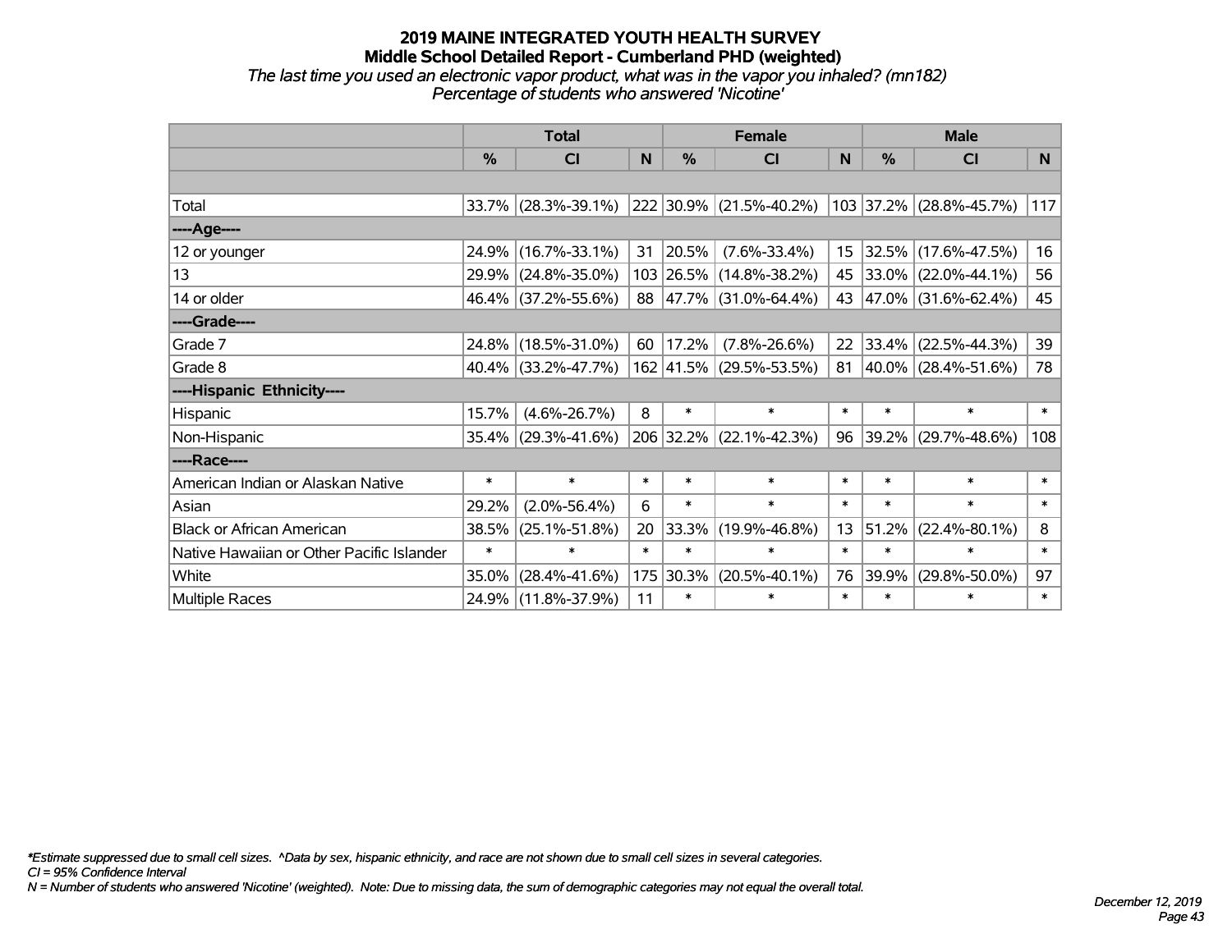# 2019 MAINE INTEGRATED YOUTH HEALTH SURVEY
## Middle School Detailed Report - Cumberland PHD (weighted)
*The last time you used an electronic vapor product, what was in the vapor you inhaled? (mn182)*
*Percentage of students who answered 'Nicotine'*

| | Total | | | Female | | | Male | | |
|---|---|---|---|---|---|---|---|---|---|
| | % | CI | N | % | CI | N | % | CI | N |
| Total | 33.7% | (28.3%-39.1%) | 222 | 30.9% | (21.5%-40.2%) | 103 | 37.2% | (28.8%-45.7%) | 117 |
| ----Age---- | | | | | | | | | |
| 12 or younger | 24.9% | (16.7%-33.1%) | 31 | 20.5% | (7.6%-33.4%) | 15 | 32.5% | (17.6%-47.5%) | 16 |
| 13 | 29.9% | (24.8%-35.0%) | 103 | 26.5% | (14.8%-38.2%) | 45 | 33.0% | (22.0%-44.1%) | 56 |
| 14 or older | 46.4% | (37.2%-55.6%) | 88 | 47.7% | (31.0%-64.4%) | 43 | 47.0% | (31.6%-62.4%) | 45 |
| ----Grade---- | | | | | | | | | |
| Grade 7 | 24.8% | (18.5%-31.0%) | 60 | 17.2% | (7.8%-26.6%) | 22 | 33.4% | (22.5%-44.3%) | 39 |
| Grade 8 | 40.4% | (33.2%-47.7%) | 162 | 41.5% | (29.5%-53.5%) | 81 | 40.0% | (28.4%-51.6%) | 78 |
| ----Hispanic Ethnicity---- | | | | | | | | | |
| Hispanic | 15.7% | (4.6%-26.7%) | 8 | * | * | * | * | * | * |
| Non-Hispanic | 35.4% | (29.3%-41.6%) | 206 | 32.2% | (22.1%-42.3%) | 96 | 39.2% | (29.7%-48.6%) | 108 |
| ----Race---- | | | | | | | | | |
| American Indian or Alaskan Native | * | * | * | * | * | * | * | * | * |
| Asian | 29.2% | (2.0%-56.4%) | 6 | * | * | * | * | * | * |
| Black or African American | 38.5% | (25.1%-51.8%) | 20 | 33.3% | (19.9%-46.8%) | 13 | 51.2% | (22.4%-80.1%) | 8 |
| Native Hawaiian or Other Pacific Islander | * | * | * | * | * | * | * | * | * |
| White | 35.0% | (28.4%-41.6%) | 175 | 30.3% | (20.5%-40.1%) | 76 | 39.9% | (29.8%-50.0%) | 97 |
| Multiple Races | 24.9% | (11.8%-37.9%) | 11 | * | * | * | * | * | * |

*\*Estimate suppressed due to small cell sizes. ^Data by sex, hispanic ethnicity, and race are not shown due to small cell sizes in several categories.*
*CI = 95% Confidence Interval*
*N = Number of students who answered 'Nicotine' (weighted). Note: Due to missing data, the sum of demographic categories may not equal the overall total.*

*December 12, 2019*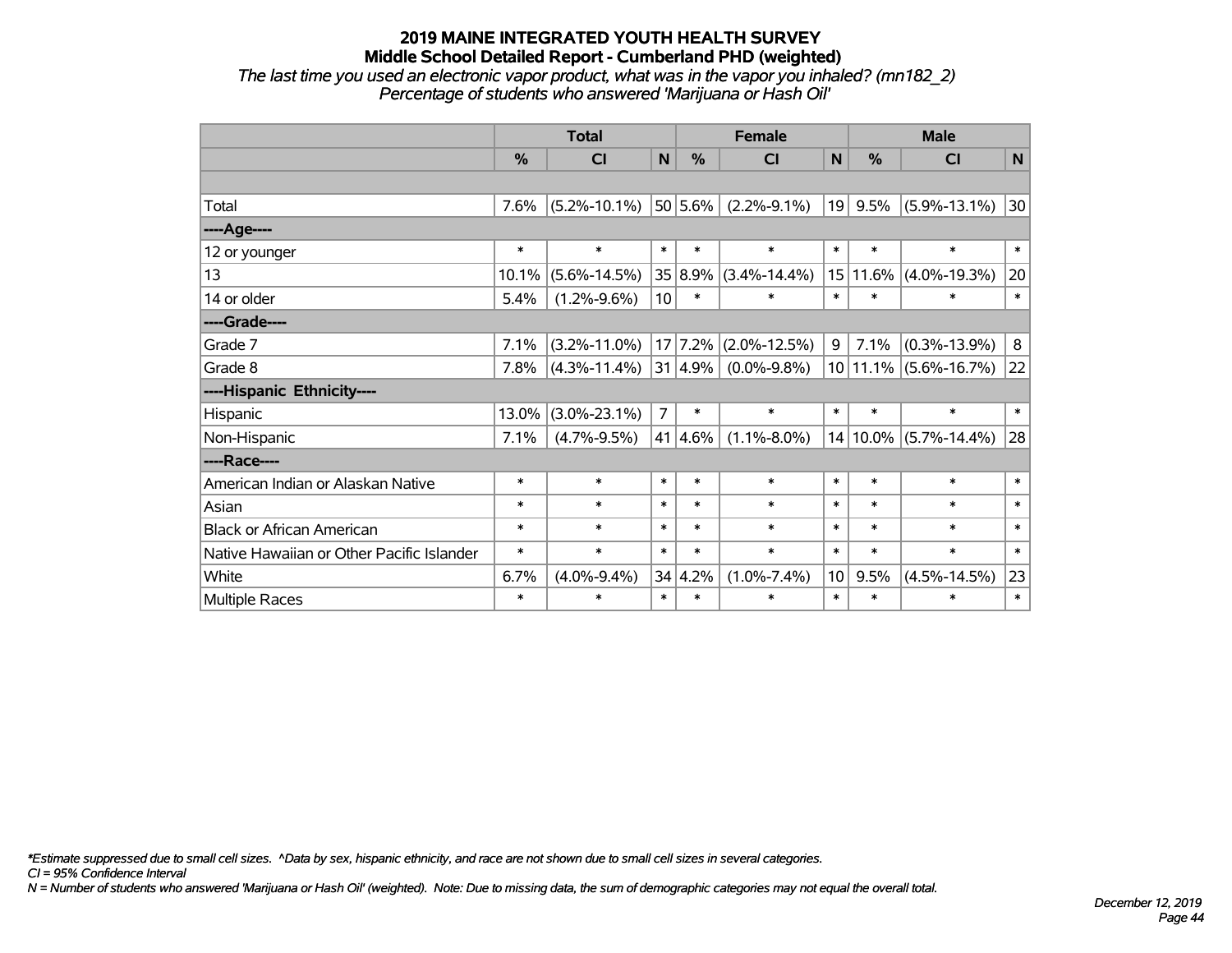# 2019 MAINE INTEGRATED YOUTH HEALTH SURVEY
## Middle School Detailed Report - Cumberland PHD (weighted)
*The last time you used an electronic vapor product, what was in the vapor you inhaled? (mn182_2)*
*Percentage of students who answered 'Marijuana or Hash Oil'*

| | Total | | | Female | | | Male | | |
|---|---|---|---|---|---|---|---|---|---|
| | % | CI | N | % | CI | N | % | CI | N |
| | | | | | | | | | |
| Total | 7.6% | (5.2%-10.1%) | 50 | 5.6% | (2.2%-9.1%) | 19 | 9.5% | (5.9%-13.1%) | 30 |
| ----Age---- | | | | | | | | | |
| 12 or younger | * | * | * | * | * | * | * | * | * |
| 13 | 10.1% | (5.6%-14.5%) | 35 | 8.9% | (3.4%-14.4%) | 15 | 11.6% | (4.0%-19.3%) | 20 |
| 14 or older | 5.4% | (1.2%-9.6%) | 10 | * | * | * | * | * | * |
| ----Grade---- | | | | | | | | | |
| Grade 7 | 7.1% | (3.2%-11.0%) | 17 | 7.2% | (2.0%-12.5%) | 9 | 7.1% | (0.3%-13.9%) | 8 |
| Grade 8 | 7.8% | (4.3%-11.4%) | 31 | 4.9% | (0.0%-9.8%) | 10 | 11.1% | (5.6%-16.7%) | 22 |
| ----Hispanic Ethnicity---- | | | | | | | | | |
| Hispanic | 13.0% | (3.0%-23.1%) | 7 | * | * | * | * | * | * |
| Non-Hispanic | 7.1% | (4.7%-9.5%) | 41 | 4.6% | (1.1%-8.0%) | 14 | 10.0% | (5.7%-14.4%) | 28 |
| ----Race---- | | | | | | | | | |
| American Indian or Alaskan Native | * | * | * | * | * | * | * | * | * |
| Asian | * | * | * | * | * | * | * | * | * |
| Black or African American | * | * | * | * | * | * | * | * | * |
| Native Hawaiian or Other Pacific Islander | * | * | * | * | * | * | * | * | * |
| White | 6.7% | (4.0%-9.4%) | 34 | 4.2% | (1.0%-7.4%) | 10 | 9.5% | (4.5%-14.5%) | 23 |
| Multiple Races | * | * | * | * | * | * | * | * | * |

*\*Estimate suppressed due to small cell sizes. ^Data by sex, hispanic ethnicity, and race are not shown due to small cell sizes in several categories.*
*CI = 95% Confidence Interval*
*N = Number of students who answered 'Marijuana or Hash Oil' (weighted). Note: Due to missing data, the sum of demographic categories may not equal the overall total.*

*December 12, 2019*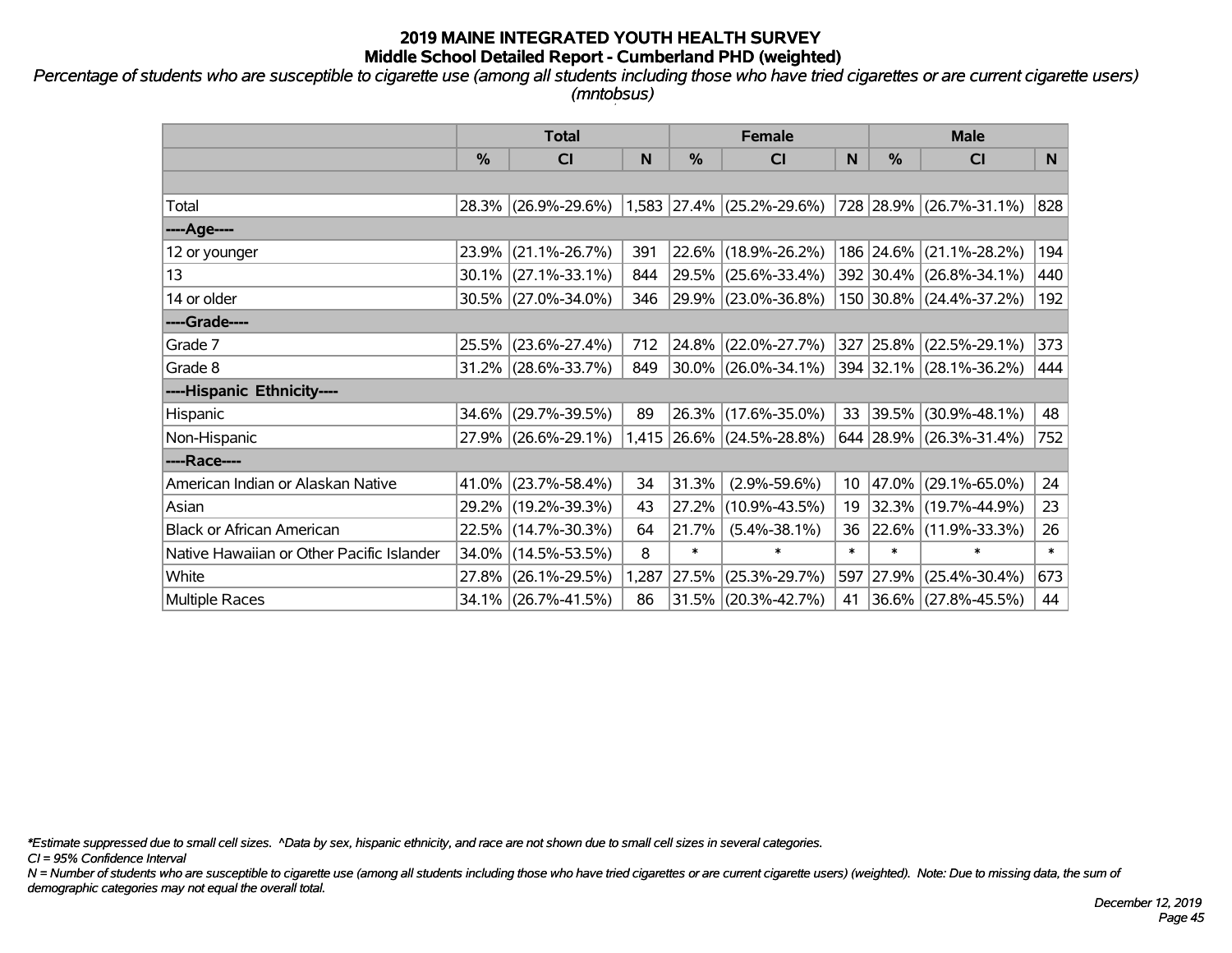# 2019 MAINE INTEGRATED YOUTH HEALTH SURVEY
## Middle School Detailed Report - Cumberland PHD (weighted)

*Percentage of students who are susceptible to cigarette use (among all students including those who have tried cigarettes or are current cigarette users) (mntobsus)*

| | Total | | | Female | | | Male | | |
|---|---|---|---|---|---|---|---|---|---|
| | % | CI | N | % | CI | N | % | CI | N |
| | | | | | | | | | |
| Total | 28.3% | (26.9%-29.6%) | 1,583 | 27.4% | (25.2%-29.6%) | 728 | 28.9% | (26.7%-31.1%) | 828 |
| ----Age---- | | | | | | | | | |
| 12 or younger | 23.9% | (21.1%-26.7%) | 391 | 22.6% | (18.9%-26.2%) | 186 | 24.6% | (21.1%-28.2%) | 194 |
| 13 | 30.1% | (27.1%-33.1%) | 844 | 29.5% | (25.6%-33.4%) | 392 | 30.4% | (26.8%-34.1%) | 440 |
| 14 or older | 30.5% | (27.0%-34.0%) | 346 | 29.9% | (23.0%-36.8%) | 150 | 30.8% | (24.4%-37.2%) | 192 |
| ----Grade---- | | | | | | | | | |
| Grade 7 | 25.5% | (23.6%-27.4%) | 712 | 24.8% | (22.0%-27.7%) | 327 | 25.8% | (22.5%-29.1%) | 373 |
| Grade 8 | 31.2% | (28.6%-33.7%) | 849 | 30.0% | (26.0%-34.1%) | 394 | 32.1% | (28.1%-36.2%) | 444 |
| ----Hispanic Ethnicity---- | | | | | | | | | |
| Hispanic | 34.6% | (29.7%-39.5%) | 89 | 26.3% | (17.6%-35.0%) | 33 | 39.5% | (30.9%-48.1%) | 48 |
| Non-Hispanic | 27.9% | (26.6%-29.1%) | 1,415 | 26.6% | (24.5%-28.8%) | 644 | 28.9% | (26.3%-31.4%) | 752 |
| ----Race---- | | | | | | | | | |
| American Indian or Alaskan Native | 41.0% | (23.7%-58.4%) | 34 | 31.3% | (2.9%-59.6%) | 10 | 47.0% | (29.1%-65.0%) | 24 |
| Asian | 29.2% | (19.2%-39.3%) | 43 | 27.2% | (10.9%-43.5%) | 19 | 32.3% | (19.7%-44.9%) | 23 |
| Black or African American | 22.5% | (14.7%-30.3%) | 64 | 21.7% | (5.4%-38.1%) | 36 | 22.6% | (11.9%-33.3%) | 26 |
| Native Hawaiian or Other Pacific Islander | 34.0% | (14.5%-53.5%) | 8 | * | * | * | * | * | * |
| White | 27.8% | (26.1%-29.5%) | 1,287 | 27.5% | (25.3%-29.7%) | 597 | 27.9% | (25.4%-30.4%) | 673 |
| Multiple Races | 34.1% | (26.7%-41.5%) | 86 | 31.5% | (20.3%-42.7%) | 41 | 36.6% | (27.8%-45.5%) | 44 |

*\*Estimate suppressed due to small cell sizes. ^Data by sex, hispanic ethnicity, and race are not shown due to small cell sizes in several categories.*

*CI = 95% Confidence Interval*

*N = Number of students who are susceptible to cigarette use (among all students including those who have tried cigarettes or are current cigarette users) (weighted). Note: Due to missing data, the sum of demographic categories may not equal the overall total.*

*December 12, 2019*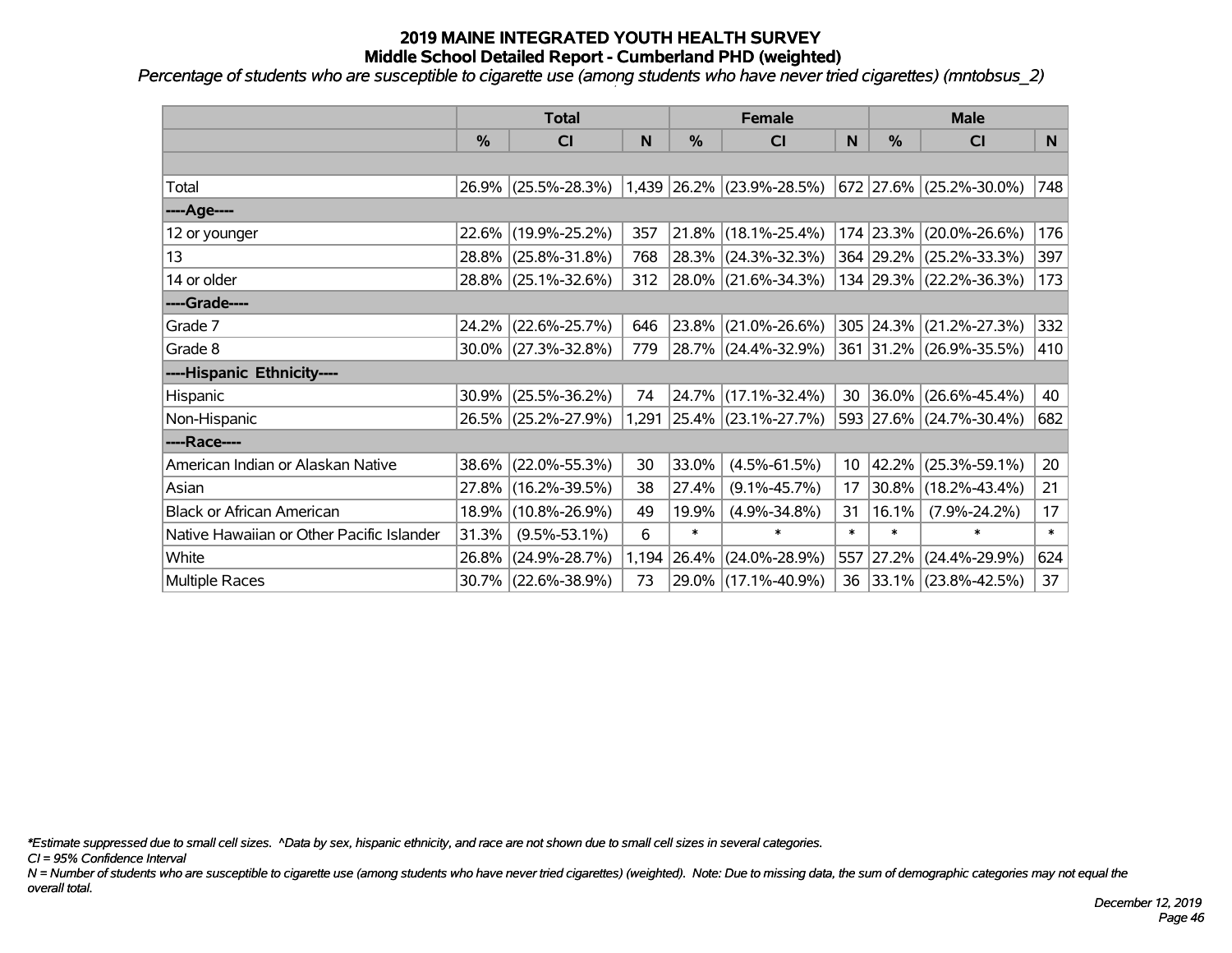# 2019 MAINE INTEGRATED YOUTH HEALTH SURVEY
## Middle School Detailed Report - Cumberland PHD (weighted)

*Percentage of students who are susceptible to cigarette use (among students who have never tried cigarettes) (mntobsus_2)*

| | Total | | | Female | | | Male | | |
|---|---|---|---|---|---|---|---|---|---|
| | % | CI | N | % | CI | N | % | CI | N |
| Total | 26.9% | (25.5%-28.3%) | 1,439 | 26.2% | (23.9%-28.5%) | 672 | 27.6% | (25.2%-30.0%) | 748 |
| ----Age---- | | | | | | | | | |
| 12 or younger | 22.6% | (19.9%-25.2%) | 357 | 21.8% | (18.1%-25.4%) | 174 | 23.3% | (20.0%-26.6%) | 176 |
| 13 | 28.8% | (25.8%-31.8%) | 768 | 28.3% | (24.3%-32.3%) | 364 | 29.2% | (25.2%-33.3%) | 397 |
| 14 or older | 28.8% | (25.1%-32.6%) | 312 | 28.0% | (21.6%-34.3%) | 134 | 29.3% | (22.2%-36.3%) | 173 |
| ----Grade---- | | | | | | | | | |
| Grade 7 | 24.2% | (22.6%-25.7%) | 646 | 23.8% | (21.0%-26.6%) | 305 | 24.3% | (21.2%-27.3%) | 332 |
| Grade 8 | 30.0% | (27.3%-32.8%) | 779 | 28.7% | (24.4%-32.9%) | 361 | 31.2% | (26.9%-35.5%) | 410 |
| ----Hispanic Ethnicity---- | | | | | | | | | |
| Hispanic | 30.9% | (25.5%-36.2%) | 74 | 24.7% | (17.1%-32.4%) | 30 | 36.0% | (26.6%-45.4%) | 40 |
| Non-Hispanic | 26.5% | (25.2%-27.9%) | 1,291 | 25.4% | (23.1%-27.7%) | 593 | 27.6% | (24.7%-30.4%) | 682 |
| ----Race---- | | | | | | | | | |
| American Indian or Alaskan Native | 38.6% | (22.0%-55.3%) | 30 | 33.0% | (4.5%-61.5%) | 10 | 42.2% | (25.3%-59.1%) | 20 |
| Asian | 27.8% | (16.2%-39.5%) | 38 | 27.4% | (9.1%-45.7%) | 17 | 30.8% | (18.2%-43.4%) | 21 |
| Black or African American | 18.9% | (10.8%-26.9%) | 49 | 19.9% | (4.9%-34.8%) | 31 | 16.1% | (7.9%-24.2%) | 17 |
| Native Hawaiian or Other Pacific Islander | 31.3% | (9.5%-53.1%) | 6 | * | * | * | * | * | * |
| White | 26.8% | (24.9%-28.7%) | 1,194 | 26.4% | (24.0%-28.9%) | 557 | 27.2% | (24.4%-29.9%) | 624 |
| Multiple Races | 30.7% | (22.6%-38.9%) | 73 | 29.0% | (17.1%-40.9%) | 36 | 33.1% | (23.8%-42.5%) | 37 |

*\*Estimate suppressed due to small cell sizes. ^Data by sex, hispanic ethnicity, and race are not shown due to small cell sizes in several categories.*

*CI = 95% Confidence Interval*

*N = Number of students who are susceptible to cigarette use (among students who have never tried cigarettes) (weighted). Note: Due to missing data, the sum of demographic categories may not equal the overall total.*

*December 12, 2019*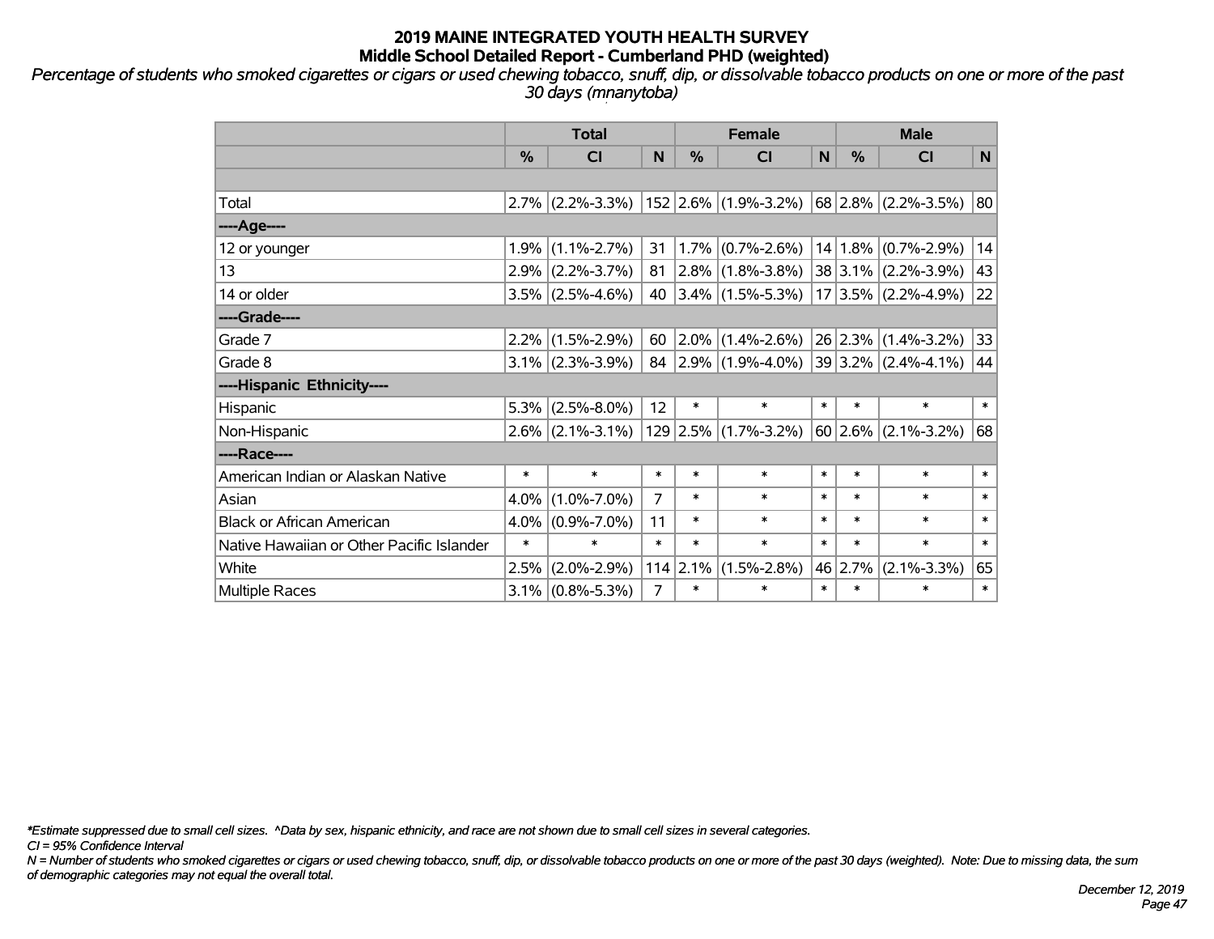# 2019 MAINE INTEGRATED YOUTH HEALTH SURVEY
## Middle School Detailed Report - Cumberland PHD (weighted)

*Percentage of students who smoked cigarettes or cigars or used chewing tobacco, snuff, dip, or dissolvable tobacco products on one or more of the past 30 days (mnanytoba)*

| | Total | | | Female | | | Male | | |
|---|---|---|---|---|---|---|---|---|---|
| | % | CI | N | % | CI | N | % | CI | N |
| | | | | | | | | | |
| Total | 2.7% | (2.2%-3.3%) | 152 | 2.6% | (1.9%-3.2%) | 68 | 2.8% | (2.2%-3.5%) | 80 |
| ----Age---- | | | | | | | | | |
| 12 or younger | 1.9% | (1.1%-2.7%) | 31 | 1.7% | (0.7%-2.6%) | 14 | 1.8% | (0.7%-2.9%) | 14 |
| 13 | 2.9% | (2.2%-3.7%) | 81 | 2.8% | (1.8%-3.8%) | 38 | 3.1% | (2.2%-3.9%) | 43 |
| 14 or older | 3.5% | (2.5%-4.6%) | 40 | 3.4% | (1.5%-5.3%) | 17 | 3.5% | (2.2%-4.9%) | 22 |
| ----Grade---- | | | | | | | | | |
| Grade 7 | 2.2% | (1.5%-2.9%) | 60 | 2.0% | (1.4%-2.6%) | 26 | 2.3% | (1.4%-3.2%) | 33 |
| Grade 8 | 3.1% | (2.3%-3.9%) | 84 | 2.9% | (1.9%-4.0%) | 39 | 3.2% | (2.4%-4.1%) | 44 |
| ----Hispanic Ethnicity---- | | | | | | | | | |
| Hispanic | 5.3% | (2.5%-8.0%) | 12 | * | * | * | * | * | * |
| Non-Hispanic | 2.6% | (2.1%-3.1%) | 129 | 2.5% | (1.7%-3.2%) | 60 | 2.6% | (2.1%-3.2%) | 68 |
| ----Race---- | | | | | | | | | |
| American Indian or Alaskan Native | * | * | * | * | * | * | * | * | * |
| Asian | 4.0% | (1.0%-7.0%) | 7 | * | * | * | * | * | * |
| Black or African American | 4.0% | (0.9%-7.0%) | 11 | * | * | * | * | * | * |
| Native Hawaiian or Other Pacific Islander | * | * | * | * | * | * | * | * | * |
| White | 2.5% | (2.0%-2.9%) | 114 | 2.1% | (1.5%-2.8%) | 46 | 2.7% | (2.1%-3.3%) | 65 |
| Multiple Races | 3.1% | (0.8%-5.3%) | 7 | * | * | * | * | * | * |

*\*Estimate suppressed due to small cell sizes. ^Data by sex, hispanic ethnicity, and race are not shown due to small cell sizes in several categories.*

*CI = 95% Confidence Interval*

*N = Number of students who smoked cigarettes or cigars or used chewing tobacco, snuff, dip, or dissolvable tobacco products on one or more of the past 30 days (weighted). Note: Due to missing data, the sum of demographic categories may not equal the overall total.*

*December 12, 2019*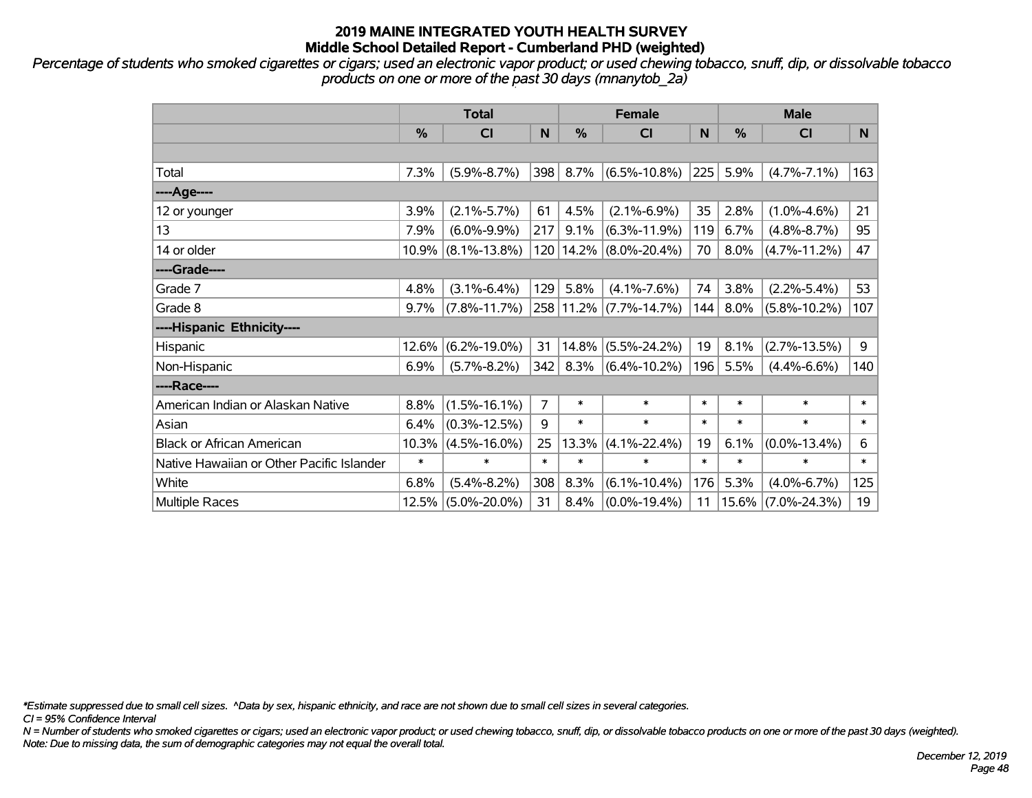# 2019 MAINE INTEGRATED YOUTH HEALTH SURVEY
## Middle School Detailed Report - Cumberland PHD (weighted)

*Percentage of students who smoked cigarettes or cigars; used an electronic vapor product; or used chewing tobacco, snuff, dip, or dissolvable tobacco products on one or more of the past 30 days (mnanytob_2a)*

| | Total | | | Female | | | Male | | |
|---|---|---|---|---|---|---|---|---|---|
| | % | CI | N | % | CI | N | % | CI | N |
| | | | | | | | | | |
| Total | 7.3% | (5.9%-8.7%) | 398 | 8.7% | (6.5%-10.8%) | 225 | 5.9% | (4.7%-7.1%) | 163 |
| ----Age---- | | | | | | | | | |
| 12 or younger | 3.9% | (2.1%-5.7%) | 61 | 4.5% | (2.1%-6.9%) | 35 | 2.8% | (1.0%-4.6%) | 21 |
| 13 | 7.9% | (6.0%-9.9%) | 217 | 9.1% | (6.3%-11.9%) | 119 | 6.7% | (4.8%-8.7%) | 95 |
| 14 or older | 10.9% | (8.1%-13.8%) | 120 | 14.2% | (8.0%-20.4%) | 70 | 8.0% | (4.7%-11.2%) | 47 |
| ----Grade---- | | | | | | | | | |
| Grade 7 | 4.8% | (3.1%-6.4%) | 129 | 5.8% | (4.1%-7.6%) | 74 | 3.8% | (2.2%-5.4%) | 53 |
| Grade 8 | 9.7% | (7.8%-11.7%) | 258 | 11.2% | (7.7%-14.7%) | 144 | 8.0% | (5.8%-10.2%) | 107 |
| ----Hispanic Ethnicity---- | | | | | | | | | |
| Hispanic | 12.6% | (6.2%-19.0%) | 31 | 14.8% | (5.5%-24.2%) | 19 | 8.1% | (2.7%-13.5%) | 9 |
| Non-Hispanic | 6.9% | (5.7%-8.2%) | 342 | 8.3% | (6.4%-10.2%) | 196 | 5.5% | (4.4%-6.6%) | 140 |
| ----Race---- | | | | | | | | | |
| American Indian or Alaskan Native | 8.8% | (1.5%-16.1%) | 7 | * | * | * | * | * | * |
| Asian | 6.4% | (0.3%-12.5%) | 9 | * | * | * | * | * | * |
| Black or African American | 10.3% | (4.5%-16.0%) | 25 | 13.3% | (4.1%-22.4%) | 19 | 6.1% | (0.0%-13.4%) | 6 |
| Native Hawaiian or Other Pacific Islander | * | * | * | * | * | * | * | * | * |
| White | 6.8% | (5.4%-8.2%) | 308 | 8.3% | (6.1%-10.4%) | 176 | 5.3% | (4.0%-6.7%) | 125 |
| Multiple Races | 12.5% | (5.0%-20.0%) | 31 | 8.4% | (0.0%-19.4%) | 11 | 15.6% | (7.0%-24.3%) | 19 |

*\*Estimate suppressed due to small cell sizes. ^Data by sex, hispanic ethnicity, and race are not shown due to small cell sizes in several categories.*

*CI = 95% Confidence Interval*

*N = Number of students who smoked cigarettes or cigars; used an electronic vapor product; or used chewing tobacco, snuff, dip, or dissolvable tobacco products on one or more of the past 30 days (weighted).*

*Note: Due to missing data, the sum of demographic categories may not equal the overall total.*

*December 12, 2019*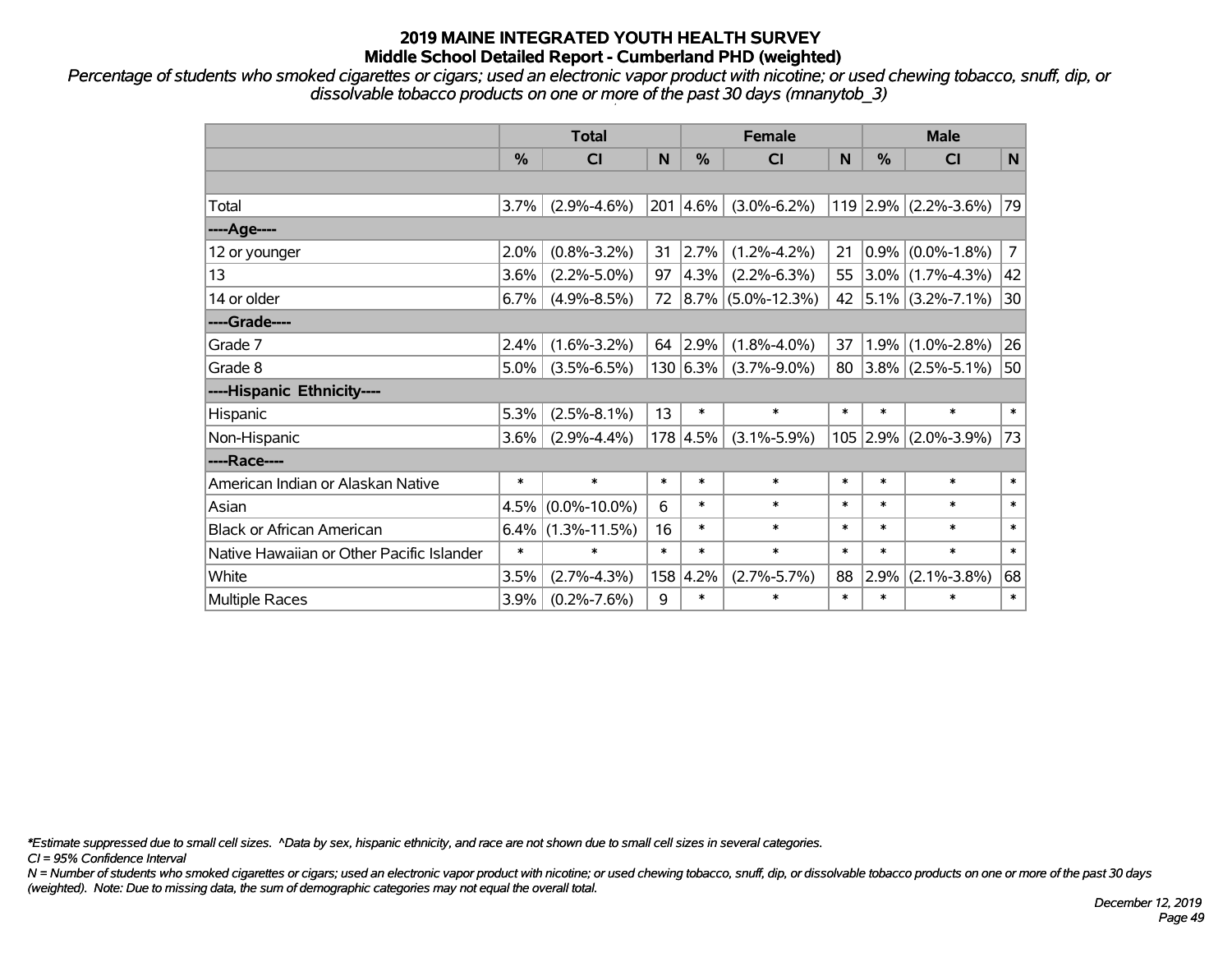# 2019 MAINE INTEGRATED YOUTH HEALTH SURVEY
## Middle School Detailed Report - Cumberland PHD (weighted)

*Percentage of students who smoked cigarettes or cigars; used an electronic vapor product with nicotine; or used chewing tobacco, snuff, dip, or dissolvable tobacco products on one or more of the past 30 days (mnanytob_3)*

| | Total | | | Female | | | Male | | |
|---|---|---|---|---|---|---|---|---|---|
| | % | CI | N | % | CI | N | % | CI | N |
| | | | | | | | | | |
| Total | 3.7% | (2.9%-4.6%) | 201 | 4.6% | (3.0%-6.2%) | 119 | 2.9% | (2.2%-3.6%) | 79 |
| ----Age---- | | | | | | | | | |
| 12 or younger | 2.0% | (0.8%-3.2%) | 31 | 2.7% | (1.2%-4.2%) | 21 | 0.9% | (0.0%-1.8%) | 7 |
| 13 | 3.6% | (2.2%-5.0%) | 97 | 4.3% | (2.2%-6.3%) | 55 | 3.0% | (1.7%-4.3%) | 42 |
| 14 or older | 6.7% | (4.9%-8.5%) | 72 | 8.7% | (5.0%-12.3%) | 42 | 5.1% | (3.2%-7.1%) | 30 |
| ----Grade---- | | | | | | | | | |
| Grade 7 | 2.4% | (1.6%-3.2%) | 64 | 2.9% | (1.8%-4.0%) | 37 | 1.9% | (1.0%-2.8%) | 26 |
| Grade 8 | 5.0% | (3.5%-6.5%) | 130 | 6.3% | (3.7%-9.0%) | 80 | 3.8% | (2.5%-5.1%) | 50 |
| ----Hispanic Ethnicity---- | | | | | | | | | |
| Hispanic | 5.3% | (2.5%-8.1%) | 13 | * | * | * | * | * | * |
| Non-Hispanic | 3.6% | (2.9%-4.4%) | 178 | 4.5% | (3.1%-5.9%) | 105 | 2.9% | (2.0%-3.9%) | 73 |
| ----Race---- | | | | | | | | | |
| American Indian or Alaskan Native | * | * | * | * | * | * | * | * | * |
| Asian | 4.5% | (0.0%-10.0%) | 6 | * | * | * | * | * | * |
| Black or African American | 6.4% | (1.3%-11.5%) | 16 | * | * | * | * | * | * |
| Native Hawaiian or Other Pacific Islander | * | * | * | * | * | * | * | * | * |
| White | 3.5% | (2.7%-4.3%) | 158 | 4.2% | (2.7%-5.7%) | 88 | 2.9% | (2.1%-3.8%) | 68 |
| Multiple Races | 3.9% | (0.2%-7.6%) | 9 | * | * | * | * | * | * |

*\*Estimate suppressed due to small cell sizes. ^Data by sex, hispanic ethnicity, and race are not shown due to small cell sizes in several categories.*

*CI = 95% Confidence Interval*

*N = Number of students who smoked cigarettes or cigars; used an electronic vapor product with nicotine; or used chewing tobacco, snuff, dip, or dissolvable tobacco products on one or more of the past 30 days (weighted). Note: Due to missing data, the sum of demographic categories may not equal the overall total.*

*December 12, 2019*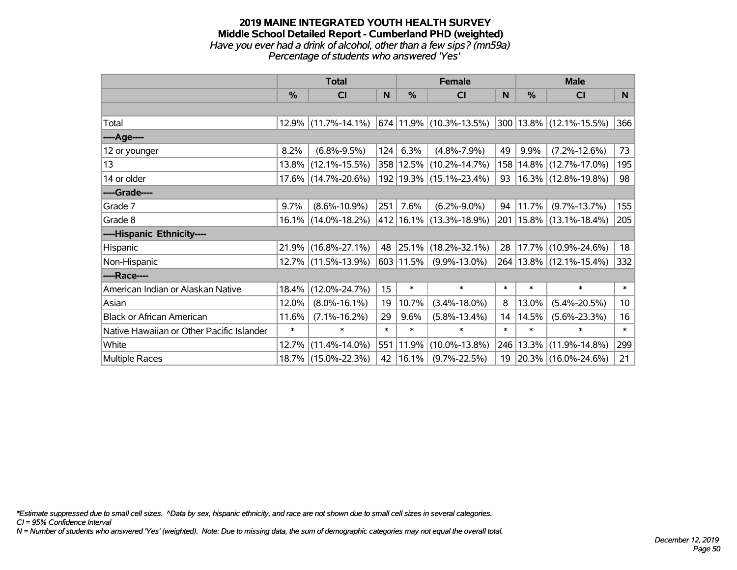# 2019 MAINE INTEGRATED YOUTH HEALTH SURVEY

## Middle School Detailed Report - Cumberland PHD (weighted)

*Have you ever had a drink of alcohol, other than a few sips? (mn59a)*
*Percentage of students who answered 'Yes'*

| | Total | | | Female | | | Male | | |
|---|---|---|---|---|---|---|---|---|---|
| | % | CI | N | % | CI | N | % | CI | N |
| Total | 12.9% | (11.7%-14.1%) | 674 | 11.9% | (10.3%-13.5%) | 300 | 13.8% | (12.1%-15.5%) | 366 |
| ----Age---- | | | | | | | | | |
| 12 or younger | 8.2% | (6.8%-9.5%) | 124 | 6.3% | (4.8%-7.9%) | 49 | 9.9% | (7.2%-12.6%) | 73 |
| 13 | 13.8% | (12.1%-15.5%) | 358 | 12.5% | (10.2%-14.7%) | 158 | 14.8% | (12.7%-17.0%) | 195 |
| 14 or older | 17.6% | (14.7%-20.6%) | 192 | 19.3% | (15.1%-23.4%) | 93 | 16.3% | (12.8%-19.8%) | 98 |
| ----Grade---- | | | | | | | | | |
| Grade 7 | 9.7% | (8.6%-10.9%) | 251 | 7.6% | (6.2%-9.0%) | 94 | 11.7% | (9.7%-13.7%) | 155 |
| Grade 8 | 16.1% | (14.0%-18.2%) | 412 | 16.1% | (13.3%-18.9%) | 201 | 15.8% | (13.1%-18.4%) | 205 |
| ----Hispanic Ethnicity---- | | | | | | | | | |
| Hispanic | 21.9% | (16.8%-27.1%) | 48 | 25.1% | (18.2%-32.1%) | 28 | 17.7% | (10.9%-24.6%) | 18 |
| Non-Hispanic | 12.7% | (11.5%-13.9%) | 603 | 11.5% | (9.9%-13.0%) | 264 | 13.8% | (12.1%-15.4%) | 332 |
| ----Race---- | | | | | | | | | |
| American Indian or Alaskan Native | 18.4% | (12.0%-24.7%) | 15 | * | * | * | * | * | * |
| Asian | 12.0% | (8.0%-16.1%) | 19 | 10.7% | (3.4%-18.0%) | 8 | 13.0% | (5.4%-20.5%) | 10 |
| Black or African American | 11.6% | (7.1%-16.2%) | 29 | 9.6% | (5.8%-13.4%) | 14 | 14.5% | (5.6%-23.3%) | 16 |
| Native Hawaiian or Other Pacific Islander | * | * | * | * | * | * | * | * | * |
| White | 12.7% | (11.4%-14.0%) | 551 | 11.9% | (10.0%-13.8%) | 246 | 13.3% | (11.9%-14.8%) | 299 |
| Multiple Races | 18.7% | (15.0%-22.3%) | 42 | 16.1% | (9.7%-22.5%) | 19 | 20.3% | (16.0%-24.6%) | 21 |

*Estimate suppressed due to small cell sizes. ^Data by sex, hispanic ethnicity, and race are not shown due to small cell sizes in several categories.
CI = 95% Confidence Interval
N = Number of students who answered 'Yes' (weighted). Note: Due to missing data, the sum of demographic categories may not equal the overall total.

*December 12, 2019*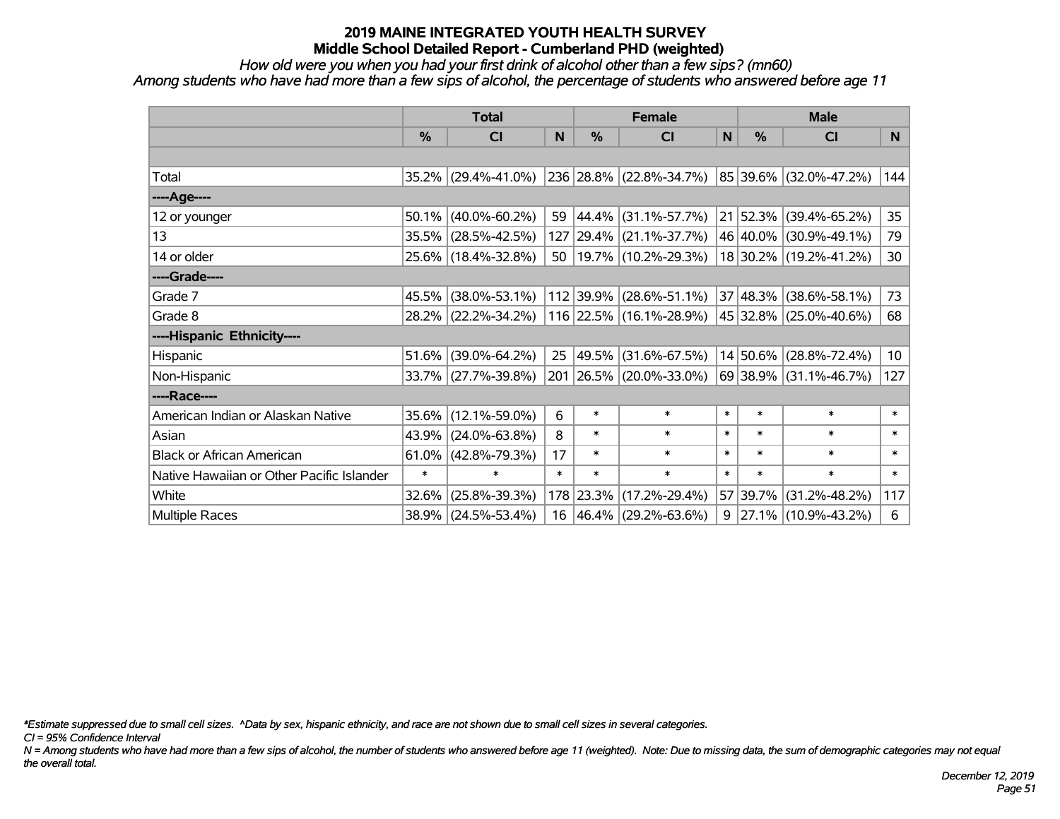# 2019 MAINE INTEGRATED YOUTH HEALTH SURVEY
## Middle School Detailed Report - Cumberland PHD (weighted)

*How old were you when you had your first drink of alcohol other than a few sips? (mn60)*

*Among students who have had more than a few sips of alcohol, the percentage of students who answered before age 11*

| | Total | | | Female | | | Male | | |
|---|---|---|---|---|---|---|---|---|---|
| | % | CI | N | % | CI | N | % | CI | N |
| | | | | | | | | | |
| Total | 35.2% | (29.4%-41.0%) | 236 | 28.8% | (22.8%-34.7%) | 85 | 39.6% | (32.0%-47.2%) | 144 |
| ----Age---- | | | | | | | | | |
| 12 or younger | 50.1% | (40.0%-60.2%) | 59 | 44.4% | (31.1%-57.7%) | 21 | 52.3% | (39.4%-65.2%) | 35 |
| 13 | 35.5% | (28.5%-42.5%) | 127 | 29.4% | (21.1%-37.7%) | 46 | 40.0% | (30.9%-49.1%) | 79 |
| 14 or older | 25.6% | (18.4%-32.8%) | 50 | 19.7% | (10.2%-29.3%) | 18 | 30.2% | (19.2%-41.2%) | 30 |
| ----Grade---- | | | | | | | | | |
| Grade 7 | 45.5% | (38.0%-53.1%) | 112 | 39.9% | (28.6%-51.1%) | 37 | 48.3% | (38.6%-58.1%) | 73 |
| Grade 8 | 28.2% | (22.2%-34.2%) | 116 | 22.5% | (16.1%-28.9%) | 45 | 32.8% | (25.0%-40.6%) | 68 |
| ----Hispanic Ethnicity---- | | | | | | | | | |
| Hispanic | 51.6% | (39.0%-64.2%) | 25 | 49.5% | (31.6%-67.5%) | 14 | 50.6% | (28.8%-72.4%) | 10 |
| Non-Hispanic | 33.7% | (27.7%-39.8%) | 201 | 26.5% | (20.0%-33.0%) | 69 | 38.9% | (31.1%-46.7%) | 127 |
| ----Race---- | | | | | | | | | |
| American Indian or Alaskan Native | 35.6% | (12.1%-59.0%) | 6 | * | * | * | * | * | * |
| Asian | 43.9% | (24.0%-63.8%) | 8 | * | * | * | * | * | * |
| Black or African American | 61.0% | (42.8%-79.3%) | 17 | * | * | * | * | * | * |
| Native Hawaiian or Other Pacific Islander | * | * | * | * | * | * | * | * | * |
| White | 32.6% | (25.8%-39.3%) | 178 | 23.3% | (17.2%-29.4%) | 57 | 39.7% | (31.2%-48.2%) | 117 |
| Multiple Races | 38.9% | (24.5%-53.4%) | 16 | 46.4% | (29.2%-63.6%) | 9 | 27.1% | (10.9%-43.2%) | 6 |

*\*Estimate suppressed due to small cell sizes. ^Data by sex, hispanic ethnicity, and race are not shown due to small cell sizes in several categories.*

*CI = 95% Confidence Interval*

*N = Among students who have had more than a few sips of alcohol, the number of students who answered before age 11 (weighted). Note: Due to missing data, the sum of demographic categories may not equal the overall total.*

*December 12, 2019*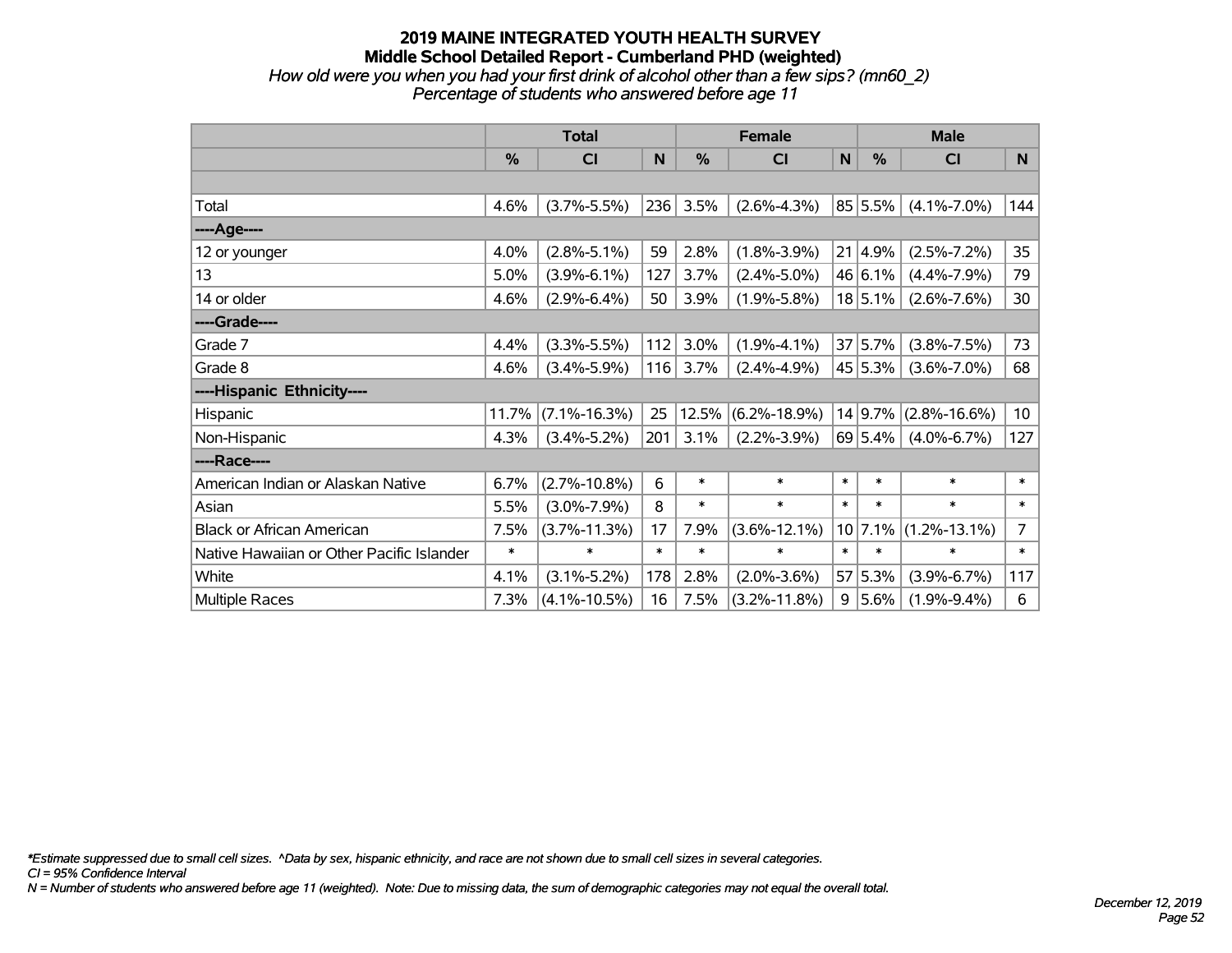# 2019 MAINE INTEGRATED YOUTH HEALTH SURVEY
## Middle School Detailed Report - Cumberland PHD (weighted)
*How old were you when you had your first drink of alcohol other than a few sips? (mn60_2)*
*Percentage of students who answered before age 11*

| | Total | | | Female | | | Male | | |
|---|---|---|---|---|---|---|---|---|---|
| | % | CI | N | % | CI | N | % | CI | N |
| Total | 4.6% | (3.7%-5.5%) | 236 | 3.5% | (2.6%-4.3%) | 85 | 5.5% | (4.1%-7.0%) | 144 |
| ----Age---- | | | | | | | | | |
| 12 or younger | 4.0% | (2.8%-5.1%) | 59 | 2.8% | (1.8%-3.9%) | 21 | 4.9% | (2.5%-7.2%) | 35 |
| 13 | 5.0% | (3.9%-6.1%) | 127 | 3.7% | (2.4%-5.0%) | 46 | 6.1% | (4.4%-7.9%) | 79 |
| 14 or older | 4.6% | (2.9%-6.4%) | 50 | 3.9% | (1.9%-5.8%) | 18 | 5.1% | (2.6%-7.6%) | 30 |
| ----Grade---- | | | | | | | | | |
| Grade 7 | 4.4% | (3.3%-5.5%) | 112 | 3.0% | (1.9%-4.1%) | 37 | 5.7% | (3.8%-7.5%) | 73 |
| Grade 8 | 4.6% | (3.4%-5.9%) | 116 | 3.7% | (2.4%-4.9%) | 45 | 5.3% | (3.6%-7.0%) | 68 |
| ----Hispanic Ethnicity---- | | | | | | | | | |
| Hispanic | 11.7% | (7.1%-16.3%) | 25 | 12.5% | (6.2%-18.9%) | 14 | 9.7% | (2.8%-16.6%) | 10 |
| Non-Hispanic | 4.3% | (3.4%-5.2%) | 201 | 3.1% | (2.2%-3.9%) | 69 | 5.4% | (4.0%-6.7%) | 127 |
| ----Race---- | | | | | | | | | |
| American Indian or Alaskan Native | 6.7% | (2.7%-10.8%) | 6 | * | * | * | * | * | * |
| Asian | 5.5% | (3.0%-7.9%) | 8 | * | * | * | * | * | * |
| Black or African American | 7.5% | (3.7%-11.3%) | 17 | 7.9% | (3.6%-12.1%) | 10 | 7.1% | (1.2%-13.1%) | 7 |
| Native Hawaiian or Other Pacific Islander | * | * | * | * | * | * | * | * | * |
| White | 4.1% | (3.1%-5.2%) | 178 | 2.8% | (2.0%-3.6%) | 57 | 5.3% | (3.9%-6.7%) | 117 |
| Multiple Races | 7.3% | (4.1%-10.5%) | 16 | 7.5% | (3.2%-11.8%) | 9 | 5.6% | (1.9%-9.4%) | 6 |

*\*Estimate suppressed due to small cell sizes. ^Data by sex, hispanic ethnicity, and race are not shown due to small cell sizes in several categories.*
*CI = 95% Confidence Interval*
*N = Number of students who answered before age 11 (weighted). Note: Due to missing data, the sum of demographic categories may not equal the overall total.*

*December 12, 2019*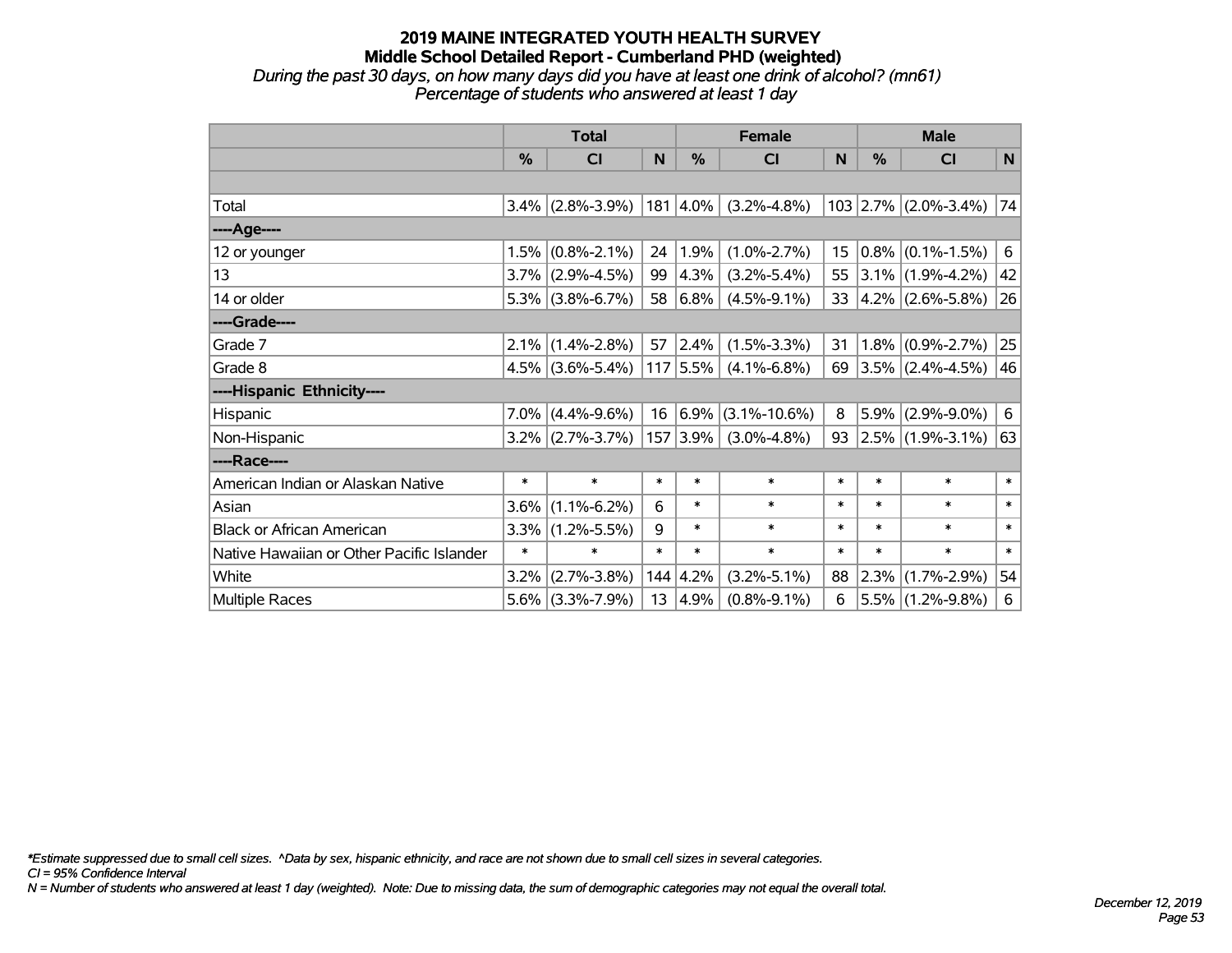# 2019 MAINE INTEGRATED YOUTH HEALTH SURVEY

## Middle School Detailed Report - Cumberland PHD (weighted)

*During the past 30 days, on how many days did you have at least one drink of alcohol? (mn61)*
*Percentage of students who answered at least 1 day*

| | Total | | | Female | | | Male | | |
|---|---|---|---|---|---|---|---|---|---|
| | % | CI | N | % | CI | N | % | CI | N |
| | | | | | | | | | |
| Total | 3.4% | (2.8%-3.9%) | 181 | 4.0% | (3.2%-4.8%) | 103 | 2.7% | (2.0%-3.4%) | 74 |
| ----Age---- | | | | | | | | | |
| 12 or younger | 1.5% | (0.8%-2.1%) | 24 | 1.9% | (1.0%-2.7%) | 15 | 0.8% | (0.1%-1.5%) | 6 |
| 13 | 3.7% | (2.9%-4.5%) | 99 | 4.3% | (3.2%-5.4%) | 55 | 3.1% | (1.9%-4.2%) | 42 |
| 14 or older | 5.3% | (3.8%-6.7%) | 58 | 6.8% | (4.5%-9.1%) | 33 | 4.2% | (2.6%-5.8%) | 26 |
| ----Grade---- | | | | | | | | | |
| Grade 7 | 2.1% | (1.4%-2.8%) | 57 | 2.4% | (1.5%-3.3%) | 31 | 1.8% | (0.9%-2.7%) | 25 |
| Grade 8 | 4.5% | (3.6%-5.4%) | 117 | 5.5% | (4.1%-6.8%) | 69 | 3.5% | (2.4%-4.5%) | 46 |
| ----Hispanic Ethnicity---- | | | | | | | | | |
| Hispanic | 7.0% | (4.4%-9.6%) | 16 | 6.9% | (3.1%-10.6%) | 8 | 5.9% | (2.9%-9.0%) | 6 |
| Non-Hispanic | 3.2% | (2.7%-3.7%) | 157 | 3.9% | (3.0%-4.8%) | 93 | 2.5% | (1.9%-3.1%) | 63 |
| ----Race---- | | | | | | | | | |
| American Indian or Alaskan Native | * | * | * | * | * | * | * | * | * |
| Asian | 3.6% | (1.1%-6.2%) | 6 | * | * | * | * | * | * |
| Black or African American | 3.3% | (1.2%-5.5%) | 9 | * | * | * | * | * | * |
| Native Hawaiian or Other Pacific Islander | * | * | * | * | * | * | * | * | * |
| White | 3.2% | (2.7%-3.8%) | 144 | 4.2% | (3.2%-5.1%) | 88 | 2.3% | (1.7%-2.9%) | 54 |
| Multiple Races | 5.6% | (3.3%-7.9%) | 13 | 4.9% | (0.8%-9.1%) | 6 | 5.5% | (1.2%-9.8%) | 6 |

*\*Estimate suppressed due to small cell sizes. ^Data by sex, hispanic ethnicity, and race are not shown due to small cell sizes in several categories.*
*CI = 95% Confidence Interval*
*N = Number of students who answered at least 1 day (weighted). Note: Due to missing data, the sum of demographic categories may not equal the overall total.*

*December 12, 2019*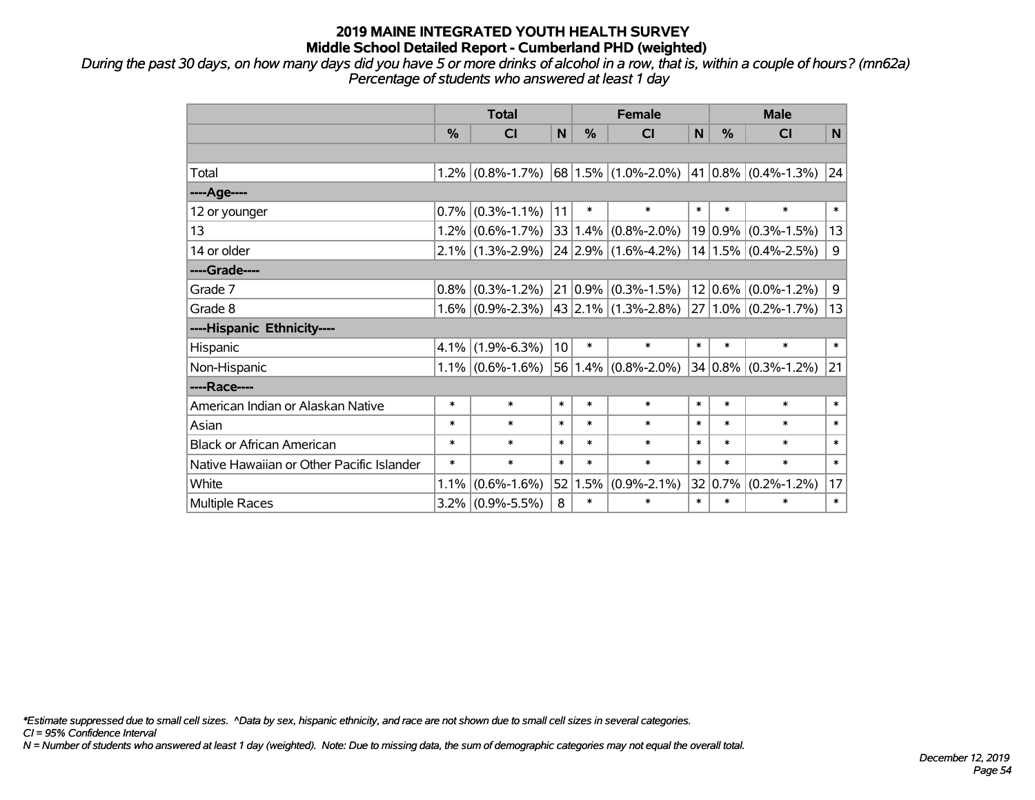# 2019 MAINE INTEGRATED YOUTH HEALTH SURVEY
## Middle School Detailed Report - Cumberland PHD (weighted)

*During the past 30 days, on how many days did you have 5 or more drinks of alcohol in a row, that is, within a couple of hours? (mn62a)*
*Percentage of students who answered at least 1 day*

| | Total | | | Female | | | Male | | |
|---|---|---|---|---|---|---|---|---|---|
| | % | CI | N | % | CI | N | % | CI | N |
| Total | 1.2% | (0.8%-1.7%) | 68 | 1.5% | (1.0%-2.0%) | 41 | 0.8% | (0.4%-1.3%) | 24 |
| ----Age---- | | | | | | | | | |
| 12 or younger | 0.7% | (0.3%-1.1%) | 11 | * | * | * | * | * | * |
| 13 | 1.2% | (0.6%-1.7%) | 33 | 1.4% | (0.8%-2.0%) | 19 | 0.9% | (0.3%-1.5%) | 13 |
| 14 or older | 2.1% | (1.3%-2.9%) | 24 | 2.9% | (1.6%-4.2%) | 14 | 1.5% | (0.4%-2.5%) | 9 |
| ----Grade---- | | | | | | | | | |
| Grade 7 | 0.8% | (0.3%-1.2%) | 21 | 0.9% | (0.3%-1.5%) | 12 | 0.6% | (0.0%-1.2%) | 9 |
| Grade 8 | 1.6% | (0.9%-2.3%) | 43 | 2.1% | (1.3%-2.8%) | 27 | 1.0% | (0.2%-1.7%) | 13 |
| ----Hispanic Ethnicity---- | | | | | | | | | |
| Hispanic | 4.1% | (1.9%-6.3%) | 10 | * | * | * | * | * | * |
| Non-Hispanic | 1.1% | (0.6%-1.6%) | 56 | 1.4% | (0.8%-2.0%) | 34 | 0.8% | (0.3%-1.2%) | 21 |
| ----Race---- | | | | | | | | | |
| American Indian or Alaskan Native | * | * | * | * | * | * | * | * | * |
| Asian | * | * | * | * | * | * | * | * | * |
| Black or African American | * | * | * | * | * | * | * | * | * |
| Native Hawaiian or Other Pacific Islander | * | * | * | * | * | * | * | * | * |
| White | 1.1% | (0.6%-1.6%) | 52 | 1.5% | (0.9%-2.1%) | 32 | 0.7% | (0.2%-1.2%) | 17 |
| Multiple Races | 3.2% | (0.9%-5.5%) | 8 | * | * | * | * | * | * |

*\*Estimate suppressed due to small cell sizes. ^Data by sex, hispanic ethnicity, and race are not shown due to small cell sizes in several categories.*
*CI = 95% Confidence Interval*
*N = Number of students who answered at least 1 day (weighted). Note: Due to missing data, the sum of demographic categories may not equal the overall total.*

*December 12, 2019*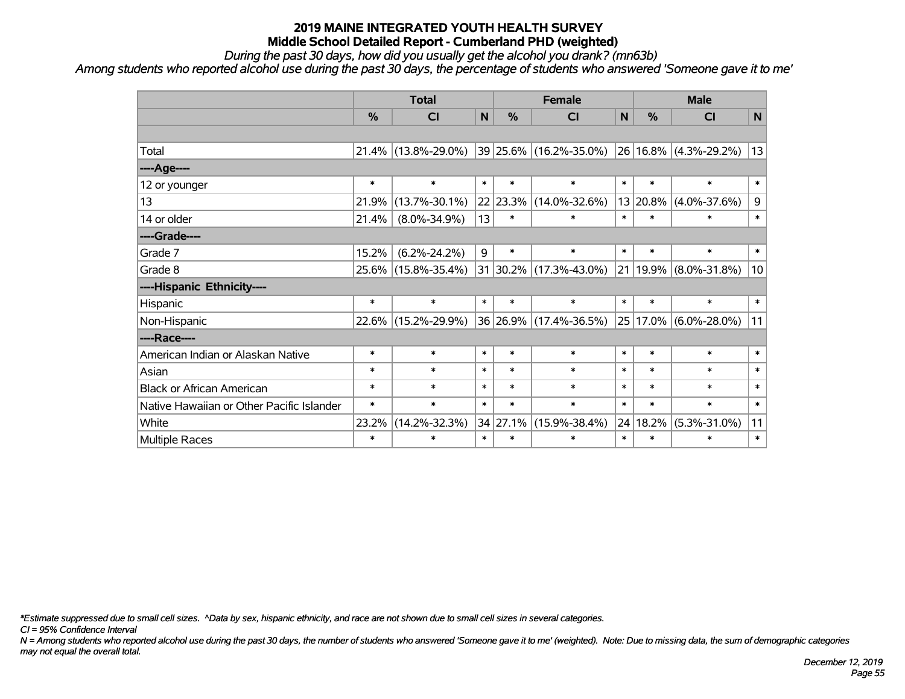# 2019 MAINE INTEGRATED YOUTH HEALTH SURVEY
## Middle School Detailed Report - Cumberland PHD (weighted)

*During the past 30 days, how did you usually get the alcohol you drank? (mn63b)*

*Among students who reported alcohol use during the past 30 days, the percentage of students who answered 'Someone gave it to me'*

| | Total | | | Female | | | Male | | |
|---|---|---|---|---|---|---|---|---|---|
| | % | CI | N | % | CI | N | % | CI | N |
| Total | 21.4% | (13.8%-29.0%) | 39 | 25.6% | (16.2%-35.0%) | 26 | 16.8% | (4.3%-29.2%) | 13 |
| ----Age---- | | | | | | | | | |
| 12 or younger | * | * | * | * | * | * | * | * | * |
| 13 | 21.9% | (13.7%-30.1%) | 22 | 23.3% | (14.0%-32.6%) | 13 | 20.8% | (4.0%-37.6%) | 9 |
| 14 or older | 21.4% | (8.0%-34.9%) | 13 | * | * | * | * | * | * |
| ----Grade---- | | | | | | | | | |
| Grade 7 | 15.2% | (6.2%-24.2%) | 9 | * | * | * | * | * | * |
| Grade 8 | 25.6% | (15.8%-35.4%) | 31 | 30.2% | (17.3%-43.0%) | 21 | 19.9% | (8.0%-31.8%) | 10 |
| ----Hispanic Ethnicity---- | | | | | | | | | |
| Hispanic | * | * | * | * | * | * | * | * | * |
| Non-Hispanic | 22.6% | (15.2%-29.9%) | 36 | 26.9% | (17.4%-36.5%) | 25 | 17.0% | (6.0%-28.0%) | 11 |
| ----Race---- | | | | | | | | | |
| American Indian or Alaskan Native | * | * | * | * | * | * | * | * | * |
| Asian | * | * | * | * | * | * | * | * | * |
| Black or African American | * | * | * | * | * | * | * | * | * |
| Native Hawaiian or Other Pacific Islander | * | * | * | * | * | * | * | * | * |
| White | 23.2% | (14.2%-32.3%) | 34 | 27.1% | (15.9%-38.4%) | 24 | 18.2% | (5.3%-31.0%) | 11 |
| Multiple Races | * | * | * | * | * | * | * | * | * |

*\*Estimate suppressed due to small cell sizes. ^Data by sex, hispanic ethnicity, and race are not shown due to small cell sizes in several categories.*

*CI = 95% Confidence Interval*

*N = Among students who reported alcohol use during the past 30 days, the number of students who answered 'Someone gave it to me' (weighted). Note: Due to missing data, the sum of demographic categories may not equal the overall total.*

*December 12, 2019*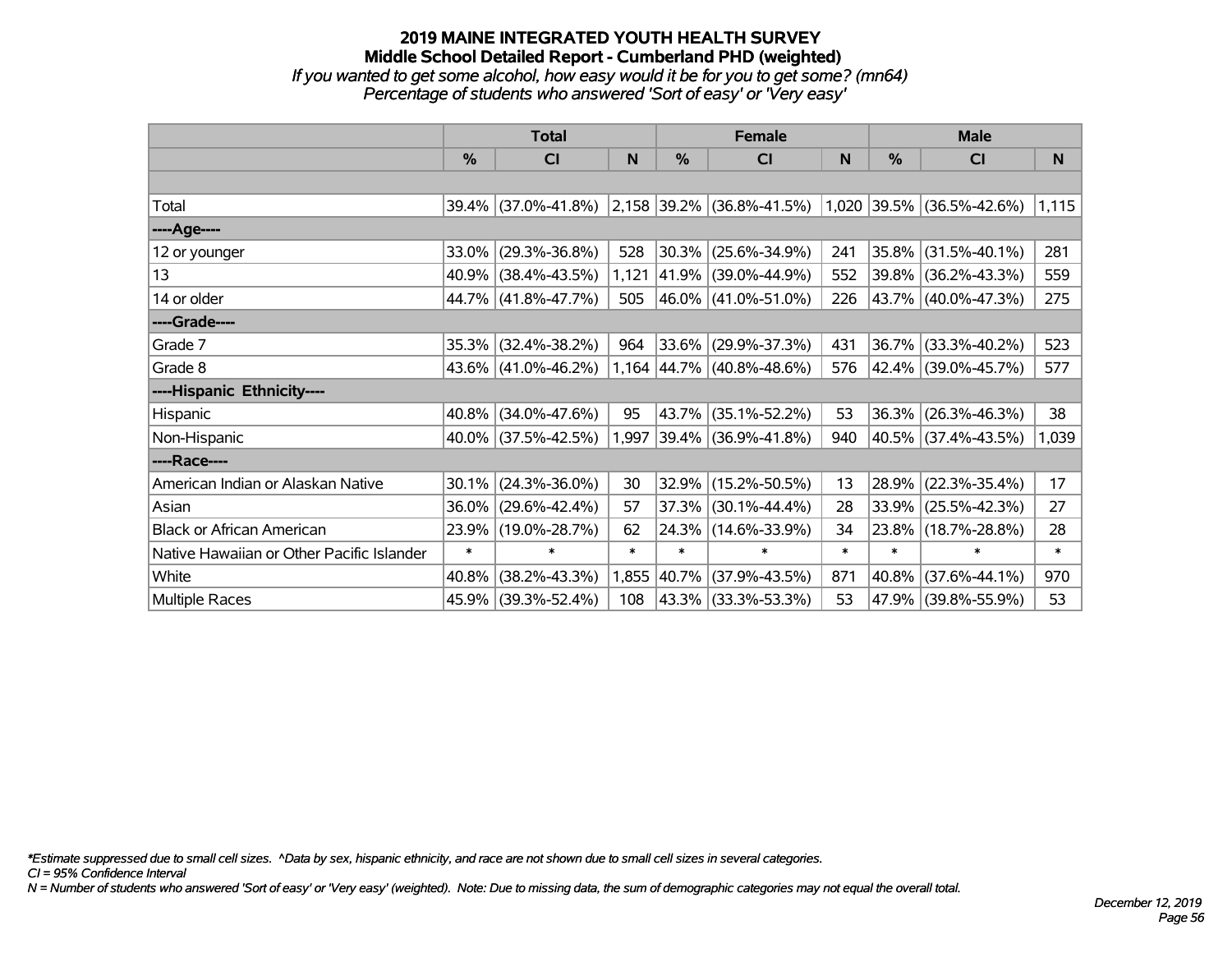# 2019 MAINE INTEGRATED YOUTH HEALTH SURVEY
## Middle School Detailed Report - Cumberland PHD (weighted)
*If you wanted to get some alcohol, how easy would it be for you to get some? (mn64)*
*Percentage of students who answered 'Sort of easy' or 'Very easy'*

| | Total | | | Female | | | Male | | |
|---|---|---|---|---|---|---|---|---|---|
| | % | CI | N | % | CI | N | % | CI | N |
| Total | 39.4% | (37.0%-41.8%) | 2,158 | 39.2% | (36.8%-41.5%) | 1,020 | 39.5% | (36.5%-42.6%) | 1,115 |
| ----Age---- | | | | | | | | | |
| 12 or younger | 33.0% | (29.3%-36.8%) | 528 | 30.3% | (25.6%-34.9%) | 241 | 35.8% | (31.5%-40.1%) | 281 |
| 13 | 40.9% | (38.4%-43.5%) | 1,121 | 41.9% | (39.0%-44.9%) | 552 | 39.8% | (36.2%-43.3%) | 559 |
| 14 or older | 44.7% | (41.8%-47.7%) | 505 | 46.0% | (41.0%-51.0%) | 226 | 43.7% | (40.0%-47.3%) | 275 |
| ----Grade---- | | | | | | | | | |
| Grade 7 | 35.3% | (32.4%-38.2%) | 964 | 33.6% | (29.9%-37.3%) | 431 | 36.7% | (33.3%-40.2%) | 523 |
| Grade 8 | 43.6% | (41.0%-46.2%) | 1,164 | 44.7% | (40.8%-48.6%) | 576 | 42.4% | (39.0%-45.7%) | 577 |
| ----Hispanic Ethnicity---- | | | | | | | | | |
| Hispanic | 40.8% | (34.0%-47.6%) | 95 | 43.7% | (35.1%-52.2%) | 53 | 36.3% | (26.3%-46.3%) | 38 |
| Non-Hispanic | 40.0% | (37.5%-42.5%) | 1,997 | 39.4% | (36.9%-41.8%) | 940 | 40.5% | (37.4%-43.5%) | 1,039 |
| ----Race---- | | | | | | | | | |
| American Indian or Alaskan Native | 30.1% | (24.3%-36.0%) | 30 | 32.9% | (15.2%-50.5%) | 13 | 28.9% | (22.3%-35.4%) | 17 |
| Asian | 36.0% | (29.6%-42.4%) | 57 | 37.3% | (30.1%-44.4%) | 28 | 33.9% | (25.5%-42.3%) | 27 |
| Black or African American | 23.9% | (19.0%-28.7%) | 62 | 24.3% | (14.6%-33.9%) | 34 | 23.8% | (18.7%-28.8%) | 28 |
| Native Hawaiian or Other Pacific Islander | * | * | * | * | * | * | * | * | * |
| White | 40.8% | (38.2%-43.3%) | 1,855 | 40.7% | (37.9%-43.5%) | 871 | 40.8% | (37.6%-44.1%) | 970 |
| Multiple Races | 45.9% | (39.3%-52.4%) | 108 | 43.3% | (33.3%-53.3%) | 53 | 47.9% | (39.8%-55.9%) | 53 |

*Estimate suppressed due to small cell sizes. ^Data by sex, hispanic ethnicity, and race are not shown due to small cell sizes in several categories.
CI = 95% Confidence Interval
N = Number of students who answered 'Sort of easy' or 'Very easy' (weighted). Note: Due to missing data, the sum of demographic categories may not equal the overall total.

December 12, 2019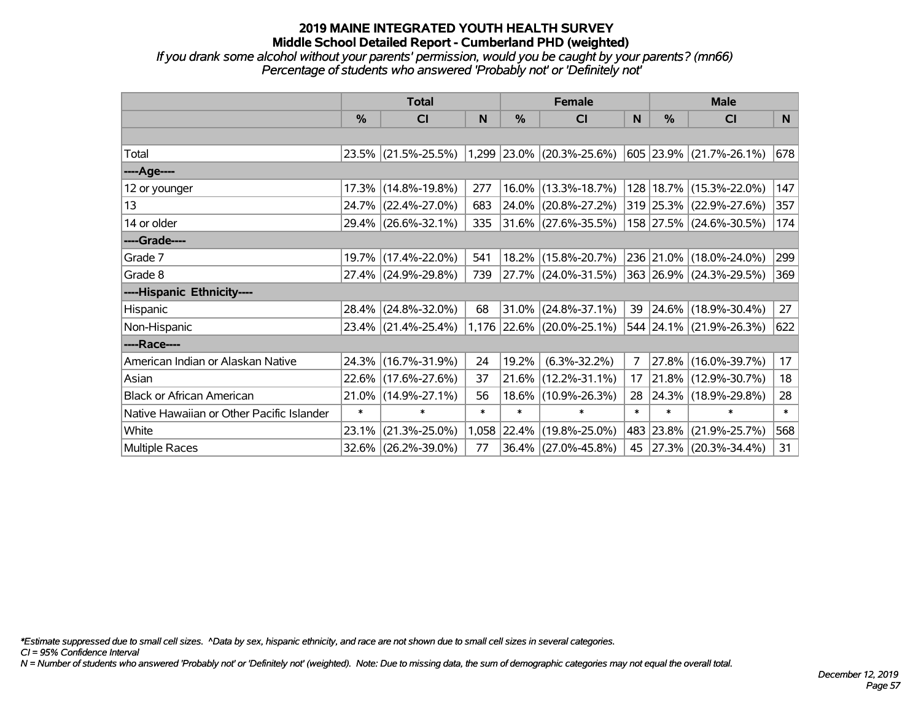# 2019 MAINE INTEGRATED YOUTH HEALTH SURVEY
## Middle School Detailed Report - Cumberland PHD (weighted)
*If you drank some alcohol without your parents' permission, would you be caught by your parents? (mn66)*
*Percentage of students who answered 'Probably not' or 'Definitely not'*

| | Total | | | Female | | | Male | | |
|---|---|---|---|---|---|---|---|---|---|
| | % | CI | N | % | CI | N | % | CI | N |
| Total | 23.5% | (21.5%-25.5%) | 1,299 | 23.0% | (20.3%-25.6%) | 605 | 23.9% | (21.7%-26.1%) | 678 |
| ----Age---- | | | | | | | | | |
| 12 or younger | 17.3% | (14.8%-19.8%) | 277 | 16.0% | (13.3%-18.7%) | 128 | 18.7% | (15.3%-22.0%) | 147 |
| 13 | 24.7% | (22.4%-27.0%) | 683 | 24.0% | (20.8%-27.2%) | 319 | 25.3% | (22.9%-27.6%) | 357 |
| 14 or older | 29.4% | (26.6%-32.1%) | 335 | 31.6% | (27.6%-35.5%) | 158 | 27.5% | (24.6%-30.5%) | 174 |
| ----Grade---- | | | | | | | | | |
| Grade 7 | 19.7% | (17.4%-22.0%) | 541 | 18.2% | (15.8%-20.7%) | 236 | 21.0% | (18.0%-24.0%) | 299 |
| Grade 8 | 27.4% | (24.9%-29.8%) | 739 | 27.7% | (24.0%-31.5%) | 363 | 26.9% | (24.3%-29.5%) | 369 |
| ----Hispanic Ethnicity---- | | | | | | | | | |
| Hispanic | 28.4% | (24.8%-32.0%) | 68 | 31.0% | (24.8%-37.1%) | 39 | 24.6% | (18.9%-30.4%) | 27 |
| Non-Hispanic | 23.4% | (21.4%-25.4%) | 1,176 | 22.6% | (20.0%-25.1%) | 544 | 24.1% | (21.9%-26.3%) | 622 |
| ----Race---- | | | | | | | | | |
| American Indian or Alaskan Native | 24.3% | (16.7%-31.9%) | 24 | 19.2% | (6.3%-32.2%) | 7 | 27.8% | (16.0%-39.7%) | 17 |
| Asian | 22.6% | (17.6%-27.6%) | 37 | 21.6% | (12.2%-31.1%) | 17 | 21.8% | (12.9%-30.7%) | 18 |
| Black or African American | 21.0% | (14.9%-27.1%) | 56 | 18.6% | (10.9%-26.3%) | 28 | 24.3% | (18.9%-29.8%) | 28 |
| Native Hawaiian or Other Pacific Islander | * | * | * | * | * | * | * | * | * |
| White | 23.1% | (21.3%-25.0%) | 1,058 | 22.4% | (19.8%-25.0%) | 483 | 23.8% | (21.9%-25.7%) | 568 |
| Multiple Races | 32.6% | (26.2%-39.0%) | 77 | 36.4% | (27.0%-45.8%) | 45 | 27.3% | (20.3%-34.4%) | 31 |

*\*Estimate suppressed due to small cell sizes. ^Data by sex, hispanic ethnicity, and race are not shown due to small cell sizes in several categories.*
*CI = 95% Confidence Interval*
*N = Number of students who answered 'Probably not' or 'Definitely not' (weighted). Note: Due to missing data, the sum of demographic categories may not equal the overall total.*

*December 12, 2019*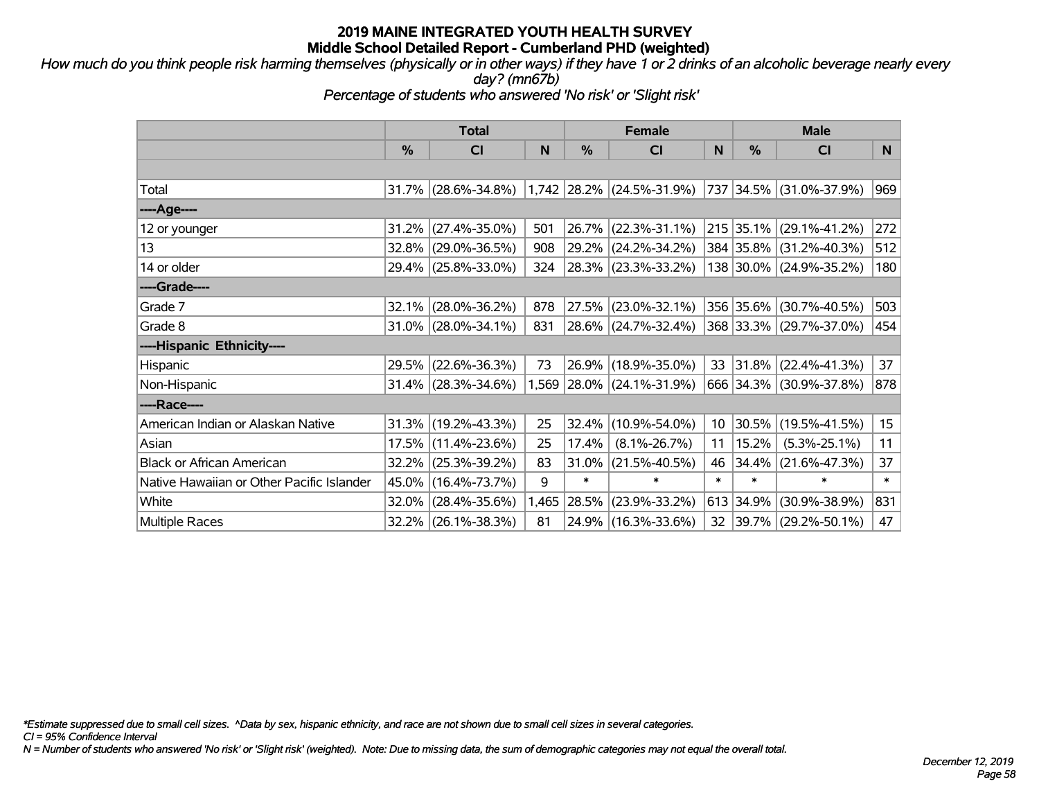# 2019 MAINE INTEGRATED YOUTH HEALTH SURVEY
## Middle School Detailed Report - Cumberland PHD (weighted)

*How much do you think people risk harming themselves (physically or in other ways) if they have 1 or 2 drinks of an alcoholic beverage nearly every day? (mn67b)*

*Percentage of students who answered 'No risk' or 'Slight risk'*

| | Total | | | Female | | | Male | | |
|---|---|---|---|---|---|---|---|---|---|
| | % | CI | N | % | CI | N | % | CI | N |
| Total | 31.7% | (28.6%-34.8%) | 1,742 | 28.2% | (24.5%-31.9%) | 737 | 34.5% | (31.0%-37.9%) | 969 |
| ----Age---- | | | | | | | | | |
| 12 or younger | 31.2% | (27.4%-35.0%) | 501 | 26.7% | (22.3%-31.1%) | 215 | 35.1% | (29.1%-41.2%) | 272 |
| 13 | 32.8% | (29.0%-36.5%) | 908 | 29.2% | (24.2%-34.2%) | 384 | 35.8% | (31.2%-40.3%) | 512 |
| 14 or older | 29.4% | (25.8%-33.0%) | 324 | 28.3% | (23.3%-33.2%) | 138 | 30.0% | (24.9%-35.2%) | 180 |
| ----Grade---- | | | | | | | | | |
| Grade 7 | 32.1% | (28.0%-36.2%) | 878 | 27.5% | (23.0%-32.1%) | 356 | 35.6% | (30.7%-40.5%) | 503 |
| Grade 8 | 31.0% | (28.0%-34.1%) | 831 | 28.6% | (24.7%-32.4%) | 368 | 33.3% | (29.7%-37.0%) | 454 |
| ----Hispanic Ethnicity---- | | | | | | | | | |
| Hispanic | 29.5% | (22.6%-36.3%) | 73 | 26.9% | (18.9%-35.0%) | 33 | 31.8% | (22.4%-41.3%) | 37 |
| Non-Hispanic | 31.4% | (28.3%-34.6%) | 1,569 | 28.0% | (24.1%-31.9%) | 666 | 34.3% | (30.9%-37.8%) | 878 |
| ----Race---- | | | | | | | | | |
| American Indian or Alaskan Native | 31.3% | (19.2%-43.3%) | 25 | 32.4% | (10.9%-54.0%) | 10 | 30.5% | (19.5%-41.5%) | 15 |
| Asian | 17.5% | (11.4%-23.6%) | 25 | 17.4% | (8.1%-26.7%) | 11 | 15.2% | (5.3%-25.1%) | 11 |
| Black or African American | 32.2% | (25.3%-39.2%) | 83 | 31.0% | (21.5%-40.5%) | 46 | 34.4% | (21.6%-47.3%) | 37 |
| Native Hawaiian or Other Pacific Islander | 45.0% | (16.4%-73.7%) | 9 | * | * | * | * | * | * |
| White | 32.0% | (28.4%-35.6%) | 1,465 | 28.5% | (23.9%-33.2%) | 613 | 34.9% | (30.9%-38.9%) | 831 |
| Multiple Races | 32.2% | (26.1%-38.3%) | 81 | 24.9% | (16.3%-33.6%) | 32 | 39.7% | (29.2%-50.1%) | 47 |

*\*Estimate suppressed due to small cell sizes. ^Data by sex, hispanic ethnicity, and race are not shown due to small cell sizes in several categories.*

*CI = 95% Confidence Interval*

*N = Number of students who answered 'No risk' or 'Slight risk' (weighted). Note: Due to missing data, the sum of demographic categories may not equal the overall total.*

*December 12, 2019*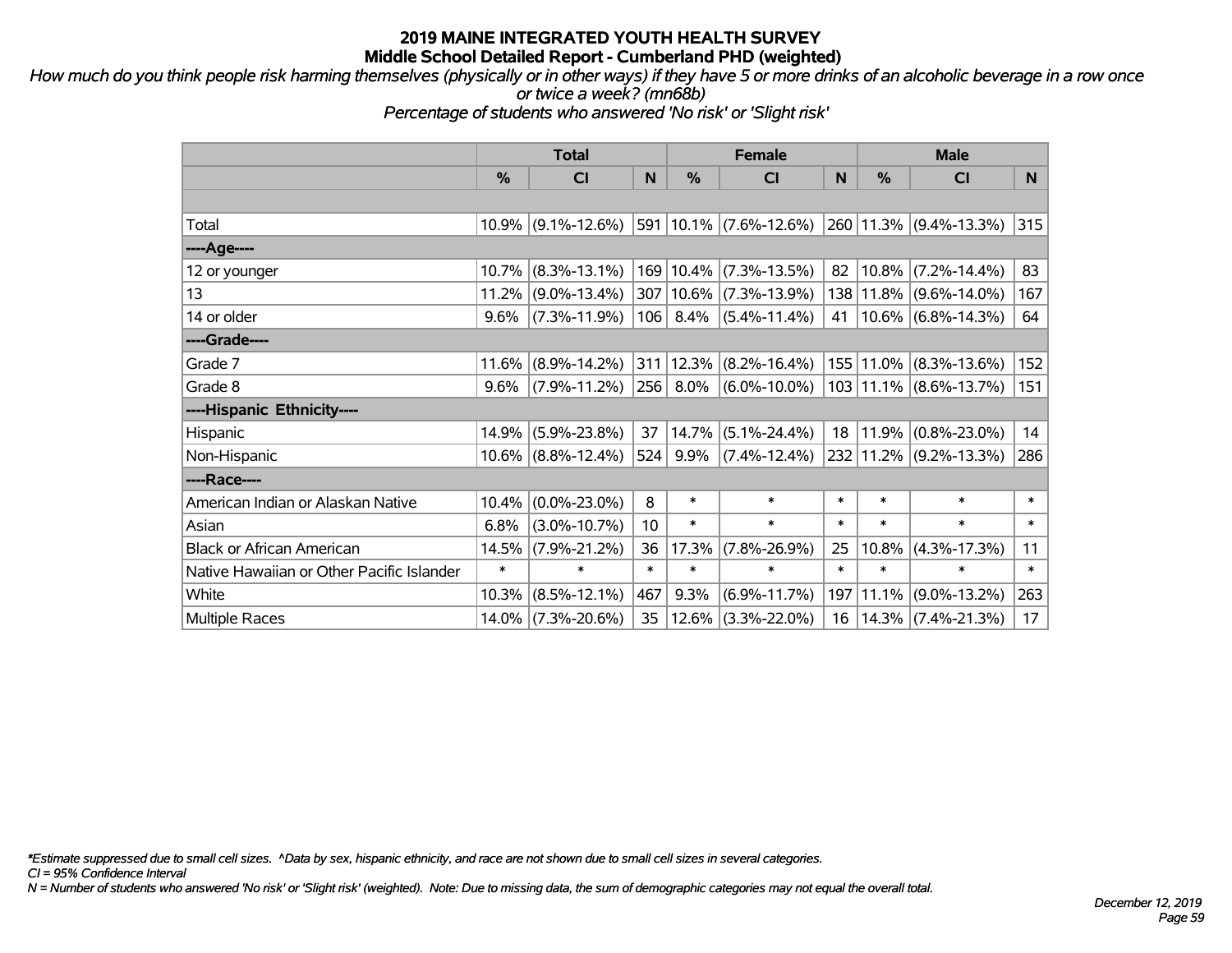# 2019 MAINE INTEGRATED YOUTH HEALTH SURVEY
## Middle School Detailed Report - Cumberland PHD (weighted)

*How much do you think people risk harming themselves (physically or in other ways) if they have 5 or more drinks of an alcoholic beverage in a row once or twice a week? (mn68b)*
*Percentage of students who answered 'No risk' or 'Slight risk'*

| | Total | | | Female | | | Male | | |
|---|---|---|---|---|---|---|---|---|---|
| | % | CI | N | % | CI | N | % | CI | N |
| | | | | | | | | | |
| Total | 10.9% | (9.1%-12.6%) | 591 | 10.1% | (7.6%-12.6%) | 260 | 11.3% | (9.4%-13.3%) | 315 |
| ----Age---- | | | | | | | | | |
| 12 or younger | 10.7% | (8.3%-13.1%) | 169 | 10.4% | (7.3%-13.5%) | 82 | 10.8% | (7.2%-14.4%) | 83 |
| 13 | 11.2% | (9.0%-13.4%) | 307 | 10.6% | (7.3%-13.9%) | 138 | 11.8% | (9.6%-14.0%) | 167 |
| 14 or older | 9.6% | (7.3%-11.9%) | 106 | 8.4% | (5.4%-11.4%) | 41 | 10.6% | (6.8%-14.3%) | 64 |
| ----Grade---- | | | | | | | | | |
| Grade 7 | 11.6% | (8.9%-14.2%) | 311 | 12.3% | (8.2%-16.4%) | 155 | 11.0% | (8.3%-13.6%) | 152 |
| Grade 8 | 9.6% | (7.9%-11.2%) | 256 | 8.0% | (6.0%-10.0%) | 103 | 11.1% | (8.6%-13.7%) | 151 |
| ----Hispanic Ethnicity---- | | | | | | | | | |
| Hispanic | 14.9% | (5.9%-23.8%) | 37 | 14.7% | (5.1%-24.4%) | 18 | 11.9% | (0.8%-23.0%) | 14 |
| Non-Hispanic | 10.6% | (8.8%-12.4%) | 524 | 9.9% | (7.4%-12.4%) | 232 | 11.2% | (9.2%-13.3%) | 286 |
| ----Race---- | | | | | | | | | |
| American Indian or Alaskan Native | 10.4% | (0.0%-23.0%) | 8 | * | * | * | * | * | * |
| Asian | 6.8% | (3.0%-10.7%) | 10 | * | * | * | * | * | * |
| Black or African American | 14.5% | (7.9%-21.2%) | 36 | 17.3% | (7.8%-26.9%) | 25 | 10.8% | (4.3%-17.3%) | 11 |
| Native Hawaiian or Other Pacific Islander | * | * | * | * | * | * | * | * | * |
| White | 10.3% | (8.5%-12.1%) | 467 | 9.3% | (6.9%-11.7%) | 197 | 11.1% | (9.0%-13.2%) | 263 |
| Multiple Races | 14.0% | (7.3%-20.6%) | 35 | 12.6% | (3.3%-22.0%) | 16 | 14.3% | (7.4%-21.3%) | 17 |

*Estimate suppressed due to small cell sizes. ^Data by sex, hispanic ethnicity, and race are not shown due to small cell sizes in several categories.
*CI = 95% Confidence Interval*
*N = Number of students who answered 'No risk' or 'Slight risk' (weighted). Note: Due to missing data, the sum of demographic categories may not equal the overall total.*

*December 12, 2019*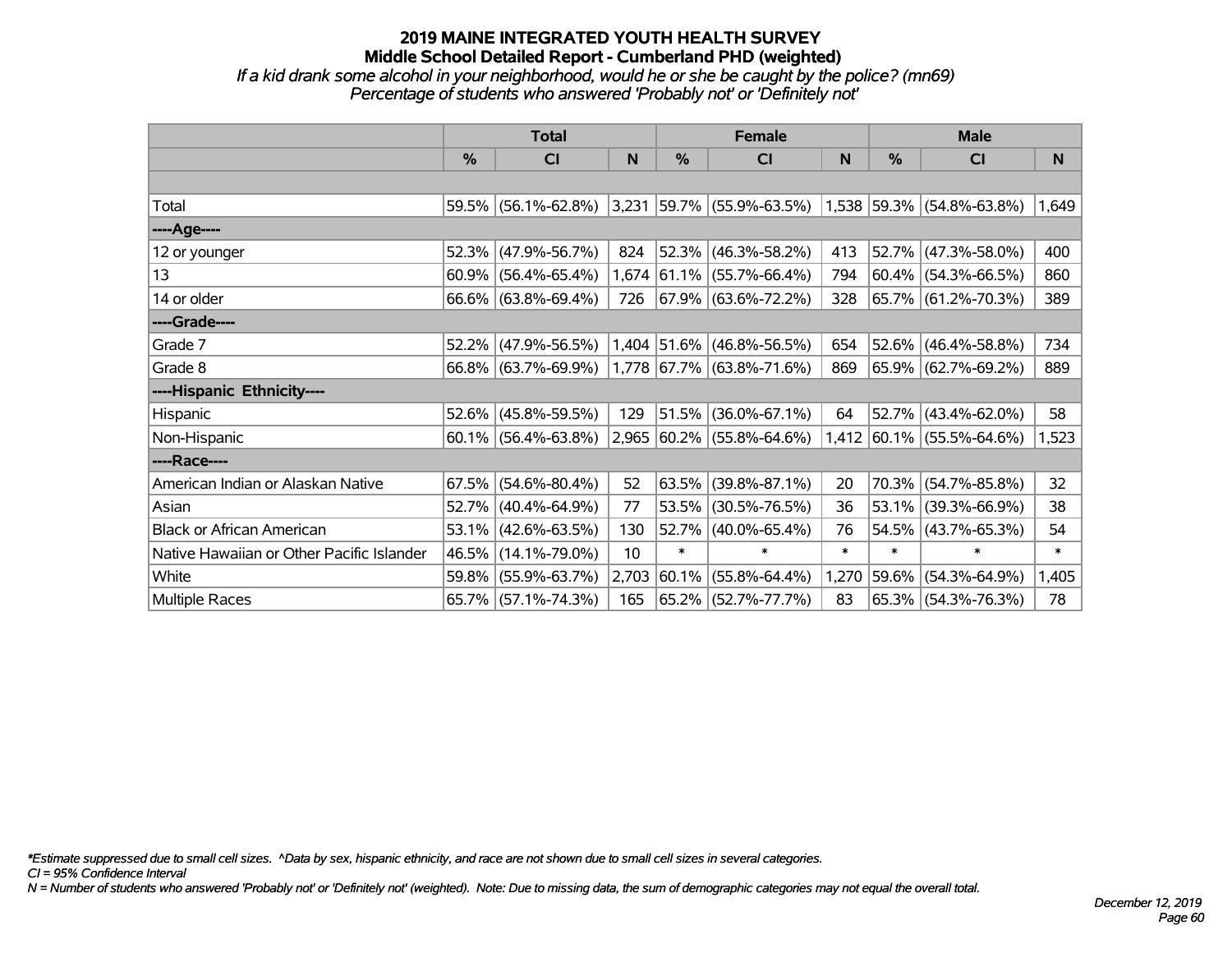# 2019 MAINE INTEGRATED YOUTH HEALTH SURVEY
## Middle School Detailed Report - Cumberland PHD (weighted)
### *If a kid drank some alcohol in your neighborhood, would he or she be caught by the police? (mn69)*
### *Percentage of students who answered 'Probably not' or 'Definitely not'*

| | Total | | | Female | | | Male | | |
|---|---|---|---|---|---|---|---|---|---|
| | % | CI | N | % | CI | N | % | CI | N |
| | | | | | | | | | |
| Total | 59.5% | (56.1%-62.8%) | 3,231 | 59.7% | (55.9%-63.5%) | 1,538 | 59.3% | (54.8%-63.8%) | 1,649 |
| ----Age---- | | | | | | | | | |
| 12 or younger | 52.3% | (47.9%-56.7%) | 824 | 52.3% | (46.3%-58.2%) | 413 | 52.7% | (47.3%-58.0%) | 400 |
| 13 | 60.9% | (56.4%-65.4%) | 1,674 | 61.1% | (55.7%-66.4%) | 794 | 60.4% | (54.3%-66.5%) | 860 |
| 14 or older | 66.6% | (63.8%-69.4%) | 726 | 67.9% | (63.6%-72.2%) | 328 | 65.7% | (61.2%-70.3%) | 389 |
| ----Grade---- | | | | | | | | | |
| Grade 7 | 52.2% | (47.9%-56.5%) | 1,404 | 51.6% | (46.8%-56.5%) | 654 | 52.6% | (46.4%-58.8%) | 734 |
| Grade 8 | 66.8% | (63.7%-69.9%) | 1,778 | 67.7% | (63.8%-71.6%) | 869 | 65.9% | (62.7%-69.2%) | 889 |
| ----Hispanic Ethnicity---- | | | | | | | | | |
| Hispanic | 52.6% | (45.8%-59.5%) | 129 | 51.5% | (36.0%-67.1%) | 64 | 52.7% | (43.4%-62.0%) | 58 |
| Non-Hispanic | 60.1% | (56.4%-63.8%) | 2,965 | 60.2% | (55.8%-64.6%) | 1,412 | 60.1% | (55.5%-64.6%) | 1,523 |
| ----Race---- | | | | | | | | | |
| American Indian or Alaskan Native | 67.5% | (54.6%-80.4%) | 52 | 63.5% | (39.8%-87.1%) | 20 | 70.3% | (54.7%-85.8%) | 32 |
| Asian | 52.7% | (40.4%-64.9%) | 77 | 53.5% | (30.5%-76.5%) | 36 | 53.1% | (39.3%-66.9%) | 38 |
| Black or African American | 53.1% | (42.6%-63.5%) | 130 | 52.7% | (40.0%-65.4%) | 76 | 54.5% | (43.7%-65.3%) | 54 |
| Native Hawaiian or Other Pacific Islander | 46.5% | (14.1%-79.0%) | 10 | * | * | * | * | * | * |
| White | 59.8% | (55.9%-63.7%) | 2,703 | 60.1% | (55.8%-64.4%) | 1,270 | 59.6% | (54.3%-64.9%) | 1,405 |
| Multiple Races | 65.7% | (57.1%-74.3%) | 165 | 65.2% | (52.7%-77.7%) | 83 | 65.3% | (54.3%-76.3%) | 78 |

*\*Estimate suppressed due to small cell sizes. ^Data by sex, hispanic ethnicity, and race are not shown due to small cell sizes in several categories.*
*CI = 95% Confidence Interval*
*N = Number of students who answered 'Probably not' or 'Definitely not' (weighted). Note: Due to missing data, the sum of demographic categories may not equal the overall total.*

*December 12, 2019*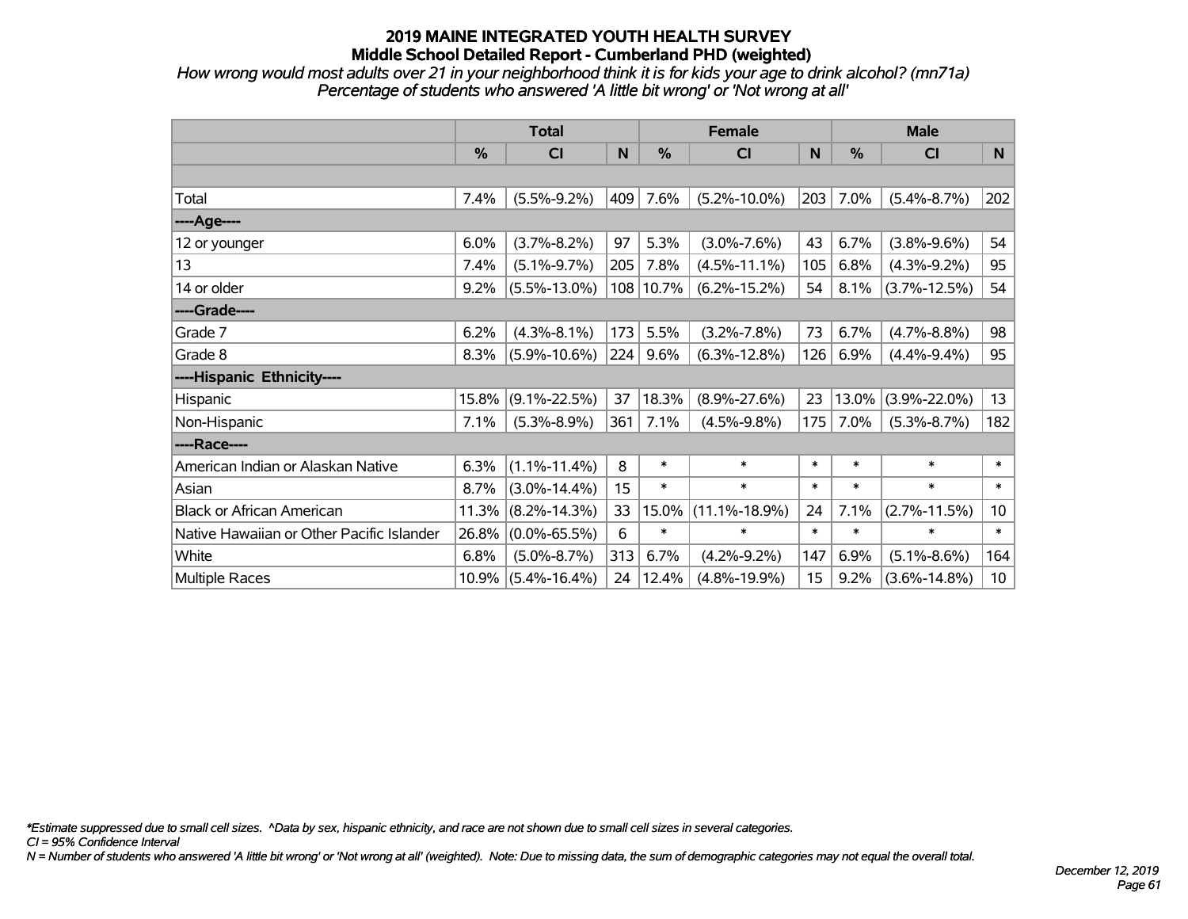# 2019 MAINE INTEGRATED YOUTH HEALTH SURVEY
## Middle School Detailed Report - Cumberland PHD (weighted)

*How wrong would most adults over 21 in your neighborhood think it is for kids your age to drink alcohol? (mn71a)*
*Percentage of students who answered 'A little bit wrong' or 'Not wrong at all'*

| | Total | | | Female | | | Male | | |
|---|---|---|---|---|---|---|---|---|---|
| | % | CI | N | % | CI | N | % | CI | N |
| | | | | | | | | | |
| Total | 7.4% | (5.5%-9.2%) | 409 | 7.6% | (5.2%-10.0%) | 203 | 7.0% | (5.4%-8.7%) | 202 |
| ----Age---- | | | | | | | | | |
| 12 or younger | 6.0% | (3.7%-8.2%) | 97 | 5.3% | (3.0%-7.6%) | 43 | 6.7% | (3.8%-9.6%) | 54 |
| 13 | 7.4% | (5.1%-9.7%) | 205 | 7.8% | (4.5%-11.1%) | 105 | 6.8% | (4.3%-9.2%) | 95 |
| 14 or older | 9.2% | (5.5%-13.0%) | 108 | 10.7% | (6.2%-15.2%) | 54 | 8.1% | (3.7%-12.5%) | 54 |
| ----Grade---- | | | | | | | | | |
| Grade 7 | 6.2% | (4.3%-8.1%) | 173 | 5.5% | (3.2%-7.8%) | 73 | 6.7% | (4.7%-8.8%) | 98 |
| Grade 8 | 8.3% | (5.9%-10.6%) | 224 | 9.6% | (6.3%-12.8%) | 126 | 6.9% | (4.4%-9.4%) | 95 |
| ----Hispanic Ethnicity---- | | | | | | | | | |
| Hispanic | 15.8% | (9.1%-22.5%) | 37 | 18.3% | (8.9%-27.6%) | 23 | 13.0% | (3.9%-22.0%) | 13 |
| Non-Hispanic | 7.1% | (5.3%-8.9%) | 361 | 7.1% | (4.5%-9.8%) | 175 | 7.0% | (5.3%-8.7%) | 182 |
| ----Race---- | | | | | | | | | |
| American Indian or Alaskan Native | 6.3% | (1.1%-11.4%) | 8 | * | * | * | * | * | * |
| Asian | 8.7% | (3.0%-14.4%) | 15 | * | * | * | * | * | * |
| Black or African American | 11.3% | (8.2%-14.3%) | 33 | 15.0% | (11.1%-18.9%) | 24 | 7.1% | (2.7%-11.5%) | 10 |
| Native Hawaiian or Other Pacific Islander | 26.8% | (0.0%-65.5%) | 6 | * | * | * | * | * | * |
| White | 6.8% | (5.0%-8.7%) | 313 | 6.7% | (4.2%-9.2%) | 147 | 6.9% | (5.1%-8.6%) | 164 |
| Multiple Races | 10.9% | (5.4%-16.4%) | 24 | 12.4% | (4.8%-19.9%) | 15 | 9.2% | (3.6%-14.8%) | 10 |

*\*Estimate suppressed due to small cell sizes. ^Data by sex, hispanic ethnicity, and race are not shown due to small cell sizes in several categories.*

*CI = 95% Confidence Interval*

*N = Number of students who answered 'A little bit wrong' or 'Not wrong at all' (weighted). Note: Due to missing data, the sum of demographic categories may not equal the overall total.*

*December 12, 2019*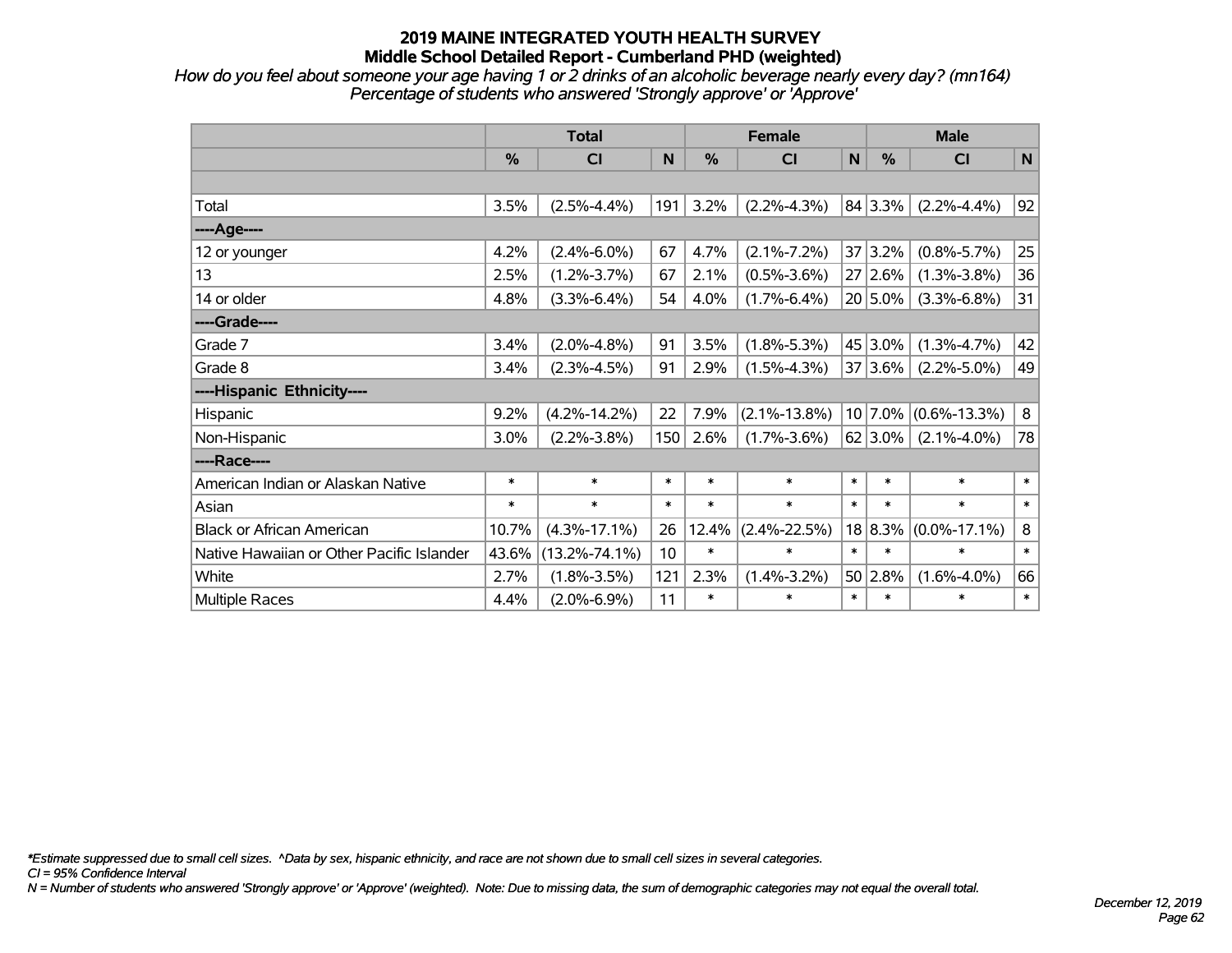# 2019 MAINE INTEGRATED YOUTH HEALTH SURVEY
## Middle School Detailed Report - Cumberland PHD (weighted)

*How do you feel about someone your age having 1 or 2 drinks of an alcoholic beverage nearly every day? (mn164)*
*Percentage of students who answered 'Strongly approve' or 'Approve'*

| | Total | | | Female | | | Male | | |
|---|---|---|---|---|---|---|---|---|---|
| | % | CI | N | % | CI | N | % | CI | N |
| Total | 3.5% | (2.5%-4.4%) | 191 | 3.2% | (2.2%-4.3%) | 84 | 3.3% | (2.2%-4.4%) | 92 |
| ----Age---- | | | | | | | | | |
| 12 or younger | 4.2% | (2.4%-6.0%) | 67 | 4.7% | (2.1%-7.2%) | 37 | 3.2% | (0.8%-5.7%) | 25 |
| 13 | 2.5% | (1.2%-3.7%) | 67 | 2.1% | (0.5%-3.6%) | 27 | 2.6% | (1.3%-3.8%) | 36 |
| 14 or older | 4.8% | (3.3%-6.4%) | 54 | 4.0% | (1.7%-6.4%) | 20 | 5.0% | (3.3%-6.8%) | 31 |
| ----Grade---- | | | | | | | | | |
| Grade 7 | 3.4% | (2.0%-4.8%) | 91 | 3.5% | (1.8%-5.3%) | 45 | 3.0% | (1.3%-4.7%) | 42 |
| Grade 8 | 3.4% | (2.3%-4.5%) | 91 | 2.9% | (1.5%-4.3%) | 37 | 3.6% | (2.2%-5.0%) | 49 |
| ----Hispanic Ethnicity---- | | | | | | | | | |
| Hispanic | 9.2% | (4.2%-14.2%) | 22 | 7.9% | (2.1%-13.8%) | 10 | 7.0% | (0.6%-13.3%) | 8 |
| Non-Hispanic | 3.0% | (2.2%-3.8%) | 150 | 2.6% | (1.7%-3.6%) | 62 | 3.0% | (2.1%-4.0%) | 78 |
| ----Race---- | | | | | | | | | |
| American Indian or Alaskan Native | * | * | * | * | * | * | * | * | * |
| Asian | * | * | * | * | * | * | * | * | * |
| Black or African American | 10.7% | (4.3%-17.1%) | 26 | 12.4% | (2.4%-22.5%) | 18 | 8.3% | (0.0%-17.1%) | 8 |
| Native Hawaiian or Other Pacific Islander | 43.6% | (13.2%-74.1%) | 10 | * | * | * | * | * | * |
| White | 2.7% | (1.8%-3.5%) | 121 | 2.3% | (1.4%-3.2%) | 50 | 2.8% | (1.6%-4.0%) | 66 |
| Multiple Races | 4.4% | (2.0%-6.9%) | 11 | * | * | * | * | * | * |

*\*Estimate suppressed due to small cell sizes. ^Data by sex, hispanic ethnicity, and race are not shown due to small cell sizes in several categories.*
*CI = 95% Confidence Interval*
*N = Number of students who answered 'Strongly approve' or 'Approve' (weighted). Note: Due to missing data, the sum of demographic categories may not equal the overall total.*

*December 12, 2019*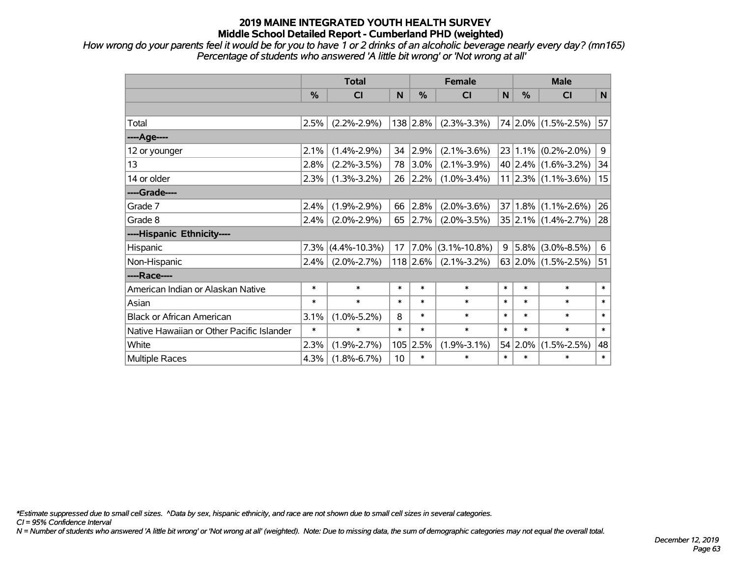# 2019 MAINE INTEGRATED YOUTH HEALTH SURVEY
## Middle School Detailed Report - Cumberland PHD (weighted)

*How wrong do your parents feel it would be for you to have 1 or 2 drinks of an alcoholic beverage nearly every day? (mn165)*
*Percentage of students who answered 'A little bit wrong' or 'Not wrong at all'*

| | Total | | | Female | | | Male | | |
|---|---|---|---|---|---|---|---|---|---|
| | % | CI | N | % | CI | N | % | CI | N |
| Total | 2.5% | (2.2%-2.9%) | 138 | 2.8% | (2.3%-3.3%) | 74 | 2.0% | (1.5%-2.5%) | 57 |
| ----Age---- | | | | | | | | | |
| 12 or younger | 2.1% | (1.4%-2.9%) | 34 | 2.9% | (2.1%-3.6%) | 23 | 1.1% | (0.2%-2.0%) | 9 |
| 13 | 2.8% | (2.2%-3.5%) | 78 | 3.0% | (2.1%-3.9%) | 40 | 2.4% | (1.6%-3.2%) | 34 |
| 14 or older | 2.3% | (1.3%-3.2%) | 26 | 2.2% | (1.0%-3.4%) | 11 | 2.3% | (1.1%-3.6%) | 15 |
| ----Grade---- | | | | | | | | | |
| Grade 7 | 2.4% | (1.9%-2.9%) | 66 | 2.8% | (2.0%-3.6%) | 37 | 1.8% | (1.1%-2.6%) | 26 |
| Grade 8 | 2.4% | (2.0%-2.9%) | 65 | 2.7% | (2.0%-3.5%) | 35 | 2.1% | (1.4%-2.7%) | 28 |
| ----Hispanic Ethnicity---- | | | | | | | | | |
| Hispanic | 7.3% | (4.4%-10.3%) | 17 | 7.0% | (3.1%-10.8%) | 9 | 5.8% | (3.0%-8.5%) | 6 |
| Non-Hispanic | 2.4% | (2.0%-2.7%) | 118 | 2.6% | (2.1%-3.2%) | 63 | 2.0% | (1.5%-2.5%) | 51 |
| ----Race---- | | | | | | | | | |
| American Indian or Alaskan Native | * | * | * | * | * | * | * | * | * |
| Asian | * | * | * | * | * | * | * | * | * |
| Black or African American | 3.1% | (1.0%-5.2%) | 8 | * | * | * | * | * | * |
| Native Hawaiian or Other Pacific Islander | * | * | * | * | * | * | * | * | * |
| White | 2.3% | (1.9%-2.7%) | 105 | 2.5% | (1.9%-3.1%) | 54 | 2.0% | (1.5%-2.5%) | 48 |
| Multiple Races | 4.3% | (1.8%-6.7%) | 10 | * | * | * | * | * | * |

*\*Estimate suppressed due to small cell sizes. ^Data by sex, hispanic ethnicity, and race are not shown due to small cell sizes in several categories.*
*CI = 95% Confidence Interval*
*N = Number of students who answered 'A little bit wrong' or 'Not wrong at all' (weighted). Note: Due to missing data, the sum of demographic categories may not equal the overall total.*

*December 12, 2019*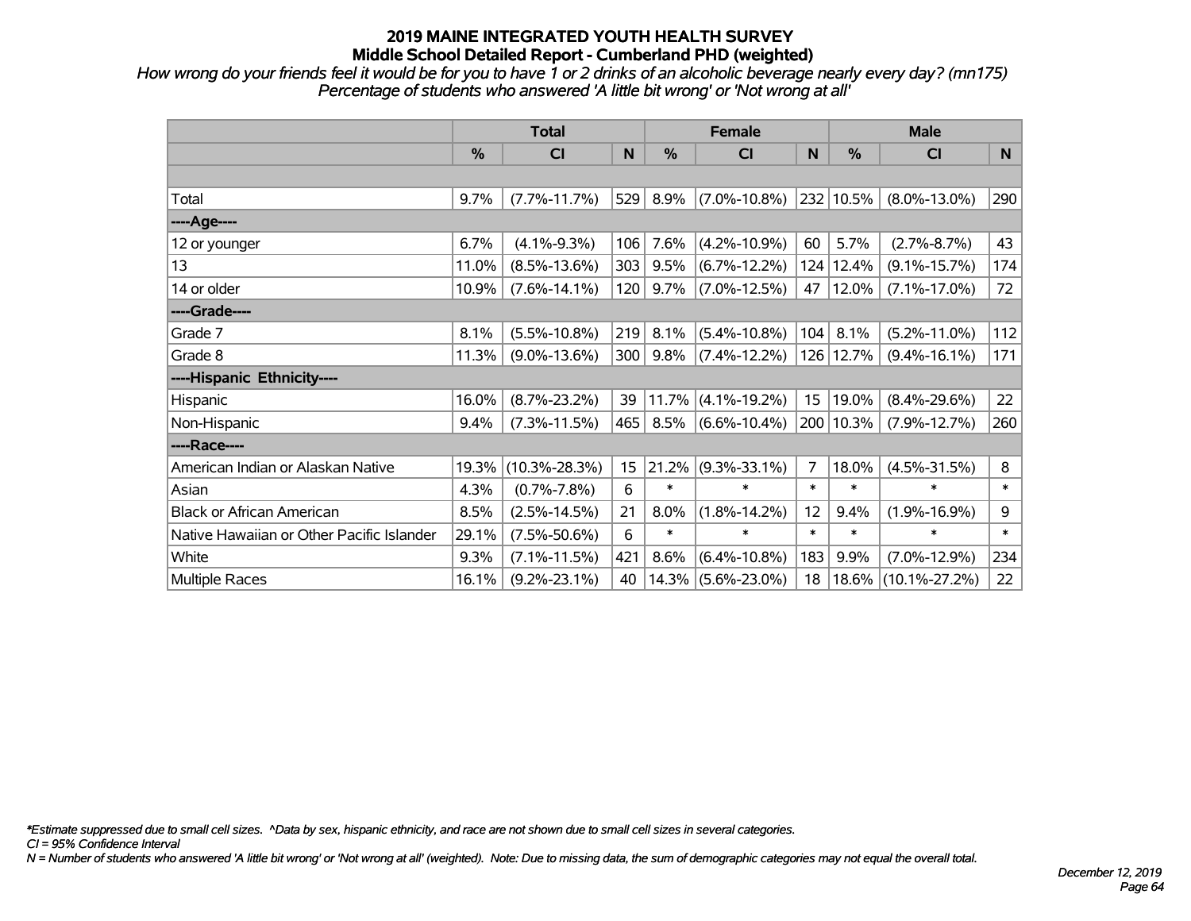# 2019 MAINE INTEGRATED YOUTH HEALTH SURVEY
## Middle School Detailed Report - Cumberland PHD (weighted)

*How wrong do your friends feel it would be for you to have 1 or 2 drinks of an alcoholic beverage nearly every day? (mn175)*
*Percentage of students who answered 'A little bit wrong' or 'Not wrong at all'*

| | Total | | | Female | | | Male | | |
|---|---|---|---|---|---|---|---|---|---|
| | % | CI | N | % | CI | N | % | CI | N |
| Total | 9.7% | (7.7%-11.7%) | 529 | 8.9% | (7.0%-10.8%) | 232 | 10.5% | (8.0%-13.0%) | 290 |
| ----Age---- | | | | | | | | | |
| 12 or younger | 6.7% | (4.1%-9.3%) | 106 | 7.6% | (4.2%-10.9%) | 60 | 5.7% | (2.7%-8.7%) | 43 |
| 13 | 11.0% | (8.5%-13.6%) | 303 | 9.5% | (6.7%-12.2%) | 124 | 12.4% | (9.1%-15.7%) | 174 |
| 14 or older | 10.9% | (7.6%-14.1%) | 120 | 9.7% | (7.0%-12.5%) | 47 | 12.0% | (7.1%-17.0%) | 72 |
| ----Grade---- | | | | | | | | | |
| Grade 7 | 8.1% | (5.5%-10.8%) | 219 | 8.1% | (5.4%-10.8%) | 104 | 8.1% | (5.2%-11.0%) | 112 |
| Grade 8 | 11.3% | (9.0%-13.6%) | 300 | 9.8% | (7.4%-12.2%) | 126 | 12.7% | (9.4%-16.1%) | 171 |
| ----Hispanic Ethnicity---- | | | | | | | | | |
| Hispanic | 16.0% | (8.7%-23.2%) | 39 | 11.7% | (4.1%-19.2%) | 15 | 19.0% | (8.4%-29.6%) | 22 |
| Non-Hispanic | 9.4% | (7.3%-11.5%) | 465 | 8.5% | (6.6%-10.4%) | 200 | 10.3% | (7.9%-12.7%) | 260 |
| ----Race---- | | | | | | | | | |
| American Indian or Alaskan Native | 19.3% | (10.3%-28.3%) | 15 | 21.2% | (9.3%-33.1%) | 7 | 18.0% | (4.5%-31.5%) | 8 |
| Asian | 4.3% | (0.7%-7.8%) | 6 | * | * | * | * | * | * |
| Black or African American | 8.5% | (2.5%-14.5%) | 21 | 8.0% | (1.8%-14.2%) | 12 | 9.4% | (1.9%-16.9%) | 9 |
| Native Hawaiian or Other Pacific Islander | 29.1% | (7.5%-50.6%) | 6 | * | * | * | * | * | * |
| White | 9.3% | (7.1%-11.5%) | 421 | 8.6% | (6.4%-10.8%) | 183 | 9.9% | (7.0%-12.9%) | 234 |
| Multiple Races | 16.1% | (9.2%-23.1%) | 40 | 14.3% | (5.6%-23.0%) | 18 | 18.6% | (10.1%-27.2%) | 22 |

*\*Estimate suppressed due to small cell sizes. ^Data by sex, hispanic ethnicity, and race are not shown due to small cell sizes in several categories.*
*CI = 95% Confidence Interval*
*N = Number of students who answered 'A little bit wrong' or 'Not wrong at all' (weighted). Note: Due to missing data, the sum of demographic categories may not equal the overall total.*

*December 12, 2019*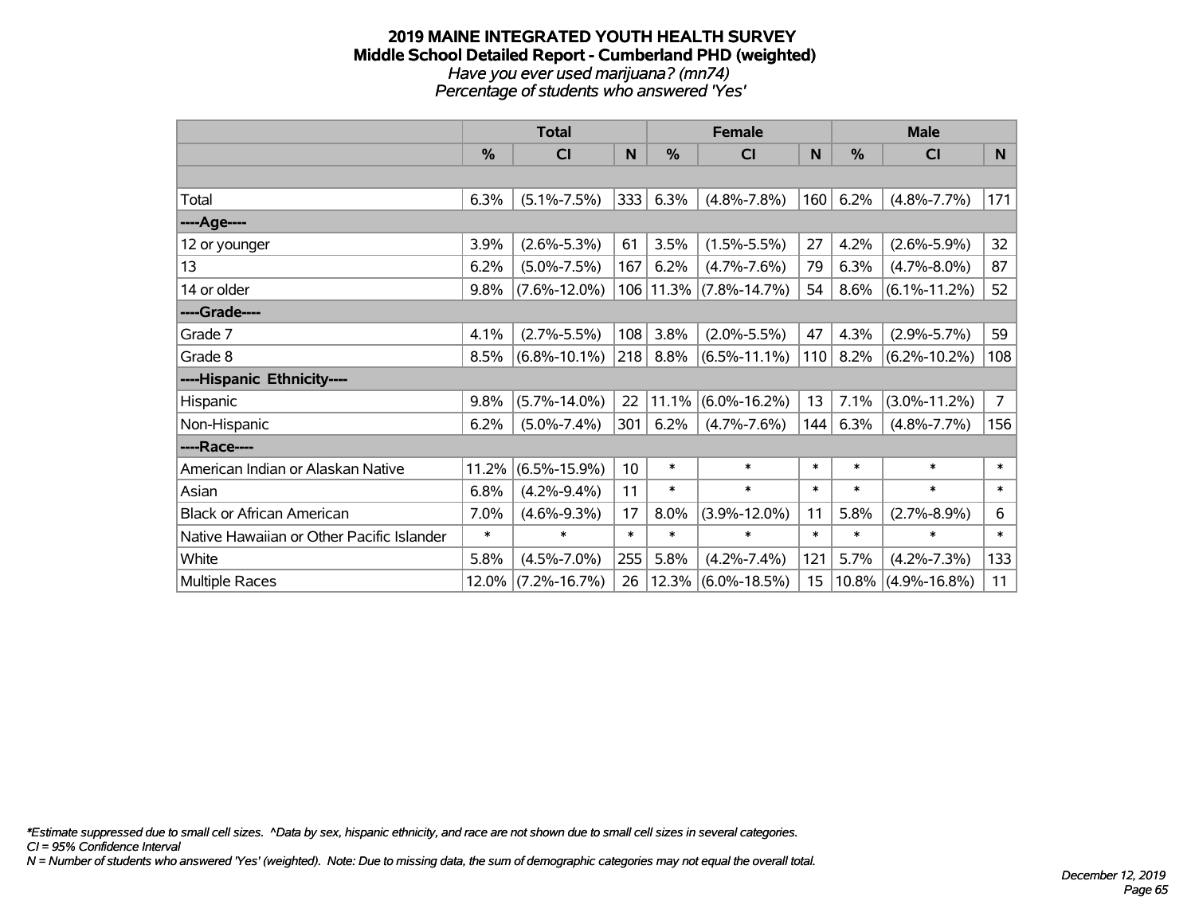# 2019 MAINE INTEGRATED YOUTH HEALTH SURVEY
## Middle School Detailed Report - Cumberland PHD (weighted)

*Have you ever used marijuana? (mn74)*
*Percentage of students who answered 'Yes'*

| | Total | | | Female | | | Male | | |
|---|---|---|---|---|---|---|---|---|---|
| | % | CI | N | % | CI | N | % | CI | N |
| Total | 6.3% | (5.1%-7.5%) | 333 | 6.3% | (4.8%-7.8%) | 160 | 6.2% | (4.8%-7.7%) | 171 |
| ----Age---- | | | | | | | | | |
| 12 or younger | 3.9% | (2.6%-5.3%) | 61 | 3.5% | (1.5%-5.5%) | 27 | 4.2% | (2.6%-5.9%) | 32 |
| 13 | 6.2% | (5.0%-7.5%) | 167 | 6.2% | (4.7%-7.6%) | 79 | 6.3% | (4.7%-8.0%) | 87 |
| 14 or older | 9.8% | (7.6%-12.0%) | 106 | 11.3% | (7.8%-14.7%) | 54 | 8.6% | (6.1%-11.2%) | 52 |
| ----Grade---- | | | | | | | | | |
| Grade 7 | 4.1% | (2.7%-5.5%) | 108 | 3.8% | (2.0%-5.5%) | 47 | 4.3% | (2.9%-5.7%) | 59 |
| Grade 8 | 8.5% | (6.8%-10.1%) | 218 | 8.8% | (6.5%-11.1%) | 110 | 8.2% | (6.2%-10.2%) | 108 |
| ----Hispanic Ethnicity---- | | | | | | | | | |
| Hispanic | 9.8% | (5.7%-14.0%) | 22 | 11.1% | (6.0%-16.2%) | 13 | 7.1% | (3.0%-11.2%) | 7 |
| Non-Hispanic | 6.2% | (5.0%-7.4%) | 301 | 6.2% | (4.7%-7.6%) | 144 | 6.3% | (4.8%-7.7%) | 156 |
| ----Race---- | | | | | | | | | |
| American Indian or Alaskan Native | 11.2% | (6.5%-15.9%) | 10 | * | * | * | * | * | * |
| Asian | 6.8% | (4.2%-9.4%) | 11 | * | * | * | * | * | * |
| Black or African American | 7.0% | (4.6%-9.3%) | 17 | 8.0% | (3.9%-12.0%) | 11 | 5.8% | (2.7%-8.9%) | 6 |
| Native Hawaiian or Other Pacific Islander | * | * | * | * | * | * | * | * | * |
| White | 5.8% | (4.5%-7.0%) | 255 | 5.8% | (4.2%-7.4%) | 121 | 5.7% | (4.2%-7.3%) | 133 |
| Multiple Races | 12.0% | (7.2%-16.7%) | 26 | 12.3% | (6.0%-18.5%) | 15 | 10.8% | (4.9%-16.8%) | 11 |

*Estimate suppressed due to small cell sizes. ^Data by sex, hispanic ethnicity, and race are not shown due to small cell sizes in several categories.
CI = 95% Confidence Interval
N = Number of students who answered 'Yes' (weighted). Note: Due to missing data, the sum of demographic categories may not equal the overall total.

December 12, 2019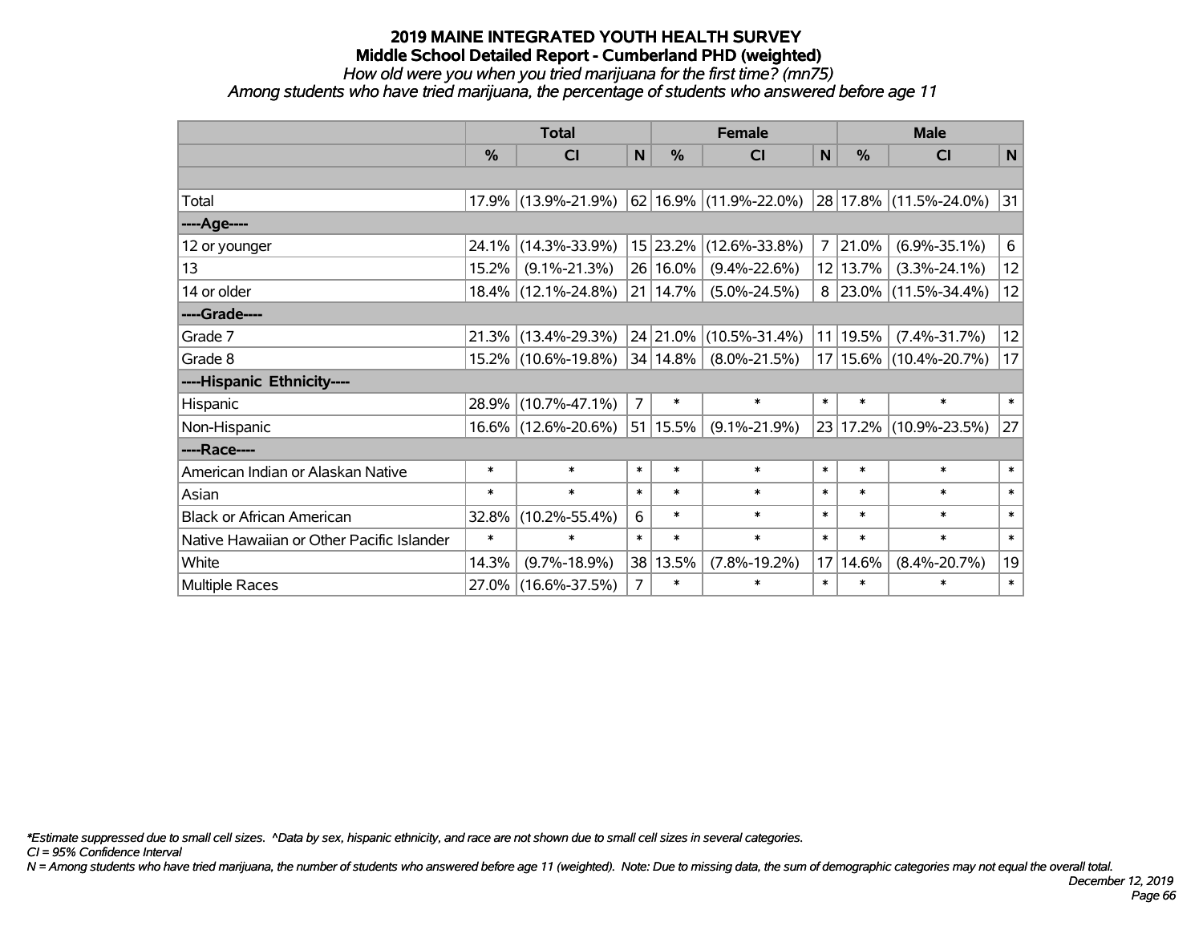**2019 MAINE INTEGRATED YOUTH HEALTH SURVEY**
**Middle School Detailed Report - Cumberland PHD (weighted)**
*How old were you when you tried marijuana for the first time? (mn75)*
*Among students who have tried marijuana, the percentage of students who answered before age 11*

| | Total | | | Female | | | Male | | |
|---|---|---|---|---|---|---|---|---|---|
| | % | CI | N | % | CI | N | % | CI | N |
| Total | 17.9% | (13.9%-21.9%) | 62 | 16.9% | (11.9%-22.0%) | 28 | 17.8% | (11.5%-24.0%) | 31 |
| ----Age---- | | | | | | | | | |
| 12 or younger | 24.1% | (14.3%-33.9%) | 15 | 23.2% | (12.6%-33.8%) | 7 | 21.0% | (6.9%-35.1%) | 6 |
| 13 | 15.2% | (9.1%-21.3%) | 26 | 16.0% | (9.4%-22.6%) | 12 | 13.7% | (3.3%-24.1%) | 12 |
| 14 or older | 18.4% | (12.1%-24.8%) | 21 | 14.7% | (5.0%-24.5%) | 8 | 23.0% | (11.5%-34.4%) | 12 |
| ----Grade---- | | | | | | | | | |
| Grade 7 | 21.3% | (13.4%-29.3%) | 24 | 21.0% | (10.5%-31.4%) | 11 | 19.5% | (7.4%-31.7%) | 12 |
| Grade 8 | 15.2% | (10.6%-19.8%) | 34 | 14.8% | (8.0%-21.5%) | 17 | 15.6% | (10.4%-20.7%) | 17 |
| ----Hispanic Ethnicity---- | | | | | | | | | |
| Hispanic | 28.9% | (10.7%-47.1%) | 7 | * | * | * | * | * | * |
| Non-Hispanic | 16.6% | (12.6%-20.6%) | 51 | 15.5% | (9.1%-21.9%) | 23 | 17.2% | (10.9%-23.5%) | 27 |
| ----Race---- | | | | | | | | | |
| American Indian or Alaskan Native | * | * | * | * | * | * | * | * | * |
| Asian | * | * | * | * | * | * | * | * | * |
| Black or African American | 32.8% | (10.2%-55.4%) | 6 | * | * | * | * | * | * |
| Native Hawaiian or Other Pacific Islander | * | * | * | * | * | * | * | * | * |
| White | 14.3% | (9.7%-18.9%) | 38 | 13.5% | (7.8%-19.2%) | 17 | 14.6% | (8.4%-20.7%) | 19 |
| Multiple Races | 27.0% | (16.6%-37.5%) | 7 | * | * | * | * | * | * |

*\*Estimate suppressed due to small cell sizes. ^Data by sex, hispanic ethnicity, and race are not shown due to small cell sizes in several categories.*
*CI = 95% Confidence Interval*
*N = Among students who have tried marijuana, the number of students who answered before age 11 (weighted). Note: Due to missing data, the sum of demographic categories may not equal the overall total.*

*December 12, 2019*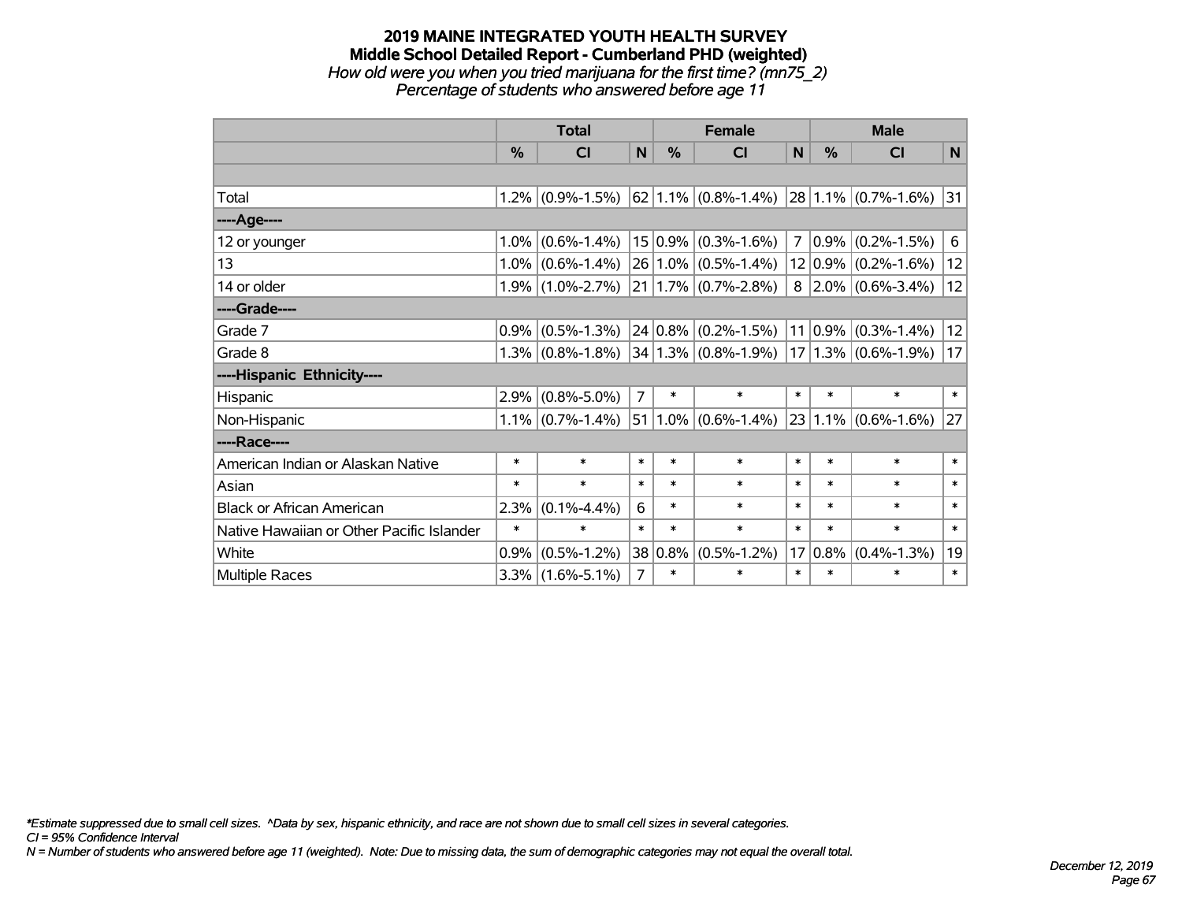# 2019 MAINE INTEGRATED YOUTH HEALTH SURVEY

## Middle School Detailed Report - Cumberland PHD (weighted)

*How old were you when you tried marijuana for the first time? (mn75_2)*

*Percentage of students who answered before age 11*

| | Total | | | Female | | | Male | | |
|---|---|---|---|---|---|---|---|---|---|
| | % | CI | N | % | CI | N | % | CI | N |
| | | | | | | | | | |
| Total | 1.2% | (0.9%-1.5%) | 62 | 1.1% | (0.8%-1.4%) | 28 | 1.1% | (0.7%-1.6%) | 31 |
| ----Age---- | | | | | | | | | |
| 12 or younger | 1.0% | (0.6%-1.4%) | 15 | 0.9% | (0.3%-1.6%) | 7 | 0.9% | (0.2%-1.5%) | 6 |
| 13 | 1.0% | (0.6%-1.4%) | 26 | 1.0% | (0.5%-1.4%) | 12 | 0.9% | (0.2%-1.6%) | 12 |
| 14 or older | 1.9% | (1.0%-2.7%) | 21 | 1.7% | (0.7%-2.8%) | 8 | 2.0% | (0.6%-3.4%) | 12 |
| ----Grade---- | | | | | | | | | |
| Grade 7 | 0.9% | (0.5%-1.3%) | 24 | 0.8% | (0.2%-1.5%) | 11 | 0.9% | (0.3%-1.4%) | 12 |
| Grade 8 | 1.3% | (0.8%-1.8%) | 34 | 1.3% | (0.8%-1.9%) | 17 | 1.3% | (0.6%-1.9%) | 17 |
| ----Hispanic Ethnicity---- | | | | | | | | | |
| Hispanic | 2.9% | (0.8%-5.0%) | 7 | * | * | * | * | * | * |
| Non-Hispanic | 1.1% | (0.7%-1.4%) | 51 | 1.0% | (0.6%-1.4%) | 23 | 1.1% | (0.6%-1.6%) | 27 |
| ----Race---- | | | | | | | | | |
| American Indian or Alaskan Native | * | * | * | * | * | * | * | * | * |
| Asian | * | * | * | * | * | * | * | * | * |
| Black or African American | 2.3% | (0.1%-4.4%) | 6 | * | * | * | * | * | * |
| Native Hawaiian or Other Pacific Islander | * | * | * | * | * | * | * | * | * |
| White | 0.9% | (0.5%-1.2%) | 38 | 0.8% | (0.5%-1.2%) | 17 | 0.8% | (0.4%-1.3%) | 19 |
| Multiple Races | 3.3% | (1.6%-5.1%) | 7 | * | * | * | * | * | * |

*\*Estimate suppressed due to small cell sizes. ^Data by sex, hispanic ethnicity, and race are not shown due to small cell sizes in several categories.*

*CI = 95% Confidence Interval*

*N = Number of students who answered before age 11 (weighted). Note: Due to missing data, the sum of demographic categories may not equal the overall total.*

*December 12, 2019*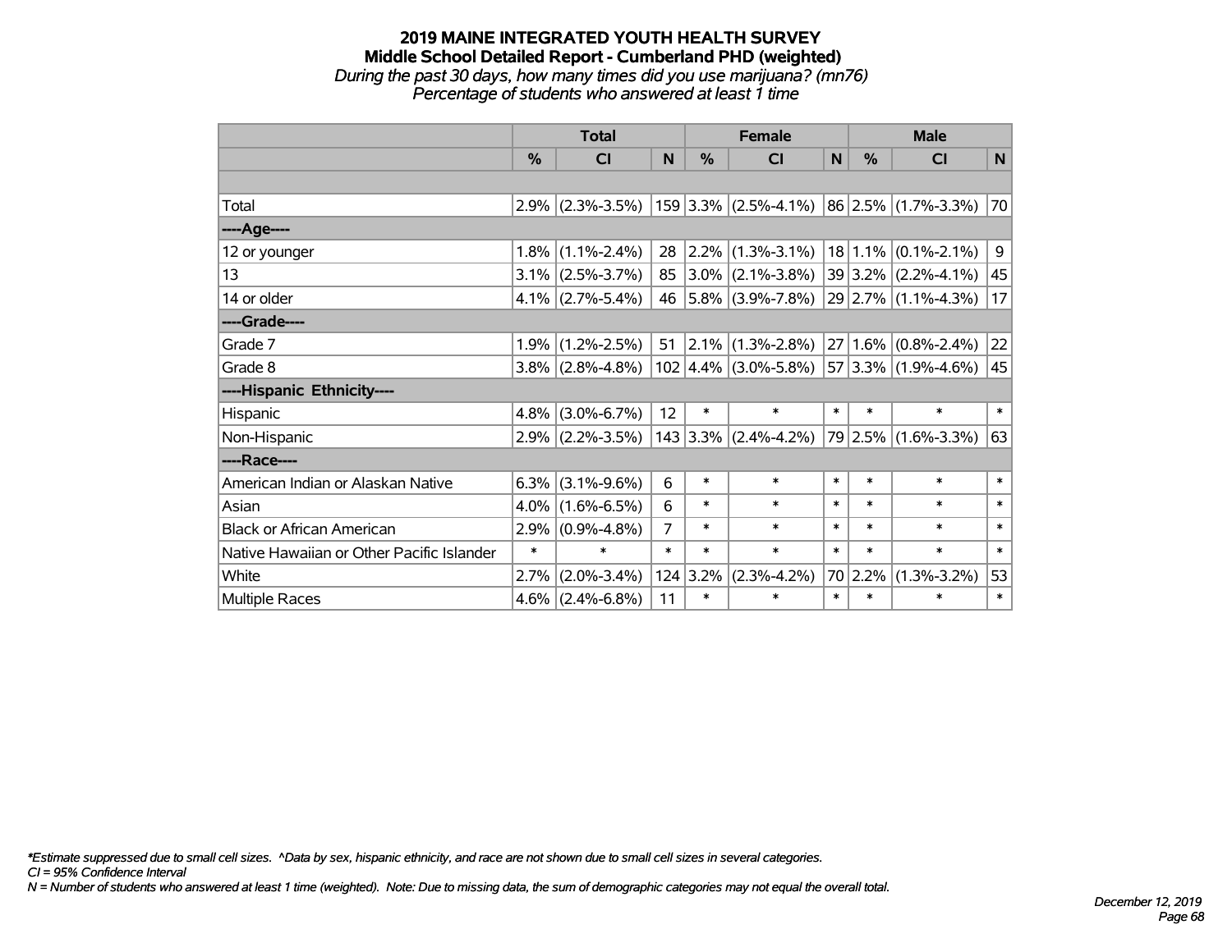# 2019 MAINE INTEGRATED YOUTH HEALTH SURVEY

## Middle School Detailed Report - Cumberland PHD (weighted)

*During the past 30 days, how many times did you use marijuana? (mn76)*

*Percentage of students who answered at least 1 time*

| | Total | | | Female | | | Male | | |
|---|---|---|---|---|---|---|---|---|---|
| | % | CI | N | % | CI | N | % | CI | N |
| | | | | | | | | | |
| Total | 2.9% | (2.3%-3.5%) | 159 | 3.3% | (2.5%-4.1%) | 86 | 2.5% | (1.7%-3.3%) | 70 |
| ----Age---- | | | | | | | | | |
| 12 or younger | 1.8% | (1.1%-2.4%) | 28 | 2.2% | (1.3%-3.1%) | 18 | 1.1% | (0.1%-2.1%) | 9 |
| 13 | 3.1% | (2.5%-3.7%) | 85 | 3.0% | (2.1%-3.8%) | 39 | 3.2% | (2.2%-4.1%) | 45 |
| 14 or older | 4.1% | (2.7%-5.4%) | 46 | 5.8% | (3.9%-7.8%) | 29 | 2.7% | (1.1%-4.3%) | 17 |
| ----Grade---- | | | | | | | | | |
| Grade 7 | 1.9% | (1.2%-2.5%) | 51 | 2.1% | (1.3%-2.8%) | 27 | 1.6% | (0.8%-2.4%) | 22 |
| Grade 8 | 3.8% | (2.8%-4.8%) | 102 | 4.4% | (3.0%-5.8%) | 57 | 3.3% | (1.9%-4.6%) | 45 |
| ----Hispanic Ethnicity---- | | | | | | | | | |
| Hispanic | 4.8% | (3.0%-6.7%) | 12 | * | * | * | * | * | * |
| Non-Hispanic | 2.9% | (2.2%-3.5%) | 143 | 3.3% | (2.4%-4.2%) | 79 | 2.5% | (1.6%-3.3%) | 63 |
| ----Race---- | | | | | | | | | |
| American Indian or Alaskan Native | 6.3% | (3.1%-9.6%) | 6 | * | * | * | * | * | * |
| Asian | 4.0% | (1.6%-6.5%) | 6 | * | * | * | * | * | * |
| Black or African American | 2.9% | (0.9%-4.8%) | 7 | * | * | * | * | * | * |
| Native Hawaiian or Other Pacific Islander | * | * | * | * | * | * | * | * | * |
| White | 2.7% | (2.0%-3.4%) | 124 | 3.2% | (2.3%-4.2%) | 70 | 2.2% | (1.3%-3.2%) | 53 |
| Multiple Races | 4.6% | (2.4%-6.8%) | 11 | * | * | * | * | * | * |

*\*Estimate suppressed due to small cell sizes. ^Data by sex, hispanic ethnicity, and race are not shown due to small cell sizes in several categories.*

*CI = 95% Confidence Interval*

*N = Number of students who answered at least 1 time (weighted). Note: Due to missing data, the sum of demographic categories may not equal the overall total.*

*December 12, 2019*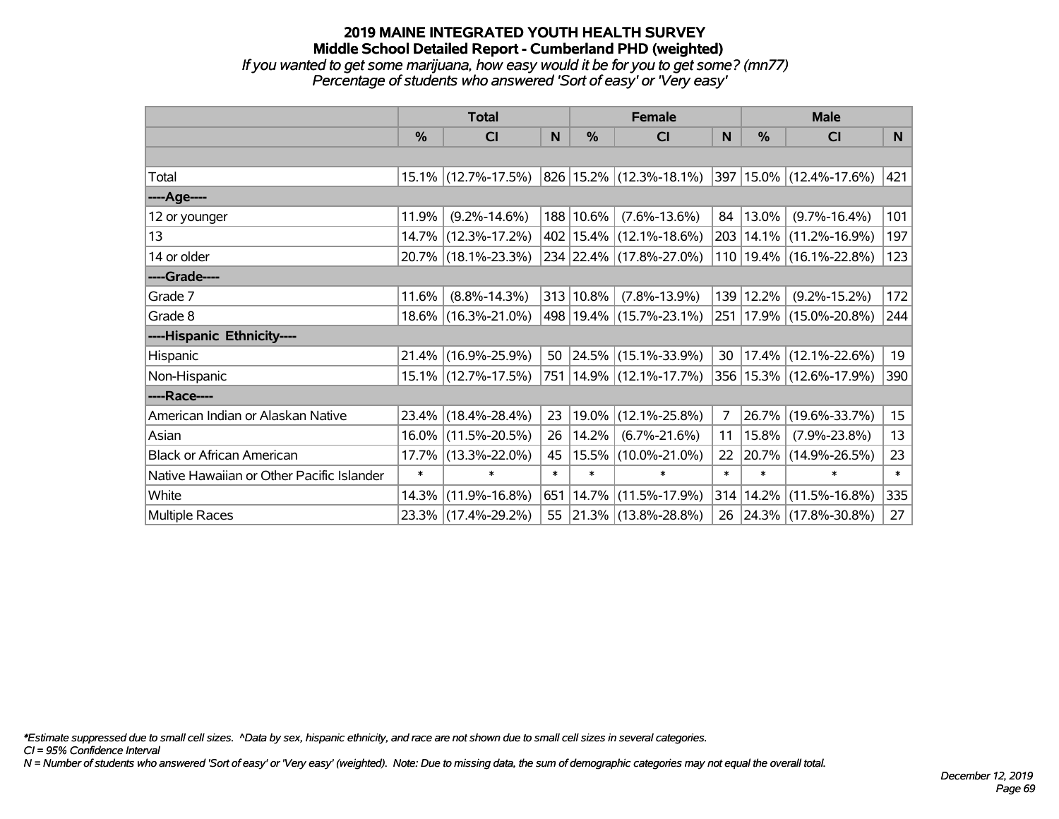# 2019 MAINE INTEGRATED YOUTH HEALTH SURVEY
## Middle School Detailed Report - Cumberland PHD (weighted)
*If you wanted to get some marijuana, how easy would it be for you to get some? (mn77)*
*Percentage of students who answered 'Sort of easy' or 'Very easy'*

| | Total | | | Female | | | Male | | |
|---|---|---|---|---|---|---|---|---|---|
| | % | CI | N | % | CI | N | % | CI | N |
| Total | 15.1% | (12.7%-17.5%) | 826 | 15.2% | (12.3%-18.1%) | 397 | 15.0% | (12.4%-17.6%) | 421 |
| ----Age---- | | | | | | | | | |
| 12 or younger | 11.9% | (9.2%-14.6%) | 188 | 10.6% | (7.6%-13.6%) | 84 | 13.0% | (9.7%-16.4%) | 101 |
| 13 | 14.7% | (12.3%-17.2%) | 402 | 15.4% | (12.1%-18.6%) | 203 | 14.1% | (11.2%-16.9%) | 197 |
| 14 or older | 20.7% | (18.1%-23.3%) | 234 | 22.4% | (17.8%-27.0%) | 110 | 19.4% | (16.1%-22.8%) | 123 |
| ----Grade---- | | | | | | | | | |
| Grade 7 | 11.6% | (8.8%-14.3%) | 313 | 10.8% | (7.8%-13.9%) | 139 | 12.2% | (9.2%-15.2%) | 172 |
| Grade 8 | 18.6% | (16.3%-21.0%) | 498 | 19.4% | (15.7%-23.1%) | 251 | 17.9% | (15.0%-20.8%) | 244 |
| ----Hispanic Ethnicity---- | | | | | | | | | |
| Hispanic | 21.4% | (16.9%-25.9%) | 50 | 24.5% | (15.1%-33.9%) | 30 | 17.4% | (12.1%-22.6%) | 19 |
| Non-Hispanic | 15.1% | (12.7%-17.5%) | 751 | 14.9% | (12.1%-17.7%) | 356 | 15.3% | (12.6%-17.9%) | 390 |
| ----Race---- | | | | | | | | | |
| American Indian or Alaskan Native | 23.4% | (18.4%-28.4%) | 23 | 19.0% | (12.1%-25.8%) | 7 | 26.7% | (19.6%-33.7%) | 15 |
| Asian | 16.0% | (11.5%-20.5%) | 26 | 14.2% | (6.7%-21.6%) | 11 | 15.8% | (7.9%-23.8%) | 13 |
| Black or African American | 17.7% | (13.3%-22.0%) | 45 | 15.5% | (10.0%-21.0%) | 22 | 20.7% | (14.9%-26.5%) | 23 |
| Native Hawaiian or Other Pacific Islander | * | * | * | * | * | * | * | * | * |
| White | 14.3% | (11.9%-16.8%) | 651 | 14.7% | (11.5%-17.9%) | 314 | 14.2% | (11.5%-16.8%) | 335 |
| Multiple Races | 23.3% | (17.4%-29.2%) | 55 | 21.3% | (13.8%-28.8%) | 26 | 24.3% | (17.8%-30.8%) | 27 |

*Estimate suppressed due to small cell sizes. ^Data by sex, hispanic ethnicity, and race are not shown due to small cell sizes in several categories.
CI = 95% Confidence Interval
N = Number of students who answered 'Sort of easy' or 'Very easy' (weighted). Note: Due to missing data, the sum of demographic categories may not equal the overall total.

*December 12, 2019*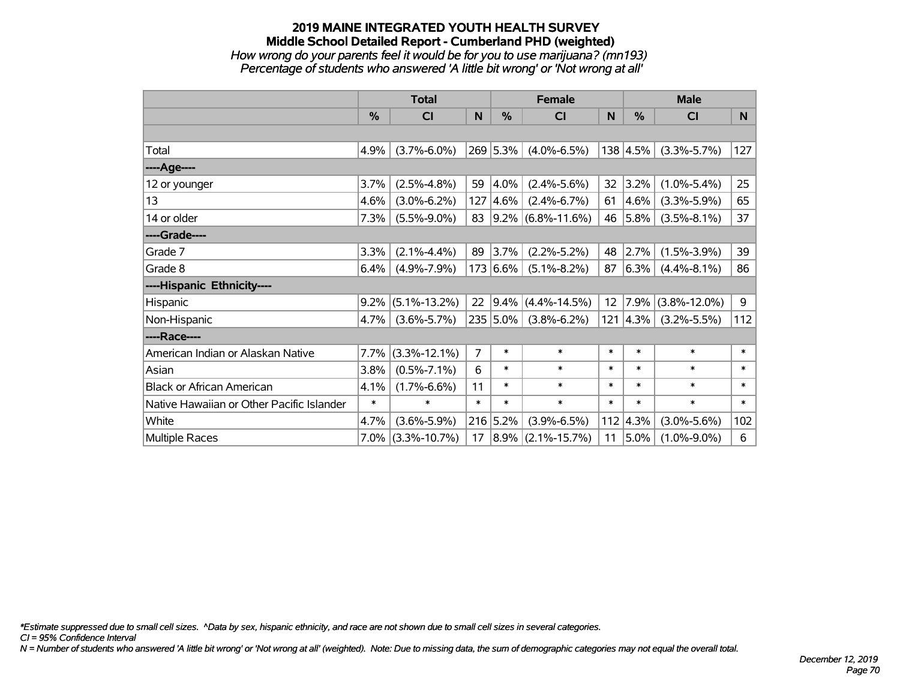# 2019 MAINE INTEGRATED YOUTH HEALTH SURVEY
## Middle School Detailed Report - Cumberland PHD (weighted)
*How wrong do your parents feel it would be for you to use marijuana? (mn193)*
*Percentage of students who answered 'A little bit wrong' or 'Not wrong at all'*

| | Total | | | Female | | | Male | | |
|---|---|---|---|---|---|---|---|---|---|
| | % | CI | N | % | CI | N | % | CI | N |
| Total | 4.9% | (3.7%-6.0%) | 269 | 5.3% | (4.0%-6.5%) | 138 | 4.5% | (3.3%-5.7%) | 127 |
| ----Age---- | | | | | | | | | |
| 12 or younger | 3.7% | (2.5%-4.8%) | 59 | 4.0% | (2.4%-5.6%) | 32 | 3.2% | (1.0%-5.4%) | 25 |
| 13 | 4.6% | (3.0%-6.2%) | 127 | 4.6% | (2.4%-6.7%) | 61 | 4.6% | (3.3%-5.9%) | 65 |
| 14 or older | 7.3% | (5.5%-9.0%) | 83 | 9.2% | (6.8%-11.6%) | 46 | 5.8% | (3.5%-8.1%) | 37 |
| ----Grade---- | | | | | | | | | |
| Grade 7 | 3.3% | (2.1%-4.4%) | 89 | 3.7% | (2.2%-5.2%) | 48 | 2.7% | (1.5%-3.9%) | 39 |
| Grade 8 | 6.4% | (4.9%-7.9%) | 173 | 6.6% | (5.1%-8.2%) | 87 | 6.3% | (4.4%-8.1%) | 86 |
| ----Hispanic Ethnicity---- | | | | | | | | | |
| Hispanic | 9.2% | (5.1%-13.2%) | 22 | 9.4% | (4.4%-14.5%) | 12 | 7.9% | (3.8%-12.0%) | 9 |
| Non-Hispanic | 4.7% | (3.6%-5.7%) | 235 | 5.0% | (3.8%-6.2%) | 121 | 4.3% | (3.2%-5.5%) | 112 |
| ----Race---- | | | | | | | | | |
| American Indian or Alaskan Native | 7.7% | (3.3%-12.1%) | 7 | * | * | * | * | * | * |
| Asian | 3.8% | (0.5%-7.1%) | 6 | * | * | * | * | * | * |
| Black or African American | 4.1% | (1.7%-6.6%) | 11 | * | * | * | * | * | * |
| Native Hawaiian or Other Pacific Islander | * | * | * | * | * | * | * | * | * |
| White | 4.7% | (3.6%-5.9%) | 216 | 5.2% | (3.9%-6.5%) | 112 | 4.3% | (3.0%-5.6%) | 102 |
| Multiple Races | 7.0% | (3.3%-10.7%) | 17 | 8.9% | (2.1%-15.7%) | 11 | 5.0% | (1.0%-9.0%) | 6 |

*\*Estimate suppressed due to small cell sizes. ^Data by sex, hispanic ethnicity, and race are not shown due to small cell sizes in several categories.*
*CI = 95% Confidence Interval*
*N = Number of students who answered 'A little bit wrong' or 'Not wrong at all' (weighted). Note: Due to missing data, the sum of demographic categories may not equal the overall total.*

*December 12, 2019*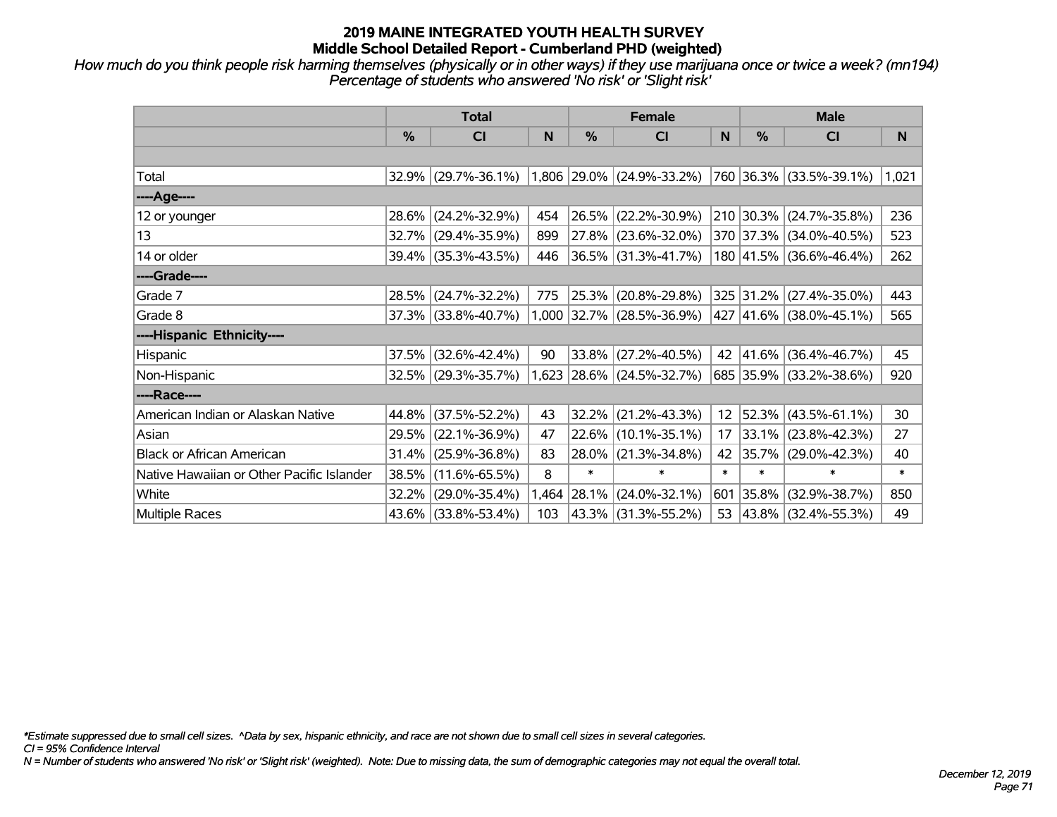# 2019 MAINE INTEGRATED YOUTH HEALTH SURVEY
## Middle School Detailed Report - Cumberland PHD (weighted)

*How much do you think people risk harming themselves (physically or in other ways) if they use marijuana once or twice a week? (mn194)*
*Percentage of students who answered 'No risk' or 'Slight risk'*

| | Total | | | Female | | | Male | | |
|---|---|---|---|---|---|---|---|---|---|
| | % | CI | N | % | CI | N | % | CI | N |
| Total | 32.9% | (29.7%-36.1%) | 1,806 | 29.0% | (24.9%-33.2%) | 760 | 36.3% | (33.5%-39.1%) | 1,021 |
| ----Age---- | | | | | | | | | |
| 12 or younger | 28.6% | (24.2%-32.9%) | 454 | 26.5% | (22.2%-30.9%) | 210 | 30.3% | (24.7%-35.8%) | 236 |
| 13 | 32.7% | (29.4%-35.9%) | 899 | 27.8% | (23.6%-32.0%) | 370 | 37.3% | (34.0%-40.5%) | 523 |
| 14 or older | 39.4% | (35.3%-43.5%) | 446 | 36.5% | (31.3%-41.7%) | 180 | 41.5% | (36.6%-46.4%) | 262 |
| ----Grade---- | | | | | | | | | |
| Grade 7 | 28.5% | (24.7%-32.2%) | 775 | 25.3% | (20.8%-29.8%) | 325 | 31.2% | (27.4%-35.0%) | 443 |
| Grade 8 | 37.3% | (33.8%-40.7%) | 1,000 | 32.7% | (28.5%-36.9%) | 427 | 41.6% | (38.0%-45.1%) | 565 |
| ----Hispanic Ethnicity---- | | | | | | | | | |
| Hispanic | 37.5% | (32.6%-42.4%) | 90 | 33.8% | (27.2%-40.5%) | 42 | 41.6% | (36.4%-46.7%) | 45 |
| Non-Hispanic | 32.5% | (29.3%-35.7%) | 1,623 | 28.6% | (24.5%-32.7%) | 685 | 35.9% | (33.2%-38.6%) | 920 |
| ----Race---- | | | | | | | | | |
| American Indian or Alaskan Native | 44.8% | (37.5%-52.2%) | 43 | 32.2% | (21.2%-43.3%) | 12 | 52.3% | (43.5%-61.1%) | 30 |
| Asian | 29.5% | (22.1%-36.9%) | 47 | 22.6% | (10.1%-35.1%) | 17 | 33.1% | (23.8%-42.3%) | 27 |
| Black or African American | 31.4% | (25.9%-36.8%) | 83 | 28.0% | (21.3%-34.8%) | 42 | 35.7% | (29.0%-42.3%) | 40 |
| Native Hawaiian or Other Pacific Islander | 38.5% | (11.6%-65.5%) | 8 | * | * | * | * | * | * |
| White | 32.2% | (29.0%-35.4%) | 1,464 | 28.1% | (24.0%-32.1%) | 601 | 35.8% | (32.9%-38.7%) | 850 |
| Multiple Races | 43.6% | (33.8%-53.4%) | 103 | 43.3% | (31.3%-55.2%) | 53 | 43.8% | (32.4%-55.3%) | 49 |

*Estimate suppressed due to small cell sizes. ^Data by sex, hispanic ethnicity, and race are not shown due to small cell sizes in several categories.
CI = 95% Confidence Interval
N = Number of students who answered 'No risk' or 'Slight risk' (weighted). Note: Due to missing data, the sum of demographic categories may not equal the overall total.

December 12, 2019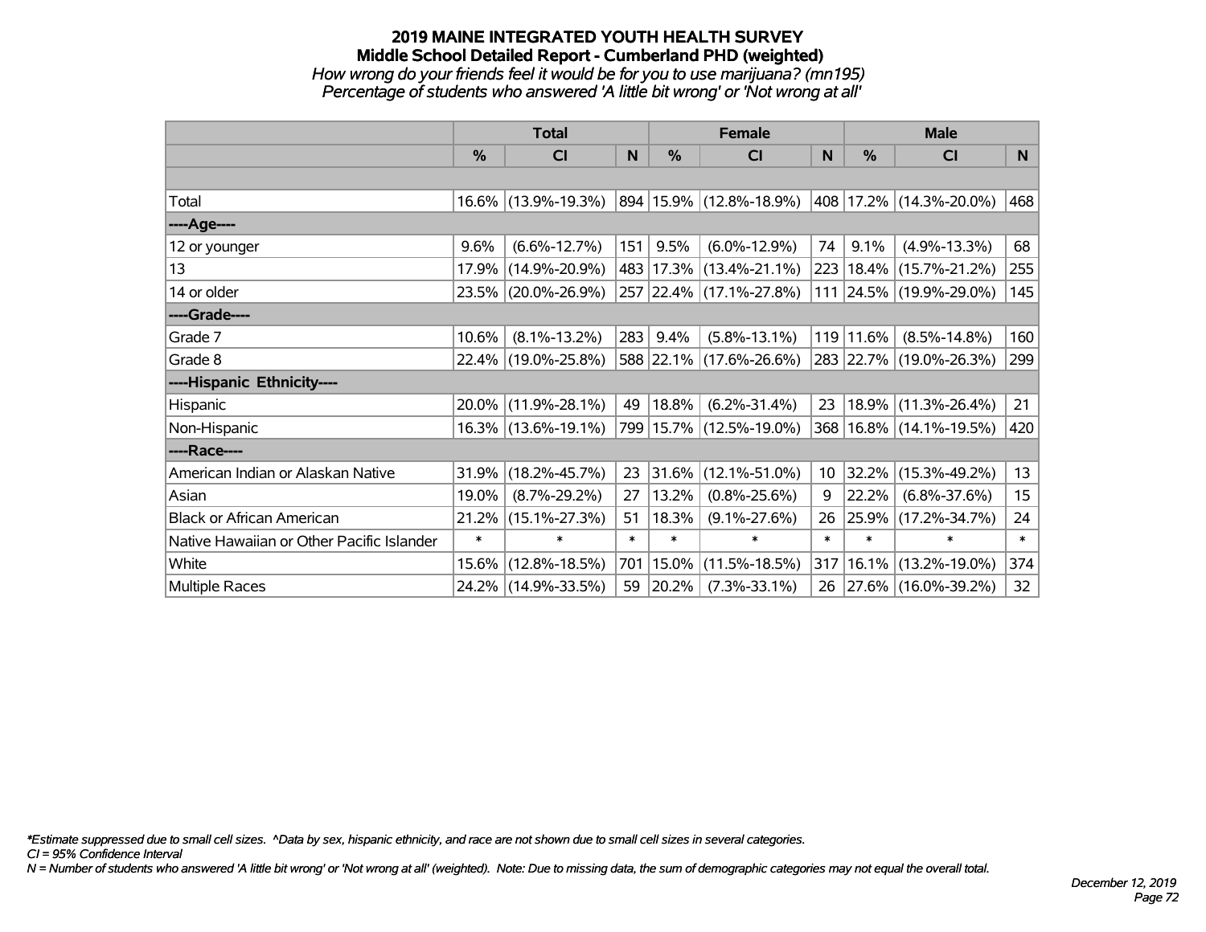# 2019 MAINE INTEGRATED YOUTH HEALTH SURVEY
## Middle School Detailed Report - Cumberland PHD (weighted)
*How wrong do your friends feel it would be for you to use marijuana? (mn195)*
*Percentage of students who answered 'A little bit wrong' or 'Not wrong at all'*

| | Total | | | Female | | | Male | | |
|---|---|---|---|---|---|---|---|---|---|
| | % | CI | N | % | CI | N | % | CI | N |
| Total | 16.6% | (13.9%-19.3%) | 894 | 15.9% | (12.8%-18.9%) | 408 | 17.2% | (14.3%-20.0%) | 468 |
| ----Age---- | | | | | | | | | |
| 12 or younger | 9.6% | (6.6%-12.7%) | 151 | 9.5% | (6.0%-12.9%) | 74 | 9.1% | (4.9%-13.3%) | 68 |
| 13 | 17.9% | (14.9%-20.9%) | 483 | 17.3% | (13.4%-21.1%) | 223 | 18.4% | (15.7%-21.2%) | 255 |
| 14 or older | 23.5% | (20.0%-26.9%) | 257 | 22.4% | (17.1%-27.8%) | 111 | 24.5% | (19.9%-29.0%) | 145 |
| ----Grade---- | | | | | | | | | |
| Grade 7 | 10.6% | (8.1%-13.2%) | 283 | 9.4% | (5.8%-13.1%) | 119 | 11.6% | (8.5%-14.8%) | 160 |
| Grade 8 | 22.4% | (19.0%-25.8%) | 588 | 22.1% | (17.6%-26.6%) | 283 | 22.7% | (19.0%-26.3%) | 299 |
| ----Hispanic Ethnicity---- | | | | | | | | | |
| Hispanic | 20.0% | (11.9%-28.1%) | 49 | 18.8% | (6.2%-31.4%) | 23 | 18.9% | (11.3%-26.4%) | 21 |
| Non-Hispanic | 16.3% | (13.6%-19.1%) | 799 | 15.7% | (12.5%-19.0%) | 368 | 16.8% | (14.1%-19.5%) | 420 |
| ----Race---- | | | | | | | | | |
| American Indian or Alaskan Native | 31.9% | (18.2%-45.7%) | 23 | 31.6% | (12.1%-51.0%) | 10 | 32.2% | (15.3%-49.2%) | 13 |
| Asian | 19.0% | (8.7%-29.2%) | 27 | 13.2% | (0.8%-25.6%) | 9 | 22.2% | (6.8%-37.6%) | 15 |
| Black or African American | 21.2% | (15.1%-27.3%) | 51 | 18.3% | (9.1%-27.6%) | 26 | 25.9% | (17.2%-34.7%) | 24 |
| Native Hawaiian or Other Pacific Islander | * | * | * | * | * | * | * | * | * |
| White | 15.6% | (12.8%-18.5%) | 701 | 15.0% | (11.5%-18.5%) | 317 | 16.1% | (13.2%-19.0%) | 374 |
| Multiple Races | 24.2% | (14.9%-33.5%) | 59 | 20.2% | (7.3%-33.1%) | 26 | 27.6% | (16.0%-39.2%) | 32 |

*\*Estimate suppressed due to small cell sizes. ^Data by sex, hispanic ethnicity, and race are not shown due to small cell sizes in several categories.*

*CI = 95% Confidence Interval*

*N = Number of students who answered 'A little bit wrong' or 'Not wrong at all' (weighted). Note: Due to missing data, the sum of demographic categories may not equal the overall total.*

*December 12, 2019*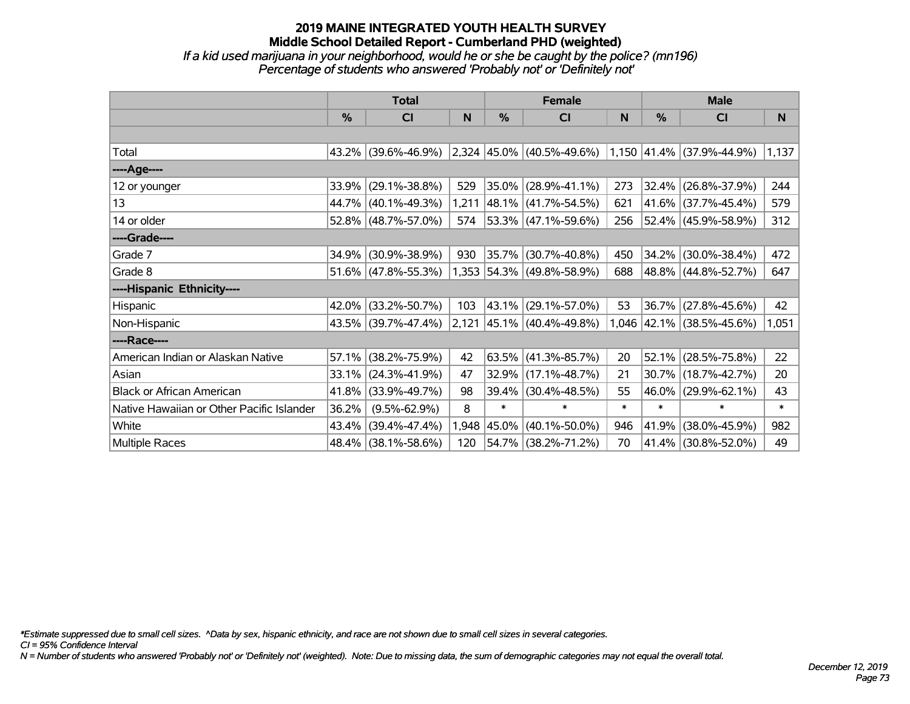# 2019 MAINE INTEGRATED YOUTH HEALTH SURVEY
## Middle School Detailed Report - Cumberland PHD (weighted)
*If a kid used marijuana in your neighborhood, would he or she be caught by the police? (mn196)*
*Percentage of students who answered 'Probably not' or 'Definitely not'*

| | Total | | | Female | | | Male | | |
|---|---|---|---|---|---|---|---|---|---|
| | % | CI | N | % | CI | N | % | CI | N |
| | | | | | | | | | |
| Total | 43.2% | (39.6%-46.9%) | 2,324 | 45.0% | (40.5%-49.6%) | 1,150 | 41.4% | (37.9%-44.9%) | 1,137 |
| ----Age---- | | | | | | | | | |
| 12 or younger | 33.9% | (29.1%-38.8%) | 529 | 35.0% | (28.9%-41.1%) | 273 | 32.4% | (26.8%-37.9%) | 244 |
| 13 | 44.7% | (40.1%-49.3%) | 1,211 | 48.1% | (41.7%-54.5%) | 621 | 41.6% | (37.7%-45.4%) | 579 |
| 14 or older | 52.8% | (48.7%-57.0%) | 574 | 53.3% | (47.1%-59.6%) | 256 | 52.4% | (45.9%-58.9%) | 312 |
| ----Grade---- | | | | | | | | | |
| Grade 7 | 34.9% | (30.9%-38.9%) | 930 | 35.7% | (30.7%-40.8%) | 450 | 34.2% | (30.0%-38.4%) | 472 |
| Grade 8 | 51.6% | (47.8%-55.3%) | 1,353 | 54.3% | (49.8%-58.9%) | 688 | 48.8% | (44.8%-52.7%) | 647 |
| ----Hispanic Ethnicity---- | | | | | | | | | |
| Hispanic | 42.0% | (33.2%-50.7%) | 103 | 43.1% | (29.1%-57.0%) | 53 | 36.7% | (27.8%-45.6%) | 42 |
| Non-Hispanic | 43.5% | (39.7%-47.4%) | 2,121 | 45.1% | (40.4%-49.8%) | 1,046 | 42.1% | (38.5%-45.6%) | 1,051 |
| ----Race---- | | | | | | | | | |
| American Indian or Alaskan Native | 57.1% | (38.2%-75.9%) | 42 | 63.5% | (41.3%-85.7%) | 20 | 52.1% | (28.5%-75.8%) | 22 |
| Asian | 33.1% | (24.3%-41.9%) | 47 | 32.9% | (17.1%-48.7%) | 21 | 30.7% | (18.7%-42.7%) | 20 |
| Black or African American | 41.8% | (33.9%-49.7%) | 98 | 39.4% | (30.4%-48.5%) | 55 | 46.0% | (29.9%-62.1%) | 43 |
| Native Hawaiian or Other Pacific Islander | 36.2% | (9.5%-62.9%) | 8 | * | * | * | * | * | * |
| White | 43.4% | (39.4%-47.4%) | 1,948 | 45.0% | (40.1%-50.0%) | 946 | 41.9% | (38.0%-45.9%) | 982 |
| Multiple Races | 48.4% | (38.1%-58.6%) | 120 | 54.7% | (38.2%-71.2%) | 70 | 41.4% | (30.8%-52.0%) | 49 |

*\*Estimate suppressed due to small cell sizes. ^Data by sex, hispanic ethnicity, and race are not shown due to small cell sizes in several categories.*
*CI = 95% Confidence Interval*
*N = Number of students who answered 'Probably not' or 'Definitely not' (weighted). Note: Due to missing data, the sum of demographic categories may not equal the overall total.*

*December 12, 2019*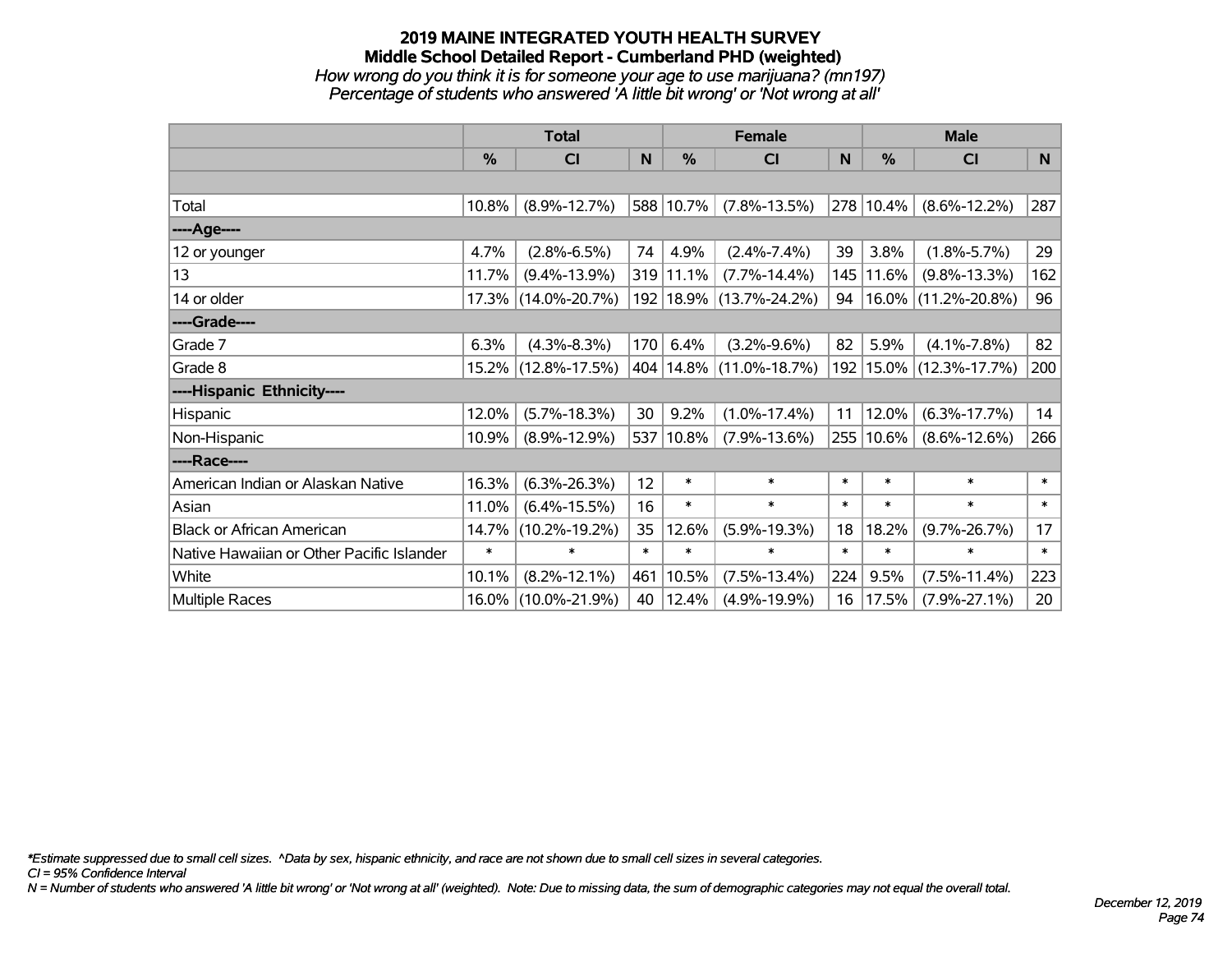# 2019 MAINE INTEGRATED YOUTH HEALTH SURVEY
## Middle School Detailed Report - Cumberland PHD (weighted)
*How wrong do you think it is for someone your age to use marijuana? (mn197)*
*Percentage of students who answered 'A little bit wrong' or 'Not wrong at all'*

| | Total | | | Female | | | Male | | |
|---|---|---|---|---|---|---|---|---|---|
| | % | CI | N | % | CI | N | % | CI | N |
| Total | 10.8% | (8.9%-12.7%) | 588 | 10.7% | (7.8%-13.5%) | 278 | 10.4% | (8.6%-12.2%) | 287 |
| ----Age---- | | | | | | | | | |
| 12 or younger | 4.7% | (2.8%-6.5%) | 74 | 4.9% | (2.4%-7.4%) | 39 | 3.8% | (1.8%-5.7%) | 29 |
| 13 | 11.7% | (9.4%-13.9%) | 319 | 11.1% | (7.7%-14.4%) | 145 | 11.6% | (9.8%-13.3%) | 162 |
| 14 or older | 17.3% | (14.0%-20.7%) | 192 | 18.9% | (13.7%-24.2%) | 94 | 16.0% | (11.2%-20.8%) | 96 |
| ----Grade---- | | | | | | | | | |
| Grade 7 | 6.3% | (4.3%-8.3%) | 170 | 6.4% | (3.2%-9.6%) | 82 | 5.9% | (4.1%-7.8%) | 82 |
| Grade 8 | 15.2% | (12.8%-17.5%) | 404 | 14.8% | (11.0%-18.7%) | 192 | 15.0% | (12.3%-17.7%) | 200 |
| ----Hispanic Ethnicity---- | | | | | | | | | |
| Hispanic | 12.0% | (5.7%-18.3%) | 30 | 9.2% | (1.0%-17.4%) | 11 | 12.0% | (6.3%-17.7%) | 14 |
| Non-Hispanic | 10.9% | (8.9%-12.9%) | 537 | 10.8% | (7.9%-13.6%) | 255 | 10.6% | (8.6%-12.6%) | 266 |
| ----Race---- | | | | | | | | | |
| American Indian or Alaskan Native | 16.3% | (6.3%-26.3%) | 12 | * | * | * | * | * | * |
| Asian | 11.0% | (6.4%-15.5%) | 16 | * | * | * | * | * | * |
| Black or African American | 14.7% | (10.2%-19.2%) | 35 | 12.6% | (5.9%-19.3%) | 18 | 18.2% | (9.7%-26.7%) | 17 |
| Native Hawaiian or Other Pacific Islander | * | * | * | * | * | * | * | * | * |
| White | 10.1% | (8.2%-12.1%) | 461 | 10.5% | (7.5%-13.4%) | 224 | 9.5% | (7.5%-11.4%) | 223 |
| Multiple Races | 16.0% | (10.0%-21.9%) | 40 | 12.4% | (4.9%-19.9%) | 16 | 17.5% | (7.9%-27.1%) | 20 |

*\*Estimate suppressed due to small cell sizes. ^Data by sex, hispanic ethnicity, and race are not shown due to small cell sizes in several categories.*
*CI = 95% Confidence Interval*
*N = Number of students who answered 'A little bit wrong' or 'Not wrong at all' (weighted). Note: Due to missing data, the sum of demographic categories may not equal the overall total.*

*December 12, 2019*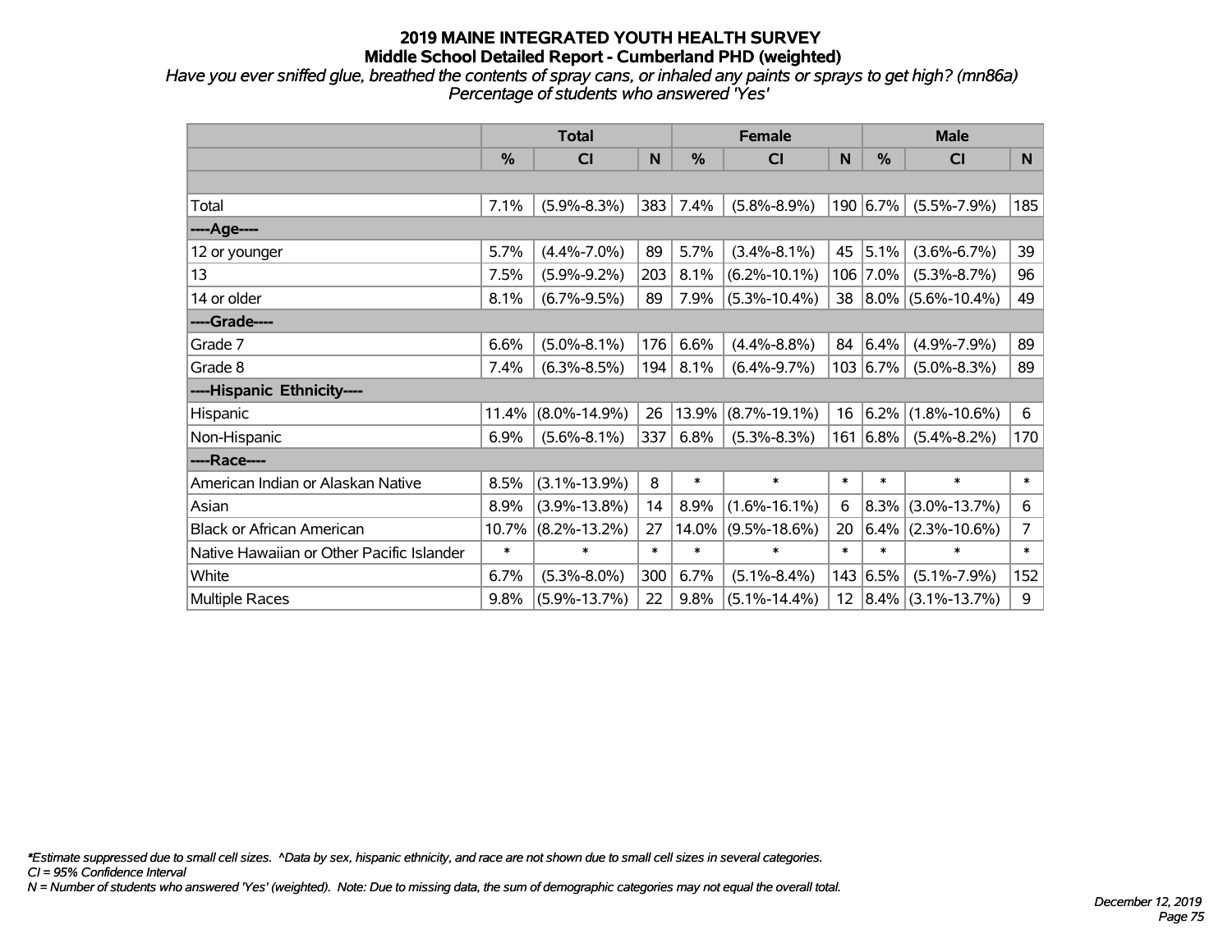# 2019 MAINE INTEGRATED YOUTH HEALTH SURVEY
## Middle School Detailed Report - Cumberland PHD (weighted)

*Have you ever sniffed glue, breathed the contents of spray cans, or inhaled any paints or sprays to get high? (mn86a)*
*Percentage of students who answered 'Yes'*

| | Total | | | Female | | | Male | | |
|---|---|---|---|---|---|---|---|---|---|
| | % | CI | N | % | CI | N | % | CI | N |
| | | | | | | | | | |
| Total | 7.1% | (5.9%-8.3%) | 383 | 7.4% | (5.8%-8.9%) | 190 | 6.7% | (5.5%-7.9%) | 185 |
| ----Age---- | | | | | | | | | |
| 12 or younger | 5.7% | (4.4%-7.0%) | 89 | 5.7% | (3.4%-8.1%) | 45 | 5.1% | (3.6%-6.7%) | 39 |
| 13 | 7.5% | (5.9%-9.2%) | 203 | 8.1% | (6.2%-10.1%) | 106 | 7.0% | (5.3%-8.7%) | 96 |
| 14 or older | 8.1% | (6.7%-9.5%) | 89 | 7.9% | (5.3%-10.4%) | 38 | 8.0% | (5.6%-10.4%) | 49 |
| ----Grade---- | | | | | | | | | |
| Grade 7 | 6.6% | (5.0%-8.1%) | 176 | 6.6% | (4.4%-8.8%) | 84 | 6.4% | (4.9%-7.9%) | 89 |
| Grade 8 | 7.4% | (6.3%-8.5%) | 194 | 8.1% | (6.4%-9.7%) | 103 | 6.7% | (5.0%-8.3%) | 89 |
| ----Hispanic Ethnicity---- | | | | | | | | | |
| Hispanic | 11.4% | (8.0%-14.9%) | 26 | 13.9% | (8.7%-19.1%) | 16 | 6.2% | (1.8%-10.6%) | 6 |
| Non-Hispanic | 6.9% | (5.6%-8.1%) | 337 | 6.8% | (5.3%-8.3%) | 161 | 6.8% | (5.4%-8.2%) | 170 |
| ----Race---- | | | | | | | | | |
| American Indian or Alaskan Native | 8.5% | (3.1%-13.9%) | 8 | * | * | * | * | * | * |
| Asian | 8.9% | (3.9%-13.8%) | 14 | 8.9% | (1.6%-16.1%) | 6 | 8.3% | (3.0%-13.7%) | 6 |
| Black or African American | 10.7% | (8.2%-13.2%) | 27 | 14.0% | (9.5%-18.6%) | 20 | 6.4% | (2.3%-10.6%) | 7 |
| Native Hawaiian or Other Pacific Islander | * | * | * | * | * | * | * | * | * |
| White | 6.7% | (5.3%-8.0%) | 300 | 6.7% | (5.1%-8.4%) | 143 | 6.5% | (5.1%-7.9%) | 152 |
| Multiple Races | 9.8% | (5.9%-13.7%) | 22 | 9.8% | (5.1%-14.4%) | 12 | 8.4% | (3.1%-13.7%) | 9 |

*Estimate suppressed due to small cell sizes. ^Data by sex, hispanic ethnicity, and race are not shown due to small cell sizes in several categories.
*CI = 95% Confidence Interval*
*N = Number of students who answered 'Yes' (weighted). Note: Due to missing data, the sum of demographic categories may not equal the overall total.*

*December 12, 2019*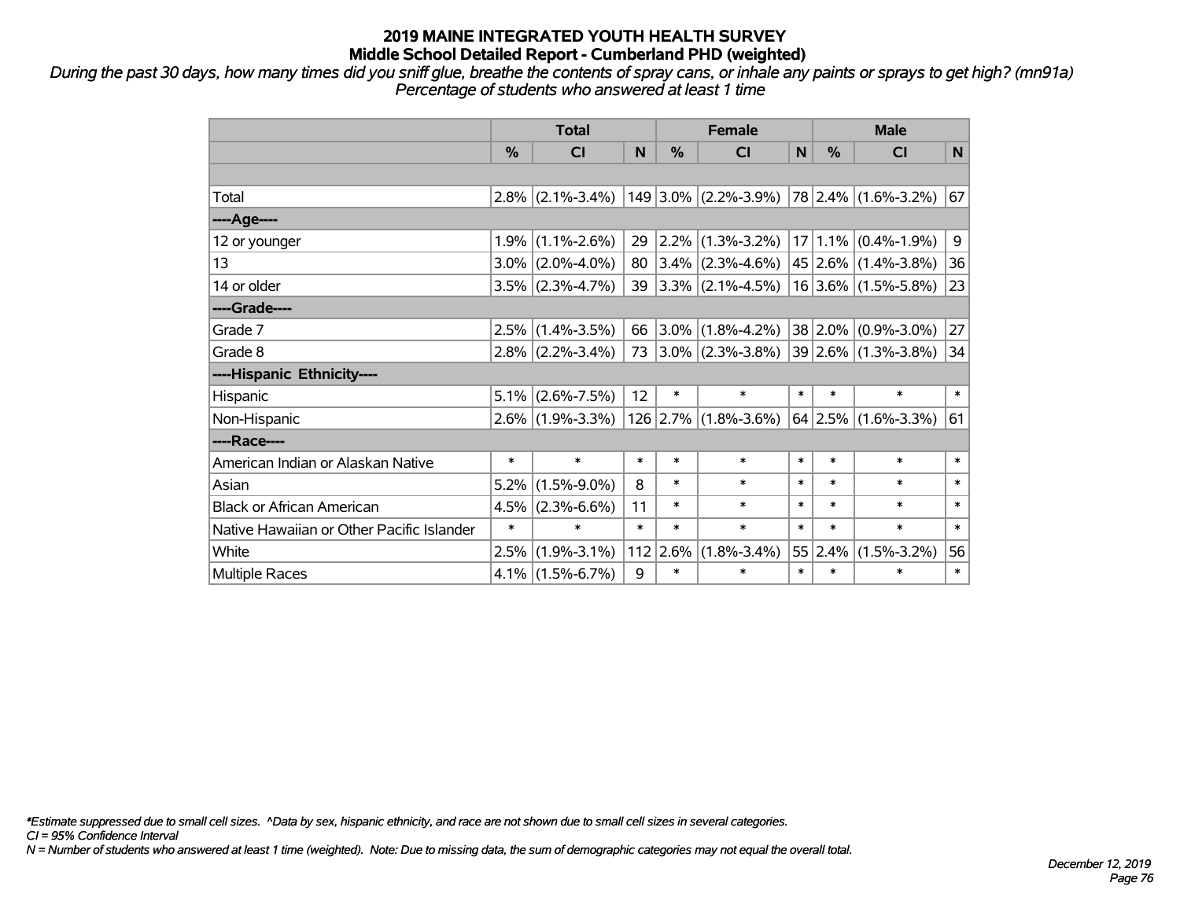# 2019 MAINE INTEGRATED YOUTH HEALTH SURVEY
## Middle School Detailed Report - Cumberland PHD (weighted)

*During the past 30 days, how many times did you sniff glue, breathe the contents of spray cans, or inhale any paints or sprays to get high? (mn91a)*
*Percentage of students who answered at least 1 time*

| | Total | | | Female | | | Male | | |
|---|---|---|---|---|---|---|---|---|---|
| | % | CI | N | % | CI | N | % | CI | N |
| | | | | | | | | | |
| Total | 2.8% | (2.1%-3.4%) | 149 | 3.0% | (2.2%-3.9%) | 78 | 2.4% | (1.6%-3.2%) | 67 |
| ----Age---- | | | | | | | | | |
| 12 or younger | 1.9% | (1.1%-2.6%) | 29 | 2.2% | (1.3%-3.2%) | 17 | 1.1% | (0.4%-1.9%) | 9 |
| 13 | 3.0% | (2.0%-4.0%) | 80 | 3.4% | (2.3%-4.6%) | 45 | 2.6% | (1.4%-3.8%) | 36 |
| 14 or older | 3.5% | (2.3%-4.7%) | 39 | 3.3% | (2.1%-4.5%) | 16 | 3.6% | (1.5%-5.8%) | 23 |
| ----Grade---- | | | | | | | | | |
| Grade 7 | 2.5% | (1.4%-3.5%) | 66 | 3.0% | (1.8%-4.2%) | 38 | 2.0% | (0.9%-3.0%) | 27 |
| Grade 8 | 2.8% | (2.2%-3.4%) | 73 | 3.0% | (2.3%-3.8%) | 39 | 2.6% | (1.3%-3.8%) | 34 |
| ----Hispanic Ethnicity---- | | | | | | | | | |
| Hispanic | 5.1% | (2.6%-7.5%) | 12 | * | * | * | * | * | * |
| Non-Hispanic | 2.6% | (1.9%-3.3%) | 126 | 2.7% | (1.8%-3.6%) | 64 | 2.5% | (1.6%-3.3%) | 61 |
| ----Race---- | | | | | | | | | |
| American Indian or Alaskan Native | * | * | * | * | * | * | * | * | * |
| Asian | 5.2% | (1.5%-9.0%) | 8 | * | * | * | * | * | * |
| Black or African American | 4.5% | (2.3%-6.6%) | 11 | * | * | * | * | * | * |
| Native Hawaiian or Other Pacific Islander | * | * | * | * | * | * | * | * | * |
| White | 2.5% | (1.9%-3.1%) | 112 | 2.6% | (1.8%-3.4%) | 55 | 2.4% | (1.5%-3.2%) | 56 |
| Multiple Races | 4.1% | (1.5%-6.7%) | 9 | * | * | * | * | * | * |

*Estimate suppressed due to small cell sizes. ^Data by sex, hispanic ethnicity, and race are not shown due to small cell sizes in several categories.
CI = 95% Confidence Interval
N = Number of students who answered at least 1 time (weighted). Note: Due to missing data, the sum of demographic categories may not equal the overall total.

December 12, 2019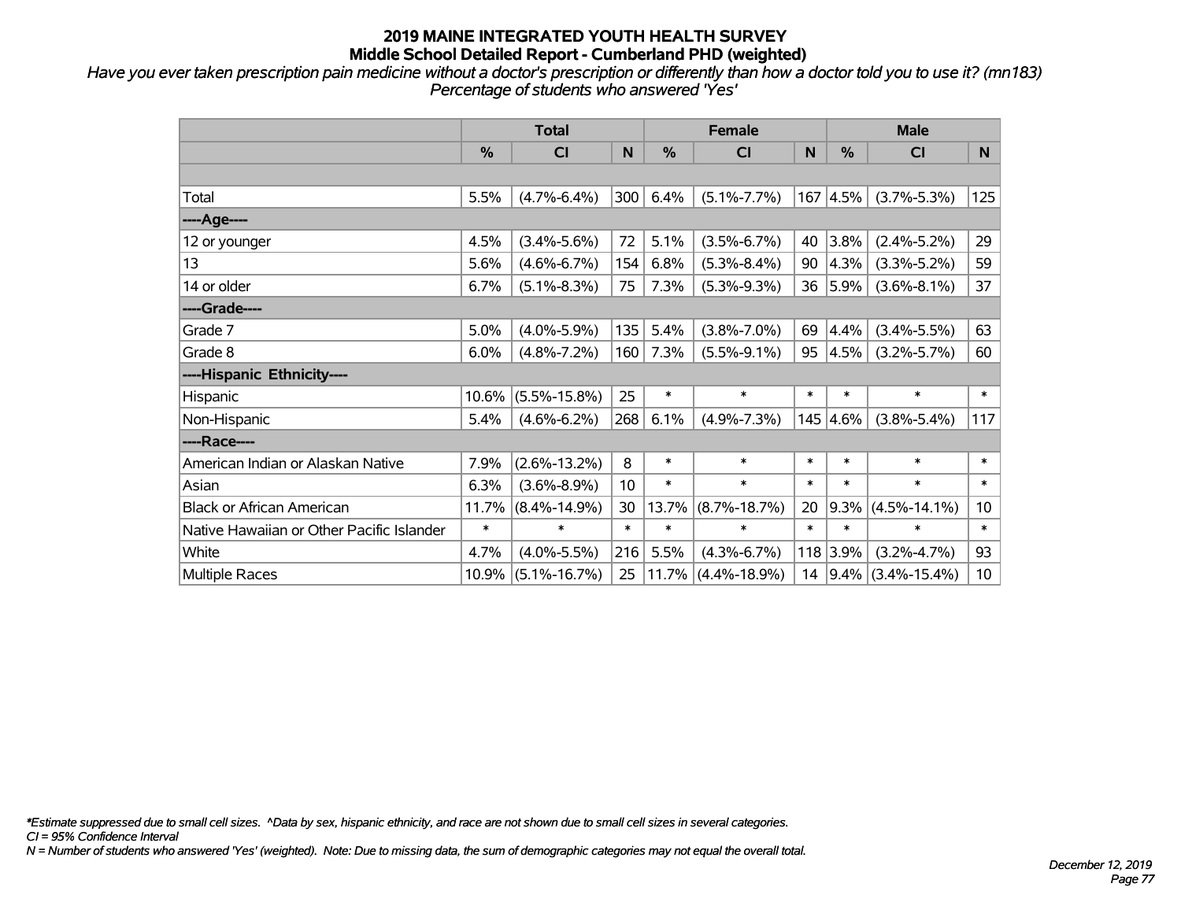# 2019 MAINE INTEGRATED YOUTH HEALTH SURVEY
## Middle School Detailed Report - Cumberland PHD (weighted)

*Have you ever taken prescription pain medicine without a doctor's prescription or differently than how a doctor told you to use it? (mn183)*
*Percentage of students who answered 'Yes'*

| | Total | | | Female | | | Male | | |
|---|---|---|---|---|---|---|---|---|---|
| | % | CI | N | % | CI | N | % | CI | N |
| | | | | | | | | | |
| Total | 5.5% | (4.7%-6.4%) | 300 | 6.4% | (5.1%-7.7%) | 167 | 4.5% | (3.7%-5.3%) | 125 |
| ----Age---- | | | | | | | | | |
| 12 or younger | 4.5% | (3.4%-5.6%) | 72 | 5.1% | (3.5%-6.7%) | 40 | 3.8% | (2.4%-5.2%) | 29 |
| 13 | 5.6% | (4.6%-6.7%) | 154 | 6.8% | (5.3%-8.4%) | 90 | 4.3% | (3.3%-5.2%) | 59 |
| 14 or older | 6.7% | (5.1%-8.3%) | 75 | 7.3% | (5.3%-9.3%) | 36 | 5.9% | (3.6%-8.1%) | 37 |
| ----Grade---- | | | | | | | | | |
| Grade 7 | 5.0% | (4.0%-5.9%) | 135 | 5.4% | (3.8%-7.0%) | 69 | 4.4% | (3.4%-5.5%) | 63 |
| Grade 8 | 6.0% | (4.8%-7.2%) | 160 | 7.3% | (5.5%-9.1%) | 95 | 4.5% | (3.2%-5.7%) | 60 |
| ----Hispanic Ethnicity---- | | | | | | | | | |
| Hispanic | 10.6% | (5.5%-15.8%) | 25 | * | * | * | * | * | * |
| Non-Hispanic | 5.4% | (4.6%-6.2%) | 268 | 6.1% | (4.9%-7.3%) | 145 | 4.6% | (3.8%-5.4%) | 117 |
| ----Race---- | | | | | | | | | |
| American Indian or Alaskan Native | 7.9% | (2.6%-13.2%) | 8 | * | * | * | * | * | * |
| Asian | 6.3% | (3.6%-8.9%) | 10 | * | * | * | * | * | * |
| Black or African American | 11.7% | (8.4%-14.9%) | 30 | 13.7% | (8.7%-18.7%) | 20 | 9.3% | (4.5%-14.1%) | 10 |
| Native Hawaiian or Other Pacific Islander | * | * | * | * | * | * | * | * | * |
| White | 4.7% | (4.0%-5.5%) | 216 | 5.5% | (4.3%-6.7%) | 118 | 3.9% | (3.2%-4.7%) | 93 |
| Multiple Races | 10.9% | (5.1%-16.7%) | 25 | 11.7% | (4.4%-18.9%) | 14 | 9.4% | (3.4%-15.4%) | 10 |

*\*Estimate suppressed due to small cell sizes. ^Data by sex, hispanic ethnicity, and race are not shown due to small cell sizes in several categories.*
*CI = 95% Confidence Interval*
*N = Number of students who answered 'Yes' (weighted). Note: Due to missing data, the sum of demographic categories may not equal the overall total.*

*December 12, 2019*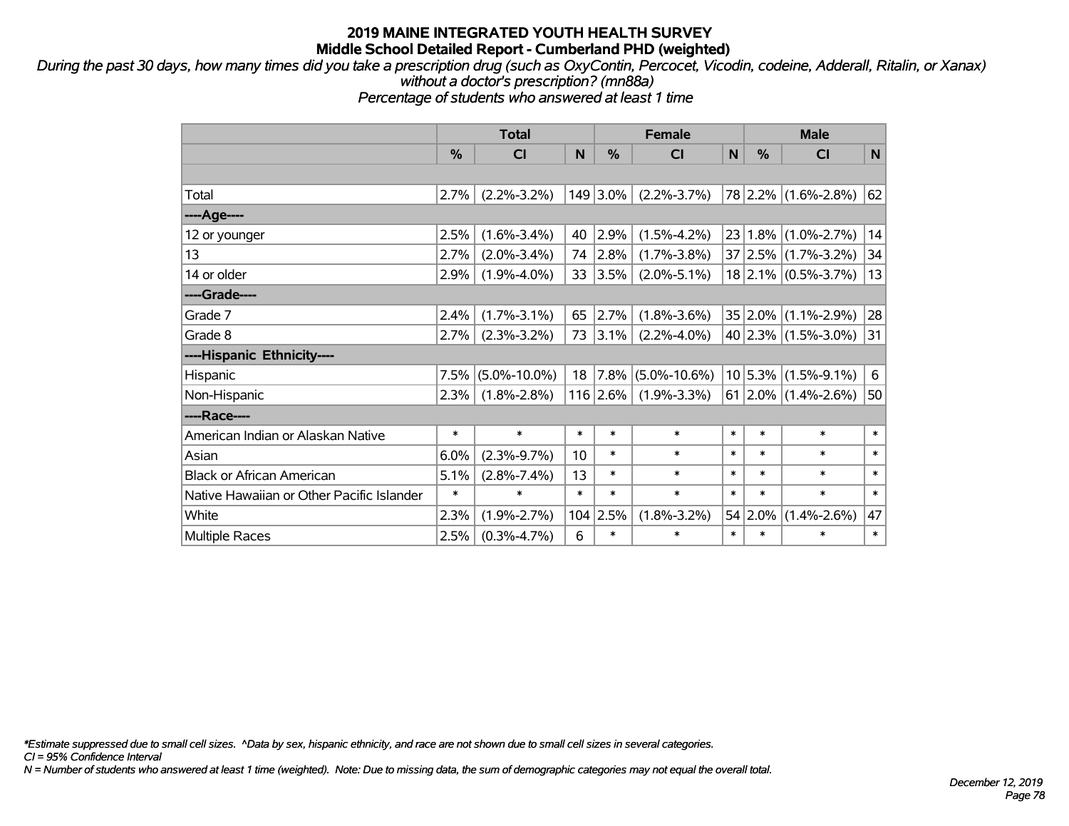# 2019 MAINE INTEGRATED YOUTH HEALTH SURVEY
## Middle School Detailed Report - Cumberland PHD (weighted)

*During the past 30 days, how many times did you take a prescription drug (such as OxyContin, Percocet, Vicodin, codeine, Adderall, Ritalin, or Xanax) without a doctor's prescription? (mn88a)*
*Percentage of students who answered at least 1 time*

| | Total | | | Female | | | Male | | |
|---|---|---|---|---|---|---|---|---|---|
| | % | CI | N | % | CI | N | % | CI | N |
| | | | | | | | | | |
| Total | 2.7% | (2.2%-3.2%) | 149 | 3.0% | (2.2%-3.7%) | 78 | 2.2% | (1.6%-2.8%) | 62 |
| ----Age---- | | | | | | | | | |
| 12 or younger | 2.5% | (1.6%-3.4%) | 40 | 2.9% | (1.5%-4.2%) | 23 | 1.8% | (1.0%-2.7%) | 14 |
| 13 | 2.7% | (2.0%-3.4%) | 74 | 2.8% | (1.7%-3.8%) | 37 | 2.5% | (1.7%-3.2%) | 34 |
| 14 or older | 2.9% | (1.9%-4.0%) | 33 | 3.5% | (2.0%-5.1%) | 18 | 2.1% | (0.5%-3.7%) | 13 |
| ----Grade---- | | | | | | | | | |
| Grade 7 | 2.4% | (1.7%-3.1%) | 65 | 2.7% | (1.8%-3.6%) | 35 | 2.0% | (1.1%-2.9%) | 28 |
| Grade 8 | 2.7% | (2.3%-3.2%) | 73 | 3.1% | (2.2%-4.0%) | 40 | 2.3% | (1.5%-3.0%) | 31 |
| ----Hispanic Ethnicity---- | | | | | | | | | |
| Hispanic | 7.5% | (5.0%-10.0%) | 18 | 7.8% | (5.0%-10.6%) | 10 | 5.3% | (1.5%-9.1%) | 6 |
| Non-Hispanic | 2.3% | (1.8%-2.8%) | 116 | 2.6% | (1.9%-3.3%) | 61 | 2.0% | (1.4%-2.6%) | 50 |
| ----Race---- | | | | | | | | | |
| American Indian or Alaskan Native | * | * | * | * | * | * | * | * | * |
| Asian | 6.0% | (2.3%-9.7%) | 10 | * | * | * | * | * | * |
| Black or African American | 5.1% | (2.8%-7.4%) | 13 | * | * | * | * | * | * |
| Native Hawaiian or Other Pacific Islander | * | * | * | * | * | * | * | * | * |
| White | 2.3% | (1.9%-2.7%) | 104 | 2.5% | (1.8%-3.2%) | 54 | 2.0% | (1.4%-2.6%) | 47 |
| Multiple Races | 2.5% | (0.3%-4.7%) | 6 | * | * | * | * | * | * |

*\*Estimate suppressed due to small cell sizes. ^Data by sex, hispanic ethnicity, and race are not shown due to small cell sizes in several categories.*
*CI = 95% Confidence Interval*
*N = Number of students who answered at least 1 time (weighted). Note: Due to missing data, the sum of demographic categories may not equal the overall total.*

*December 12, 2019*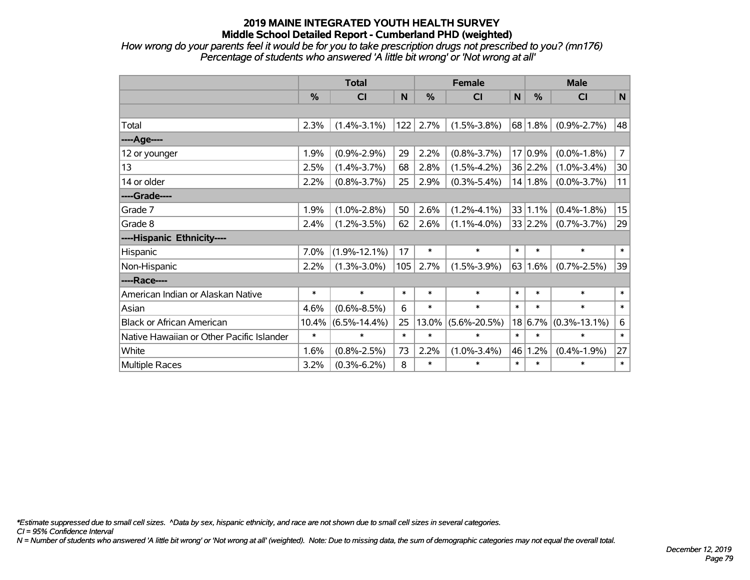# 2019 MAINE INTEGRATED YOUTH HEALTH SURVEY
## Middle School Detailed Report - Cumberland PHD (weighted)

*How wrong do your parents feel it would be for you to take prescription drugs not prescribed to you? (mn176)*
*Percentage of students who answered 'A little bit wrong' or 'Not wrong at all'*

| | Total | | | Female | | | Male | | |
|---|---|---|---|---|---|---|---|---|---|
| | % | CI | N | % | CI | N | % | CI | N |
| | | | | | | | | | |
| Total | 2.3% | (1.4%-3.1%) | 122 | 2.7% | (1.5%-3.8%) | 68 | 1.8% | (0.9%-2.7%) | 48 |
| ----Age---- | | | | | | | | | |
| 12 or younger | 1.9% | (0.9%-2.9%) | 29 | 2.2% | (0.8%-3.7%) | 17 | 0.9% | (0.0%-1.8%) | 7 |
| 13 | 2.5% | (1.4%-3.7%) | 68 | 2.8% | (1.5%-4.2%) | 36 | 2.2% | (1.0%-3.4%) | 30 |
| 14 or older | 2.2% | (0.8%-3.7%) | 25 | 2.9% | (0.3%-5.4%) | 14 | 1.8% | (0.0%-3.7%) | 11 |
| ----Grade---- | | | | | | | | | |
| Grade 7 | 1.9% | (1.0%-2.8%) | 50 | 2.6% | (1.2%-4.1%) | 33 | 1.1% | (0.4%-1.8%) | 15 |
| Grade 8 | 2.4% | (1.2%-3.5%) | 62 | 2.6% | (1.1%-4.0%) | 33 | 2.2% | (0.7%-3.7%) | 29 |
| ----Hispanic Ethnicity---- | | | | | | | | | |
| Hispanic | 7.0% | (1.9%-12.1%) | 17 | * | * | * | * | * | * |
| Non-Hispanic | 2.2% | (1.3%-3.0%) | 105 | 2.7% | (1.5%-3.9%) | 63 | 1.6% | (0.7%-2.5%) | 39 |
| ----Race---- | | | | | | | | | |
| American Indian or Alaskan Native | * | * | * | * | * | * | * | * | * |
| Asian | 4.6% | (0.6%-8.5%) | 6 | * | * | * | * | * | * |
| Black or African American | 10.4% | (6.5%-14.4%) | 25 | 13.0% | (5.6%-20.5%) | 18 | 6.7% | (0.3%-13.1%) | 6 |
| Native Hawaiian or Other Pacific Islander | * | * | * | * | * | * | * | * | * |
| White | 1.6% | (0.8%-2.5%) | 73 | 2.2% | (1.0%-3.4%) | 46 | 1.2% | (0.4%-1.9%) | 27 |
| Multiple Races | 3.2% | (0.3%-6.2%) | 8 | * | * | * | * | * | * |

*\*Estimate suppressed due to small cell sizes. ^Data by sex, hispanic ethnicity, and race are not shown due to small cell sizes in several categories.*
*CI = 95% Confidence Interval*
*N = Number of students who answered 'A little bit wrong' or 'Not wrong at all' (weighted). Note: Due to missing data, the sum of demographic categories may not equal the overall total.*

*December 12, 2019*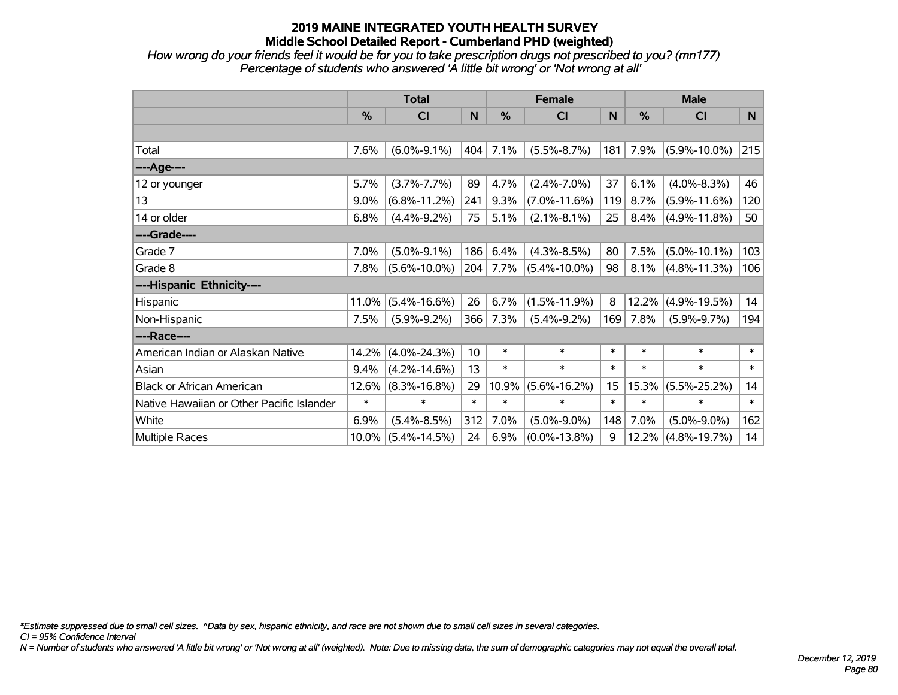# 2019 MAINE INTEGRATED YOUTH HEALTH SURVEY
## Middle School Detailed Report - Cumberland PHD (weighted)

*How wrong do your friends feel it would be for you to take prescription drugs not prescribed to you? (mn177)*
*Percentage of students who answered 'A little bit wrong' or 'Not wrong at all'*

| | Total | | | Female | | | Male | | |
|---|---|---|---|---|---|---|---|---|---|
| | % | CI | N | % | CI | N | % | CI | N |
| | | | | | | | | | |
| Total | 7.6% | (6.0%-9.1%) | 404 | 7.1% | (5.5%-8.7%) | 181 | 7.9% | (5.9%-10.0%) | 215 |
| ----Age---- | | | | | | | | | |
| 12 or younger | 5.7% | (3.7%-7.7%) | 89 | 4.7% | (2.4%-7.0%) | 37 | 6.1% | (4.0%-8.3%) | 46 |
| 13 | 9.0% | (6.8%-11.2%) | 241 | 9.3% | (7.0%-11.6%) | 119 | 8.7% | (5.9%-11.6%) | 120 |
| 14 or older | 6.8% | (4.4%-9.2%) | 75 | 5.1% | (2.1%-8.1%) | 25 | 8.4% | (4.9%-11.8%) | 50 |
| ----Grade---- | | | | | | | | | |
| Grade 7 | 7.0% | (5.0%-9.1%) | 186 | 6.4% | (4.3%-8.5%) | 80 | 7.5% | (5.0%-10.1%) | 103 |
| Grade 8 | 7.8% | (5.6%-10.0%) | 204 | 7.7% | (5.4%-10.0%) | 98 | 8.1% | (4.8%-11.3%) | 106 |
| ----Hispanic Ethnicity---- | | | | | | | | | |
| Hispanic | 11.0% | (5.4%-16.6%) | 26 | 6.7% | (1.5%-11.9%) | 8 | 12.2% | (4.9%-19.5%) | 14 |
| Non-Hispanic | 7.5% | (5.9%-9.2%) | 366 | 7.3% | (5.4%-9.2%) | 169 | 7.8% | (5.9%-9.7%) | 194 |
| ----Race---- | | | | | | | | | |
| American Indian or Alaskan Native | 14.2% | (4.0%-24.3%) | 10 | * | * | * | * | * | * |
| Asian | 9.4% | (4.2%-14.6%) | 13 | * | * | * | * | * | * |
| Black or African American | 12.6% | (8.3%-16.8%) | 29 | 10.9% | (5.6%-16.2%) | 15 | 15.3% | (5.5%-25.2%) | 14 |
| Native Hawaiian or Other Pacific Islander | * | * | * | * | * | * | * | * | * |
| White | 6.9% | (5.4%-8.5%) | 312 | 7.0% | (5.0%-9.0%) | 148 | 7.0% | (5.0%-9.0%) | 162 |
| Multiple Races | 10.0% | (5.4%-14.5%) | 24 | 6.9% | (0.0%-13.8%) | 9 | 12.2% | (4.8%-19.7%) | 14 |

*\*Estimate suppressed due to small cell sizes. ^Data by sex, hispanic ethnicity, and race are not shown due to small cell sizes in several categories.*
*CI = 95% Confidence Interval*
*N = Number of students who answered 'A little bit wrong' or 'Not wrong at all' (weighted). Note: Due to missing data, the sum of demographic categories may not equal the overall total.*

*December 12, 2019*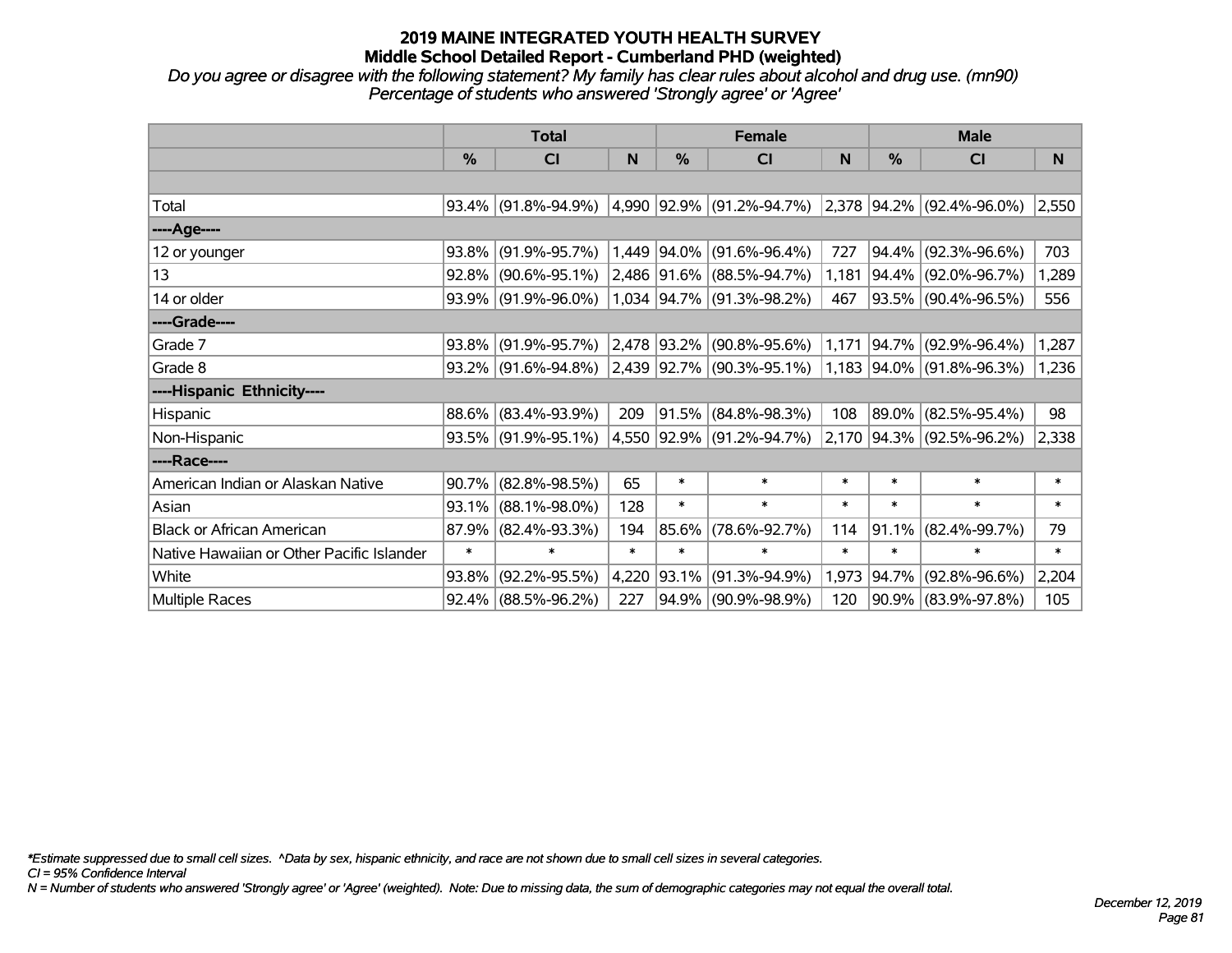# 2019 MAINE INTEGRATED YOUTH HEALTH SURVEY
## Middle School Detailed Report - Cumberland PHD (weighted)

*Do you agree or disagree with the following statement? My family has clear rules about alcohol and drug use. (mn90)*
*Percentage of students who answered 'Strongly agree' or 'Agree'*

| | Total | | | Female | | | Male | | |
|---|---|---|---|---|---|---|---|---|---|
| | % | CI | N | % | CI | N | % | CI | N |
| | | | | | | | | | |
| Total | 93.4% | (91.8%-94.9%) | 4,990 | 92.9% | (91.2%-94.7%) | 2,378 | 94.2% | (92.4%-96.0%) | 2,550 |
| ----Age---- | | | | | | | | | |
| 12 or younger | 93.8% | (91.9%-95.7%) | 1,449 | 94.0% | (91.6%-96.4%) | 727 | 94.4% | (92.3%-96.6%) | 703 |
| 13 | 92.8% | (90.6%-95.1%) | 2,486 | 91.6% | (88.5%-94.7%) | 1,181 | 94.4% | (92.0%-96.7%) | 1,289 |
| 14 or older | 93.9% | (91.9%-96.0%) | 1,034 | 94.7% | (91.3%-98.2%) | 467 | 93.5% | (90.4%-96.5%) | 556 |
| ----Grade---- | | | | | | | | | |
| Grade 7 | 93.8% | (91.9%-95.7%) | 2,478 | 93.2% | (90.8%-95.6%) | 1,171 | 94.7% | (92.9%-96.4%) | 1,287 |
| Grade 8 | 93.2% | (91.6%-94.8%) | 2,439 | 92.7% | (90.3%-95.1%) | 1,183 | 94.0% | (91.8%-96.3%) | 1,236 |
| ----Hispanic Ethnicity---- | | | | | | | | | |
| Hispanic | 88.6% | (83.4%-93.9%) | 209 | 91.5% | (84.8%-98.3%) | 108 | 89.0% | (82.5%-95.4%) | 98 |
| Non-Hispanic | 93.5% | (91.9%-95.1%) | 4,550 | 92.9% | (91.2%-94.7%) | 2,170 | 94.3% | (92.5%-96.2%) | 2,338 |
| ----Race---- | | | | | | | | | |
| American Indian or Alaskan Native | 90.7% | (82.8%-98.5%) | 65 | * | * | * | * | * | * |
| Asian | 93.1% | (88.1%-98.0%) | 128 | * | * | * | * | * | * |
| Black or African American | 87.9% | (82.4%-93.3%) | 194 | 85.6% | (78.6%-92.7%) | 114 | 91.1% | (82.4%-99.7%) | 79 |
| Native Hawaiian or Other Pacific Islander | * | * | * | * | * | * | * | * | * |
| White | 93.8% | (92.2%-95.5%) | 4,220 | 93.1% | (91.3%-94.9%) | 1,973 | 94.7% | (92.8%-96.6%) | 2,204 |
| Multiple Races | 92.4% | (88.5%-96.2%) | 227 | 94.9% | (90.9%-98.9%) | 120 | 90.9% | (83.9%-97.8%) | 105 |

*\*Estimate suppressed due to small cell sizes. ^Data by sex, hispanic ethnicity, and race are not shown due to small cell sizes in several categories.*
*CI = 95% Confidence Interval*
*N = Number of students who answered 'Strongly agree' or 'Agree' (weighted). Note: Due to missing data, the sum of demographic categories may not equal the overall total.*

*December 12, 2019*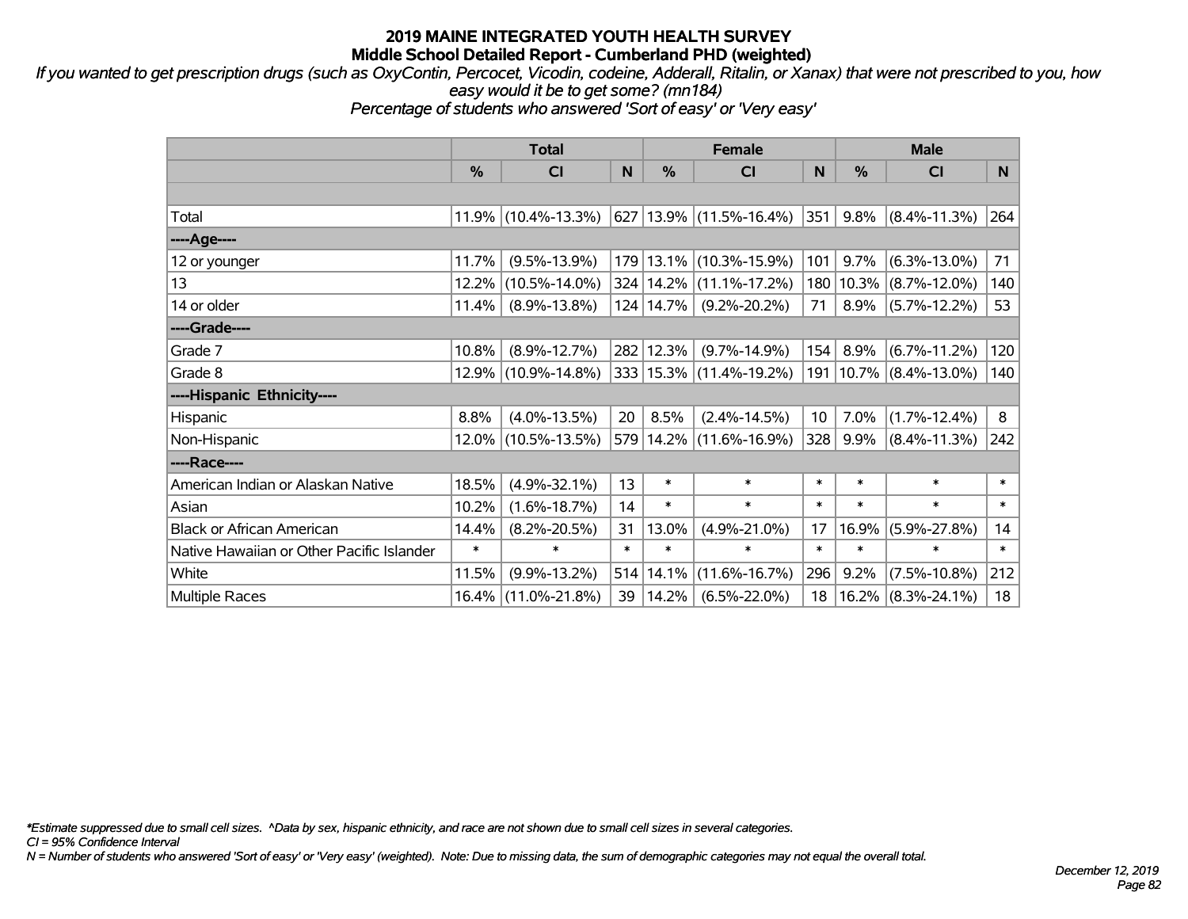# 2019 MAINE INTEGRATED YOUTH HEALTH SURVEY
## Middle School Detailed Report - Cumberland PHD (weighted)

*If you wanted to get prescription drugs (such as OxyContin, Percocet, Vicodin, codeine, Adderall, Ritalin, or Xanax) that were not prescribed to you, how easy would it be to get some? (mn184)*
*Percentage of students who answered 'Sort of easy' or 'Very easy'*

| | Total | | | Female | | | Male | | |
|---|---|---|---|---|---|---|---|---|---|
| | % | CI | N | % | CI | N | % | CI | N |
| | | | | | | | | | |
| Total | 11.9% | (10.4%-13.3%) | 627 | 13.9% | (11.5%-16.4%) | 351 | 9.8% | (8.4%-11.3%) | 264 |
| ----Age---- | | | | | | | | | |
| 12 or younger | 11.7% | (9.5%-13.9%) | 179 | 13.1% | (10.3%-15.9%) | 101 | 9.7% | (6.3%-13.0%) | 71 |
| 13 | 12.2% | (10.5%-14.0%) | 324 | 14.2% | (11.1%-17.2%) | 180 | 10.3% | (8.7%-12.0%) | 140 |
| 14 or older | 11.4% | (8.9%-13.8%) | 124 | 14.7% | (9.2%-20.2%) | 71 | 8.9% | (5.7%-12.2%) | 53 |
| ----Grade---- | | | | | | | | | |
| Grade 7 | 10.8% | (8.9%-12.7%) | 282 | 12.3% | (9.7%-14.9%) | 154 | 8.9% | (6.7%-11.2%) | 120 |
| Grade 8 | 12.9% | (10.9%-14.8%) | 333 | 15.3% | (11.4%-19.2%) | 191 | 10.7% | (8.4%-13.0%) | 140 |
| ----Hispanic Ethnicity---- | | | | | | | | | |
| Hispanic | 8.8% | (4.0%-13.5%) | 20 | 8.5% | (2.4%-14.5%) | 10 | 7.0% | (1.7%-12.4%) | 8 |
| Non-Hispanic | 12.0% | (10.5%-13.5%) | 579 | 14.2% | (11.6%-16.9%) | 328 | 9.9% | (8.4%-11.3%) | 242 |
| ----Race---- | | | | | | | | | |
| American Indian or Alaskan Native | 18.5% | (4.9%-32.1%) | 13 | * | * | * | * | * | * |
| Asian | 10.2% | (1.6%-18.7%) | 14 | * | * | * | * | * | * |
| Black or African American | 14.4% | (8.2%-20.5%) | 31 | 13.0% | (4.9%-21.0%) | 17 | 16.9% | (5.9%-27.8%) | 14 |
| Native Hawaiian or Other Pacific Islander | * | * | * | * | * | * | * | * | * |
| White | 11.5% | (9.9%-13.2%) | 514 | 14.1% | (11.6%-16.7%) | 296 | 9.2% | (7.5%-10.8%) | 212 |
| Multiple Races | 16.4% | (11.0%-21.8%) | 39 | 14.2% | (6.5%-22.0%) | 18 | 16.2% | (8.3%-24.1%) | 18 |

*Estimate suppressed due to small cell sizes. ^Data by sex, hispanic ethnicity, and race are not shown due to small cell sizes in several categories.
CI = 95% Confidence Interval
N = Number of students who answered 'Sort of easy' or 'Very easy' (weighted). Note: Due to missing data, the sum of demographic categories may not equal the overall total.

December 12, 2019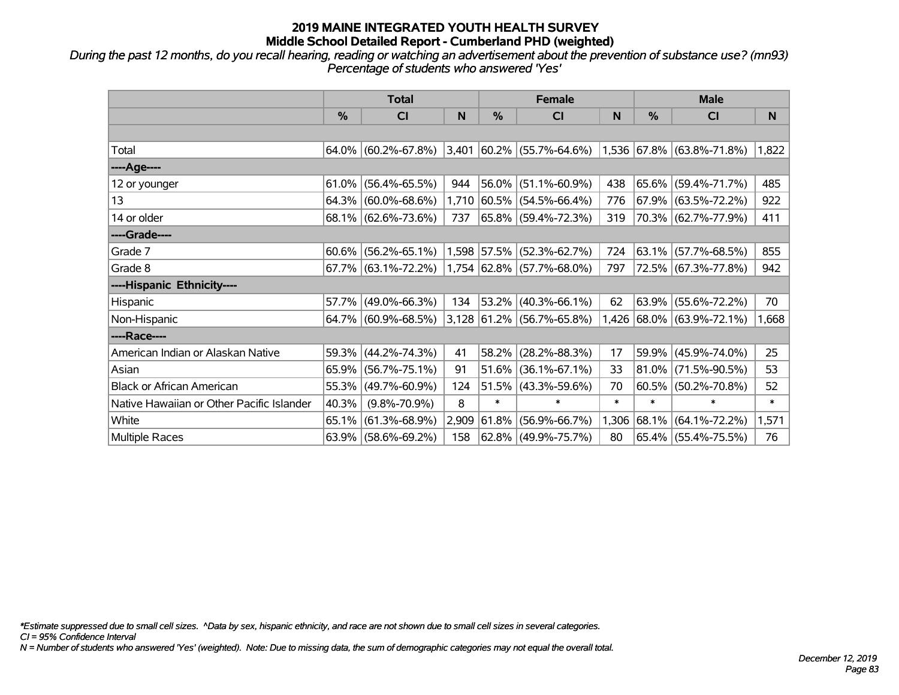# 2019 MAINE INTEGRATED YOUTH HEALTH SURVEY
## Middle School Detailed Report - Cumberland PHD (weighted)

*During the past 12 months, do you recall hearing, reading or watching an advertisement about the prevention of substance use? (mn93)*
*Percentage of students who answered 'Yes'*

| | Total | | | Female | | | Male | | |
|---|---|---|---|---|---|---|---|---|---|
| | % | CI | N | % | CI | N | % | CI | N |
| Total | 64.0% | (60.2%-67.8%) | 3,401 | 60.2% | (55.7%-64.6%) | 1,536 | 67.8% | (63.8%-71.8%) | 1,822 |
| ----Age---- | | | | | | | | | |
| 12 or younger | 61.0% | (56.4%-65.5%) | 944 | 56.0% | (51.1%-60.9%) | 438 | 65.6% | (59.4%-71.7%) | 485 |
| 13 | 64.3% | (60.0%-68.6%) | 1,710 | 60.5% | (54.5%-66.4%) | 776 | 67.9% | (63.5%-72.2%) | 922 |
| 14 or older | 68.1% | (62.6%-73.6%) | 737 | 65.8% | (59.4%-72.3%) | 319 | 70.3% | (62.7%-77.9%) | 411 |
| ----Grade---- | | | | | | | | | |
| Grade 7 | 60.6% | (56.2%-65.1%) | 1,598 | 57.5% | (52.3%-62.7%) | 724 | 63.1% | (57.7%-68.5%) | 855 |
| Grade 8 | 67.7% | (63.1%-72.2%) | 1,754 | 62.8% | (57.7%-68.0%) | 797 | 72.5% | (67.3%-77.8%) | 942 |
| ----Hispanic Ethnicity---- | | | | | | | | | |
| Hispanic | 57.7% | (49.0%-66.3%) | 134 | 53.2% | (40.3%-66.1%) | 62 | 63.9% | (55.6%-72.2%) | 70 |
| Non-Hispanic | 64.7% | (60.9%-68.5%) | 3,128 | 61.2% | (56.7%-65.8%) | 1,426 | 68.0% | (63.9%-72.1%) | 1,668 |
| ----Race---- | | | | | | | | | |
| American Indian or Alaskan Native | 59.3% | (44.2%-74.3%) | 41 | 58.2% | (28.2%-88.3%) | 17 | 59.9% | (45.9%-74.0%) | 25 |
| Asian | 65.9% | (56.7%-75.1%) | 91 | 51.6% | (36.1%-67.1%) | 33 | 81.0% | (71.5%-90.5%) | 53 |
| Black or African American | 55.3% | (49.7%-60.9%) | 124 | 51.5% | (43.3%-59.6%) | 70 | 60.5% | (50.2%-70.8%) | 52 |
| Native Hawaiian or Other Pacific Islander | 40.3% | (9.8%-70.9%) | 8 | * | * | * | * | * | * |
| White | 65.1% | (61.3%-68.9%) | 2,909 | 61.8% | (56.9%-66.7%) | 1,306 | 68.1% | (64.1%-72.2%) | 1,571 |
| Multiple Races | 63.9% | (58.6%-69.2%) | 158 | 62.8% | (49.9%-75.7%) | 80 | 65.4% | (55.4%-75.5%) | 76 |

*Estimate suppressed due to small cell sizes. ^Data by sex, hispanic ethnicity, and race are not shown due to small cell sizes in several categories.
CI = 95% Confidence Interval
N = Number of students who answered 'Yes' (weighted). Note: Due to missing data, the sum of demographic categories may not equal the overall total.

December 12, 2019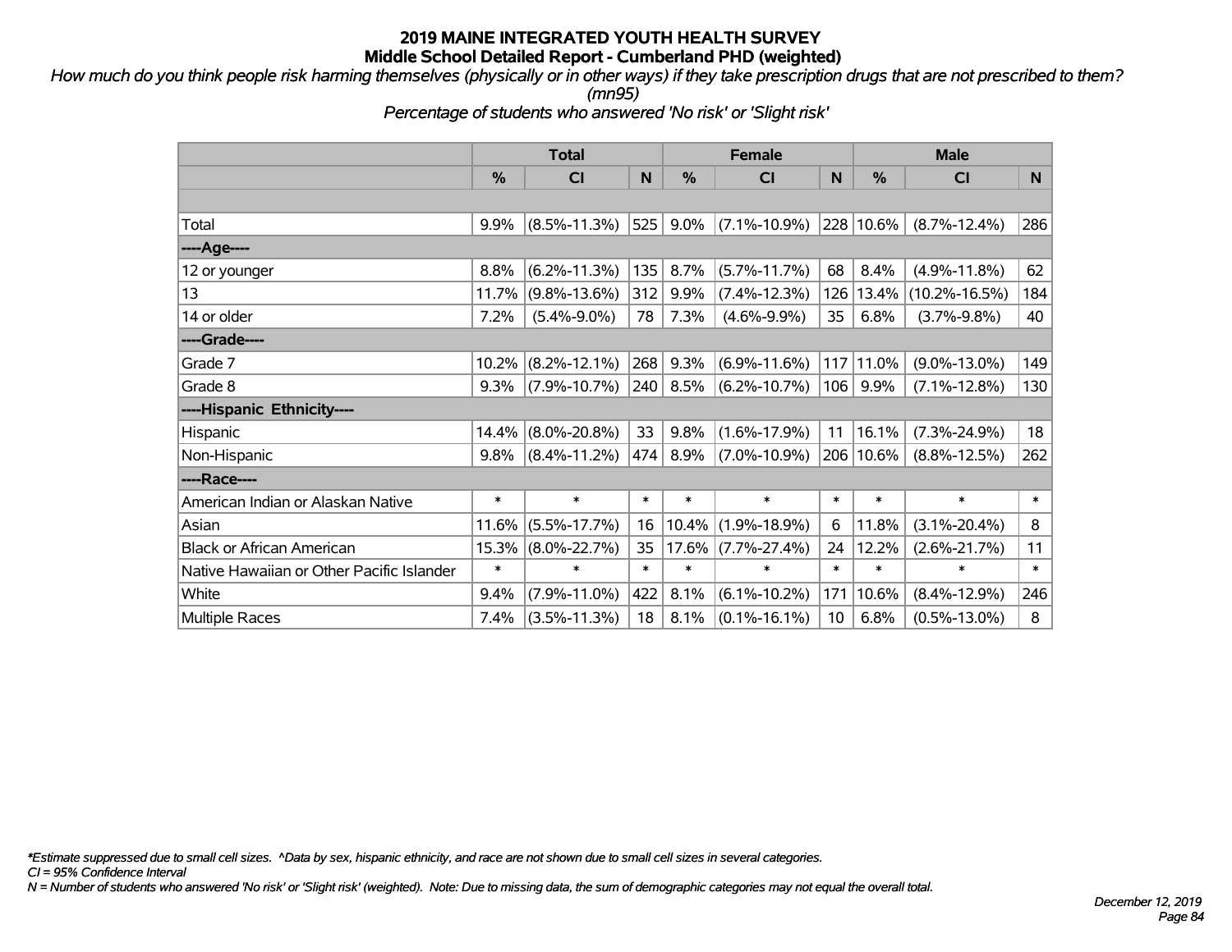# 2019 MAINE INTEGRATED YOUTH HEALTH SURVEY
## Middle School Detailed Report - Cumberland PHD (weighted)

*How much do you think people risk harming themselves (physically or in other ways) if they take prescription drugs that are not prescribed to them? (mn95)*

*Percentage of students who answered 'No risk' or 'Slight risk'*

| | Total | | | Female | | | Male | | |
|---|---|---|---|---|---|---|---|---|---|
| | % | CI | N | % | CI | N | % | CI | N |
| Total | 9.9% | (8.5%-11.3%) | 525 | 9.0% | (7.1%-10.9%) | 228 | 10.6% | (8.7%-12.4%) | 286 |
| ----Age---- | | | | | | | | | |
| 12 or younger | 8.8% | (6.2%-11.3%) | 135 | 8.7% | (5.7%-11.7%) | 68 | 8.4% | (4.9%-11.8%) | 62 |
| 13 | 11.7% | (9.8%-13.6%) | 312 | 9.9% | (7.4%-12.3%) | 126 | 13.4% | (10.2%-16.5%) | 184 |
| 14 or older | 7.2% | (5.4%-9.0%) | 78 | 7.3% | (4.6%-9.9%) | 35 | 6.8% | (3.7%-9.8%) | 40 |
| ----Grade---- | | | | | | | | | |
| Grade 7 | 10.2% | (8.2%-12.1%) | 268 | 9.3% | (6.9%-11.6%) | 117 | 11.0% | (9.0%-13.0%) | 149 |
| Grade 8 | 9.3% | (7.9%-10.7%) | 240 | 8.5% | (6.2%-10.7%) | 106 | 9.9% | (7.1%-12.8%) | 130 |
| ----Hispanic Ethnicity---- | | | | | | | | | |
| Hispanic | 14.4% | (8.0%-20.8%) | 33 | 9.8% | (1.6%-17.9%) | 11 | 16.1% | (7.3%-24.9%) | 18 |
| Non-Hispanic | 9.8% | (8.4%-11.2%) | 474 | 8.9% | (7.0%-10.9%) | 206 | 10.6% | (8.8%-12.5%) | 262 |
| ----Race---- | | | | | | | | | |
| American Indian or Alaskan Native | * | * | * | * | * | * | * | * | * |
| Asian | 11.6% | (5.5%-17.7%) | 16 | 10.4% | (1.9%-18.9%) | 6 | 11.8% | (3.1%-20.4%) | 8 |
| Black or African American | 15.3% | (8.0%-22.7%) | 35 | 17.6% | (7.7%-27.4%) | 24 | 12.2% | (2.6%-21.7%) | 11 |
| Native Hawaiian or Other Pacific Islander | * | * | * | * | * | * | * | * | * |
| White | 9.4% | (7.9%-11.0%) | 422 | 8.1% | (6.1%-10.2%) | 171 | 10.6% | (8.4%-12.9%) | 246 |
| Multiple Races | 7.4% | (3.5%-11.3%) | 18 | 8.1% | (0.1%-16.1%) | 10 | 6.8% | (0.5%-13.0%) | 8 |

*\*Estimate suppressed due to small cell sizes. ^Data by sex, hispanic ethnicity, and race are not shown due to small cell sizes in several categories.*

*CI = 95% Confidence Interval*

*N = Number of students who answered 'No risk' or 'Slight risk' (weighted). Note: Due to missing data, the sum of demographic categories may not equal the overall total.*

*December 12, 2019*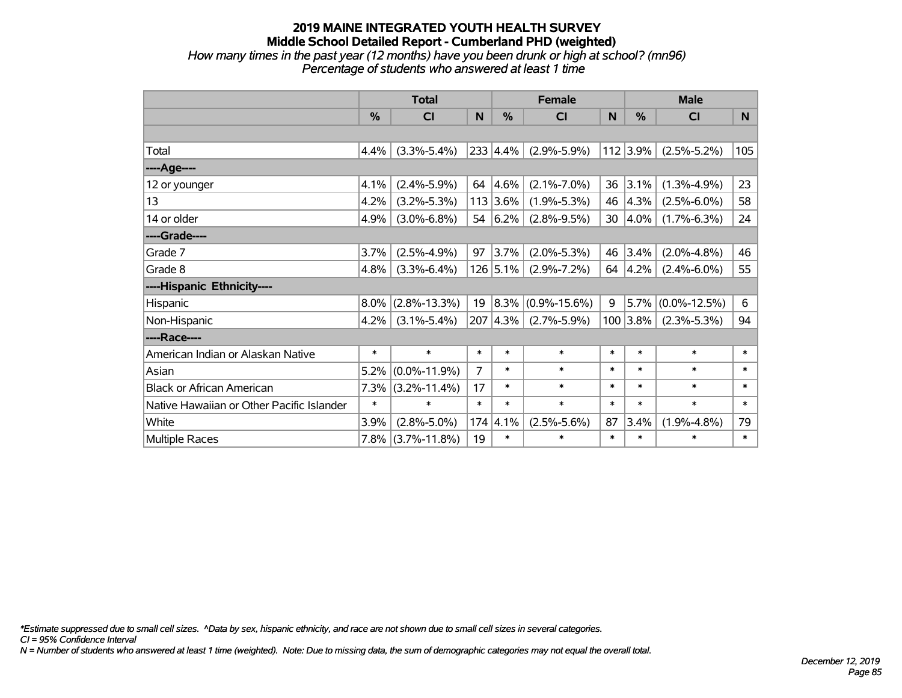# 2019 MAINE INTEGRATED YOUTH HEALTH SURVEY
## Middle School Detailed Report - Cumberland PHD (weighted)
*How many times in the past year (12 months) have you been drunk or high at school? (mn96)*
*Percentage of students who answered at least 1 time*

| | Total | | | Female | | | Male | | |
|---|---|---|---|---|---|---|---|---|---|
| | % | CI | N | % | CI | N | % | CI | N |
| | | | | | | | | | |
| Total | 4.4% | (3.3%-5.4%) | 233 | 4.4% | (2.9%-5.9%) | 112 | 3.9% | (2.5%-5.2%) | 105 |
| ----Age---- | | | | | | | | | |
| 12 or younger | 4.1% | (2.4%-5.9%) | 64 | 4.6% | (2.1%-7.0%) | 36 | 3.1% | (1.3%-4.9%) | 23 |
| 13 | 4.2% | (3.2%-5.3%) | 113 | 3.6% | (1.9%-5.3%) | 46 | 4.3% | (2.5%-6.0%) | 58 |
| 14 or older | 4.9% | (3.0%-6.8%) | 54 | 6.2% | (2.8%-9.5%) | 30 | 4.0% | (1.7%-6.3%) | 24 |
| ----Grade---- | | | | | | | | | |
| Grade 7 | 3.7% | (2.5%-4.9%) | 97 | 3.7% | (2.0%-5.3%) | 46 | 3.4% | (2.0%-4.8%) | 46 |
| Grade 8 | 4.8% | (3.3%-6.4%) | 126 | 5.1% | (2.9%-7.2%) | 64 | 4.2% | (2.4%-6.0%) | 55 |
| ----Hispanic Ethnicity---- | | | | | | | | | |
| Hispanic | 8.0% | (2.8%-13.3%) | 19 | 8.3% | (0.9%-15.6%) | 9 | 5.7% | (0.0%-12.5%) | 6 |
| Non-Hispanic | 4.2% | (3.1%-5.4%) | 207 | 4.3% | (2.7%-5.9%) | 100 | 3.8% | (2.3%-5.3%) | 94 |
| ----Race---- | | | | | | | | | |
| American Indian or Alaskan Native | * | * | * | * | * | * | * | * | * |
| Asian | 5.2% | (0.0%-11.9%) | 7 | * | * | * | * | * | * |
| Black or African American | 7.3% | (3.2%-11.4%) | 17 | * | * | * | * | * | * |
| Native Hawaiian or Other Pacific Islander | * | * | * | * | * | * | * | * | * |
| White | 3.9% | (2.8%-5.0%) | 174 | 4.1% | (2.5%-5.6%) | 87 | 3.4% | (1.9%-4.8%) | 79 |
| Multiple Races | 7.8% | (3.7%-11.8%) | 19 | * | * | * | * | * | * |

*\*Estimate suppressed due to small cell sizes. ^Data by sex, hispanic ethnicity, and race are not shown due to small cell sizes in several categories.*
*CI = 95% Confidence Interval*
*N = Number of students who answered at least 1 time (weighted). Note: Due to missing data, the sum of demographic categories may not equal the overall total.*

*December 12, 2019*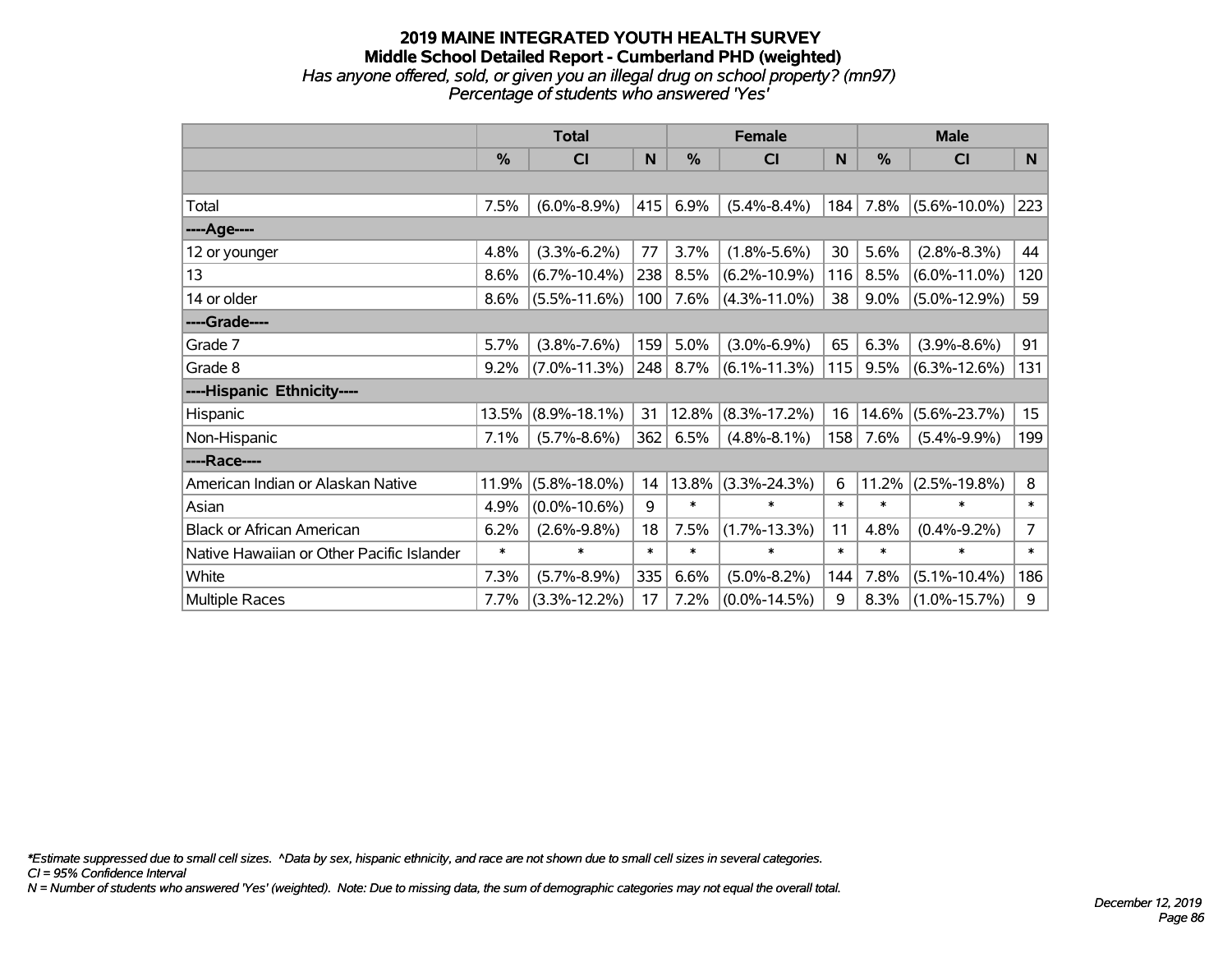# 2019 MAINE INTEGRATED YOUTH HEALTH SURVEY
## Middle School Detailed Report - Cumberland PHD (weighted)
*Has anyone offered, sold, or given you an illegal drug on school property? (mn97)*
*Percentage of students who answered 'Yes'*

| | Total | | | Female | | | Male | | |
|---|---|---|---|---|---|---|---|---|---|
| | % | CI | N | % | CI | N | % | CI | N |
| | | | | | | | | | |
| Total | 7.5% | (6.0%-8.9%) | 415 | 6.9% | (5.4%-8.4%) | 184 | 7.8% | (5.6%-10.0%) | 223 |
| ----Age---- | | | | | | | | | |
| 12 or younger | 4.8% | (3.3%-6.2%) | 77 | 3.7% | (1.8%-5.6%) | 30 | 5.6% | (2.8%-8.3%) | 44 |
| 13 | 8.6% | (6.7%-10.4%) | 238 | 8.5% | (6.2%-10.9%) | 116 | 8.5% | (6.0%-11.0%) | 120 |
| 14 or older | 8.6% | (5.5%-11.6%) | 100 | 7.6% | (4.3%-11.0%) | 38 | 9.0% | (5.0%-12.9%) | 59 |
| ----Grade---- | | | | | | | | | |
| Grade 7 | 5.7% | (3.8%-7.6%) | 159 | 5.0% | (3.0%-6.9%) | 65 | 6.3% | (3.9%-8.6%) | 91 |
| Grade 8 | 9.2% | (7.0%-11.3%) | 248 | 8.7% | (6.1%-11.3%) | 115 | 9.5% | (6.3%-12.6%) | 131 |
| ----Hispanic Ethnicity---- | | | | | | | | | |
| Hispanic | 13.5% | (8.9%-18.1%) | 31 | 12.8% | (8.3%-17.2%) | 16 | 14.6% | (5.6%-23.7%) | 15 |
| Non-Hispanic | 7.1% | (5.7%-8.6%) | 362 | 6.5% | (4.8%-8.1%) | 158 | 7.6% | (5.4%-9.9%) | 199 |
| ----Race---- | | | | | | | | | |
| American Indian or Alaskan Native | 11.9% | (5.8%-18.0%) | 14 | 13.8% | (3.3%-24.3%) | 6 | 11.2% | (2.5%-19.8%) | 8 |
| Asian | 4.9% | (0.0%-10.6%) | 9 | * | * | * | * | * | * |
| Black or African American | 6.2% | (2.6%-9.8%) | 18 | 7.5% | (1.7%-13.3%) | 11 | 4.8% | (0.4%-9.2%) | 7 |
| Native Hawaiian or Other Pacific Islander | * | * | * | * | * | * | * | * | * |
| White | 7.3% | (5.7%-8.9%) | 335 | 6.6% | (5.0%-8.2%) | 144 | 7.8% | (5.1%-10.4%) | 186 |
| Multiple Races | 7.7% | (3.3%-12.2%) | 17 | 7.2% | (0.0%-14.5%) | 9 | 8.3% | (1.0%-15.7%) | 9 |

*\*Estimate suppressed due to small cell sizes. ^Data by sex, hispanic ethnicity, and race are not shown due to small cell sizes in several categories.*
*CI = 95% Confidence Interval*
*N = Number of students who answered 'Yes' (weighted). Note: Due to missing data, the sum of demographic categories may not equal the overall total.*

*December 12, 2019*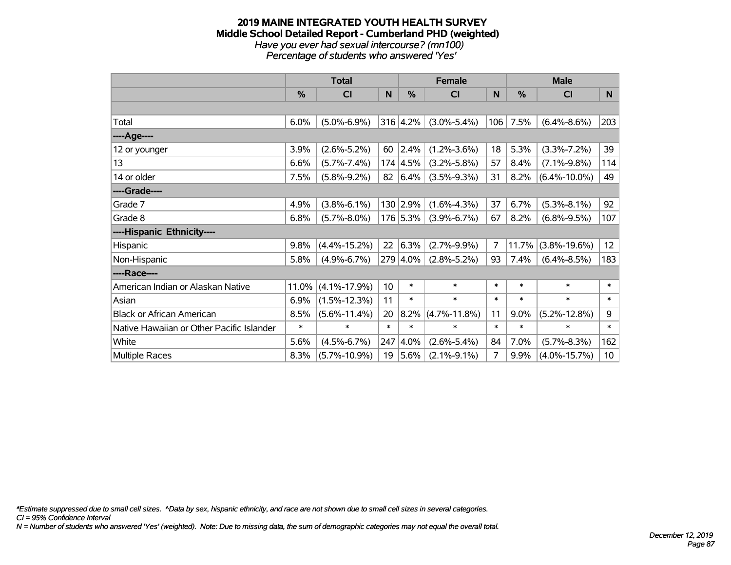# 2019 MAINE INTEGRATED YOUTH HEALTH SURVEY
## Middle School Detailed Report - Cumberland PHD (weighted)
*Have you ever had sexual intercourse? (mn100)*
*Percentage of students who answered 'Yes'*

| | Total | | | Female | | | Male | | |
|---|---|---|---|---|---|---|---|---|---|
| | % | CI | N | % | CI | N | % | CI | N |
| | | | | | | | | | |
| Total | 6.0% | (5.0%-6.9%) | 316 | 4.2% | (3.0%-5.4%) | 106 | 7.5% | (6.4%-8.6%) | 203 |
| ----Age---- | | | | | | | | | |
| 12 or younger | 3.9% | (2.6%-5.2%) | 60 | 2.4% | (1.2%-3.6%) | 18 | 5.3% | (3.3%-7.2%) | 39 |
| 13 | 6.6% | (5.7%-7.4%) | 174 | 4.5% | (3.2%-5.8%) | 57 | 8.4% | (7.1%-9.8%) | 114 |
| 14 or older | 7.5% | (5.8%-9.2%) | 82 | 6.4% | (3.5%-9.3%) | 31 | 8.2% | (6.4%-10.0%) | 49 |
| ----Grade---- | | | | | | | | | |
| Grade 7 | 4.9% | (3.8%-6.1%) | 130 | 2.9% | (1.6%-4.3%) | 37 | 6.7% | (5.3%-8.1%) | 92 |
| Grade 8 | 6.8% | (5.7%-8.0%) | 176 | 5.3% | (3.9%-6.7%) | 67 | 8.2% | (6.8%-9.5%) | 107 |
| ----Hispanic Ethnicity---- | | | | | | | | | |
| Hispanic | 9.8% | (4.4%-15.2%) | 22 | 6.3% | (2.7%-9.9%) | 7 | 11.7% | (3.8%-19.6%) | 12 |
| Non-Hispanic | 5.8% | (4.9%-6.7%) | 279 | 4.0% | (2.8%-5.2%) | 93 | 7.4% | (6.4%-8.5%) | 183 |
| ----Race---- | | | | | | | | | |
| American Indian or Alaskan Native | 11.0% | (4.1%-17.9%) | 10 | * | * | * | * | * | * |
| Asian | 6.9% | (1.5%-12.3%) | 11 | * | * | * | * | * | * |
| Black or African American | 8.5% | (5.6%-11.4%) | 20 | 8.2% | (4.7%-11.8%) | 11 | 9.0% | (5.2%-12.8%) | 9 |
| Native Hawaiian or Other Pacific Islander | * | * | * | * | * | * | * | * | * |
| White | 5.6% | (4.5%-6.7%) | 247 | 4.0% | (2.6%-5.4%) | 84 | 7.0% | (5.7%-8.3%) | 162 |
| Multiple Races | 8.3% | (5.7%-10.9%) | 19 | 5.6% | (2.1%-9.1%) | 7 | 9.9% | (4.0%-15.7%) | 10 |

*\*Estimate suppressed due to small cell sizes. ^Data by sex, hispanic ethnicity, and race are not shown due to small cell sizes in several categories.*
*CI = 95% Confidence Interval*
*N = Number of students who answered 'Yes' (weighted). Note: Due to missing data, the sum of demographic categories may not equal the overall total.*

*December 12, 2019*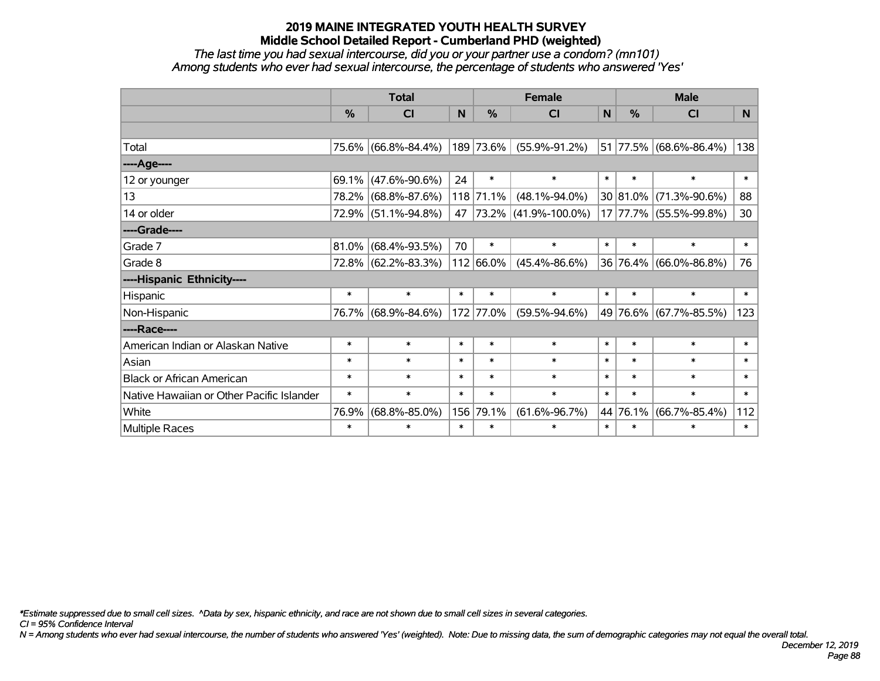# 2019 MAINE INTEGRATED YOUTH HEALTH SURVEY

## Middle School Detailed Report - Cumberland PHD (weighted)

*The last time you had sexual intercourse, did you or your partner use a condom? (mn101)*

*Among students who ever had sexual intercourse, the percentage of students who answered 'Yes'*

| | Total | | | Female | | | Male | | |
|---|---|---|---|---|---|---|---|---|---|
| | % | CI | N | % | CI | N | % | CI | N |
| Total | 75.6% | (66.8%-84.4%) | 189 | 73.6% | (55.9%-91.2%) | 51 | 77.5% | (68.6%-86.4%) | 138 |
| ----Age---- | | | | | | | | | |
| 12 or younger | 69.1% | (47.6%-90.6%) | 24 | * | * | * | * | * | * |
| 13 | 78.2% | (68.8%-87.6%) | 118 | 71.1% | (48.1%-94.0%) | 30 | 81.0% | (71.3%-90.6%) | 88 |
| 14 or older | 72.9% | (51.1%-94.8%) | 47 | 73.2% | (41.9%-100.0%) | 17 | 77.7% | (55.5%-99.8%) | 30 |
| ----Grade---- | | | | | | | | | |
| Grade 7 | 81.0% | (68.4%-93.5%) | 70 | * | * | * | * | * | * |
| Grade 8 | 72.8% | (62.2%-83.3%) | 112 | 66.0% | (45.4%-86.6%) | 36 | 76.4% | (66.0%-86.8%) | 76 |
| ----Hispanic Ethnicity---- | | | | | | | | | |
| Hispanic | * | * | * | * | * | * | * | * | * |
| Non-Hispanic | 76.7% | (68.9%-84.6%) | 172 | 77.0% | (59.5%-94.6%) | 49 | 76.6% | (67.7%-85.5%) | 123 |
| ----Race---- | | | | | | | | | |
| American Indian or Alaskan Native | * | * | * | * | * | * | * | * | * |
| Asian | * | * | * | * | * | * | * | * | * |
| Black or African American | * | * | * | * | * | * | * | * | * |
| Native Hawaiian or Other Pacific Islander | * | * | * | * | * | * | * | * | * |
| White | 76.9% | (68.8%-85.0%) | 156 | 79.1% | (61.6%-96.7%) | 44 | 76.1% | (66.7%-85.4%) | 112 |
| Multiple Races | * | * | * | * | * | * | * | * | * |

*\*Estimate suppressed due to small cell sizes. ^Data by sex, hispanic ethnicity, and race are not shown due to small cell sizes in several categories.*

*CI = 95% Confidence Interval*

*N = Among students who ever had sexual intercourse, the number of students who answered 'Yes' (weighted). Note: Due to missing data, the sum of demographic categories may not equal the overall total.*

*December 12, 2019*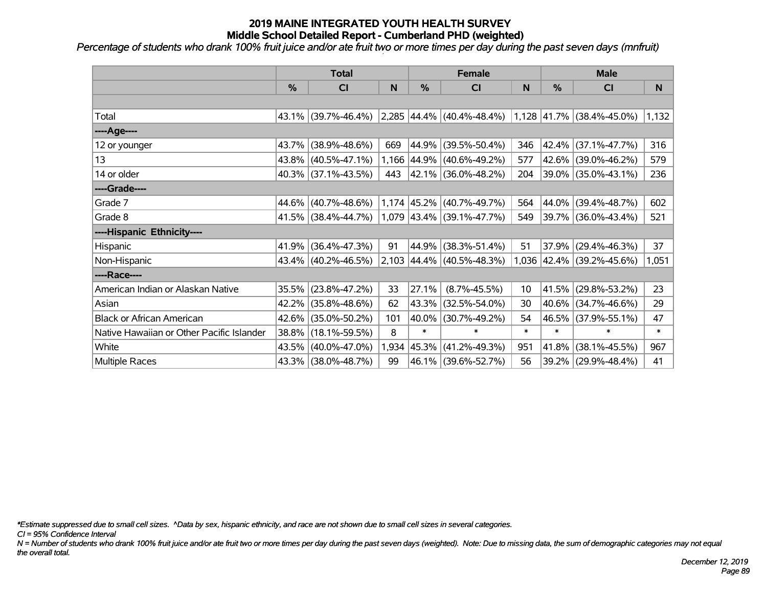# 2019 MAINE INTEGRATED YOUTH HEALTH SURVEY
## Middle School Detailed Report - Cumberland PHD (weighted)

*Percentage of students who drank 100% fruit juice and/or ate fruit two or more times per day during the past seven days (mnfruit)*

| | Total | | | Female | | | Male | | |
|---|---|---|---|---|---|---|---|---|---|
| | % | CI | N | % | CI | N | % | CI | N |
| | | | | | | | | | |
| Total | 43.1% | (39.7%-46.4%) | 2,285 | 44.4% | (40.4%-48.4%) | 1,128 | 41.7% | (38.4%-45.0%) | 1,132 |
| ----Age---- | | | | | | | | | |
| 12 or younger | 43.7% | (38.9%-48.6%) | 669 | 44.9% | (39.5%-50.4%) | 346 | 42.4% | (37.1%-47.7%) | 316 |
| 13 | 43.8% | (40.5%-47.1%) | 1,166 | 44.9% | (40.6%-49.2%) | 577 | 42.6% | (39.0%-46.2%) | 579 |
| 14 or older | 40.3% | (37.1%-43.5%) | 443 | 42.1% | (36.0%-48.2%) | 204 | 39.0% | (35.0%-43.1%) | 236 |
| ----Grade---- | | | | | | | | | |
| Grade 7 | 44.6% | (40.7%-48.6%) | 1,174 | 45.2% | (40.7%-49.7%) | 564 | 44.0% | (39.4%-48.7%) | 602 |
| Grade 8 | 41.5% | (38.4%-44.7%) | 1,079 | 43.4% | (39.1%-47.7%) | 549 | 39.7% | (36.0%-43.4%) | 521 |
| ----Hispanic Ethnicity---- | | | | | | | | | |
| Hispanic | 41.9% | (36.4%-47.3%) | 91 | 44.9% | (38.3%-51.4%) | 51 | 37.9% | (29.4%-46.3%) | 37 |
| Non-Hispanic | 43.4% | (40.2%-46.5%) | 2,103 | 44.4% | (40.5%-48.3%) | 1,036 | 42.4% | (39.2%-45.6%) | 1,051 |
| ----Race---- | | | | | | | | | |
| American Indian or Alaskan Native | 35.5% | (23.8%-47.2%) | 33 | 27.1% | (8.7%-45.5%) | 10 | 41.5% | (29.8%-53.2%) | 23 |
| Asian | 42.2% | (35.8%-48.6%) | 62 | 43.3% | (32.5%-54.0%) | 30 | 40.6% | (34.7%-46.6%) | 29 |
| Black or African American | 42.6% | (35.0%-50.2%) | 101 | 40.0% | (30.7%-49.2%) | 54 | 46.5% | (37.9%-55.1%) | 47 |
| Native Hawaiian or Other Pacific Islander | 38.8% | (18.1%-59.5%) | 8 | * | * | * | * | * | * |
| White | 43.5% | (40.0%-47.0%) | 1,934 | 45.3% | (41.2%-49.3%) | 951 | 41.8% | (38.1%-45.5%) | 967 |
| Multiple Races | 43.3% | (38.0%-48.7%) | 99 | 46.1% | (39.6%-52.7%) | 56 | 39.2% | (29.9%-48.4%) | 41 |

*\*Estimate suppressed due to small cell sizes. ^Data by sex, hispanic ethnicity, and race are not shown due to small cell sizes in several categories.*

*CI = 95% Confidence Interval*

*N = Number of students who drank 100% fruit juice and/or ate fruit two or more times per day during the past seven days (weighted). Note: Due to missing data, the sum of demographic categories may not equal the overall total.*

*December 12, 2019*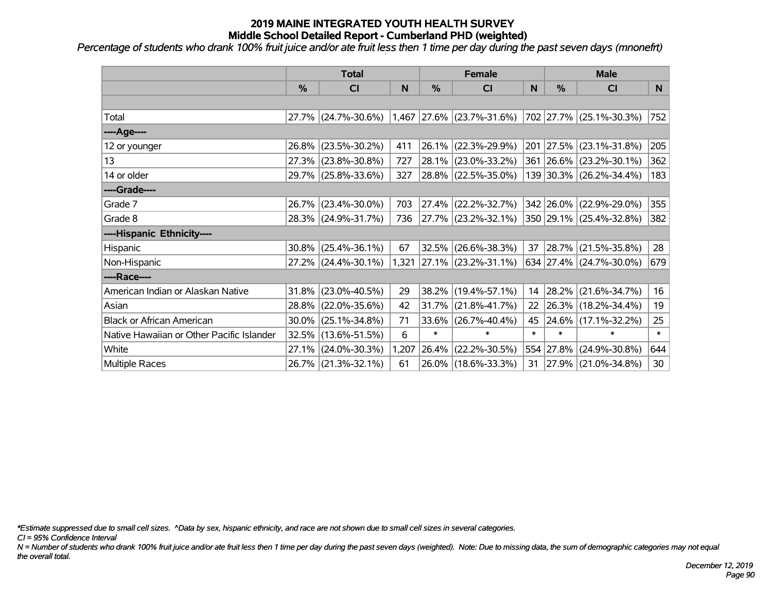# 2019 MAINE INTEGRATED YOUTH HEALTH SURVEY
## Middle School Detailed Report - Cumberland PHD (weighted)

*Percentage of students who drank 100% fruit juice and/or ate fruit less then 1 time per day during the past seven days (mnonefrt)*

| | Total | | | Female | | | Male | | |
|---|---|---|---|---|---|---|---|---|---|
| | % | CI | N | % | CI | N | % | CI | N |
| | | | | | | | | | |
| Total | 27.7% | (24.7%-30.6%) | 1,467 | 27.6% | (23.7%-31.6%) | 702 | 27.7% | (25.1%-30.3%) | 752 |
| ----Age---- | | | | | | | | | |
| 12 or younger | 26.8% | (23.5%-30.2%) | 411 | 26.1% | (22.3%-29.9%) | 201 | 27.5% | (23.1%-31.8%) | 205 |
| 13 | 27.3% | (23.8%-30.8%) | 727 | 28.1% | (23.0%-33.2%) | 361 | 26.6% | (23.2%-30.1%) | 362 |
| 14 or older | 29.7% | (25.8%-33.6%) | 327 | 28.8% | (22.5%-35.0%) | 139 | 30.3% | (26.2%-34.4%) | 183 |
| ----Grade---- | | | | | | | | | |
| Grade 7 | 26.7% | (23.4%-30.0%) | 703 | 27.4% | (22.2%-32.7%) | 342 | 26.0% | (22.9%-29.0%) | 355 |
| Grade 8 | 28.3% | (24.9%-31.7%) | 736 | 27.7% | (23.2%-32.1%) | 350 | 29.1% | (25.4%-32.8%) | 382 |
| ----Hispanic Ethnicity---- | | | | | | | | | |
| Hispanic | 30.8% | (25.4%-36.1%) | 67 | 32.5% | (26.6%-38.3%) | 37 | 28.7% | (21.5%-35.8%) | 28 |
| Non-Hispanic | 27.2% | (24.4%-30.1%) | 1,321 | 27.1% | (23.2%-31.1%) | 634 | 27.4% | (24.7%-30.0%) | 679 |
| ----Race---- | | | | | | | | | |
| American Indian or Alaskan Native | 31.8% | (23.0%-40.5%) | 29 | 38.2% | (19.4%-57.1%) | 14 | 28.2% | (21.6%-34.7%) | 16 |
| Asian | 28.8% | (22.0%-35.6%) | 42 | 31.7% | (21.8%-41.7%) | 22 | 26.3% | (18.2%-34.4%) | 19 |
| Black or African American | 30.0% | (25.1%-34.8%) | 71 | 33.6% | (26.7%-40.4%) | 45 | 24.6% | (17.1%-32.2%) | 25 |
| Native Hawaiian or Other Pacific Islander | 32.5% | (13.6%-51.5%) | 6 | * | * | * | * | * | * |
| White | 27.1% | (24.0%-30.3%) | 1,207 | 26.4% | (22.2%-30.5%) | 554 | 27.8% | (24.9%-30.8%) | 644 |
| Multiple Races | 26.7% | (21.3%-32.1%) | 61 | 26.0% | (18.6%-33.3%) | 31 | 27.9% | (21.0%-34.8%) | 30 |

*\*Estimate suppressed due to small cell sizes. ^Data by sex, hispanic ethnicity, and race are not shown due to small cell sizes in several categories.*

*CI = 95% Confidence Interval*

*N = Number of students who drank 100% fruit juice and/or ate fruit less then 1 time per day during the past seven days (weighted). Note: Due to missing data, the sum of demographic categories may not equal the overall total.*

*December 12, 2019*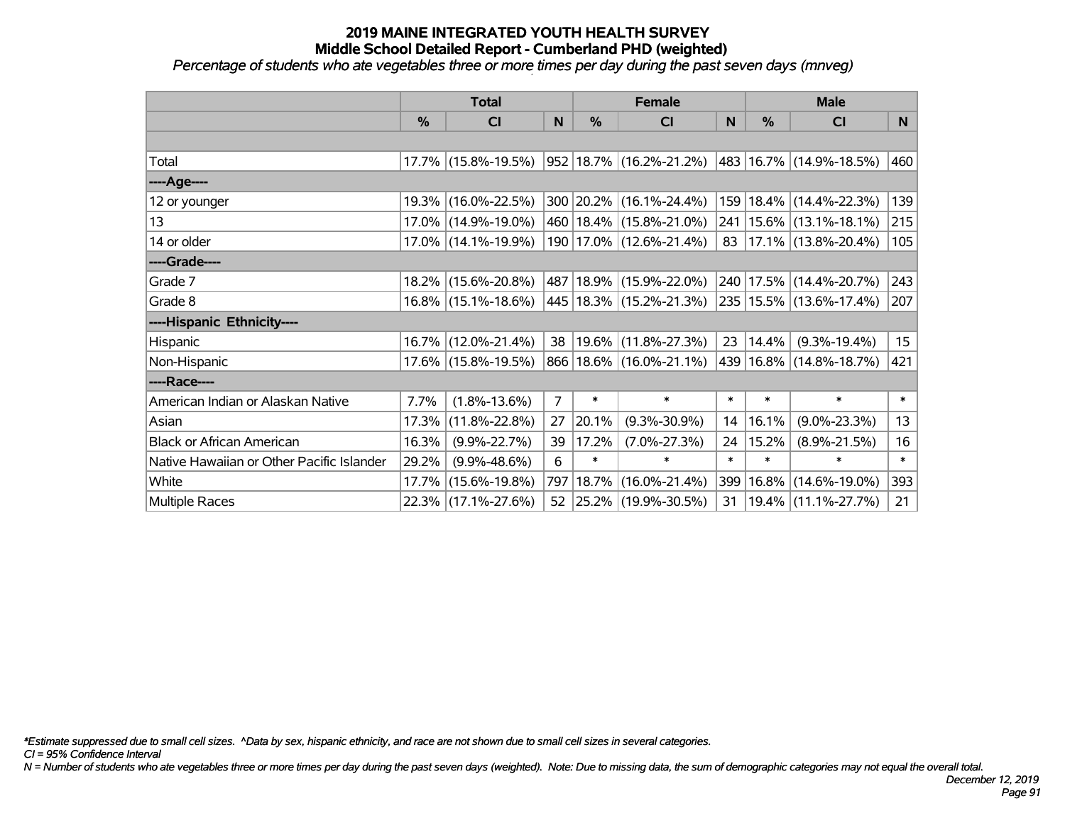# 2019 MAINE INTEGRATED YOUTH HEALTH SURVEY
## Middle School Detailed Report - Cumberland PHD (weighted)
*Percentage of students who ate vegetables three or more times per day during the past seven days (mnveg)*

| | Total | | | Female | | | Male | | |
|---|---|---|---|---|---|---|---|---|---|
| | % | CI | N | % | CI | N | % | CI | N |
| | | | | | | | | | |
| Total | 17.7% | (15.8%-19.5%) | 952 | 18.7% | (16.2%-21.2%) | 483 | 16.7% | (14.9%-18.5%) | 460 |
| ----Age---- | | | | | | | | | |
| 12 or younger | 19.3% | (16.0%-22.5%) | 300 | 20.2% | (16.1%-24.4%) | 159 | 18.4% | (14.4%-22.3%) | 139 |
| 13 | 17.0% | (14.9%-19.0%) | 460 | 18.4% | (15.8%-21.0%) | 241 | 15.6% | (13.1%-18.1%) | 215 |
| 14 or older | 17.0% | (14.1%-19.9%) | 190 | 17.0% | (12.6%-21.4%) | 83 | 17.1% | (13.8%-20.4%) | 105 |
| ----Grade---- | | | | | | | | | |
| Grade 7 | 18.2% | (15.6%-20.8%) | 487 | 18.9% | (15.9%-22.0%) | 240 | 17.5% | (14.4%-20.7%) | 243 |
| Grade 8 | 16.8% | (15.1%-18.6%) | 445 | 18.3% | (15.2%-21.3%) | 235 | 15.5% | (13.6%-17.4%) | 207 |
| ----Hispanic Ethnicity---- | | | | | | | | | |
| Hispanic | 16.7% | (12.0%-21.4%) | 38 | 19.6% | (11.8%-27.3%) | 23 | 14.4% | (9.3%-19.4%) | 15 |
| Non-Hispanic | 17.6% | (15.8%-19.5%) | 866 | 18.6% | (16.0%-21.1%) | 439 | 16.8% | (14.8%-18.7%) | 421 |
| ----Race---- | | | | | | | | | |
| American Indian or Alaskan Native | 7.7% | (1.8%-13.6%) | 7 | * | * | * | * | * | * |
| Asian | 17.3% | (11.8%-22.8%) | 27 | 20.1% | (9.3%-30.9%) | 14 | 16.1% | (9.0%-23.3%) | 13 |
| Black or African American | 16.3% | (9.9%-22.7%) | 39 | 17.2% | (7.0%-27.3%) | 24 | 15.2% | (8.9%-21.5%) | 16 |
| Native Hawaiian or Other Pacific Islander | 29.2% | (9.9%-48.6%) | 6 | * | * | * | * | * | * |
| White | 17.7% | (15.6%-19.8%) | 797 | 18.7% | (16.0%-21.4%) | 399 | 16.8% | (14.6%-19.0%) | 393 |
| Multiple Races | 22.3% | (17.1%-27.6%) | 52 | 25.2% | (19.9%-30.5%) | 31 | 19.4% | (11.1%-27.7%) | 21 |

*\*Estimate suppressed due to small cell sizes. ^Data by sex, hispanic ethnicity, and race are not shown due to small cell sizes in several categories.*

*CI = 95% Confidence Interval*

*N = Number of students who ate vegetables three or more times per day during the past seven days (weighted). Note: Due to missing data, the sum of demographic categories may not equal the overall total.*

*December 12, 2019*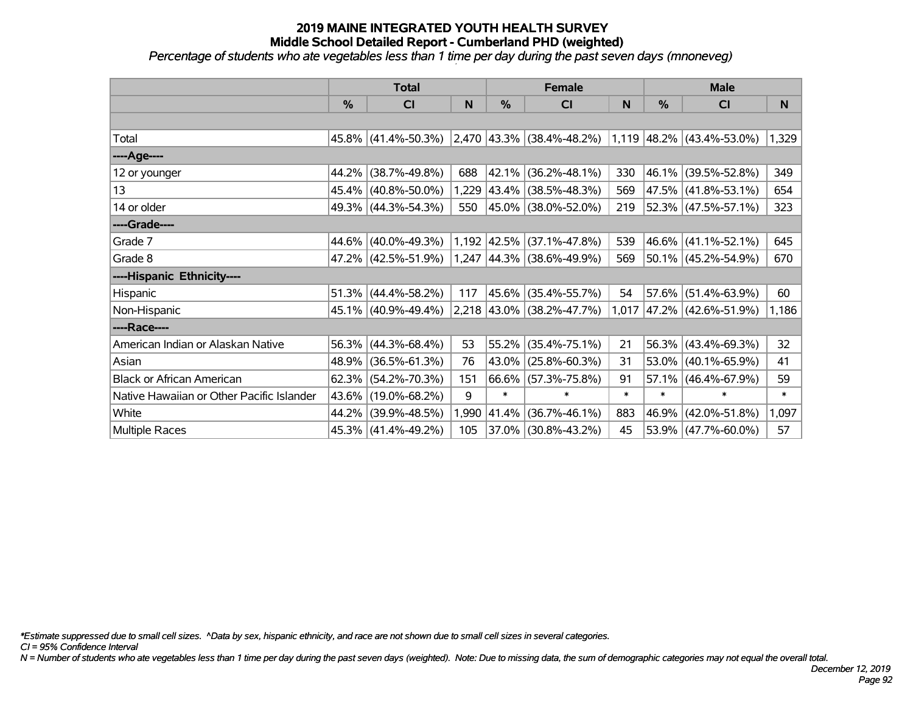# 2019 MAINE INTEGRATED YOUTH HEALTH SURVEY
## Middle School Detailed Report - Cumberland PHD (weighted)
*Percentage of students who ate vegetables less than 1 time per day during the past seven days (mnoneveg)*

| | Total | | | Female | | | Male | | |
|---|---|---|---|---|---|---|---|---|---|
| | % | CI | N | % | CI | N | % | CI | N |
| | | | | | | | | | |
| Total | 45.8% | (41.4%-50.3%) | 2,470 | 43.3% | (38.4%-48.2%) | 1,119 | 48.2% | (43.4%-53.0%) | 1,329 |
| ----Age---- | | | | | | | | | |
| 12 or younger | 44.2% | (38.7%-49.8%) | 688 | 42.1% | (36.2%-48.1%) | 330 | 46.1% | (39.5%-52.8%) | 349 |
| 13 | 45.4% | (40.8%-50.0%) | 1,229 | 43.4% | (38.5%-48.3%) | 569 | 47.5% | (41.8%-53.1%) | 654 |
| 14 or older | 49.3% | (44.3%-54.3%) | 550 | 45.0% | (38.0%-52.0%) | 219 | 52.3% | (47.5%-57.1%) | 323 |
| ----Grade---- | | | | | | | | | |
| Grade 7 | 44.6% | (40.0%-49.3%) | 1,192 | 42.5% | (37.1%-47.8%) | 539 | 46.6% | (41.1%-52.1%) | 645 |
| Grade 8 | 47.2% | (42.5%-51.9%) | 1,247 | 44.3% | (38.6%-49.9%) | 569 | 50.1% | (45.2%-54.9%) | 670 |
| ----Hispanic Ethnicity---- | | | | | | | | | |
| Hispanic | 51.3% | (44.4%-58.2%) | 117 | 45.6% | (35.4%-55.7%) | 54 | 57.6% | (51.4%-63.9%) | 60 |
| Non-Hispanic | 45.1% | (40.9%-49.4%) | 2,218 | 43.0% | (38.2%-47.7%) | 1,017 | 47.2% | (42.6%-51.9%) | 1,186 |
| ----Race---- | | | | | | | | | |
| American Indian or Alaskan Native | 56.3% | (44.3%-68.4%) | 53 | 55.2% | (35.4%-75.1%) | 21 | 56.3% | (43.4%-69.3%) | 32 |
| Asian | 48.9% | (36.5%-61.3%) | 76 | 43.0% | (25.8%-60.3%) | 31 | 53.0% | (40.1%-65.9%) | 41 |
| Black or African American | 62.3% | (54.2%-70.3%) | 151 | 66.6% | (57.3%-75.8%) | 91 | 57.1% | (46.4%-67.9%) | 59 |
| Native Hawaiian or Other Pacific Islander | 43.6% | (19.0%-68.2%) | 9 | * | * | * | * | * | * |
| White | 44.2% | (39.9%-48.5%) | 1,990 | 41.4% | (36.7%-46.1%) | 883 | 46.9% | (42.0%-51.8%) | 1,097 |
| Multiple Races | 45.3% | (41.4%-49.2%) | 105 | 37.0% | (30.8%-43.2%) | 45 | 53.9% | (47.7%-60.0%) | 57 |

*\*Estimate suppressed due to small cell sizes. ^Data by sex, hispanic ethnicity, and race are not shown due to small cell sizes in several categories.*

*CI = 95% Confidence Interval*

*N = Number of students who ate vegetables less than 1 time per day during the past seven days (weighted). Note: Due to missing data, the sum of demographic categories may not equal the overall total.*

*December 12, 2019*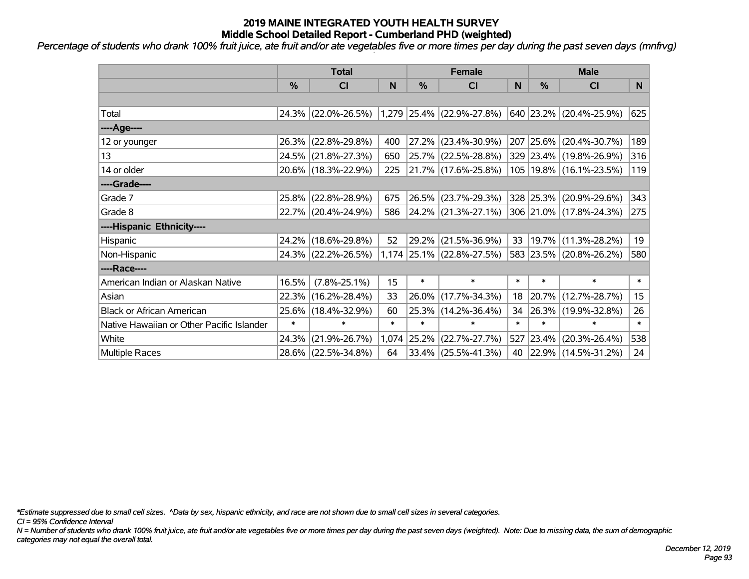# 2019 MAINE INTEGRATED YOUTH HEALTH SURVEY
## Middle School Detailed Report - Cumberland PHD (weighted)

*Percentage of students who drank 100% fruit juice, ate fruit and/or ate vegetables five or more times per day during the past seven days (mnfrvg)*

| | Total | | | Female | | | Male | | |
|---|---|---|---|---|---|---|---|---|---|
| | % | CI | N | % | CI | N | % | CI | N |
| | | | | | | | | | |
| Total | 24.3% | (22.0%-26.5%) | 1,279 | 25.4% | (22.9%-27.8%) | 640 | 23.2% | (20.4%-25.9%) | 625 |
| ----Age---- | | | | | | | | | |
| 12 or younger | 26.3% | (22.8%-29.8%) | 400 | 27.2% | (23.4%-30.9%) | 207 | 25.6% | (20.4%-30.7%) | 189 |
| 13 | 24.5% | (21.8%-27.3%) | 650 | 25.7% | (22.5%-28.8%) | 329 | 23.4% | (19.8%-26.9%) | 316 |
| 14 or older | 20.6% | (18.3%-22.9%) | 225 | 21.7% | (17.6%-25.8%) | 105 | 19.8% | (16.1%-23.5%) | 119 |
| ----Grade---- | | | | | | | | | |
| Grade 7 | 25.8% | (22.8%-28.9%) | 675 | 26.5% | (23.7%-29.3%) | 328 | 25.3% | (20.9%-29.6%) | 343 |
| Grade 8 | 22.7% | (20.4%-24.9%) | 586 | 24.2% | (21.3%-27.1%) | 306 | 21.0% | (17.8%-24.3%) | 275 |
| ----Hispanic Ethnicity---- | | | | | | | | | |
| Hispanic | 24.2% | (18.6%-29.8%) | 52 | 29.2% | (21.5%-36.9%) | 33 | 19.7% | (11.3%-28.2%) | 19 |
| Non-Hispanic | 24.3% | (22.2%-26.5%) | 1,174 | 25.1% | (22.8%-27.5%) | 583 | 23.5% | (20.8%-26.2%) | 580 |
| ----Race---- | | | | | | | | | |
| American Indian or Alaskan Native | 16.5% | (7.8%-25.1%) | 15 | * | * | * | * | * | * |
| Asian | 22.3% | (16.2%-28.4%) | 33 | 26.0% | (17.7%-34.3%) | 18 | 20.7% | (12.7%-28.7%) | 15 |
| Black or African American | 25.6% | (18.4%-32.9%) | 60 | 25.3% | (14.2%-36.4%) | 34 | 26.3% | (19.9%-32.8%) | 26 |
| Native Hawaiian or Other Pacific Islander | * | * | * | * | * | * | * | * | * |
| White | 24.3% | (21.9%-26.7%) | 1,074 | 25.2% | (22.7%-27.7%) | 527 | 23.4% | (20.3%-26.4%) | 538 |
| Multiple Races | 28.6% | (22.5%-34.8%) | 64 | 33.4% | (25.5%-41.3%) | 40 | 22.9% | (14.5%-31.2%) | 24 |

*\*Estimate suppressed due to small cell sizes. ^Data by sex, hispanic ethnicity, and race are not shown due to small cell sizes in several categories.*

*CI = 95% Confidence Interval*

*N = Number of students who drank 100% fruit juice, ate fruit and/or ate vegetables five or more times per day during the past seven days (weighted). Note: Due to missing data, the sum of demographic categories may not equal the overall total.*

*December 12, 2019*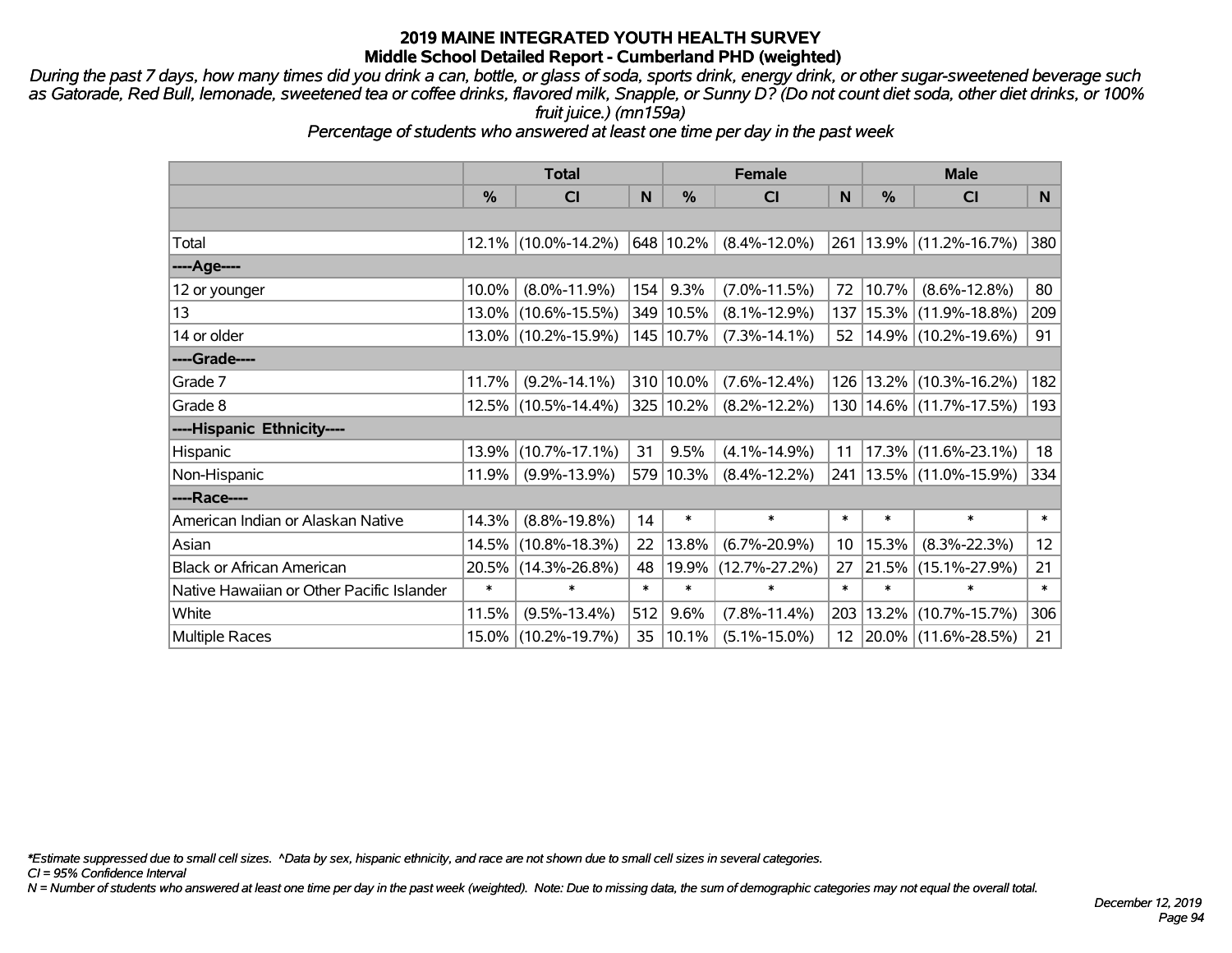# 2019 MAINE INTEGRATED YOUTH HEALTH SURVEY
## Middle School Detailed Report - Cumberland PHD (weighted)

*During the past 7 days, how many times did you drink a can, bottle, or glass of soda, sports drink, energy drink, or other sugar-sweetened beverage such as Gatorade, Red Bull, lemonade, sweetened tea or coffee drinks, flavored milk, Snapple, or Sunny D? (Do not count diet soda, other diet drinks, or 100% fruit juice.) (mn159a)*

*Percentage of students who answered at least one time per day in the past week*

| | Total | | | Female | | | Male | | |
|---|---|---|---|---|---|---|---|---|---|
| | % | CI | N | % | CI | N | % | CI | N |
| Total | 12.1% | (10.0%-14.2%) | 648 | 10.2% | (8.4%-12.0%) | 261 | 13.9% | (11.2%-16.7%) | 380 |
| ----Age---- | | | | | | | | | |
| 12 or younger | 10.0% | (8.0%-11.9%) | 154 | 9.3% | (7.0%-11.5%) | 72 | 10.7% | (8.6%-12.8%) | 80 |
| 13 | 13.0% | (10.6%-15.5%) | 349 | 10.5% | (8.1%-12.9%) | 137 | 15.3% | (11.9%-18.8%) | 209 |
| 14 or older | 13.0% | (10.2%-15.9%) | 145 | 10.7% | (7.3%-14.1%) | 52 | 14.9% | (10.2%-19.6%) | 91 |
| ----Grade---- | | | | | | | | | |
| Grade 7 | 11.7% | (9.2%-14.1%) | 310 | 10.0% | (7.6%-12.4%) | 126 | 13.2% | (10.3%-16.2%) | 182 |
| Grade 8 | 12.5% | (10.5%-14.4%) | 325 | 10.2% | (8.2%-12.2%) | 130 | 14.6% | (11.7%-17.5%) | 193 |
| ----Hispanic Ethnicity---- | | | | | | | | | |
| Hispanic | 13.9% | (10.7%-17.1%) | 31 | 9.5% | (4.1%-14.9%) | 11 | 17.3% | (11.6%-23.1%) | 18 |
| Non-Hispanic | 11.9% | (9.9%-13.9%) | 579 | 10.3% | (8.4%-12.2%) | 241 | 13.5% | (11.0%-15.9%) | 334 |
| ----Race---- | | | | | | | | | |
| American Indian or Alaskan Native | 14.3% | (8.8%-19.8%) | 14 | * | * | * | * | * | * |
| Asian | 14.5% | (10.8%-18.3%) | 22 | 13.8% | (6.7%-20.9%) | 10 | 15.3% | (8.3%-22.3%) | 12 |
| Black or African American | 20.5% | (14.3%-26.8%) | 48 | 19.9% | (12.7%-27.2%) | 27 | 21.5% | (15.1%-27.9%) | 21 |
| Native Hawaiian or Other Pacific Islander | * | * | * | * | * | * | * | * | * |
| White | 11.5% | (9.5%-13.4%) | 512 | 9.6% | (7.8%-11.4%) | 203 | 13.2% | (10.7%-15.7%) | 306 |
| Multiple Races | 15.0% | (10.2%-19.7%) | 35 | 10.1% | (5.1%-15.0%) | 12 | 20.0% | (11.6%-28.5%) | 21 |

*Estimate suppressed due to small cell sizes. ^Data by sex, hispanic ethnicity, and race are not shown due to small cell sizes in several categories.
CI = 95% Confidence Interval
N = Number of students who answered at least one time per day in the past week (weighted). Note: Due to missing data, the sum of demographic categories may not equal the overall total.

December 12, 2019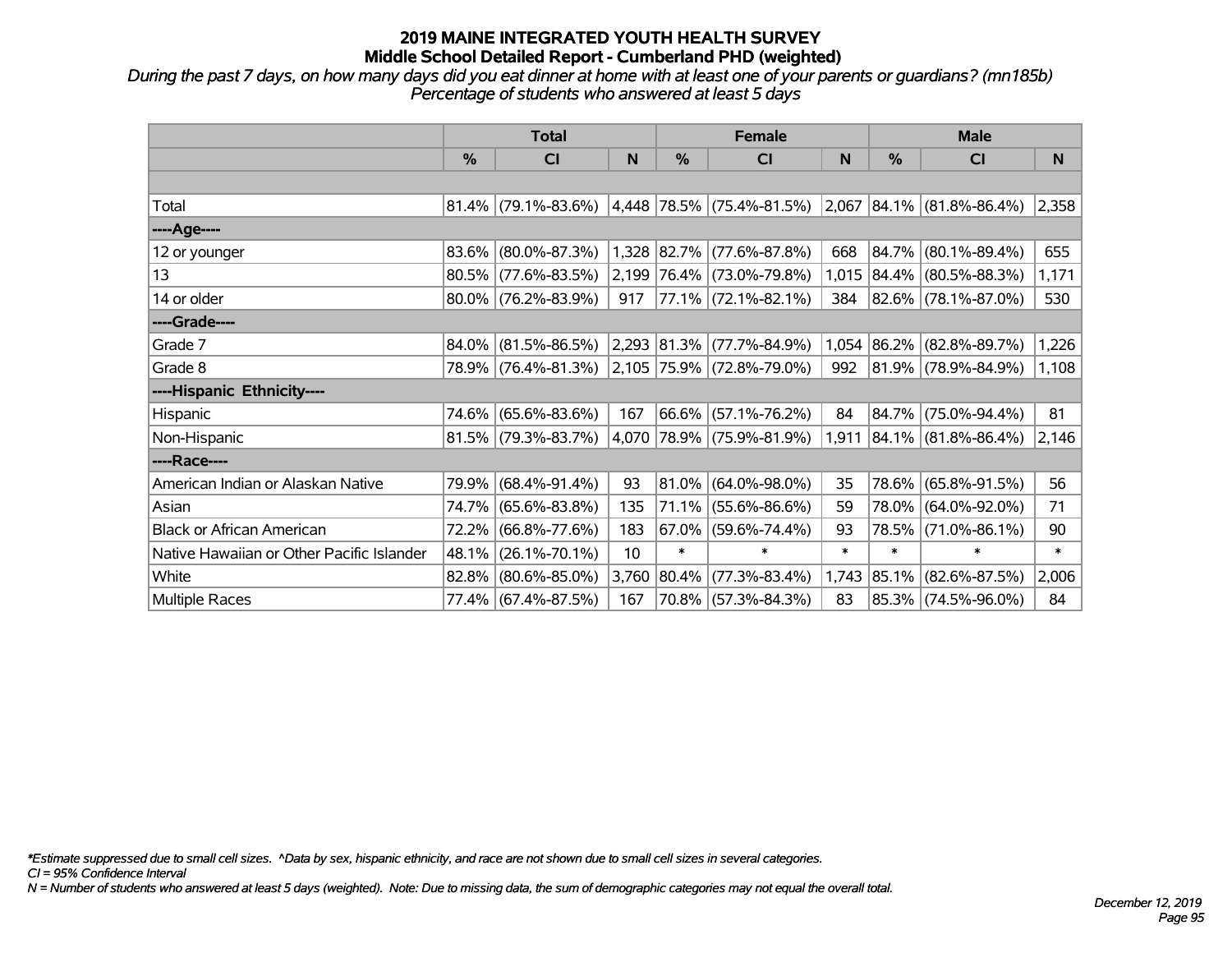# 2019 MAINE INTEGRATED YOUTH HEALTH SURVEY
## Middle School Detailed Report - Cumberland PHD (weighted)

*During the past 7 days, on how many days did you eat dinner at home with at least one of your parents or guardians? (mn185b)*
*Percentage of students who answered at least 5 days*

| | Total | | | Female | | | Male | | |
|---|---|---|---|---|---|---|---|---|---|
| | % | CI | N | % | CI | N | % | CI | N |
| | | | | | | | | | |
| Total | 81.4% | (79.1%-83.6%) | 4,448 | 78.5% | (75.4%-81.5%) | 2,067 | 84.1% | (81.8%-86.4%) | 2,358 |
| ----Age---- | | | | | | | | | |
| 12 or younger | 83.6% | (80.0%-87.3%) | 1,328 | 82.7% | (77.6%-87.8%) | 668 | 84.7% | (80.1%-89.4%) | 655 |
| 13 | 80.5% | (77.6%-83.5%) | 2,199 | 76.4% | (73.0%-79.8%) | 1,015 | 84.4% | (80.5%-88.3%) | 1,171 |
| 14 or older | 80.0% | (76.2%-83.9%) | 917 | 77.1% | (72.1%-82.1%) | 384 | 82.6% | (78.1%-87.0%) | 530 |
| ----Grade---- | | | | | | | | | |
| Grade 7 | 84.0% | (81.5%-86.5%) | 2,293 | 81.3% | (77.7%-84.9%) | 1,054 | 86.2% | (82.8%-89.7%) | 1,226 |
| Grade 8 | 78.9% | (76.4%-81.3%) | 2,105 | 75.9% | (72.8%-79.0%) | 992 | 81.9% | (78.9%-84.9%) | 1,108 |
| ----Hispanic Ethnicity---- | | | | | | | | | |
| Hispanic | 74.6% | (65.6%-83.6%) | 167 | 66.6% | (57.1%-76.2%) | 84 | 84.7% | (75.0%-94.4%) | 81 |
| Non-Hispanic | 81.5% | (79.3%-83.7%) | 4,070 | 78.9% | (75.9%-81.9%) | 1,911 | 84.1% | (81.8%-86.4%) | 2,146 |
| ----Race---- | | | | | | | | | |
| American Indian or Alaskan Native | 79.9% | (68.4%-91.4%) | 93 | 81.0% | (64.0%-98.0%) | 35 | 78.6% | (65.8%-91.5%) | 56 |
| Asian | 74.7% | (65.6%-83.8%) | 135 | 71.1% | (55.6%-86.6%) | 59 | 78.0% | (64.0%-92.0%) | 71 |
| Black or African American | 72.2% | (66.8%-77.6%) | 183 | 67.0% | (59.6%-74.4%) | 93 | 78.5% | (71.0%-86.1%) | 90 |
| Native Hawaiian or Other Pacific Islander | 48.1% | (26.1%-70.1%) | 10 | * | * | * | * | * | * |
| White | 82.8% | (80.6%-85.0%) | 3,760 | 80.4% | (77.3%-83.4%) | 1,743 | 85.1% | (82.6%-87.5%) | 2,006 |
| Multiple Races | 77.4% | (67.4%-87.5%) | 167 | 70.8% | (57.3%-84.3%) | 83 | 85.3% | (74.5%-96.0%) | 84 |

*Estimate suppressed due to small cell sizes. ^Data by sex, hispanic ethnicity, and race are not shown due to small cell sizes in several categories.
CI = 95% Confidence Interval
N = Number of students who answered at least 5 days (weighted). Note: Due to missing data, the sum of demographic categories may not equal the overall total.

December 12, 2019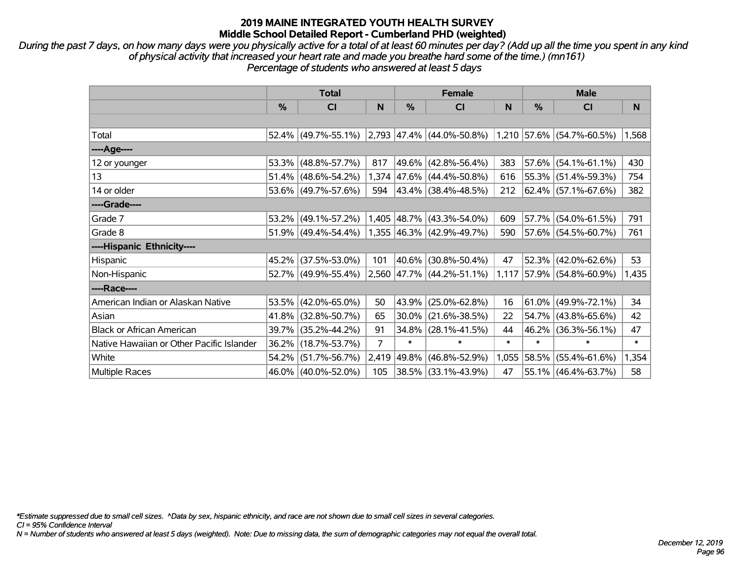# 2019 MAINE INTEGRATED YOUTH HEALTH SURVEY
## Middle School Detailed Report - Cumberland PHD (weighted)

*During the past 7 days, on how many days were you physically active for a total of at least 60 minutes per day? (Add up all the time you spent in any kind of physical activity that increased your heart rate and made you breathe hard some of the time.) (mn161)*
*Percentage of students who answered at least 5 days*

| | Total | | | Female | | | Male | | |
|---|---|---|---|---|---|---|---|---|---|
| | % | CI | N | % | CI | N | % | CI | N |
| Total | 52.4% | (49.7%-55.1%) | 2,793 | 47.4% | (44.0%-50.8%) | 1,210 | 57.6% | (54.7%-60.5%) | 1,568 |
| ----Age---- | | | | | | | | | |
| 12 or younger | 53.3% | (48.8%-57.7%) | 817 | 49.6% | (42.8%-56.4%) | 383 | 57.6% | (54.1%-61.1%) | 430 |
| 13 | 51.4% | (48.6%-54.2%) | 1,374 | 47.6% | (44.4%-50.8%) | 616 | 55.3% | (51.4%-59.3%) | 754 |
| 14 or older | 53.6% | (49.7%-57.6%) | 594 | 43.4% | (38.4%-48.5%) | 212 | 62.4% | (57.1%-67.6%) | 382 |
| ----Grade---- | | | | | | | | | |
| Grade 7 | 53.2% | (49.1%-57.2%) | 1,405 | 48.7% | (43.3%-54.0%) | 609 | 57.7% | (54.0%-61.5%) | 791 |
| Grade 8 | 51.9% | (49.4%-54.4%) | 1,355 | 46.3% | (42.9%-49.7%) | 590 | 57.6% | (54.5%-60.7%) | 761 |
| ----Hispanic Ethnicity---- | | | | | | | | | |
| Hispanic | 45.2% | (37.5%-53.0%) | 101 | 40.6% | (30.8%-50.4%) | 47 | 52.3% | (42.0%-62.6%) | 53 |
| Non-Hispanic | 52.7% | (49.9%-55.4%) | 2,560 | 47.7% | (44.2%-51.1%) | 1,117 | 57.9% | (54.8%-60.9%) | 1,435 |
| ----Race---- | | | | | | | | | |
| American Indian or Alaskan Native | 53.5% | (42.0%-65.0%) | 50 | 43.9% | (25.0%-62.8%) | 16 | 61.0% | (49.9%-72.1%) | 34 |
| Asian | 41.8% | (32.8%-50.7%) | 65 | 30.0% | (21.6%-38.5%) | 22 | 54.7% | (43.8%-65.6%) | 42 |
| Black or African American | 39.7% | (35.2%-44.2%) | 91 | 34.8% | (28.1%-41.5%) | 44 | 46.2% | (36.3%-56.1%) | 47 |
| Native Hawaiian or Other Pacific Islander | 36.2% | (18.7%-53.7%) | 7 | * | * | * | * | * | * |
| White | 54.2% | (51.7%-56.7%) | 2,419 | 49.8% | (46.8%-52.9%) | 1,055 | 58.5% | (55.4%-61.6%) | 1,354 |
| Multiple Races | 46.0% | (40.0%-52.0%) | 105 | 38.5% | (33.1%-43.9%) | 47 | 55.1% | (46.4%-63.7%) | 58 |

*Estimate suppressed due to small cell sizes. ^Data by sex, hispanic ethnicity, and race are not shown due to small cell sizes in several categories.
CI = 95% Confidence Interval
N = Number of students who answered at least 5 days (weighted). Note: Due to missing data, the sum of demographic categories may not equal the overall total.

December 12, 2019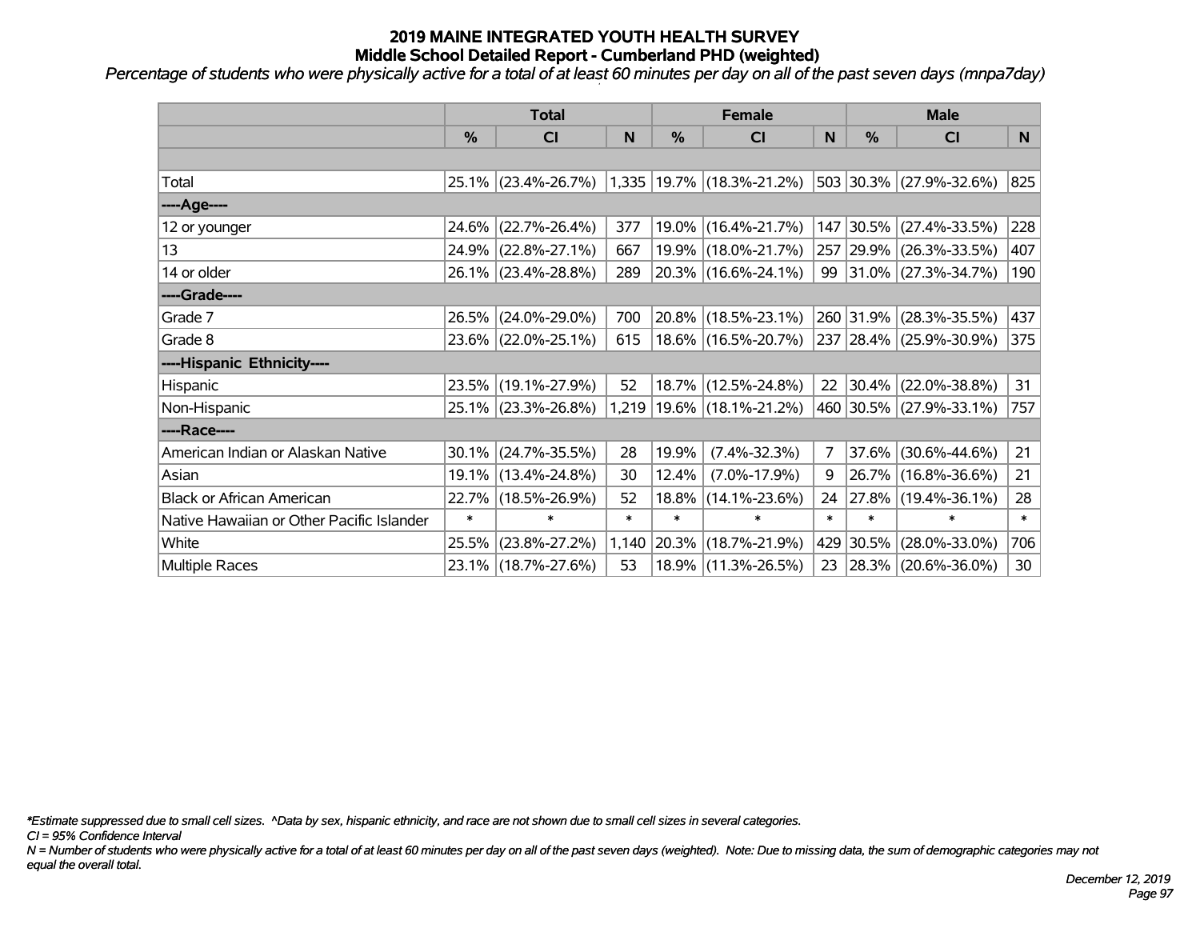# 2019 MAINE INTEGRATED YOUTH HEALTH SURVEY
## Middle School Detailed Report - Cumberland PHD (weighted)

*Percentage of students who were physically active for a total of at least 60 minutes per day on all of the past seven days (mnpa7day)*

| | Total | | | Female | | | Male | | |
|---|---|---|---|---|---|---|---|---|---|
| | % | CI | N | % | CI | N | % | CI | N |
| | | | | | | | | | |
| Total | 25.1% | (23.4%-26.7%) | 1,335 | 19.7% | (18.3%-21.2%) | 503 | 30.3% | (27.9%-32.6%) | 825 |
| ----Age---- | | | | | | | | | |
| 12 or younger | 24.6% | (22.7%-26.4%) | 377 | 19.0% | (16.4%-21.7%) | 147 | 30.5% | (27.4%-33.5%) | 228 |
| 13 | 24.9% | (22.8%-27.1%) | 667 | 19.9% | (18.0%-21.7%) | 257 | 29.9% | (26.3%-33.5%) | 407 |
| 14 or older | 26.1% | (23.4%-28.8%) | 289 | 20.3% | (16.6%-24.1%) | 99 | 31.0% | (27.3%-34.7%) | 190 |
| ----Grade---- | | | | | | | | | |
| Grade 7 | 26.5% | (24.0%-29.0%) | 700 | 20.8% | (18.5%-23.1%) | 260 | 31.9% | (28.3%-35.5%) | 437 |
| Grade 8 | 23.6% | (22.0%-25.1%) | 615 | 18.6% | (16.5%-20.7%) | 237 | 28.4% | (25.9%-30.9%) | 375 |
| ----Hispanic Ethnicity---- | | | | | | | | | |
| Hispanic | 23.5% | (19.1%-27.9%) | 52 | 18.7% | (12.5%-24.8%) | 22 | 30.4% | (22.0%-38.8%) | 31 |
| Non-Hispanic | 25.1% | (23.3%-26.8%) | 1,219 | 19.6% | (18.1%-21.2%) | 460 | 30.5% | (27.9%-33.1%) | 757 |
| ----Race---- | | | | | | | | | |
| American Indian or Alaskan Native | 30.1% | (24.7%-35.5%) | 28 | 19.9% | (7.4%-32.3%) | 7 | 37.6% | (30.6%-44.6%) | 21 |
| Asian | 19.1% | (13.4%-24.8%) | 30 | 12.4% | (7.0%-17.9%) | 9 | 26.7% | (16.8%-36.6%) | 21 |
| Black or African American | 22.7% | (18.5%-26.9%) | 52 | 18.8% | (14.1%-23.6%) | 24 | 27.8% | (19.4%-36.1%) | 28 |
| Native Hawaiian or Other Pacific Islander | * | * | * | * | * | * | * | * | * |
| White | 25.5% | (23.8%-27.2%) | 1,140 | 20.3% | (18.7%-21.9%) | 429 | 30.5% | (28.0%-33.0%) | 706 |
| Multiple Races | 23.1% | (18.7%-27.6%) | 53 | 18.9% | (11.3%-26.5%) | 23 | 28.3% | (20.6%-36.0%) | 30 |

*\*Estimate suppressed due to small cell sizes. ^Data by sex, hispanic ethnicity, and race are not shown due to small cell sizes in several categories.*

*CI = 95% Confidence Interval*

*N = Number of students who were physically active for a total of at least 60 minutes per day on all of the past seven days (weighted). Note: Due to missing data, the sum of demographic categories may not equal the overall total.*

*December 12, 2019*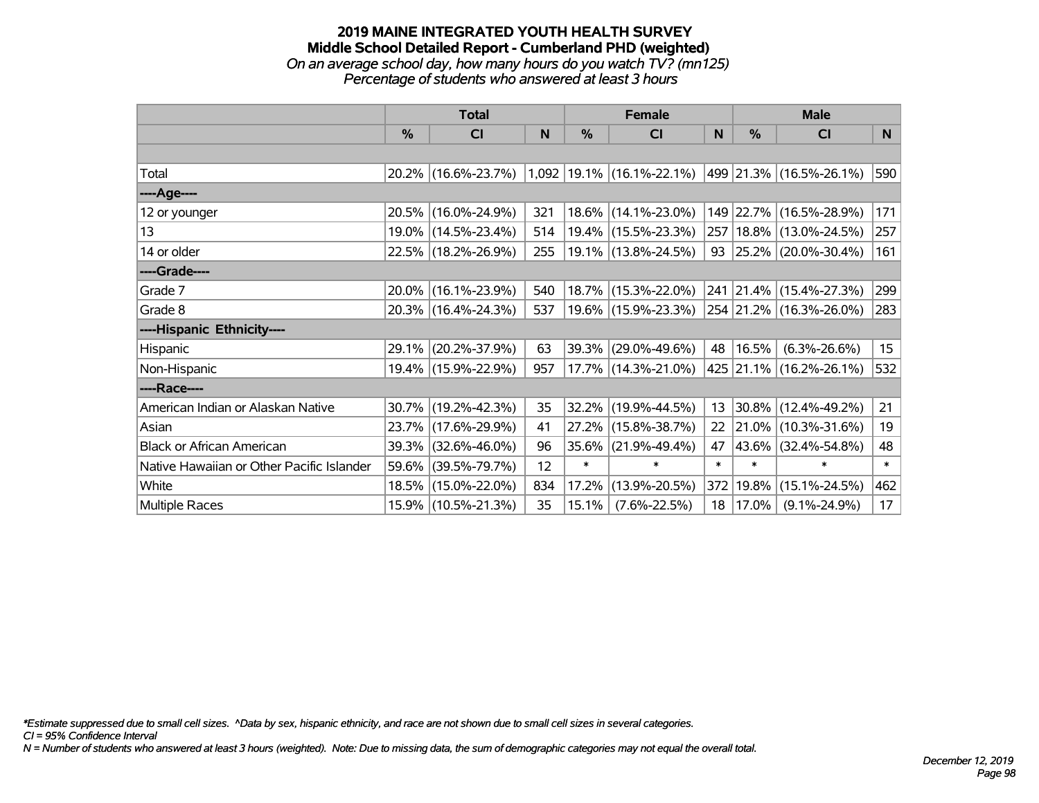# 2019 MAINE INTEGRATED YOUTH HEALTH SURVEY
## Middle School Detailed Report - Cumberland PHD (weighted)
*On an average school day, how many hours do you watch TV? (mn125)*
*Percentage of students who answered at least 3 hours*

| | Total | | | Female | | | Male | | |
|---|---|---|---|---|---|---|---|---|---|
| | % | CI | N | % | CI | N | % | CI | N |
| | | | | | | | | | |
| Total | 20.2% | (16.6%-23.7%) | 1,092 | 19.1% | (16.1%-22.1%) | 499 | 21.3% | (16.5%-26.1%) | 590 |
| ----Age---- | | | | | | | | | |
| 12 or younger | 20.5% | (16.0%-24.9%) | 321 | 18.6% | (14.1%-23.0%) | 149 | 22.7% | (16.5%-28.9%) | 171 |
| 13 | 19.0% | (14.5%-23.4%) | 514 | 19.4% | (15.5%-23.3%) | 257 | 18.8% | (13.0%-24.5%) | 257 |
| 14 or older | 22.5% | (18.2%-26.9%) | 255 | 19.1% | (13.8%-24.5%) | 93 | 25.2% | (20.0%-30.4%) | 161 |
| ----Grade---- | | | | | | | | | |
| Grade 7 | 20.0% | (16.1%-23.9%) | 540 | 18.7% | (15.3%-22.0%) | 241 | 21.4% | (15.4%-27.3%) | 299 |
| Grade 8 | 20.3% | (16.4%-24.3%) | 537 | 19.6% | (15.9%-23.3%) | 254 | 21.2% | (16.3%-26.0%) | 283 |
| ----Hispanic Ethnicity---- | | | | | | | | | |
| Hispanic | 29.1% | (20.2%-37.9%) | 63 | 39.3% | (29.0%-49.6%) | 48 | 16.5% | (6.3%-26.6%) | 15 |
| Non-Hispanic | 19.4% | (15.9%-22.9%) | 957 | 17.7% | (14.3%-21.0%) | 425 | 21.1% | (16.2%-26.1%) | 532 |
| ----Race---- | | | | | | | | | |
| American Indian or Alaskan Native | 30.7% | (19.2%-42.3%) | 35 | 32.2% | (19.9%-44.5%) | 13 | 30.8% | (12.4%-49.2%) | 21 |
| Asian | 23.7% | (17.6%-29.9%) | 41 | 27.2% | (15.8%-38.7%) | 22 | 21.0% | (10.3%-31.6%) | 19 |
| Black or African American | 39.3% | (32.6%-46.0%) | 96 | 35.6% | (21.9%-49.4%) | 47 | 43.6% | (32.4%-54.8%) | 48 |
| Native Hawaiian or Other Pacific Islander | 59.6% | (39.5%-79.7%) | 12 | * | * | * | * | * | * |
| White | 18.5% | (15.0%-22.0%) | 834 | 17.2% | (13.9%-20.5%) | 372 | 19.8% | (15.1%-24.5%) | 462 |
| Multiple Races | 15.9% | (10.5%-21.3%) | 35 | 15.1% | (7.6%-22.5%) | 18 | 17.0% | (9.1%-24.9%) | 17 |

*Estimate suppressed due to small cell sizes. ^Data by sex, hispanic ethnicity, and race are not shown due to small cell sizes in several categories.
CI = 95% Confidence Interval
N = Number of students who answered at least 3 hours (weighted). Note: Due to missing data, the sum of demographic categories may not equal the overall total.

December 12, 2019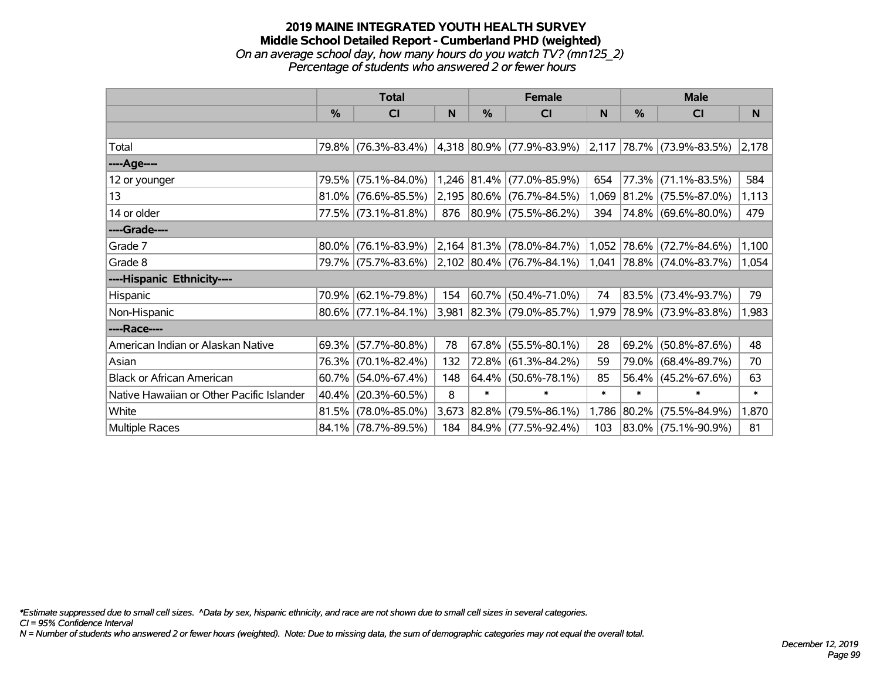# 2019 MAINE INTEGRATED YOUTH HEALTH SURVEY
## Middle School Detailed Report - Cumberland PHD (weighted)
*On an average school day, how many hours do you watch TV? (mn125_2)*
*Percentage of students who answered 2 or fewer hours*

| | Total | | | Female | | | Male | | |
|---|---|---|---|---|---|---|---|---|---|
| | % | CI | N | % | CI | N | % | CI | N |
| | | | | | | | | | |
| Total | 79.8% | (76.3%-83.4%) | 4,318 | 80.9% | (77.9%-83.9%) | 2,117 | 78.7% | (73.9%-83.5%) | 2,178 |
| ----Age---- | | | | | | | | | |
| 12 or younger | 79.5% | (75.1%-84.0%) | 1,246 | 81.4% | (77.0%-85.9%) | 654 | 77.3% | (71.1%-83.5%) | 584 |
| 13 | 81.0% | (76.6%-85.5%) | 2,195 | 80.6% | (76.7%-84.5%) | 1,069 | 81.2% | (75.5%-87.0%) | 1,113 |
| 14 or older | 77.5% | (73.1%-81.8%) | 876 | 80.9% | (75.5%-86.2%) | 394 | 74.8% | (69.6%-80.0%) | 479 |
| ----Grade---- | | | | | | | | | |
| Grade 7 | 80.0% | (76.1%-83.9%) | 2,164 | 81.3% | (78.0%-84.7%) | 1,052 | 78.6% | (72.7%-84.6%) | 1,100 |
| Grade 8 | 79.7% | (75.7%-83.6%) | 2,102 | 80.4% | (76.7%-84.1%) | 1,041 | 78.8% | (74.0%-83.7%) | 1,054 |
| ----Hispanic Ethnicity---- | | | | | | | | | |
| Hispanic | 70.9% | (62.1%-79.8%) | 154 | 60.7% | (50.4%-71.0%) | 74 | 83.5% | (73.4%-93.7%) | 79 |
| Non-Hispanic | 80.6% | (77.1%-84.1%) | 3,981 | 82.3% | (79.0%-85.7%) | 1,979 | 78.9% | (73.9%-83.8%) | 1,983 |
| ----Race---- | | | | | | | | | |
| American Indian or Alaskan Native | 69.3% | (57.7%-80.8%) | 78 | 67.8% | (55.5%-80.1%) | 28 | 69.2% | (50.8%-87.6%) | 48 |
| Asian | 76.3% | (70.1%-82.4%) | 132 | 72.8% | (61.3%-84.2%) | 59 | 79.0% | (68.4%-89.7%) | 70 |
| Black or African American | 60.7% | (54.0%-67.4%) | 148 | 64.4% | (50.6%-78.1%) | 85 | 56.4% | (45.2%-67.6%) | 63 |
| Native Hawaiian or Other Pacific Islander | 40.4% | (20.3%-60.5%) | 8 | * | * | * | * | * | * |
| White | 81.5% | (78.0%-85.0%) | 3,673 | 82.8% | (79.5%-86.1%) | 1,786 | 80.2% | (75.5%-84.9%) | 1,870 |
| Multiple Races | 84.1% | (78.7%-89.5%) | 184 | 84.9% | (77.5%-92.4%) | 103 | 83.0% | (75.1%-90.9%) | 81 |

*Estimate suppressed due to small cell sizes. ^Data by sex, hispanic ethnicity, and race are not shown due to small cell sizes in several categories.
CI = 95% Confidence Interval
N = Number of students who answered 2 or fewer hours (weighted). Note: Due to missing data, the sum of demographic categories may not equal the overall total.

December 12, 2019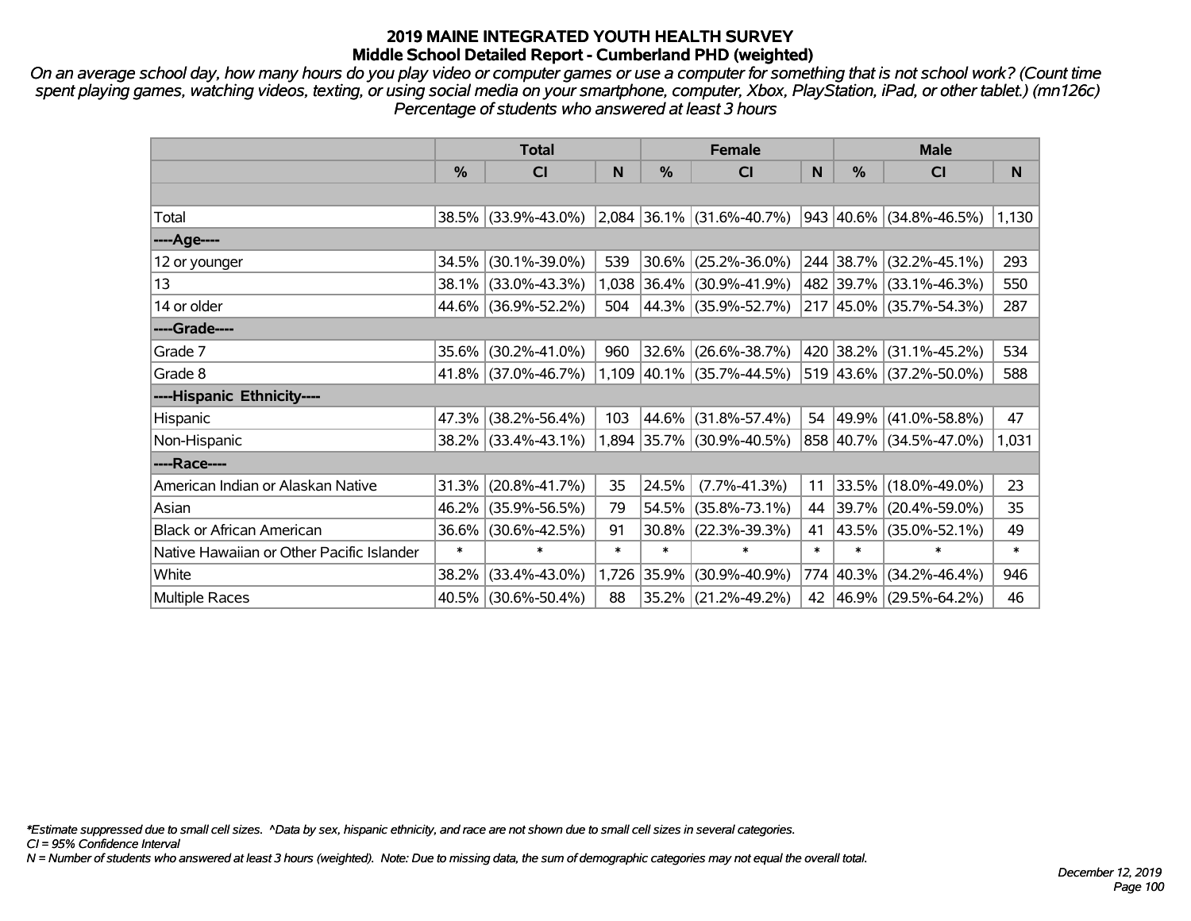# 2019 MAINE INTEGRATED YOUTH HEALTH SURVEY
## Middle School Detailed Report - Cumberland PHD (weighted)

*On an average school day, how many hours do you play video or computer games or use a computer for something that is not school work? (Count time spent playing games, watching videos, texting, or using social media on your smartphone, computer, Xbox, PlayStation, iPad, or other tablet.) (mn126c) Percentage of students who answered at least 3 hours*

| | Total | | | Female | | | Male | | |
|---|---|---|---|---|---|---|---|---|---|
| | % | CI | N | % | CI | N | % | CI | N |
| Total | 38.5% | (33.9%-43.0%) | 2,084 | 36.1% | (31.6%-40.7%) | 943 | 40.6% | (34.8%-46.5%) | 1,130 |
| ----Age---- | | | | | | | | | |
| 12 or younger | 34.5% | (30.1%-39.0%) | 539 | 30.6% | (25.2%-36.0%) | 244 | 38.7% | (32.2%-45.1%) | 293 |
| 13 | 38.1% | (33.0%-43.3%) | 1,038 | 36.4% | (30.9%-41.9%) | 482 | 39.7% | (33.1%-46.3%) | 550 |
| 14 or older | 44.6% | (36.9%-52.2%) | 504 | 44.3% | (35.9%-52.7%) | 217 | 45.0% | (35.7%-54.3%) | 287 |
| ----Grade---- | | | | | | | | | |
| Grade 7 | 35.6% | (30.2%-41.0%) | 960 | 32.6% | (26.6%-38.7%) | 420 | 38.2% | (31.1%-45.2%) | 534 |
| Grade 8 | 41.8% | (37.0%-46.7%) | 1,109 | 40.1% | (35.7%-44.5%) | 519 | 43.6% | (37.2%-50.0%) | 588 |
| ----Hispanic Ethnicity---- | | | | | | | | | |
| Hispanic | 47.3% | (38.2%-56.4%) | 103 | 44.6% | (31.8%-57.4%) | 54 | 49.9% | (41.0%-58.8%) | 47 |
| Non-Hispanic | 38.2% | (33.4%-43.1%) | 1,894 | 35.7% | (30.9%-40.5%) | 858 | 40.7% | (34.5%-47.0%) | 1,031 |
| ----Race---- | | | | | | | | | |
| American Indian or Alaskan Native | 31.3% | (20.8%-41.7%) | 35 | 24.5% | (7.7%-41.3%) | 11 | 33.5% | (18.0%-49.0%) | 23 |
| Asian | 46.2% | (35.9%-56.5%) | 79 | 54.5% | (35.8%-73.1%) | 44 | 39.7% | (20.4%-59.0%) | 35 |
| Black or African American | 36.6% | (30.6%-42.5%) | 91 | 30.8% | (22.3%-39.3%) | 41 | 43.5% | (35.0%-52.1%) | 49 |
| Native Hawaiian or Other Pacific Islander | * | * | * | * | * | * | * | * | * |
| White | 38.2% | (33.4%-43.0%) | 1,726 | 35.9% | (30.9%-40.9%) | 774 | 40.3% | (34.2%-46.4%) | 946 |
| Multiple Races | 40.5% | (30.6%-50.4%) | 88 | 35.2% | (21.2%-49.2%) | 42 | 46.9% | (29.5%-64.2%) | 46 |

*\*Estimate suppressed due to small cell sizes. ^Data by sex, hispanic ethnicity, and race are not shown due to small cell sizes in several categories.*
*CI = 95% Confidence Interval*
*N = Number of students who answered at least 3 hours (weighted). Note: Due to missing data, the sum of demographic categories may not equal the overall total.*

*December 12, 2019*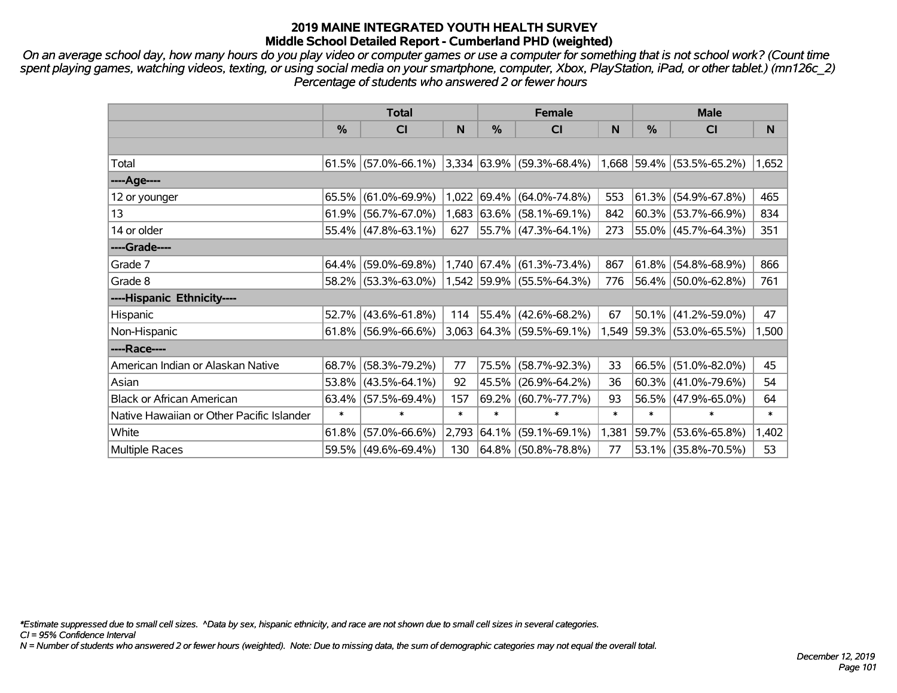# 2019 MAINE INTEGRATED YOUTH HEALTH SURVEY
## Middle School Detailed Report - Cumberland PHD (weighted)

*On an average school day, how many hours do you play video or computer games or use a computer for something that is not school work? (Count time spent playing games, watching videos, texting, or using social media on your smartphone, computer, Xbox, PlayStation, iPad, or other tablet.) (mn126c_2) Percentage of students who answered 2 or fewer hours*

| | Total | | | Female | | | Male | | |
|---|---|---|---|---|---|---|---|---|---|
| | % | CI | N | % | CI | N | % | CI | N |
| Total | 61.5% | (57.0%-66.1%) | 3,334 | 63.9% | (59.3%-68.4%) | 1,668 | 59.4% | (53.5%-65.2%) | 1,652 |
| ----Age---- | | | | | | | | | |
| 12 or younger | 65.5% | (61.0%-69.9%) | 1,022 | 69.4% | (64.0%-74.8%) | 553 | 61.3% | (54.9%-67.8%) | 465 |
| 13 | 61.9% | (56.7%-67.0%) | 1,683 | 63.6% | (58.1%-69.1%) | 842 | 60.3% | (53.7%-66.9%) | 834 |
| 14 or older | 55.4% | (47.8%-63.1%) | 627 | 55.7% | (47.3%-64.1%) | 273 | 55.0% | (45.7%-64.3%) | 351 |
| ----Grade---- | | | | | | | | | |
| Grade 7 | 64.4% | (59.0%-69.8%) | 1,740 | 67.4% | (61.3%-73.4%) | 867 | 61.8% | (54.8%-68.9%) | 866 |
| Grade 8 | 58.2% | (53.3%-63.0%) | 1,542 | 59.9% | (55.5%-64.3%) | 776 | 56.4% | (50.0%-62.8%) | 761 |
| ----Hispanic Ethnicity---- | | | | | | | | | |
| Hispanic | 52.7% | (43.6%-61.8%) | 114 | 55.4% | (42.6%-68.2%) | 67 | 50.1% | (41.2%-59.0%) | 47 |
| Non-Hispanic | 61.8% | (56.9%-66.6%) | 3,063 | 64.3% | (59.5%-69.1%) | 1,549 | 59.3% | (53.0%-65.5%) | 1,500 |
| ----Race---- | | | | | | | | | |
| American Indian or Alaskan Native | 68.7% | (58.3%-79.2%) | 77 | 75.5% | (58.7%-92.3%) | 33 | 66.5% | (51.0%-82.0%) | 45 |
| Asian | 53.8% | (43.5%-64.1%) | 92 | 45.5% | (26.9%-64.2%) | 36 | 60.3% | (41.0%-79.6%) | 54 |
| Black or African American | 63.4% | (57.5%-69.4%) | 157 | 69.2% | (60.7%-77.7%) | 93 | 56.5% | (47.9%-65.0%) | 64 |
| Native Hawaiian or Other Pacific Islander | * | * | * | * | * | * | * | * | * |
| White | 61.8% | (57.0%-66.6%) | 2,793 | 64.1% | (59.1%-69.1%) | 1,381 | 59.7% | (53.6%-65.8%) | 1,402 |
| Multiple Races | 59.5% | (49.6%-69.4%) | 130 | 64.8% | (50.8%-78.8%) | 77 | 53.1% | (35.8%-70.5%) | 53 |

*\*Estimate suppressed due to small cell sizes. ^Data by sex, hispanic ethnicity, and race are not shown due to small cell sizes in several categories.*

*CI = 95% Confidence Interval*

*N = Number of students who answered 2 or fewer hours (weighted). Note: Due to missing data, the sum of demographic categories may not equal the overall total.*

*December 12, 2019*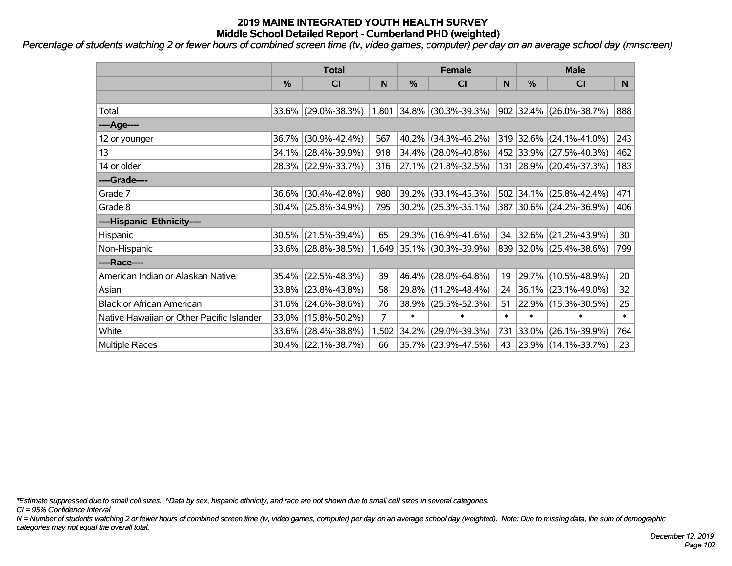# 2019 MAINE INTEGRATED YOUTH HEALTH SURVEY
## Middle School Detailed Report - Cumberland PHD (weighted)

*Percentage of students watching 2 or fewer hours of combined screen time (tv, video games, computer) per day on an average school day (mnscreen)*

| | Total | | | Female | | | Male | | |
|---|---|---|---|---|---|---|---|---|---|
| | % | CI | N | % | CI | N | % | CI | N |
| | | | | | | | | | |
| Total | 33.6% | (29.0%-38.3%) | 1,801 | 34.8% | (30.3%-39.3%) | 902 | 32.4% | (26.0%-38.7%) | 888 |
| ----Age---- | | | | | | | | | |
| 12 or younger | 36.7% | (30.9%-42.4%) | 567 | 40.2% | (34.3%-46.2%) | 319 | 32.6% | (24.1%-41.0%) | 243 |
| 13 | 34.1% | (28.4%-39.9%) | 918 | 34.4% | (28.0%-40.8%) | 452 | 33.9% | (27.5%-40.3%) | 462 |
| 14 or older | 28.3% | (22.9%-33.7%) | 316 | 27.1% | (21.8%-32.5%) | 131 | 28.9% | (20.4%-37.3%) | 183 |
| ----Grade---- | | | | | | | | | |
| Grade 7 | 36.6% | (30.4%-42.8%) | 980 | 39.2% | (33.1%-45.3%) | 502 | 34.1% | (25.8%-42.4%) | 471 |
| Grade 8 | 30.4% | (25.8%-34.9%) | 795 | 30.2% | (25.3%-35.1%) | 387 | 30.6% | (24.2%-36.9%) | 406 |
| ----Hispanic Ethnicity---- | | | | | | | | | |
| Hispanic | 30.5% | (21.5%-39.4%) | 65 | 29.3% | (16.9%-41.6%) | 34 | 32.6% | (21.2%-43.9%) | 30 |
| Non-Hispanic | 33.6% | (28.8%-38.5%) | 1,649 | 35.1% | (30.3%-39.9%) | 839 | 32.0% | (25.4%-38.6%) | 799 |
| ----Race---- | | | | | | | | | |
| American Indian or Alaskan Native | 35.4% | (22.5%-48.3%) | 39 | 46.4% | (28.0%-64.8%) | 19 | 29.7% | (10.5%-48.9%) | 20 |
| Asian | 33.8% | (23.8%-43.8%) | 58 | 29.8% | (11.2%-48.4%) | 24 | 36.1% | (23.1%-49.0%) | 32 |
| Black or African American | 31.6% | (24.6%-38.6%) | 76 | 38.9% | (25.5%-52.3%) | 51 | 22.9% | (15.3%-30.5%) | 25 |
| Native Hawaiian or Other Pacific Islander | 33.0% | (15.8%-50.2%) | 7 | * | * | * | * | * | * |
| White | 33.6% | (28.4%-38.8%) | 1,502 | 34.2% | (29.0%-39.3%) | 731 | 33.0% | (26.1%-39.9%) | 764 |
| Multiple Races | 30.4% | (22.1%-38.7%) | 66 | 35.7% | (23.9%-47.5%) | 43 | 23.9% | (14.1%-33.7%) | 23 |

*Estimate suppressed due to small cell sizes. ^Data by sex, hispanic ethnicity, and race are not shown due to small cell sizes in several categories.

CI = 95% Confidence Interval

N = Number of students watching 2 or fewer hours of combined screen time (tv, video games, computer) per day on an average school day (weighted). Note: Due to missing data, the sum of demographic categories may not equal the overall total.

December 12, 2019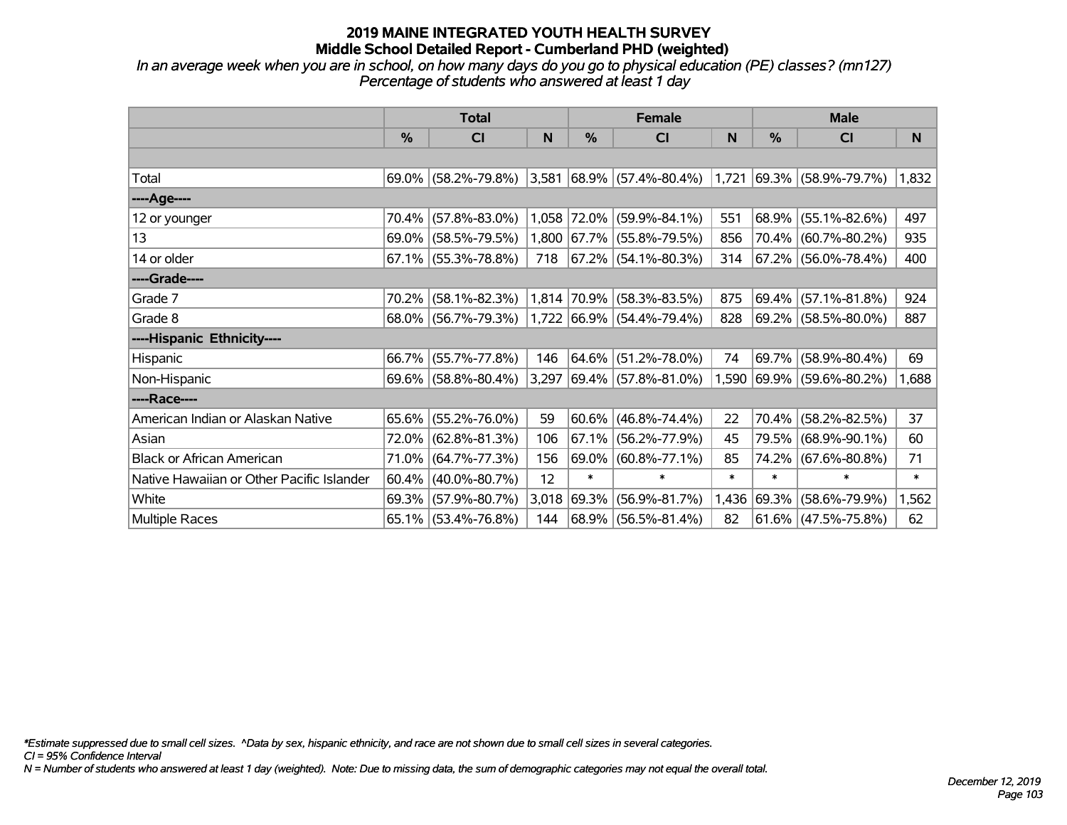# 2019 MAINE INTEGRATED YOUTH HEALTH SURVEY
## Middle School Detailed Report - Cumberland PHD (weighted)

*In an average week when you are in school, on how many days do you go to physical education (PE) classes? (mn127)*
*Percentage of students who answered at least 1 day*

| | Total | | | Female | | | Male | | |
|---|---|---|---|---|---|---|---|---|---|
| | % | CI | N | % | CI | N | % | CI | N |
| | | | | | | | | | |
| Total | 69.0% | (58.2%-79.8%) | 3,581 | 68.9% | (57.4%-80.4%) | 1,721 | 69.3% | (58.9%-79.7%) | 1,832 |
| ----Age---- | | | | | | | | | |
| 12 or younger | 70.4% | (57.8%-83.0%) | 1,058 | 72.0% | (59.9%-84.1%) | 551 | 68.9% | (55.1%-82.6%) | 497 |
| 13 | 69.0% | (58.5%-79.5%) | 1,800 | 67.7% | (55.8%-79.5%) | 856 | 70.4% | (60.7%-80.2%) | 935 |
| 14 or older | 67.1% | (55.3%-78.8%) | 718 | 67.2% | (54.1%-80.3%) | 314 | 67.2% | (56.0%-78.4%) | 400 |
| ----Grade---- | | | | | | | | | |
| Grade 7 | 70.2% | (58.1%-82.3%) | 1,814 | 70.9% | (58.3%-83.5%) | 875 | 69.4% | (57.1%-81.8%) | 924 |
| Grade 8 | 68.0% | (56.7%-79.3%) | 1,722 | 66.9% | (54.4%-79.4%) | 828 | 69.2% | (58.5%-80.0%) | 887 |
| ----Hispanic Ethnicity---- | | | | | | | | | |
| Hispanic | 66.7% | (55.7%-77.8%) | 146 | 64.6% | (51.2%-78.0%) | 74 | 69.7% | (58.9%-80.4%) | 69 |
| Non-Hispanic | 69.6% | (58.8%-80.4%) | 3,297 | 69.4% | (57.8%-81.0%) | 1,590 | 69.9% | (59.6%-80.2%) | 1,688 |
| ----Race---- | | | | | | | | | |
| American Indian or Alaskan Native | 65.6% | (55.2%-76.0%) | 59 | 60.6% | (46.8%-74.4%) | 22 | 70.4% | (58.2%-82.5%) | 37 |
| Asian | 72.0% | (62.8%-81.3%) | 106 | 67.1% | (56.2%-77.9%) | 45 | 79.5% | (68.9%-90.1%) | 60 |
| Black or African American | 71.0% | (64.7%-77.3%) | 156 | 69.0% | (60.8%-77.1%) | 85 | 74.2% | (67.6%-80.8%) | 71 |
| Native Hawaiian or Other Pacific Islander | 60.4% | (40.0%-80.7%) | 12 | * | * | * | * | * | * |
| White | 69.3% | (57.9%-80.7%) | 3,018 | 69.3% | (56.9%-81.7%) | 1,436 | 69.3% | (58.6%-79.9%) | 1,562 |
| Multiple Races | 65.1% | (53.4%-76.8%) | 144 | 68.9% | (56.5%-81.4%) | 82 | 61.6% | (47.5%-75.8%) | 62 |

*Estimate suppressed due to small cell sizes. ^Data by sex, hispanic ethnicity, and race are not shown due to small cell sizes in several categories.
CI = 95% Confidence Interval
N = Number of students who answered at least 1 day (weighted). Note: Due to missing data, the sum of demographic categories may not equal the overall total.

December 12, 2019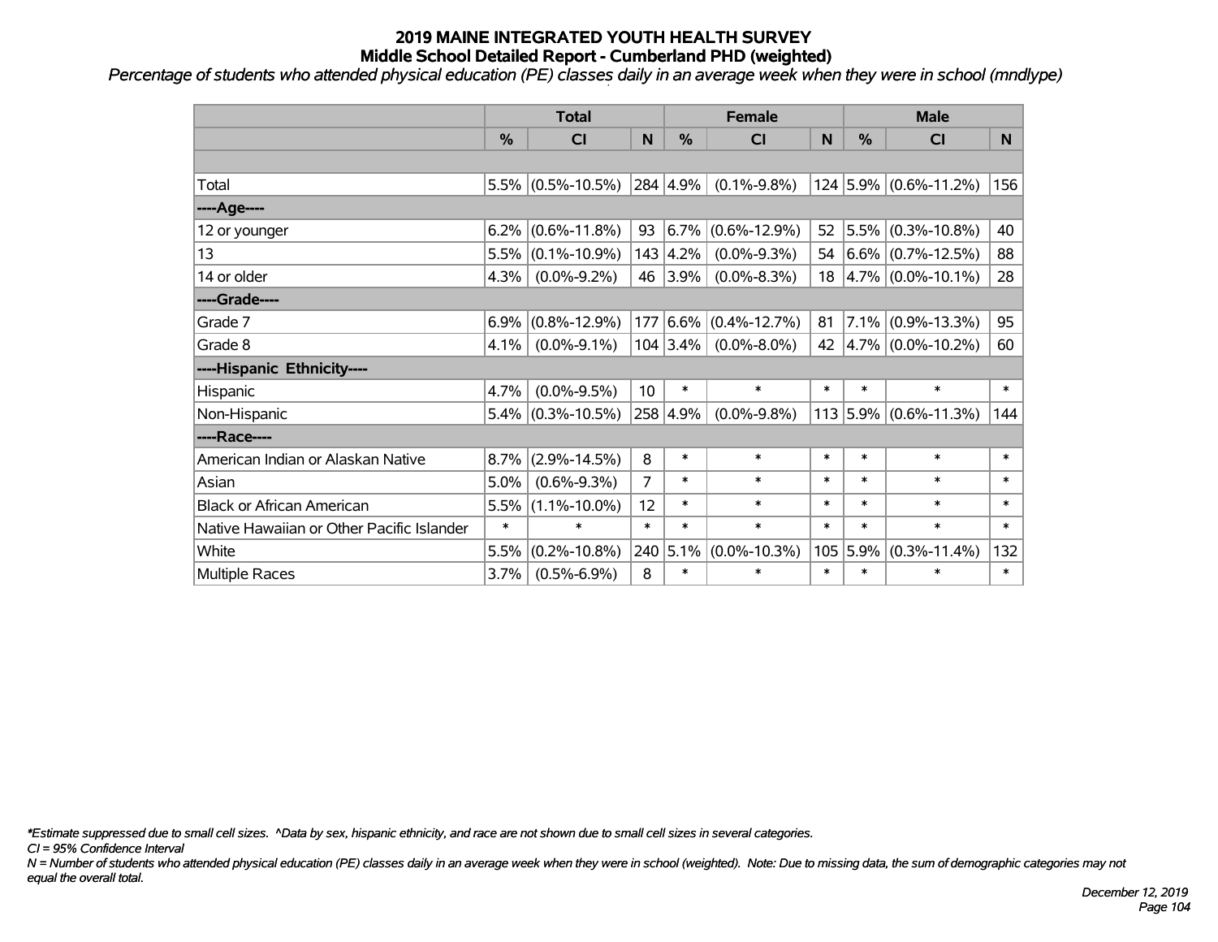# 2019 MAINE INTEGRATED YOUTH HEALTH SURVEY
## Middle School Detailed Report - Cumberland PHD (weighted)

*Percentage of students who attended physical education (PE) classes daily in an average week when they were in school (mndlype)*

| | Total | | | Female | | | Male | | |
|---|---|---|---|---|---|---|---|---|---|
| | % | CI | N | % | CI | N | % | CI | N |
| | | | | | | | | | |
| Total | 5.5% | (0.5%-10.5%) | 284 | 4.9% | (0.1%-9.8%) | 124 | 5.9% | (0.6%-11.2%) | 156 |
| ----Age---- | | | | | | | | | |
| 12 or younger | 6.2% | (0.6%-11.8%) | 93 | 6.7% | (0.6%-12.9%) | 52 | 5.5% | (0.3%-10.8%) | 40 |
| 13 | 5.5% | (0.1%-10.9%) | 143 | 4.2% | (0.0%-9.3%) | 54 | 6.6% | (0.7%-12.5%) | 88 |
| 14 or older | 4.3% | (0.0%-9.2%) | 46 | 3.9% | (0.0%-8.3%) | 18 | 4.7% | (0.0%-10.1%) | 28 |
| ----Grade---- | | | | | | | | | |
| Grade 7 | 6.9% | (0.8%-12.9%) | 177 | 6.6% | (0.4%-12.7%) | 81 | 7.1% | (0.9%-13.3%) | 95 |
| Grade 8 | 4.1% | (0.0%-9.1%) | 104 | 3.4% | (0.0%-8.0%) | 42 | 4.7% | (0.0%-10.2%) | 60 |
| ----Hispanic Ethnicity---- | | | | | | | | | |
| Hispanic | 4.7% | (0.0%-9.5%) | 10 | * | * | * | * | * | * |
| Non-Hispanic | 5.4% | (0.3%-10.5%) | 258 | 4.9% | (0.0%-9.8%) | 113 | 5.9% | (0.6%-11.3%) | 144 |
| ----Race---- | | | | | | | | | |
| American Indian or Alaskan Native | 8.7% | (2.9%-14.5%) | 8 | * | * | * | * | * | * |
| Asian | 5.0% | (0.6%-9.3%) | 7 | * | * | * | * | * | * |
| Black or African American | 5.5% | (1.1%-10.0%) | 12 | * | * | * | * | * | * |
| Native Hawaiian or Other Pacific Islander | * | * | * | * | * | * | * | * | * |
| White | 5.5% | (0.2%-10.8%) | 240 | 5.1% | (0.0%-10.3%) | 105 | 5.9% | (0.3%-11.4%) | 132 |
| Multiple Races | 3.7% | (0.5%-6.9%) | 8 | * | * | * | * | * | * |

*\*Estimate suppressed due to small cell sizes. ^Data by sex, hispanic ethnicity, and race are not shown due to small cell sizes in several categories.*

*CI = 95% Confidence Interval*

*N = Number of students who attended physical education (PE) classes daily in an average week when they were in school (weighted). Note: Due to missing data, the sum of demographic categories may not equal the overall total.*

*December 12, 2019*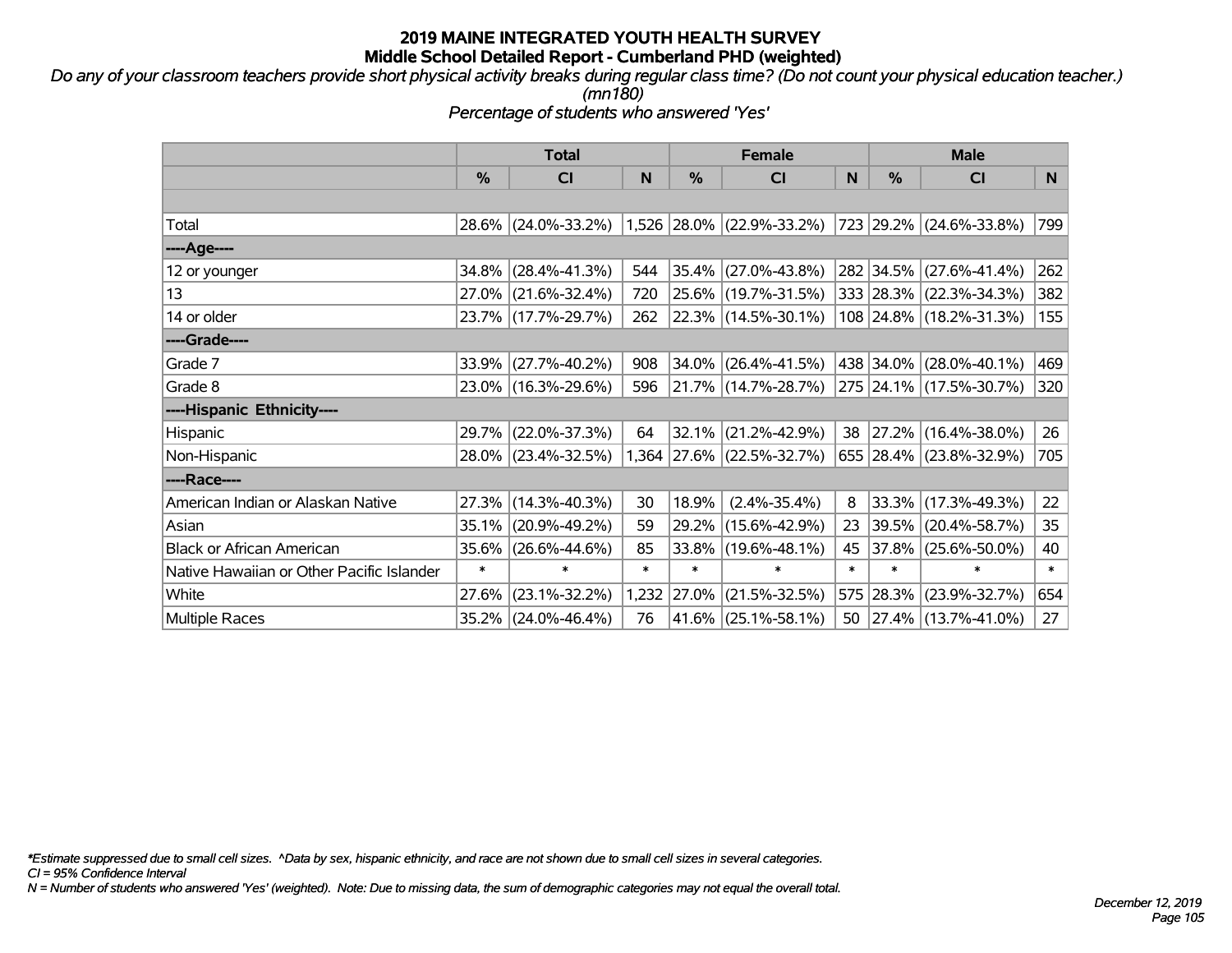# 2019 MAINE INTEGRATED YOUTH HEALTH SURVEY
## Middle School Detailed Report - Cumberland PHD (weighted)

*Do any of your classroom teachers provide short physical activity breaks during regular class time? (Do not count your physical education teacher.) (mn180)*

*Percentage of students who answered 'Yes'*

| | Total | | | Female | | | Male | | |
|---|---|---|---|---|---|---|---|---|---|
| | % | CI | N | % | CI | N | % | CI | N |
| | | | | | | | | | |
| Total | 28.6% | (24.0%-33.2%) | 1,526 | 28.0% | (22.9%-33.2%) | 723 | 29.2% | (24.6%-33.8%) | 799 |
| ----Age---- | | | | | | | | | |
| 12 or younger | 34.8% | (28.4%-41.3%) | 544 | 35.4% | (27.0%-43.8%) | 282 | 34.5% | (27.6%-41.4%) | 262 |
| 13 | 27.0% | (21.6%-32.4%) | 720 | 25.6% | (19.7%-31.5%) | 333 | 28.3% | (22.3%-34.3%) | 382 |
| 14 or older | 23.7% | (17.7%-29.7%) | 262 | 22.3% | (14.5%-30.1%) | 108 | 24.8% | (18.2%-31.3%) | 155 |
| ----Grade---- | | | | | | | | | |
| Grade 7 | 33.9% | (27.7%-40.2%) | 908 | 34.0% | (26.4%-41.5%) | 438 | 34.0% | (28.0%-40.1%) | 469 |
| Grade 8 | 23.0% | (16.3%-29.6%) | 596 | 21.7% | (14.7%-28.7%) | 275 | 24.1% | (17.5%-30.7%) | 320 |
| ----Hispanic Ethnicity---- | | | | | | | | | |
| Hispanic | 29.7% | (22.0%-37.3%) | 64 | 32.1% | (21.2%-42.9%) | 38 | 27.2% | (16.4%-38.0%) | 26 |
| Non-Hispanic | 28.0% | (23.4%-32.5%) | 1,364 | 27.6% | (22.5%-32.7%) | 655 | 28.4% | (23.8%-32.9%) | 705 |
| ----Race---- | | | | | | | | | |
| American Indian or Alaskan Native | 27.3% | (14.3%-40.3%) | 30 | 18.9% | (2.4%-35.4%) | 8 | 33.3% | (17.3%-49.3%) | 22 |
| Asian | 35.1% | (20.9%-49.2%) | 59 | 29.2% | (15.6%-42.9%) | 23 | 39.5% | (20.4%-58.7%) | 35 |
| Black or African American | 35.6% | (26.6%-44.6%) | 85 | 33.8% | (19.6%-48.1%) | 45 | 37.8% | (25.6%-50.0%) | 40 |
| Native Hawaiian or Other Pacific Islander | * | * | * | * | * | * | * | * | * |
| White | 27.6% | (23.1%-32.2%) | 1,232 | 27.0% | (21.5%-32.5%) | 575 | 28.3% | (23.9%-32.7%) | 654 |
| Multiple Races | 35.2% | (24.0%-46.4%) | 76 | 41.6% | (25.1%-58.1%) | 50 | 27.4% | (13.7%-41.0%) | 27 |

*\*Estimate suppressed due to small cell sizes. ^Data by sex, hispanic ethnicity, and race are not shown due to small cell sizes in several categories.*

*CI = 95% Confidence Interval*

*N = Number of students who answered 'Yes' (weighted). Note: Due to missing data, the sum of demographic categories may not equal the overall total.*

*December 12, 2019*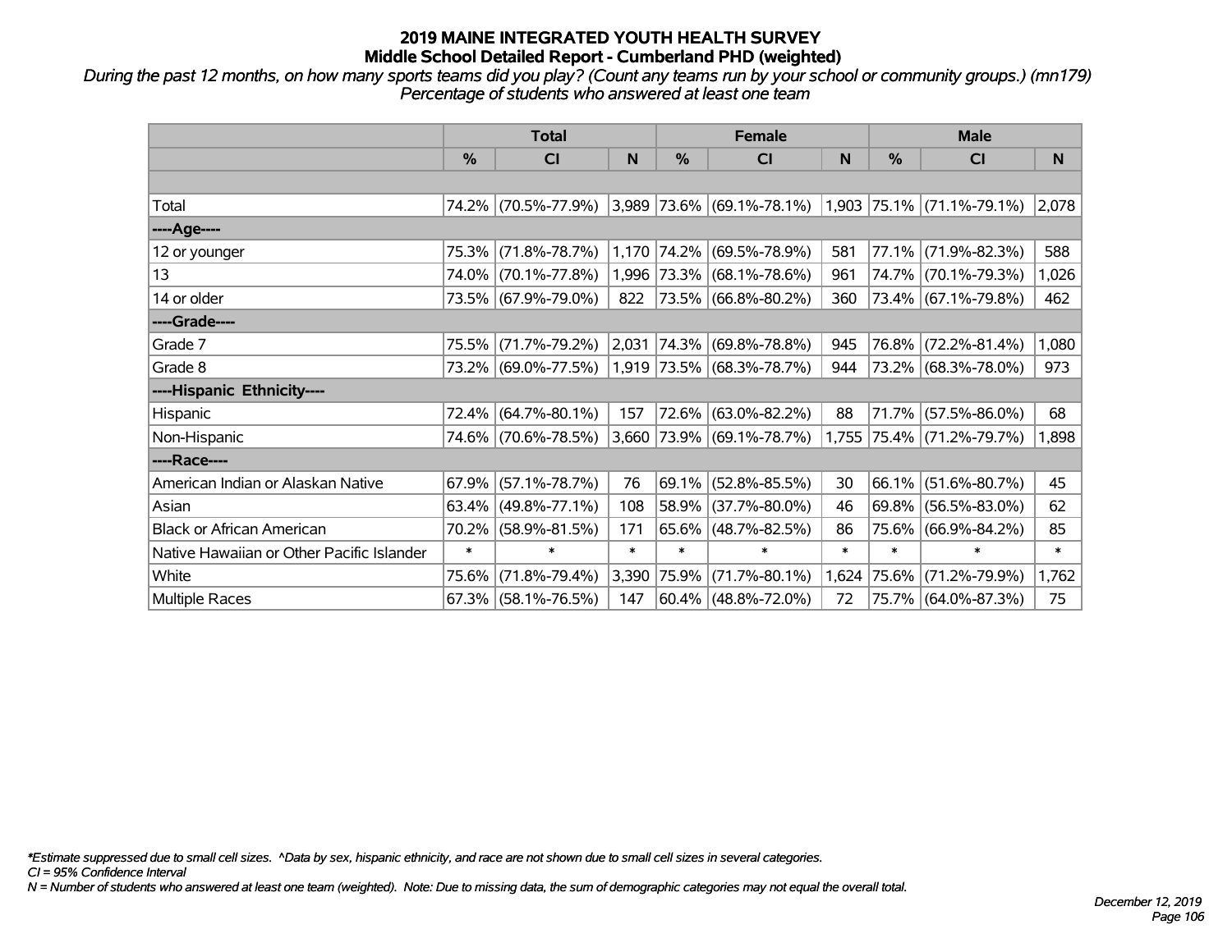# 2019 MAINE INTEGRATED YOUTH HEALTH SURVEY
## Middle School Detailed Report - Cumberland PHD (weighted)

*During the past 12 months, on how many sports teams did you play? (Count any teams run by your school or community groups.) (mn179)*
*Percentage of students who answered at least one team*

| | Total | | | Female | | | Male | | |
|---|---|---|---|---|---|---|---|---|---|
| | % | CI | N | % | CI | N | % | CI | N |
| | | | | | | | | | |
| Total | 74.2% | (70.5%-77.9%) | 3,989 | 73.6% | (69.1%-78.1%) | 1,903 | 75.1% | (71.1%-79.1%) | 2,078 |
| ----Age---- | | | | | | | | | |
| 12 or younger | 75.3% | (71.8%-78.7%) | 1,170 | 74.2% | (69.5%-78.9%) | 581 | 77.1% | (71.9%-82.3%) | 588 |
| 13 | 74.0% | (70.1%-77.8%) | 1,996 | 73.3% | (68.1%-78.6%) | 961 | 74.7% | (70.1%-79.3%) | 1,026 |
| 14 or older | 73.5% | (67.9%-79.0%) | 822 | 73.5% | (66.8%-80.2%) | 360 | 73.4% | (67.1%-79.8%) | 462 |
| ----Grade---- | | | | | | | | | |
| Grade 7 | 75.5% | (71.7%-79.2%) | 2,031 | 74.3% | (69.8%-78.8%) | 945 | 76.8% | (72.2%-81.4%) | 1,080 |
| Grade 8 | 73.2% | (69.0%-77.5%) | 1,919 | 73.5% | (68.3%-78.7%) | 944 | 73.2% | (68.3%-78.0%) | 973 |
| ----Hispanic Ethnicity---- | | | | | | | | | |
| Hispanic | 72.4% | (64.7%-80.1%) | 157 | 72.6% | (63.0%-82.2%) | 88 | 71.7% | (57.5%-86.0%) | 68 |
| Non-Hispanic | 74.6% | (70.6%-78.5%) | 3,660 | 73.9% | (69.1%-78.7%) | 1,755 | 75.4% | (71.2%-79.7%) | 1,898 |
| ----Race---- | | | | | | | | | |
| American Indian or Alaskan Native | 67.9% | (57.1%-78.7%) | 76 | 69.1% | (52.8%-85.5%) | 30 | 66.1% | (51.6%-80.7%) | 45 |
| Asian | 63.4% | (49.8%-77.1%) | 108 | 58.9% | (37.7%-80.0%) | 46 | 69.8% | (56.5%-83.0%) | 62 |
| Black or African American | 70.2% | (58.9%-81.5%) | 171 | 65.6% | (48.7%-82.5%) | 86 | 75.6% | (66.9%-84.2%) | 85 |
| Native Hawaiian or Other Pacific Islander | * | * | * | * | * | * | * | * | * |
| White | 75.6% | (71.8%-79.4%) | 3,390 | 75.9% | (71.7%-80.1%) | 1,624 | 75.6% | (71.2%-79.9%) | 1,762 |
| Multiple Races | 67.3% | (58.1%-76.5%) | 147 | 60.4% | (48.8%-72.0%) | 72 | 75.7% | (64.0%-87.3%) | 75 |

*\*Estimate suppressed due to small cell sizes. ^Data by sex, hispanic ethnicity, and race are not shown due to small cell sizes in several categories.*
*CI = 95% Confidence Interval*
*N = Number of students who answered at least one team (weighted). Note: Due to missing data, the sum of demographic categories may not equal the overall total.*

*December 12, 2019*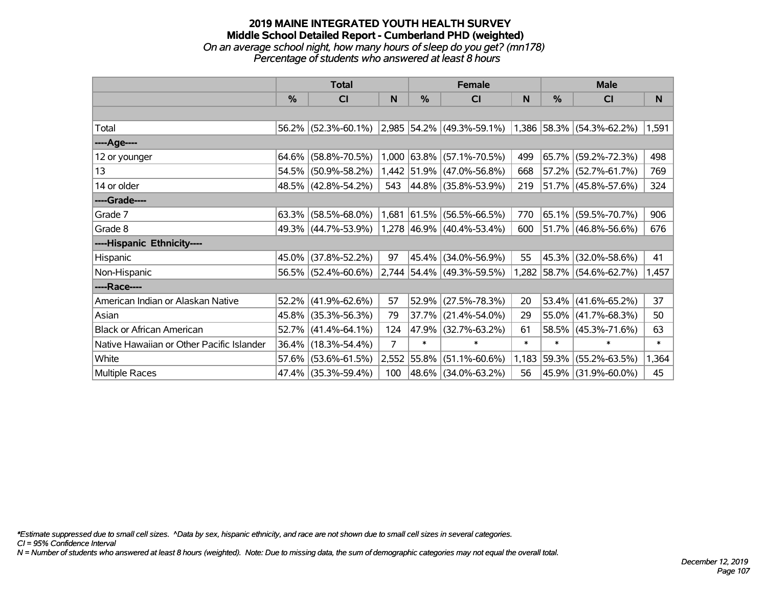# 2019 MAINE INTEGRATED YOUTH HEALTH SURVEY
## Middle School Detailed Report - Cumberland PHD (weighted)
*On an average school night, how many hours of sleep do you get? (mn178)*
*Percentage of students who answered at least 8 hours*

| | Total | | | Female | | | Male | | |
|---|---|---|---|---|---|---|---|---|---|
| | % | CI | N | % | CI | N | % | CI | N |
| | | | | | | | | | |
| Total | 56.2% | (52.3%-60.1%) | 2,985 | 54.2% | (49.3%-59.1%) | 1,386 | 58.3% | (54.3%-62.2%) | 1,591 |
| ----Age---- | | | | | | | | | |
| 12 or younger | 64.6% | (58.8%-70.5%) | 1,000 | 63.8% | (57.1%-70.5%) | 499 | 65.7% | (59.2%-72.3%) | 498 |
| 13 | 54.5% | (50.9%-58.2%) | 1,442 | 51.9% | (47.0%-56.8%) | 668 | 57.2% | (52.7%-61.7%) | 769 |
| 14 or older | 48.5% | (42.8%-54.2%) | 543 | 44.8% | (35.8%-53.9%) | 219 | 51.7% | (45.8%-57.6%) | 324 |
| ----Grade---- | | | | | | | | | |
| Grade 7 | 63.3% | (58.5%-68.0%) | 1,681 | 61.5% | (56.5%-66.5%) | 770 | 65.1% | (59.5%-70.7%) | 906 |
| Grade 8 | 49.3% | (44.7%-53.9%) | 1,278 | 46.9% | (40.4%-53.4%) | 600 | 51.7% | (46.8%-56.6%) | 676 |
| ----Hispanic Ethnicity---- | | | | | | | | | |
| Hispanic | 45.0% | (37.8%-52.2%) | 97 | 45.4% | (34.0%-56.9%) | 55 | 45.3% | (32.0%-58.6%) | 41 |
| Non-Hispanic | 56.5% | (52.4%-60.6%) | 2,744 | 54.4% | (49.3%-59.5%) | 1,282 | 58.7% | (54.6%-62.7%) | 1,457 |
| ----Race---- | | | | | | | | | |
| American Indian or Alaskan Native | 52.2% | (41.9%-62.6%) | 57 | 52.9% | (27.5%-78.3%) | 20 | 53.4% | (41.6%-65.2%) | 37 |
| Asian | 45.8% | (35.3%-56.3%) | 79 | 37.7% | (21.4%-54.0%) | 29 | 55.0% | (41.7%-68.3%) | 50 |
| Black or African American | 52.7% | (41.4%-64.1%) | 124 | 47.9% | (32.7%-63.2%) | 61 | 58.5% | (45.3%-71.6%) | 63 |
| Native Hawaiian or Other Pacific Islander | 36.4% | (18.3%-54.4%) | 7 | * | * | * | * | * | * |
| White | 57.6% | (53.6%-61.5%) | 2,552 | 55.8% | (51.1%-60.6%) | 1,183 | 59.3% | (55.2%-63.5%) | 1,364 |
| Multiple Races | 47.4% | (35.3%-59.4%) | 100 | 48.6% | (34.0%-63.2%) | 56 | 45.9% | (31.9%-60.0%) | 45 |

*\*Estimate suppressed due to small cell sizes. ^Data by sex, hispanic ethnicity, and race are not shown due to small cell sizes in several categories.*
*CI = 95% Confidence Interval*
*N = Number of students who answered at least 8 hours (weighted). Note: Due to missing data, the sum of demographic categories may not equal the overall total.*

*December 12, 2019*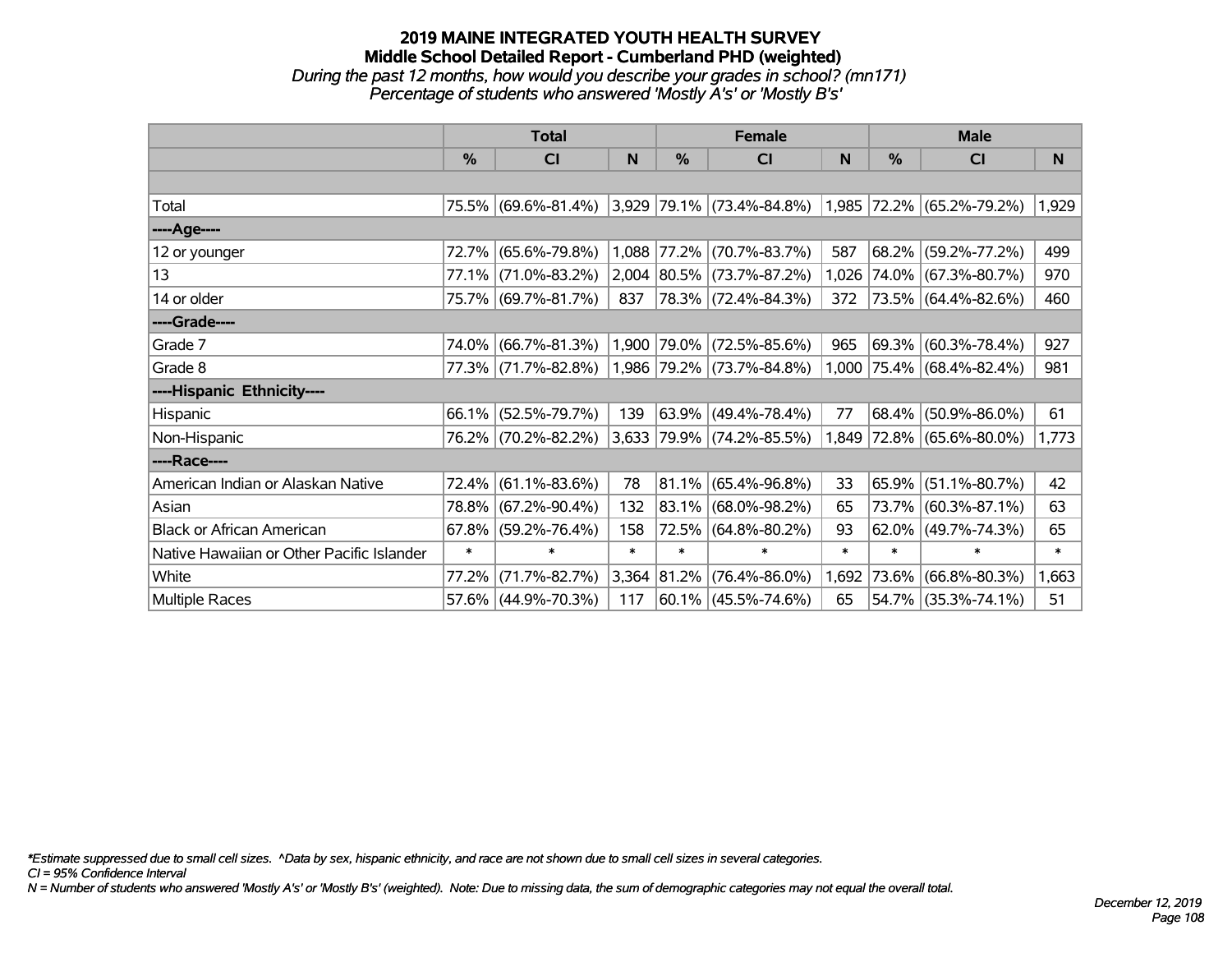# 2019 MAINE INTEGRATED YOUTH HEALTH SURVEY
## Middle School Detailed Report - Cumberland PHD (weighted)
*During the past 12 months, how would you describe your grades in school? (mn171)*
*Percentage of students who answered 'Mostly A's' or 'Mostly B's'*

| | Total | | | Female | | | Male | | |
|---|---|---|---|---|---|---|---|---|---|
| | % | CI | N | % | CI | N | % | CI | N |
| | | | | | | | | | |
| Total | 75.5% | (69.6%-81.4%) | 3,929 | 79.1% | (73.4%-84.8%) | 1,985 | 72.2% | (65.2%-79.2%) | 1,929 |
| ----Age---- | | | | | | | | | |
| 12 or younger | 72.7% | (65.6%-79.8%) | 1,088 | 77.2% | (70.7%-83.7%) | 587 | 68.2% | (59.2%-77.2%) | 499 |
| 13 | 77.1% | (71.0%-83.2%) | 2,004 | 80.5% | (73.7%-87.2%) | 1,026 | 74.0% | (67.3%-80.7%) | 970 |
| 14 or older | 75.7% | (69.7%-81.7%) | 837 | 78.3% | (72.4%-84.3%) | 372 | 73.5% | (64.4%-82.6%) | 460 |
| ----Grade---- | | | | | | | | | |
| Grade 7 | 74.0% | (66.7%-81.3%) | 1,900 | 79.0% | (72.5%-85.6%) | 965 | 69.3% | (60.3%-78.4%) | 927 |
| Grade 8 | 77.3% | (71.7%-82.8%) | 1,986 | 79.2% | (73.7%-84.8%) | 1,000 | 75.4% | (68.4%-82.4%) | 981 |
| ----Hispanic Ethnicity---- | | | | | | | | | |
| Hispanic | 66.1% | (52.5%-79.7%) | 139 | 63.9% | (49.4%-78.4%) | 77 | 68.4% | (50.9%-86.0%) | 61 |
| Non-Hispanic | 76.2% | (70.2%-82.2%) | 3,633 | 79.9% | (74.2%-85.5%) | 1,849 | 72.8% | (65.6%-80.0%) | 1,773 |
| ----Race---- | | | | | | | | | |
| American Indian or Alaskan Native | 72.4% | (61.1%-83.6%) | 78 | 81.1% | (65.4%-96.8%) | 33 | 65.9% | (51.1%-80.7%) | 42 |
| Asian | 78.8% | (67.2%-90.4%) | 132 | 83.1% | (68.0%-98.2%) | 65 | 73.7% | (60.3%-87.1%) | 63 |
| Black or African American | 67.8% | (59.2%-76.4%) | 158 | 72.5% | (64.8%-80.2%) | 93 | 62.0% | (49.7%-74.3%) | 65 |
| Native Hawaiian or Other Pacific Islander | * | * | * | * | * | * | * | * | * |
| White | 77.2% | (71.7%-82.7%) | 3,364 | 81.2% | (76.4%-86.0%) | 1,692 | 73.6% | (66.8%-80.3%) | 1,663 |
| Multiple Races | 57.6% | (44.9%-70.3%) | 117 | 60.1% | (45.5%-74.6%) | 65 | 54.7% | (35.3%-74.1%) | 51 |

*\*Estimate suppressed due to small cell sizes. ^Data by sex, hispanic ethnicity, and race are not shown due to small cell sizes in several categories.*
*CI = 95% Confidence Interval*
*N = Number of students who answered 'Mostly A's' or 'Mostly B's' (weighted). Note: Due to missing data, the sum of demographic categories may not equal the overall total.*

*December 12, 2019*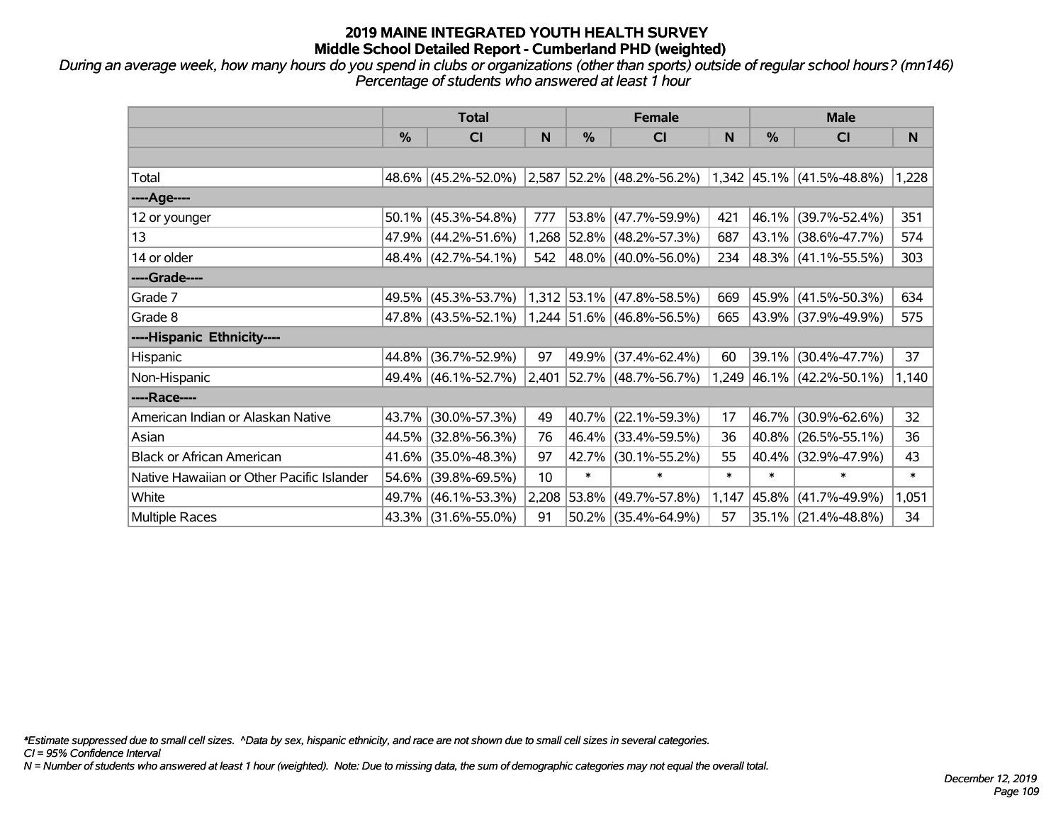# 2019 MAINE INTEGRATED YOUTH HEALTH SURVEY
## Middle School Detailed Report - Cumberland PHD (weighted)

*During an average week, how many hours do you spend in clubs or organizations (other than sports) outside of regular school hours? (mn146)*
*Percentage of students who answered at least 1 hour*

| | Total | | | Female | | | Male | | |
|---|---|---|---|---|---|---|---|---|---|
| | % | CI | N | % | CI | N | % | CI | N |
| Total | 48.6% | (45.2%-52.0%) | 2,587 | 52.2% | (48.2%-56.2%) | 1,342 | 45.1% | (41.5%-48.8%) | 1,228 |
| ----Age---- | | | | | | | | | |
| 12 or younger | 50.1% | (45.3%-54.8%) | 777 | 53.8% | (47.7%-59.9%) | 421 | 46.1% | (39.7%-52.4%) | 351 |
| 13 | 47.9% | (44.2%-51.6%) | 1,268 | 52.8% | (48.2%-57.3%) | 687 | 43.1% | (38.6%-47.7%) | 574 |
| 14 or older | 48.4% | (42.7%-54.1%) | 542 | 48.0% | (40.0%-56.0%) | 234 | 48.3% | (41.1%-55.5%) | 303 |
| ----Grade---- | | | | | | | | | |
| Grade 7 | 49.5% | (45.3%-53.7%) | 1,312 | 53.1% | (47.8%-58.5%) | 669 | 45.9% | (41.5%-50.3%) | 634 |
| Grade 8 | 47.8% | (43.5%-52.1%) | 1,244 | 51.6% | (46.8%-56.5%) | 665 | 43.9% | (37.9%-49.9%) | 575 |
| ----Hispanic Ethnicity---- | | | | | | | | | |
| Hispanic | 44.8% | (36.7%-52.9%) | 97 | 49.9% | (37.4%-62.4%) | 60 | 39.1% | (30.4%-47.7%) | 37 |
| Non-Hispanic | 49.4% | (46.1%-52.7%) | 2,401 | 52.7% | (48.7%-56.7%) | 1,249 | 46.1% | (42.2%-50.1%) | 1,140 |
| ----Race---- | | | | | | | | | |
| American Indian or Alaskan Native | 43.7% | (30.0%-57.3%) | 49 | 40.7% | (22.1%-59.3%) | 17 | 46.7% | (30.9%-62.6%) | 32 |
| Asian | 44.5% | (32.8%-56.3%) | 76 | 46.4% | (33.4%-59.5%) | 36 | 40.8% | (26.5%-55.1%) | 36 |
| Black or African American | 41.6% | (35.0%-48.3%) | 97 | 42.7% | (30.1%-55.2%) | 55 | 40.4% | (32.9%-47.9%) | 43 |
| Native Hawaiian or Other Pacific Islander | 54.6% | (39.8%-69.5%) | 10 | * | * | * | * | * | * |
| White | 49.7% | (46.1%-53.3%) | 2,208 | 53.8% | (49.7%-57.8%) | 1,147 | 45.8% | (41.7%-49.9%) | 1,051 |
| Multiple Races | 43.3% | (31.6%-55.0%) | 91 | 50.2% | (35.4%-64.9%) | 57 | 35.1% | (21.4%-48.8%) | 34 |

*\*Estimate suppressed due to small cell sizes. ^Data by sex, hispanic ethnicity, and race are not shown due to small cell sizes in several categories.*
*CI = 95% Confidence Interval*
*N = Number of students who answered at least 1 hour (weighted). Note: Due to missing data, the sum of demographic categories may not equal the overall total.*

*December 12, 2019*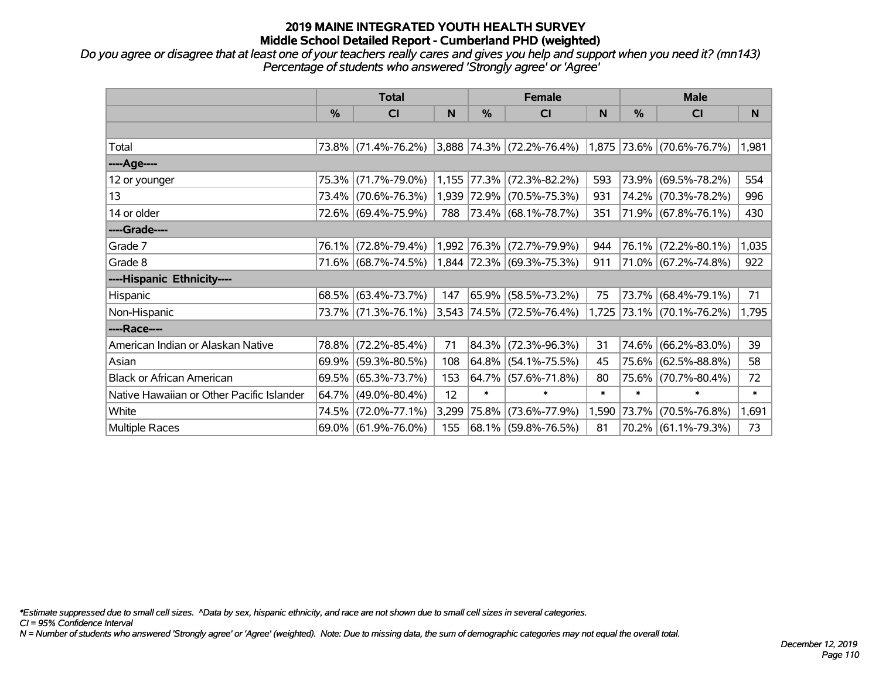# 2019 MAINE INTEGRATED YOUTH HEALTH SURVEY
## Middle School Detailed Report - Cumberland PHD (weighted)

*Do you agree or disagree that at least one of your teachers really cares and gives you help and support when you need it? (mn143)*
*Percentage of students who answered 'Strongly agree' or 'Agree'*

| | Total | | | Female | | | Male | | |
|---|---|---|---|---|---|---|---|---|---|
| | % | CI | N | % | CI | N | % | CI | N |
| | | | | | | | | | |
| Total | 73.8% | (71.4%-76.2%) | 3,888 | 74.3% | (72.2%-76.4%) | 1,875 | 73.6% | (70.6%-76.7%) | 1,981 |
| ----Age---- | | | | | | | | | |
| 12 or younger | 75.3% | (71.7%-79.0%) | 1,155 | 77.3% | (72.3%-82.2%) | 593 | 73.9% | (69.5%-78.2%) | 554 |
| 13 | 73.4% | (70.6%-76.3%) | 1,939 | 72.9% | (70.5%-75.3%) | 931 | 74.2% | (70.3%-78.2%) | 996 |
| 14 or older | 72.6% | (69.4%-75.9%) | 788 | 73.4% | (68.1%-78.7%) | 351 | 71.9% | (67.8%-76.1%) | 430 |
| ----Grade---- | | | | | | | | | |
| Grade 7 | 76.1% | (72.8%-79.4%) | 1,992 | 76.3% | (72.7%-79.9%) | 944 | 76.1% | (72.2%-80.1%) | 1,035 |
| Grade 8 | 71.6% | (68.7%-74.5%) | 1,844 | 72.3% | (69.3%-75.3%) | 911 | 71.0% | (67.2%-74.8%) | 922 |
| ----Hispanic Ethnicity---- | | | | | | | | | |
| Hispanic | 68.5% | (63.4%-73.7%) | 147 | 65.9% | (58.5%-73.2%) | 75 | 73.7% | (68.4%-79.1%) | 71 |
| Non-Hispanic | 73.7% | (71.3%-76.1%) | 3,543 | 74.5% | (72.5%-76.4%) | 1,725 | 73.1% | (70.1%-76.2%) | 1,795 |
| ----Race---- | | | | | | | | | |
| American Indian or Alaskan Native | 78.8% | (72.2%-85.4%) | 71 | 84.3% | (72.3%-96.3%) | 31 | 74.6% | (66.2%-83.0%) | 39 |
| Asian | 69.9% | (59.3%-80.5%) | 108 | 64.8% | (54.1%-75.5%) | 45 | 75.6% | (62.5%-88.8%) | 58 |
| Black or African American | 69.5% | (65.3%-73.7%) | 153 | 64.7% | (57.6%-71.8%) | 80 | 75.6% | (70.7%-80.4%) | 72 |
| Native Hawaiian or Other Pacific Islander | 64.7% | (49.0%-80.4%) | 12 | * | * | * | * | * | * |
| White | 74.5% | (72.0%-77.1%) | 3,299 | 75.8% | (73.6%-77.9%) | 1,590 | 73.7% | (70.5%-76.8%) | 1,691 |
| Multiple Races | 69.0% | (61.9%-76.0%) | 155 | 68.1% | (59.8%-76.5%) | 81 | 70.2% | (61.1%-79.3%) | 73 |

*Estimate suppressed due to small cell sizes. ^Data by sex, hispanic ethnicity, and race are not shown due to small cell sizes in several categories.
CI = 95% Confidence Interval
N = Number of students who answered 'Strongly agree' or 'Agree' (weighted). Note: Due to missing data, the sum of demographic categories may not equal the overall total.

December 12, 2019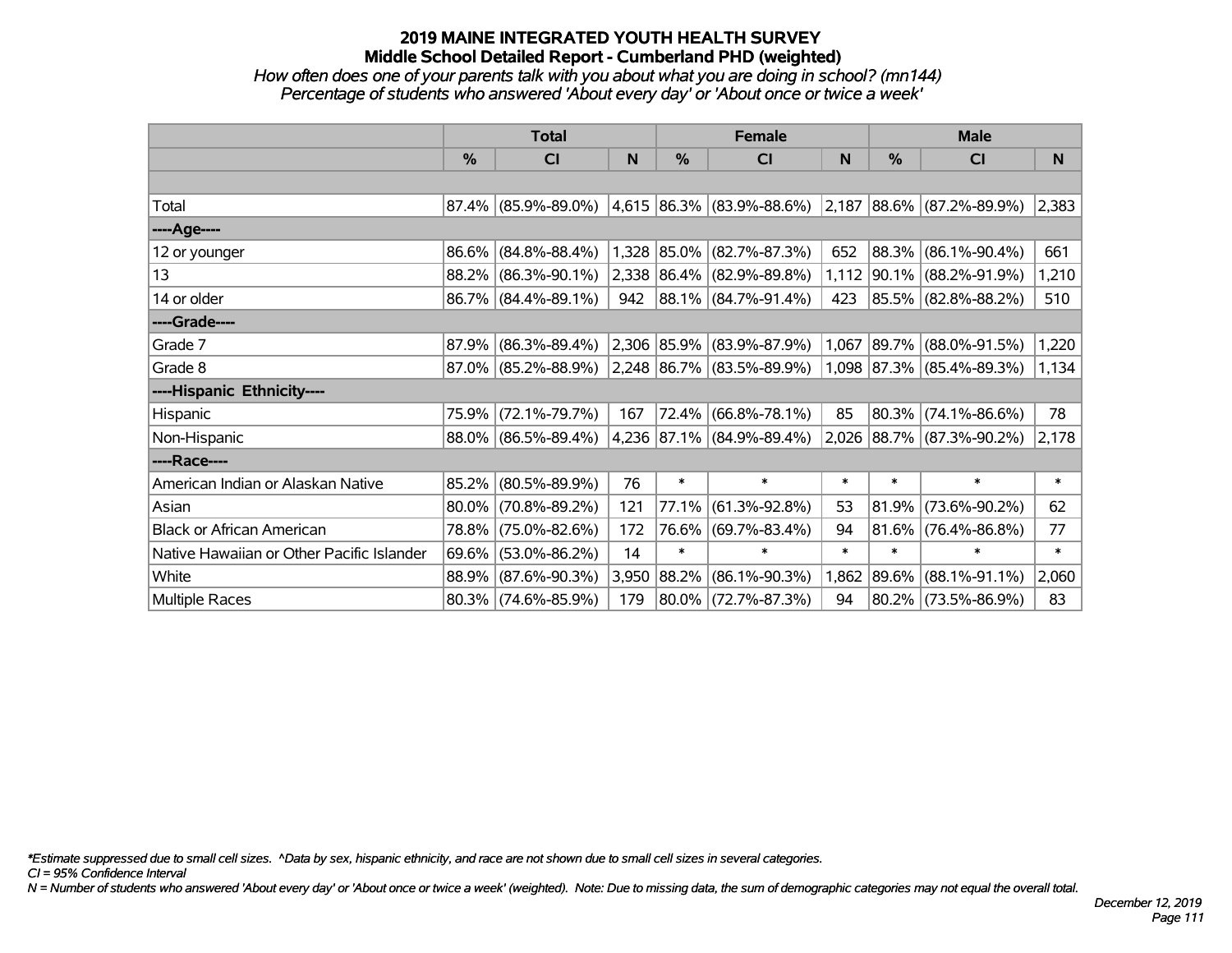# 2019 MAINE INTEGRATED YOUTH HEALTH SURVEY
## Middle School Detailed Report - Cumberland PHD (weighted)
### *How often does one of your parents talk with you about what you are doing in school? (mn144)*
### *Percentage of students who answered 'About every day' or 'About once or twice a week'*

| | Total | | | Female | | | Male | | |
|---|---|---|---|---|---|---|---|---|---|
| | % | CI | N | % | CI | N | % | CI | N |
| | | | | | | | | | |
| Total | 87.4% | (85.9%-89.0%) | 4,615 | 86.3% | (83.9%-88.6%) | 2,187 | 88.6% | (87.2%-89.9%) | 2,383 |
| ----Age---- | | | | | | | | | |
| 12 or younger | 86.6% | (84.8%-88.4%) | 1,328 | 85.0% | (82.7%-87.3%) | 652 | 88.3% | (86.1%-90.4%) | 661 |
| 13 | 88.2% | (86.3%-90.1%) | 2,338 | 86.4% | (82.9%-89.8%) | 1,112 | 90.1% | (88.2%-91.9%) | 1,210 |
| 14 or older | 86.7% | (84.4%-89.1%) | 942 | 88.1% | (84.7%-91.4%) | 423 | 85.5% | (82.8%-88.2%) | 510 |
| ----Grade---- | | | | | | | | | |
| Grade 7 | 87.9% | (86.3%-89.4%) | 2,306 | 85.9% | (83.9%-87.9%) | 1,067 | 89.7% | (88.0%-91.5%) | 1,220 |
| Grade 8 | 87.0% | (85.2%-88.9%) | 2,248 | 86.7% | (83.5%-89.9%) | 1,098 | 87.3% | (85.4%-89.3%) | 1,134 |
| ----Hispanic Ethnicity---- | | | | | | | | | |
| Hispanic | 75.9% | (72.1%-79.7%) | 167 | 72.4% | (66.8%-78.1%) | 85 | 80.3% | (74.1%-86.6%) | 78 |
| Non-Hispanic | 88.0% | (86.5%-89.4%) | 4,236 | 87.1% | (84.9%-89.4%) | 2,026 | 88.7% | (87.3%-90.2%) | 2,178 |
| ----Race---- | | | | | | | | | |
| American Indian or Alaskan Native | 85.2% | (80.5%-89.9%) | 76 | * | * | * | * | * | * |
| Asian | 80.0% | (70.8%-89.2%) | 121 | 77.1% | (61.3%-92.8%) | 53 | 81.9% | (73.6%-90.2%) | 62 |
| Black or African American | 78.8% | (75.0%-82.6%) | 172 | 76.6% | (69.7%-83.4%) | 94 | 81.6% | (76.4%-86.8%) | 77 |
| Native Hawaiian or Other Pacific Islander | 69.6% | (53.0%-86.2%) | 14 | * | * | * | * | * | * |
| White | 88.9% | (87.6%-90.3%) | 3,950 | 88.2% | (86.1%-90.3%) | 1,862 | 89.6% | (88.1%-91.1%) | 2,060 |
| Multiple Races | 80.3% | (74.6%-85.9%) | 179 | 80.0% | (72.7%-87.3%) | 94 | 80.2% | (73.5%-86.9%) | 83 |

*\*Estimate suppressed due to small cell sizes. ^Data by sex, hispanic ethnicity, and race are not shown due to small cell sizes in several categories.*

*CI = 95% Confidence Interval*

*N = Number of students who answered 'About every day' or 'About once or twice a week' (weighted). Note: Due to missing data, the sum of demographic categories may not equal the overall total.*

*December 12, 2019*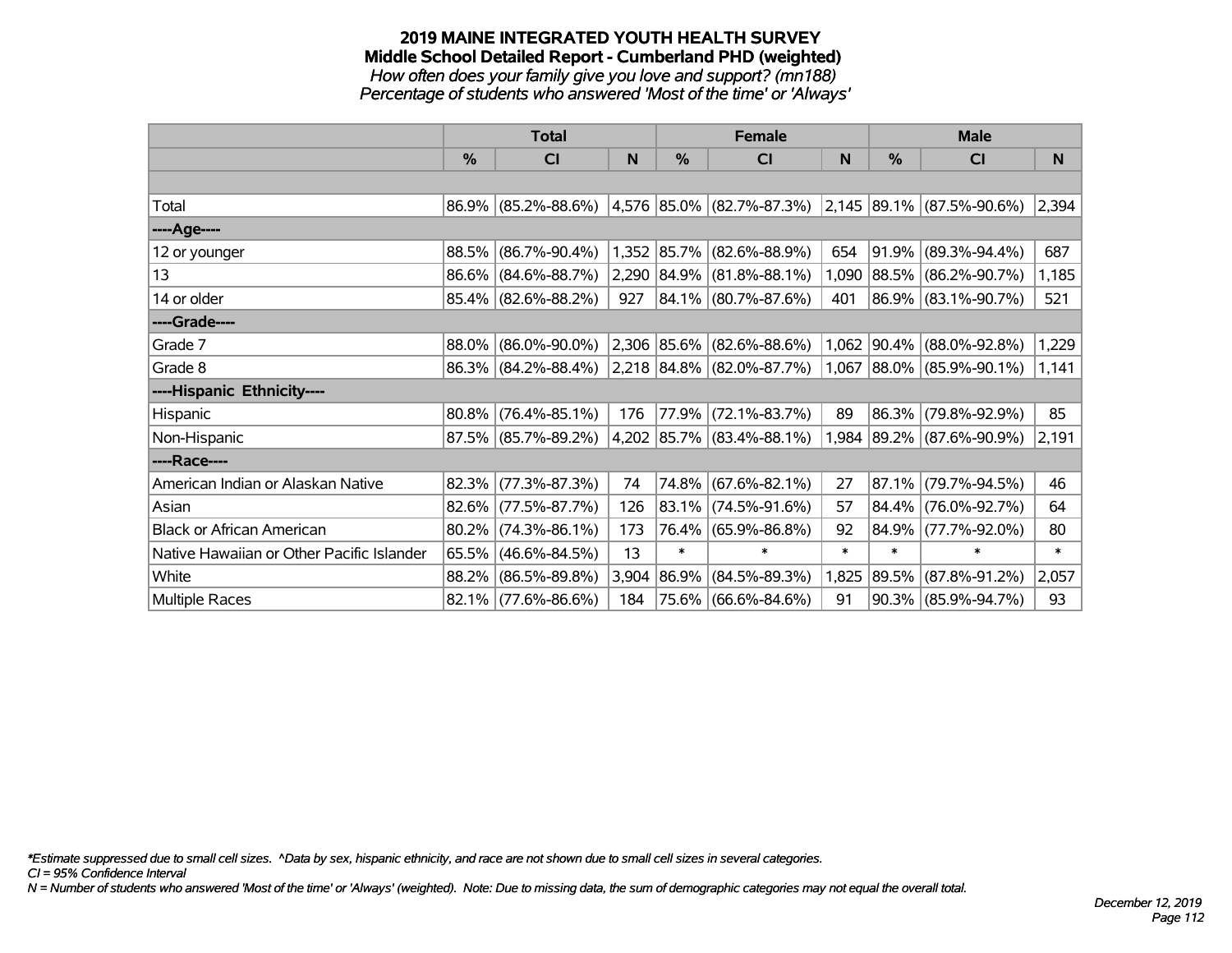# 2019 MAINE INTEGRATED YOUTH HEALTH SURVEY
## Middle School Detailed Report - Cumberland PHD (weighted)
*How often does your family give you love and support? (mn188)*
*Percentage of students who answered 'Most of the time' or 'Always'*

| | Total | | | Female | | | Male | | |
|---|---|---|---|---|---|---|---|---|---|
| | % | CI | N | % | CI | N | % | CI | N |
| Total | 86.9% | (85.2%-88.6%) | 4,576 | 85.0% | (82.7%-87.3%) | 2,145 | 89.1% | (87.5%-90.6%) | 2,394 |
| ----Age---- | | | | | | | | | |
| 12 or younger | 88.5% | (86.7%-90.4%) | 1,352 | 85.7% | (82.6%-88.9%) | 654 | 91.9% | (89.3%-94.4%) | 687 |
| 13 | 86.6% | (84.6%-88.7%) | 2,290 | 84.9% | (81.8%-88.1%) | 1,090 | 88.5% | (86.2%-90.7%) | 1,185 |
| 14 or older | 85.4% | (82.6%-88.2%) | 927 | 84.1% | (80.7%-87.6%) | 401 | 86.9% | (83.1%-90.7%) | 521 |
| ----Grade---- | | | | | | | | | |
| Grade 7 | 88.0% | (86.0%-90.0%) | 2,306 | 85.6% | (82.6%-88.6%) | 1,062 | 90.4% | (88.0%-92.8%) | 1,229 |
| Grade 8 | 86.3% | (84.2%-88.4%) | 2,218 | 84.8% | (82.0%-87.7%) | 1,067 | 88.0% | (85.9%-90.1%) | 1,141 |
| ----Hispanic Ethnicity---- | | | | | | | | | |
| Hispanic | 80.8% | (76.4%-85.1%) | 176 | 77.9% | (72.1%-83.7%) | 89 | 86.3% | (79.8%-92.9%) | 85 |
| Non-Hispanic | 87.5% | (85.7%-89.2%) | 4,202 | 85.7% | (83.4%-88.1%) | 1,984 | 89.2% | (87.6%-90.9%) | 2,191 |
| ----Race---- | | | | | | | | | |
| American Indian or Alaskan Native | 82.3% | (77.3%-87.3%) | 74 | 74.8% | (67.6%-82.1%) | 27 | 87.1% | (79.7%-94.5%) | 46 |
| Asian | 82.6% | (77.5%-87.7%) | 126 | 83.1% | (74.5%-91.6%) | 57 | 84.4% | (76.0%-92.7%) | 64 |
| Black or African American | 80.2% | (74.3%-86.1%) | 173 | 76.4% | (65.9%-86.8%) | 92 | 84.9% | (77.7%-92.0%) | 80 |
| Native Hawaiian or Other Pacific Islander | 65.5% | (46.6%-84.5%) | 13 | * | * | * | * | * | * |
| White | 88.2% | (86.5%-89.8%) | 3,904 | 86.9% | (84.5%-89.3%) | 1,825 | 89.5% | (87.8%-91.2%) | 2,057 |
| Multiple Races | 82.1% | (77.6%-86.6%) | 184 | 75.6% | (66.6%-84.6%) | 91 | 90.3% | (85.9%-94.7%) | 93 |

*\*Estimate suppressed due to small cell sizes. ^Data by sex, hispanic ethnicity, and race are not shown due to small cell sizes in several categories.*
*CI = 95% Confidence Interval*
*N = Number of students who answered 'Most of the time' or 'Always' (weighted). Note: Due to missing data, the sum of demographic categories may not equal the overall total.*

*December 12, 2019*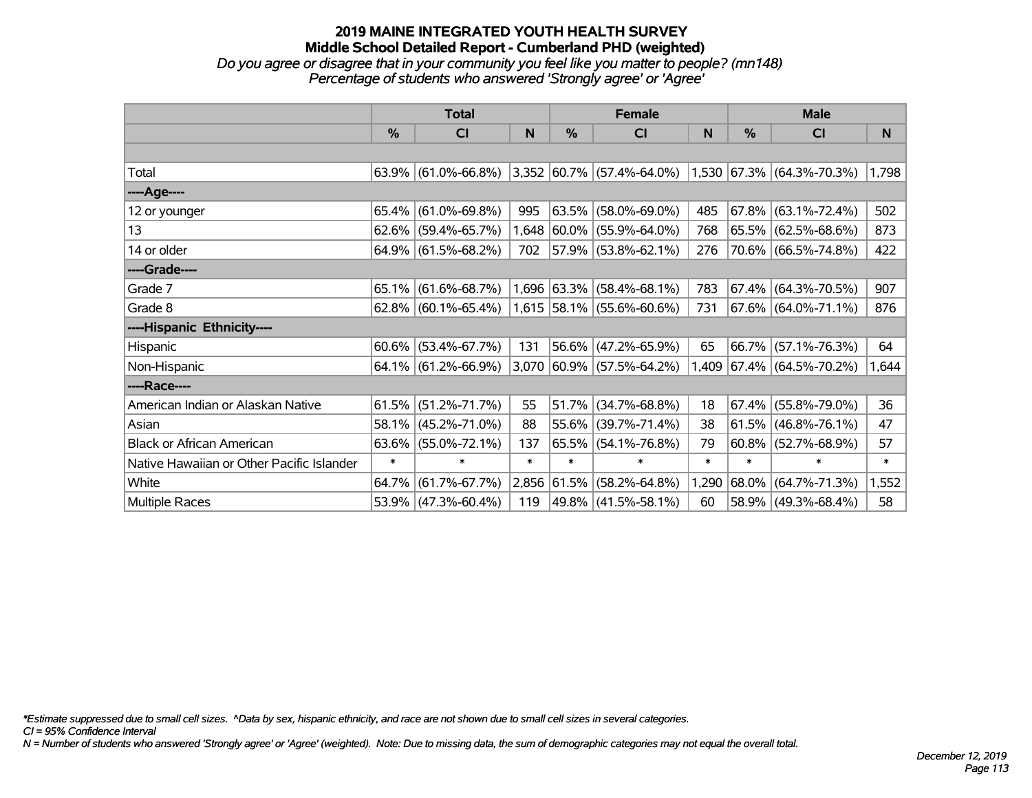# 2019 MAINE INTEGRATED YOUTH HEALTH SURVEY
## Middle School Detailed Report - Cumberland PHD (weighted)
*Do you agree or disagree that in your community you feel like you matter to people? (mn148)*
*Percentage of students who answered 'Strongly agree' or 'Agree'*

| | Total | | | Female | | | Male | | |
|---|---|---|---|---|---|---|---|---|---|
| | % | CI | N | % | CI | N | % | CI | N |
| | | | | | | | | | |
| Total | 63.9% | (61.0%-66.8%) | 3,352 | 60.7% | (57.4%-64.0%) | 1,530 | 67.3% | (64.3%-70.3%) | 1,798 |
| ----Age---- | | | | | | | | | |
| 12 or younger | 65.4% | (61.0%-69.8%) | 995 | 63.5% | (58.0%-69.0%) | 485 | 67.8% | (63.1%-72.4%) | 502 |
| 13 | 62.6% | (59.4%-65.7%) | 1,648 | 60.0% | (55.9%-64.0%) | 768 | 65.5% | (62.5%-68.6%) | 873 |
| 14 or older | 64.9% | (61.5%-68.2%) | 702 | 57.9% | (53.8%-62.1%) | 276 | 70.6% | (66.5%-74.8%) | 422 |
| ----Grade---- | | | | | | | | | |
| Grade 7 | 65.1% | (61.6%-68.7%) | 1,696 | 63.3% | (58.4%-68.1%) | 783 | 67.4% | (64.3%-70.5%) | 907 |
| Grade 8 | 62.8% | (60.1%-65.4%) | 1,615 | 58.1% | (55.6%-60.6%) | 731 | 67.6% | (64.0%-71.1%) | 876 |
| ----Hispanic Ethnicity---- | | | | | | | | | |
| Hispanic | 60.6% | (53.4%-67.7%) | 131 | 56.6% | (47.2%-65.9%) | 65 | 66.7% | (57.1%-76.3%) | 64 |
| Non-Hispanic | 64.1% | (61.2%-66.9%) | 3,070 | 60.9% | (57.5%-64.2%) | 1,409 | 67.4% | (64.5%-70.2%) | 1,644 |
| ----Race---- | | | | | | | | | |
| American Indian or Alaskan Native | 61.5% | (51.2%-71.7%) | 55 | 51.7% | (34.7%-68.8%) | 18 | 67.4% | (55.8%-79.0%) | 36 |
| Asian | 58.1% | (45.2%-71.0%) | 88 | 55.6% | (39.7%-71.4%) | 38 | 61.5% | (46.8%-76.1%) | 47 |
| Black or African American | 63.6% | (55.0%-72.1%) | 137 | 65.5% | (54.1%-76.8%) | 79 | 60.8% | (52.7%-68.9%) | 57 |
| Native Hawaiian or Other Pacific Islander | * | * | * | * | * | * | * | * | * |
| White | 64.7% | (61.7%-67.7%) | 2,856 | 61.5% | (58.2%-64.8%) | 1,290 | 68.0% | (64.7%-71.3%) | 1,552 |
| Multiple Races | 53.9% | (47.3%-60.4%) | 119 | 49.8% | (41.5%-58.1%) | 60 | 58.9% | (49.3%-68.4%) | 58 |

*\*Estimate suppressed due to small cell sizes. ^Data by sex, hispanic ethnicity, and race are not shown due to small cell sizes in several categories.*
*CI = 95% Confidence Interval*
*N = Number of students who answered 'Strongly agree' or 'Agree' (weighted). Note: Due to missing data, the sum of demographic categories may not equal the overall total.*

*December 12, 2019*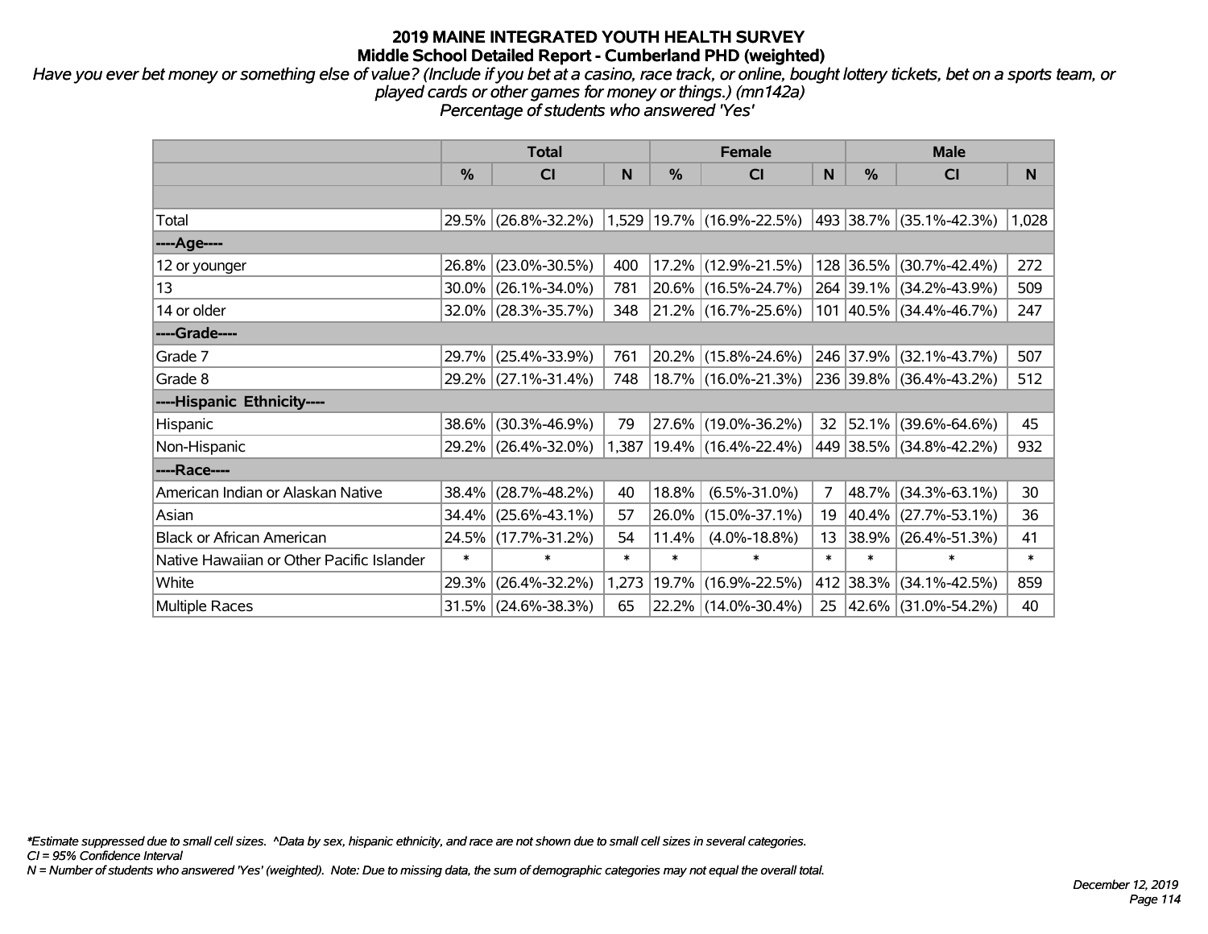# 2019 MAINE INTEGRATED YOUTH HEALTH SURVEY
## Middle School Detailed Report - Cumberland PHD (weighted)

*Have you ever bet money or something else of value? (Include if you bet at a casino, race track, or online, bought lottery tickets, bet on a sports team, or played cards or other games for money or things.) (mn142a)*
*Percentage of students who answered 'Yes'*

| | Total | | | Female | | | Male | | |
|---|---|---|---|---|---|---|---|---|---|
| | % | CI | N | % | CI | N | % | CI | N |
| | | | | | | | | | |
| Total | 29.5% | (26.8%-32.2%) | 1,529 | 19.7% | (16.9%-22.5%) | 493 | 38.7% | (35.1%-42.3%) | 1,028 |
| ----Age---- | | | | | | | | | |
| 12 or younger | 26.8% | (23.0%-30.5%) | 400 | 17.2% | (12.9%-21.5%) | 128 | 36.5% | (30.7%-42.4%) | 272 |
| 13 | 30.0% | (26.1%-34.0%) | 781 | 20.6% | (16.5%-24.7%) | 264 | 39.1% | (34.2%-43.9%) | 509 |
| 14 or older | 32.0% | (28.3%-35.7%) | 348 | 21.2% | (16.7%-25.6%) | 101 | 40.5% | (34.4%-46.7%) | 247 |
| ----Grade---- | | | | | | | | | |
| Grade 7 | 29.7% | (25.4%-33.9%) | 761 | 20.2% | (15.8%-24.6%) | 246 | 37.9% | (32.1%-43.7%) | 507 |
| Grade 8 | 29.2% | (27.1%-31.4%) | 748 | 18.7% | (16.0%-21.3%) | 236 | 39.8% | (36.4%-43.2%) | 512 |
| ----Hispanic Ethnicity---- | | | | | | | | | |
| Hispanic | 38.6% | (30.3%-46.9%) | 79 | 27.6% | (19.0%-36.2%) | 32 | 52.1% | (39.6%-64.6%) | 45 |
| Non-Hispanic | 29.2% | (26.4%-32.0%) | 1,387 | 19.4% | (16.4%-22.4%) | 449 | 38.5% | (34.8%-42.2%) | 932 |
| ----Race---- | | | | | | | | | |
| American Indian or Alaskan Native | 38.4% | (28.7%-48.2%) | 40 | 18.8% | (6.5%-31.0%) | 7 | 48.7% | (34.3%-63.1%) | 30 |
| Asian | 34.4% | (25.6%-43.1%) | 57 | 26.0% | (15.0%-37.1%) | 19 | 40.4% | (27.7%-53.1%) | 36 |
| Black or African American | 24.5% | (17.7%-31.2%) | 54 | 11.4% | (4.0%-18.8%) | 13 | 38.9% | (26.4%-51.3%) | 41 |
| Native Hawaiian or Other Pacific Islander | * | * | * | * | * | * | * | * | * |
| White | 29.3% | (26.4%-32.2%) | 1,273 | 19.7% | (16.9%-22.5%) | 412 | 38.3% | (34.1%-42.5%) | 859 |
| Multiple Races | 31.5% | (24.6%-38.3%) | 65 | 22.2% | (14.0%-30.4%) | 25 | 42.6% | (31.0%-54.2%) | 40 |

*\*Estimate suppressed due to small cell sizes. ^Data by sex, hispanic ethnicity, and race are not shown due to small cell sizes in several categories.*
*CI = 95% Confidence Interval*
*N = Number of students who answered 'Yes' (weighted). Note: Due to missing data, the sum of demographic categories may not equal the overall total.*

*December 12, 2019*